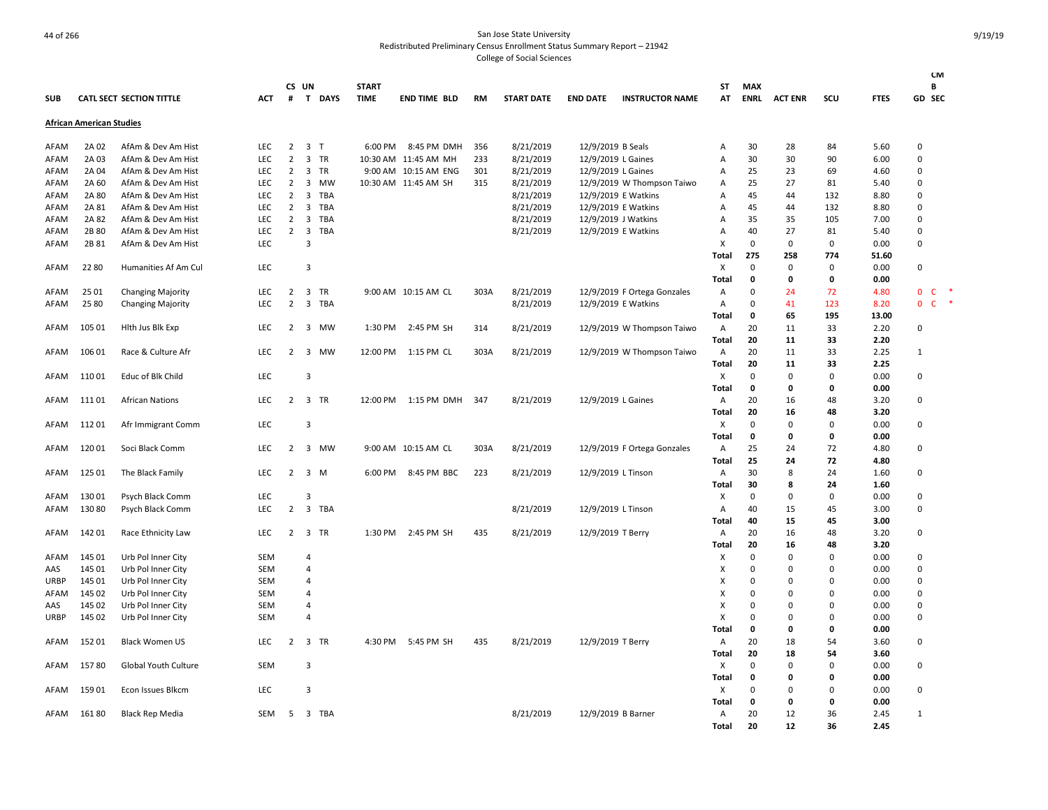San Jose State University
Redistributed Preliminary Census Enrollment Status Summary Report – 21942
College of Social Sciences

| SUB | CATL SECT | SECTION TITTLE | ACT | CS # | UN T | DAYS | START TIME | END TIME | BLD | RM | START DATE | END DATE | INSTRUCTOR NAME | ST AT | MAX ENRL | ACT ENR | SCU | FTES | GD | CMB SEC |
|---|---|---|---|---|---|---|---|---|---|---|---|---|---|---|---|---|---|---|---|---|
| **African American Studies** | | | | | | | | | | | | | | | | | | | | |
| AFAM | 2A 02 | AfAm & Dev Am Hist | LEC | 2 | 3 | T | 6:00 PM | 8:45 PM | DMH | 356 | 8/21/2019 | 12/9/2019 | B Seals | A | 30 | 28 | 84 | 5.60 | 0 | |
| AFAM | 2A 03 | AfAm & Dev Am Hist | LEC | 2 | 3 | TR | 10:30 AM | 11:45 AM | MH | 233 | 8/21/2019 | 12/9/2019 | L Gaines | A | 30 | 30 | 90 | 6.00 | 0 | |
| AFAM | 2A 04 | AfAm & Dev Am Hist | LEC | 2 | 3 | TR | 9:00 AM | 10:15 AM | ENG | 301 | 8/21/2019 | 12/9/2019 | L Gaines | A | 25 | 23 | 69 | 4.60 | 0 | |
| AFAM | 2A 60 | AfAm & Dev Am Hist | LEC | 2 | 3 | MW | 10:30 AM | 11:45 AM | SH | 315 | 8/21/2019 | 12/9/2019 | W Thompson Taiwo | A | 25 | 27 | 81 | 5.40 | 0 | |
| AFAM | 2A 80 | AfAm & Dev Am Hist | LEC | 2 | 3 | TBA | | | | | 8/21/2019 | 12/9/2019 | E Watkins | A | 45 | 44 | 132 | 8.80 | 0 | |
| AFAM | 2A 81 | AfAm & Dev Am Hist | LEC | 2 | 3 | TBA | | | | | 8/21/2019 | 12/9/2019 | E Watkins | A | 45 | 44 | 132 | 8.80 | 0 | |
| AFAM | 2A 82 | AfAm & Dev Am Hist | LEC | 2 | 3 | TBA | | | | | 8/21/2019 | 12/9/2019 | J Watkins | A | 35 | 35 | 105 | 7.00 | 0 | |
| AFAM | 2B 80 | AfAm & Dev Am Hist | LEC | 2 | 3 | TBA | | | | | 8/21/2019 | 12/9/2019 | E Watkins | A | 40 | 27 | 81 | 5.40 | 0 | |
| AFAM | 2B 81 | AfAm & Dev Am Hist | LEC | | 3 | | | | | | | | | X | 0 | 0 | 0 | 0.00 | 0 | |
| | | | | | | | | | | | | | | **Total** | **275** | **258** | **774** | **51.60** | | |
| AFAM | 22 80 | Humanities Af Am Cul | LEC | | 3 | | | | | | | | | X | 0 | 0 | 0 | 0.00 | 0 | |
| | | | | | | | | | | | | | | **Total** | **0** | **0** | **0** | **0.00** | | |
| AFAM | 25 01 | Changing Majority | LEC | 2 | 3 | TR | 9:00 AM | 10:15 AM | CL | 303A | 8/21/2019 | 12/9/2019 | F Ortega Gonzales | A | 0 | 24 | 72 | 4.80 | 0 | C * |
| AFAM | 25 80 | Changing Majority | LEC | 2 | 3 | TBA | | | | | 8/21/2019 | 12/9/2019 | E Watkins | A | 0 | 41 | 123 | 8.20 | 0 | C * |
| | | | | | | | | | | | | | | **Total** | **0** | **65** | **195** | **13.00** | | |
| AFAM | 105 01 | Hlth Jus Blk Exp | LEC | 2 | 3 | MW | 1:30 PM | 2:45 PM | SH | 314 | 8/21/2019 | 12/9/2019 | W Thompson Taiwo | A | 20 | 11 | 33 | 2.20 | 0 | |
| | | | | | | | | | | | | | | **Total** | **20** | **11** | **33** | **2.20** | | |
| AFAM | 106 01 | Race & Culture Afr | LEC | 2 | 3 | MW | 12:00 PM | 1:15 PM | CL | 303A | 8/21/2019 | 12/9/2019 | W Thompson Taiwo | A | 20 | 11 | 33 | 2.25 | 1 | |
| | | | | | | | | | | | | | | **Total** | **20** | **11** | **33** | **2.25** | | |
| AFAM | 110 01 | Educ of Blk Child | LEC | | 3 | | | | | | | | | X | 0 | 0 | 0 | 0.00 | 0 | |
| | | | | | | | | | | | | | | **Total** | **0** | **0** | **0** | **0.00** | | |
| AFAM | 111 01 | African Nations | LEC | 2 | 3 | TR | 12:00 PM | 1:15 PM | DMH | 347 | 8/21/2019 | 12/9/2019 | L Gaines | A | 20 | 16 | 48 | 3.20 | 0 | |
| | | | | | | | | | | | | | | **Total** | **20** | **16** | **48** | **3.20** | | |
| AFAM | 112 01 | Afr Immigrant Comm | LEC | | 3 | | | | | | | | | X | 0 | 0 | 0 | 0.00 | 0 | |
| | | | | | | | | | | | | | | **Total** | **0** | **0** | **0** | **0.00** | | |
| AFAM | 120 01 | Soci Black Comm | LEC | 2 | 3 | MW | 9:00 AM | 10:15 AM | CL | 303A | 8/21/2019 | 12/9/2019 | F Ortega Gonzales | A | 25 | 24 | 72 | 4.80 | 0 | |
| | | | | | | | | | | | | | | **Total** | **25** | **24** | **72** | **4.80** | | |
| AFAM | 125 01 | The Black Family | LEC | 2 | 3 | M | 6:00 PM | 8:45 PM | BBC | 223 | 8/21/2019 | 12/9/2019 | L Tinson | A | 30 | 8 | 24 | 1.60 | 0 | |
| | | | | | | | | | | | | | | **Total** | **30** | **8** | **24** | **1.60** | | |
| AFAM | 130 01 | Psych Black Comm | LEC | | 3 | | | | | | | | | X | 0 | 0 | 0 | 0.00 | 0 | |
| AFAM | 130 80 | Psych Black Comm | LEC | 2 | 3 | TBA | | | | | 8/21/2019 | 12/9/2019 | L Tinson | A | 40 | 15 | 45 | 3.00 | 0 | |
| | | | | | | | | | | | | | | **Total** | **40** | **15** | **45** | **3.00** | | |
| AFAM | 142 01 | Race Ethnicity Law | LEC | 2 | 3 | TR | 1:30 PM | 2:45 PM | SH | 435 | 8/21/2019 | 12/9/2019 | T Berry | A | 20 | 16 | 48 | 3.20 | 0 | |
| | | | | | | | | | | | | | | **Total** | **20** | **16** | **48** | **3.20** | | |
| AFAM | 145 01 | Urb Pol Inner City | SEM | | 4 | | | | | | | | | X | 0 | 0 | 0 | 0.00 | 0 | |
| AAS | 145 01 | Urb Pol Inner City | SEM | | 4 | | | | | | | | | X | 0 | 0 | 0 | 0.00 | 0 | |
| URBP | 145 01 | Urb Pol Inner City | SEM | | 4 | | | | | | | | | X | 0 | 0 | 0 | 0.00 | 0 | |
| AFAM | 145 02 | Urb Pol Inner City | SEM | | 4 | | | | | | | | | X | 0 | 0 | 0 | 0.00 | 0 | |
| AAS | 145 02 | Urb Pol Inner City | SEM | | 4 | | | | | | | | | X | 0 | 0 | 0 | 0.00 | 0 | |
| URBP | 145 02 | Urb Pol Inner City | SEM | | 4 | | | | | | | | | X | 0 | 0 | 0 | 0.00 | 0 | |
| | | | | | | | | | | | | | | **Total** | **0** | **0** | **0** | **0.00** | | |
| AFAM | 152 01 | Black Women US | LEC | 2 | 3 | TR | 4:30 PM | 5:45 PM | SH | 435 | 8/21/2019 | 12/9/2019 | T Berry | A | 20 | 18 | 54 | 3.60 | 0 | |
| | | | | | | | | | | | | | | **Total** | **20** | **18** | **54** | **3.60** | | |
| AFAM | 157 80 | Global Youth Culture | SEM | | 3 | | | | | | | | | X | 0 | 0 | 0 | 0.00 | 0 | |
| | | | | | | | | | | | | | | **Total** | **0** | **0** | **0** | **0.00** | | |
| AFAM | 159 01 | Econ Issues Blkcm | LEC | | 3 | | | | | | | | | X | 0 | 0 | 0 | 0.00 | 0 | |
| | | | | | | | | | | | | | | **Total** | **0** | **0** | **0** | **0.00** | | |
| AFAM | 161 80 | Black Rep Media | SEM | 5 | 3 | TBA | | | | | 8/21/2019 | 12/9/2019 | B Barner | A | 20 | 12 | 36 | 2.45 | 1 | |
| | | | | | | | | | | | | | | **Total** | **20** | **12** | **36** | **2.45** | | |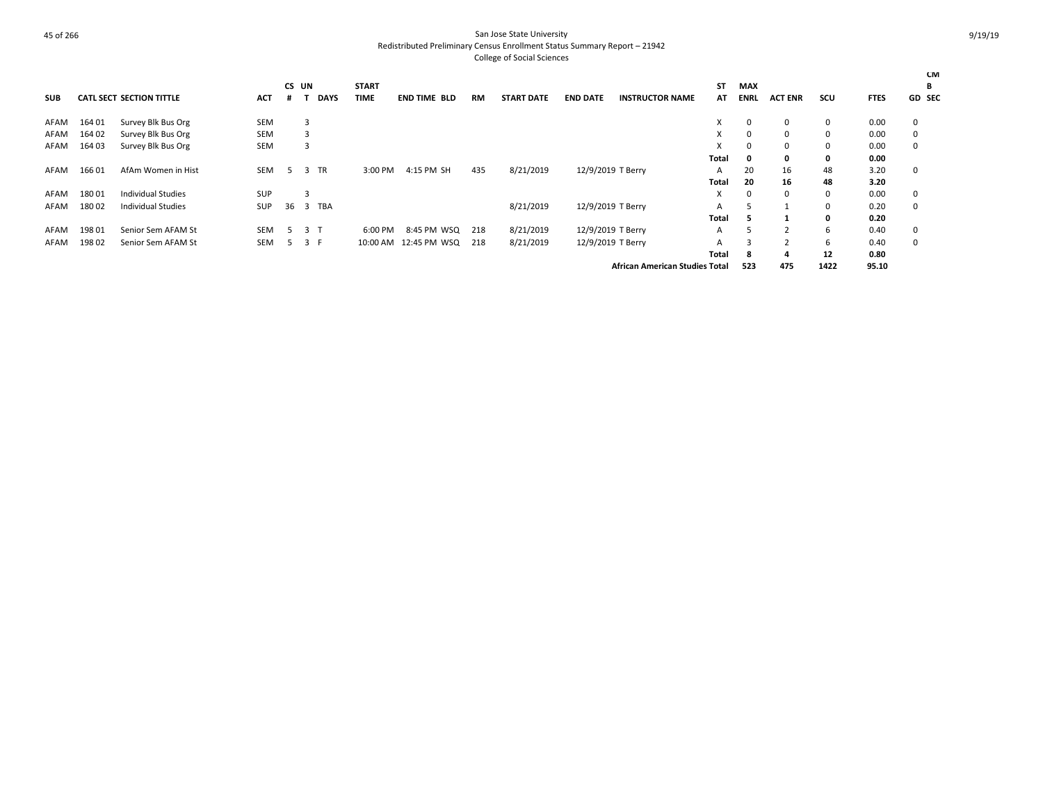San Jose State University
Redistributed Preliminary Census Enrollment Status Summary Report – 21942
College of Social Sciences

| SUB | CATL | SECT | SECTION TITTLE | ACT | CS # | UN T | DAYS | START TIME | END TIME | BLD | RM | START DATE | END DATE | INSTRUCTOR NAME | ST AT | MAX ENRL | ACT ENR | SCU | FTES | GD | CMB SEC |
|---|---|---|---|---|---|---|---|---|---|---|---|---|---|---|---|---|---|---|---|---|---|
| AFAM | 164 | 01 | Survey Blk Bus Org | SEM | | 3 | | | | | | | | | X | 0 | 0 | 0 | 0.00 | 0 | |
| AFAM | 164 | 02 | Survey Blk Bus Org | SEM | | 3 | | | | | | | | | X | 0 | 0 | 0 | 0.00 | 0 | |
| AFAM | 164 | 03 | Survey Blk Bus Org | SEM | | 3 | | | | | | | | | X | 0 | 0 | 0 | 0.00 | 0 | |
| | | | | | | | | | | | | | | | **Total** | **0** | **0** | **0** | **0.00** | | |
| AFAM | 166 | 01 | AfAm Women in Hist | SEM | 5 | 3 | TR | 3:00 PM | 4:15 PM | SH | 435 | 8/21/2019 | 12/9/2019 | T Berry | A | 20 | 16 | 48 | 3.20 | 0 | |
| | | | | | | | | | | | | | | | **Total** | **20** | **16** | **48** | **3.20** | | |
| AFAM | 180 | 01 | Individual Studies | SUP | | 3 | | | | | | | | | X | 0 | 0 | 0 | 0.00 | 0 | |
| AFAM | 180 | 02 | Individual Studies | SUP | 36 | 3 | TBA | | | | | 8/21/2019 | 12/9/2019 | T Berry | A | 5 | 1 | 0 | 0.20 | 0 | |
| | | | | | | | | | | | | | | | **Total** | **5** | **1** | **0** | **0.20** | | |
| AFAM | 198 | 01 | Senior Sem AFAM St | SEM | 5 | 3 | T | 6:00 PM | 8:45 PM | WSQ | 218 | 8/21/2019 | 12/9/2019 | T Berry | A | 5 | 2 | 6 | 0.40 | 0 | |
| AFAM | 198 | 02 | Senior Sem AFAM St | SEM | 5 | 3 | F | 10:00 AM | 12:45 PM | WSQ | 218 | 8/21/2019 | 12/9/2019 | T Berry | A | 3 | 2 | 6 | 0.40 | 0 | |
| | | | | | | | | | | | | | | | **Total** | **8** | **4** | **12** | **0.80** | | |
| | | | | | | | | | | | | | | **African American Studies Total** | | **523** | **475** | **1422** | **95.10** | | |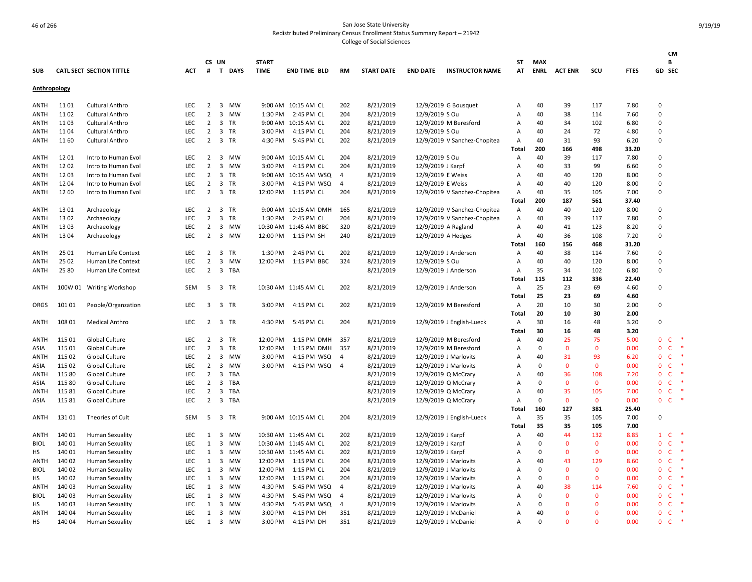San Jose State University
Redistributed Preliminary Census Enrollment Status Summary Report – 21942
College of Social Sciences

| SUB | CATL SECT | SECTION TITTLE | ACT | CS # | UN T | DAYS | START TIME | END TIME | BLD | RM | START DATE | END DATE | INSTRUCTOR NAME | ST AT | MAX ENRL | ACT ENR | SCU | FTES | GD | CM B SEC | |
|---|---|---|---|---|---|---|---|---|---|---|---|---|---|---|---|---|---|---|---|---|---|
| **Anthropology** | | | | | | | | | | | | | | | | | | | | | |
| ANTH | 11 01 | Cultural Anthro | LEC | 2 | 3 | MW | 9:00 AM | 10:15 AM | CL | 202 | 8/21/2019 | 12/9/2019 | G Bousquet | A | 40 | 39 | 117 | 7.80 | 0 | | |
| ANTH | 11 02 | Cultural Anthro | LEC | 2 | 3 | MW | 1:30 PM | 2:45 PM | CL | 204 | 8/21/2019 | 12/9/2019 | S Ou | A | 40 | 38 | 114 | 7.60 | 0 | | |
| ANTH | 11 03 | Cultural Anthro | LEC | 2 | 3 | TR | 9:00 AM | 10:15 AM | CL | 202 | 8/21/2019 | 12/9/2019 | M Beresford | A | 40 | 34 | 102 | 6.80 | 0 | | |
| ANTH | 11 04 | Cultural Anthro | LEC | 2 | 3 | TR | 3:00 PM | 4:15 PM | CL | 204 | 8/21/2019 | 12/9/2019 | S Ou | A | 40 | 24 | 72 | 4.80 | 0 | | |
| ANTH | 11 60 | Cultural Anthro | LEC | 2 | 3 | TR | 4:30 PM | 5:45 PM | CL | 202 | 8/21/2019 | 12/9/2019 | V Sanchez-Chopitea | A | 40 | 31 | 93 | 6.20 | 0 | | |
| | | | | | | | | | | | | | | **Total** | **200** | **166** | **498** | **33.20** | | | |
| ANTH | 12 01 | Intro to Human Evol | LEC | 2 | 3 | MW | 9:00 AM | 10:15 AM | CL | 204 | 8/21/2019 | 12/9/2019 | S Ou | A | 40 | 39 | 117 | 7.80 | 0 | | |
| ANTH | 12 02 | Intro to Human Evol | LEC | 2 | 3 | MW | 3:00 PM | 4:15 PM | CL | 204 | 8/21/2019 | 12/9/2019 | J Karpf | A | 40 | 33 | 99 | 6.60 | 0 | | |
| ANTH | 12 03 | Intro to Human Evol | LEC | 2 | 3 | TR | 9:00 AM | 10:15 AM | WSQ | 4 | 8/21/2019 | 12/9/2019 | E Weiss | A | 40 | 40 | 120 | 8.00 | 0 | | |
| ANTH | 12 04 | Intro to Human Evol | LEC | 2 | 3 | TR | 3:00 PM | 4:15 PM | WSQ | 4 | 8/21/2019 | 12/9/2019 | E Weiss | A | 40 | 40 | 120 | 8.00 | 0 | | |
| ANTH | 12 60 | Intro to Human Evol | LEC | 2 | 3 | TR | 12:00 PM | 1:15 PM | CL | 204 | 8/21/2019 | 12/9/2019 | V Sanchez-Chopitea | A | 40 | 35 | 105 | 7.00 | 0 | | |
| | | | | | | | | | | | | | | **Total** | **200** | **187** | **561** | **37.40** | | | |
| ANTH | 13 01 | Archaeology | LEC | 2 | 3 | TR | 9:00 AM | 10:15 AM | DMH | 165 | 8/21/2019 | 12/9/2019 | V Sanchez-Chopitea | A | 40 | 40 | 120 | 8.00 | 0 | | |
| ANTH | 13 02 | Archaeology | LEC | 2 | 3 | TR | 1:30 PM | 2:45 PM | CL | 204 | 8/21/2019 | 12/9/2019 | V Sanchez-Chopitea | A | 40 | 39 | 117 | 7.80 | 0 | | |
| ANTH | 13 03 | Archaeology | LEC | 2 | 3 | MW | 10:30 AM | 11:45 AM | BBC | 320 | 8/21/2019 | 12/9/2019 | A Ragland | A | 40 | 41 | 123 | 8.20 | 0 | | |
| ANTH | 13 04 | Archaeology | LEC | 2 | 3 | MW | 12:00 PM | 1:15 PM | SH | 240 | 8/21/2019 | 12/9/2019 | A Hedges | A | 40 | 36 | 108 | 7.20 | 0 | | |
| | | | | | | | | | | | | | | **Total** | **160** | **156** | **468** | **31.20** | | | |
| ANTH | 25 01 | Human Life Context | LEC | 2 | 3 | TR | 1:30 PM | 2:45 PM | CL | 202 | 8/21/2019 | 12/9/2019 | J Anderson | A | 40 | 38 | 114 | 7.60 | 0 | | |
| ANTH | 25 02 | Human Life Context | LEC | 2 | 3 | MW | 12:00 PM | 1:15 PM | BBC | 324 | 8/21/2019 | 12/9/2019 | S Ou | A | 40 | 40 | 120 | 8.00 | 0 | | |
| ANTH | 25 80 | Human Life Context | LEC | 2 | 3 | TBA | | | | | 8/21/2019 | 12/9/2019 | J Anderson | A | 35 | 34 | 102 | 6.80 | 0 | | |
| | | | | | | | | | | | | | | **Total** | **115** | **112** | **336** | **22.40** | | | |
| ANTH | 100W 01 | Writing Workshop | SEM | 5 | 3 | TR | 10:30 AM | 11:45 AM | CL | 202 | 8/21/2019 | 12/9/2019 | J Anderson | A | 25 | 23 | 69 | 4.60 | 0 | | |
| | | | | | | | | | | | | | | **Total** | **25** | **23** | **69** | **4.60** | | | |
| ORGS | 101 01 | People/Organzation | LEC | 3 | 3 | TR | 3:00 PM | 4:15 PM | CL | 202 | 8/21/2019 | 12/9/2019 | M Beresford | A | 20 | 10 | 30 | 2.00 | 0 | | |
| | | | | | | | | | | | | | | **Total** | **20** | **10** | **30** | **2.00** | | | |
| ANTH | 108 01 | Medical Anthro | LEC | 2 | 3 | TR | 4:30 PM | 5:45 PM | CL | 204 | 8/21/2019 | 12/9/2019 | J English-Lueck | A | 30 | 16 | 48 | 3.20 | 0 | | |
| | | | | | | | | | | | | | | **Total** | **30** | **16** | **48** | **3.20** | | | |
| ANTH | 115 01 | Global Culture | LEC | 2 | 3 | TR | 12:00 PM | 1:15 PM | DMH | 357 | 8/21/2019 | 12/9/2019 | M Beresford | A | 40 | 25 | 75 | 5.00 | 0 | C | * |
| ASIA | 115 01 | Global Culture | LEC | 2 | 3 | TR | 12:00 PM | 1:15 PM | DMH | 357 | 8/21/2019 | 12/9/2019 | M Beresford | A | 0 | 0 | 0 | 0.00 | 0 | C | * |
| ANTH | 115 02 | Global Culture | LEC | 2 | 3 | MW | 3:00 PM | 4:15 PM | WSQ | 4 | 8/21/2019 | 12/9/2019 | J Marlovits | A | 40 | 31 | 93 | 6.20 | 0 | C | * |
| ASIA | 115 02 | Global Culture | LEC | 2 | 3 | MW | 3:00 PM | 4:15 PM | WSQ | 4 | 8/21/2019 | 12/9/2019 | J Marlovits | A | 0 | 0 | 0 | 0.00 | 0 | C | * |
| ANTH | 115 80 | Global Culture | LEC | 2 | 3 | TBA | | | | | 8/21/2019 | 12/9/2019 | Q McCrary | A | 40 | 36 | 108 | 7.20 | 0 | C | * |
| ASIA | 115 80 | Global Culture | LEC | 2 | 3 | TBA | | | | | 8/21/2019 | 12/9/2019 | Q McCrary | A | 0 | 0 | 0 | 0.00 | 0 | C | * |
| ANTH | 115 81 | Global Culture | LEC | 2 | 3 | TBA | | | | | 8/21/2019 | 12/9/2019 | Q McCrary | A | 40 | 35 | 105 | 7.00 | 0 | C | * |
| ASIA | 115 81 | Global Culture | LEC | 2 | 3 | TBA | | | | | 8/21/2019 | 12/9/2019 | Q McCrary | A | 0 | 0 | 0 | 0.00 | 0 | C | * |
| | | | | | | | | | | | | | | **Total** | **160** | **127** | **381** | **25.40** | | | |
| ANTH | 131 01 | Theories of Cult | SEM | 5 | 3 | TR | 9:00 AM | 10:15 AM | CL | 204 | 8/21/2019 | 12/9/2019 | J English-Lueck | A | 35 | 35 | 105 | 7.00 | 0 | | |
| | | | | | | | | | | | | | | **Total** | **35** | **35** | **105** | **7.00** | | | |
| ANTH | 140 01 | Human Sexuality | LEC | 1 | 3 | MW | 10:30 AM | 11:45 AM | CL | 202 | 8/21/2019 | 12/9/2019 | J Karpf | A | 40 | 44 | 132 | 8.85 | 1 | C | * |
| BIOL | 140 01 | Human Sexuality | LEC | 1 | 3 | MW | 10:30 AM | 11:45 AM | CL | 202 | 8/21/2019 | 12/9/2019 | J Karpf | A | 0 | 0 | 0 | 0.00 | 0 | C | * |
| HS | 140 01 | Human Sexuality | LEC | 1 | 3 | MW | 10:30 AM | 11:45 AM | CL | 202 | 8/21/2019 | 12/9/2019 | J Karpf | A | 0 | 0 | 0 | 0.00 | 0 | C | * |
| ANTH | 140 02 | Human Sexuality | LEC | 1 | 3 | MW | 12:00 PM | 1:15 PM | CL | 204 | 8/21/2019 | 12/9/2019 | J Marlovits | A | 40 | 43 | 129 | 8.60 | 0 | C | * |
| BIOL | 140 02 | Human Sexuality | LEC | 1 | 3 | MW | 12:00 PM | 1:15 PM | CL | 204 | 8/21/2019 | 12/9/2019 | J Marlovits | A | 0 | 0 | 0 | 0.00 | 0 | C | * |
| HS | 140 02 | Human Sexuality | LEC | 1 | 3 | MW | 12:00 PM | 1:15 PM | CL | 204 | 8/21/2019 | 12/9/2019 | J Marlovits | A | 0 | 0 | 0 | 0.00 | 0 | C | * |
| ANTH | 140 03 | Human Sexuality | LEC | 1 | 3 | MW | 4:30 PM | 5:45 PM | WSQ | 4 | 8/21/2019 | 12/9/2019 | J Marlovits | A | 40 | 38 | 114 | 7.60 | 0 | C | * |
| BIOL | 140 03 | Human Sexuality | LEC | 1 | 3 | MW | 4:30 PM | 5:45 PM | WSQ | 4 | 8/21/2019 | 12/9/2019 | J Marlovits | A | 0 | 0 | 0 | 0.00 | 0 | C | * |
| HS | 140 03 | Human Sexuality | LEC | 1 | 3 | MW | 4:30 PM | 5:45 PM | WSQ | 4 | 8/21/2019 | 12/9/2019 | J Marlovits | A | 0 | 0 | 0 | 0.00 | 0 | C | * |
| ANTH | 140 04 | Human Sexuality | LEC | 1 | 3 | MW | 3:00 PM | 4:15 PM | DH | 351 | 8/21/2019 | 12/9/2019 | J McDaniel | A | 40 | 0 | 0 | 0.00 | 0 | C | * |
| HS | 140 04 | Human Sexuality | LEC | 1 | 3 | MW | 3:00 PM | 4:15 PM | DH | 351 | 8/21/2019 | 12/9/2019 | J McDaniel | A | 0 | 0 | 0 | 0.00 | 0 | C | * |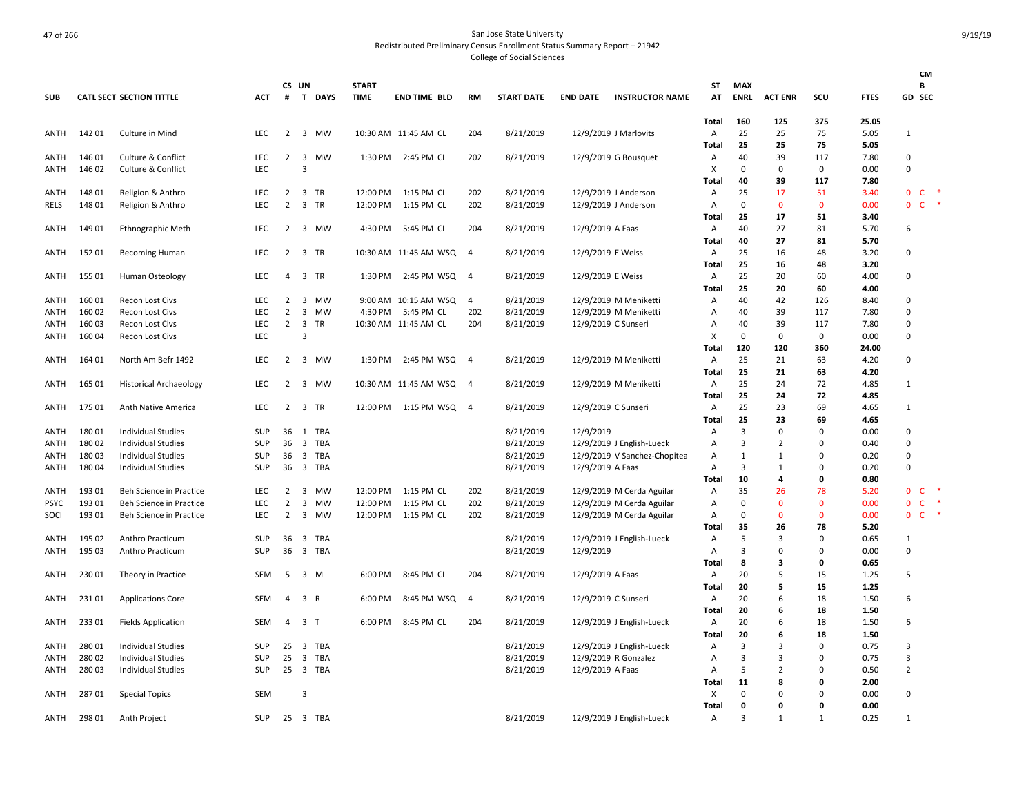San Jose State University
Redistributed Preliminary Census Enrollment Status Summary Report – 21942
College of Social Sciences

| SUB | CATL SECT | SECTION TITTLE | ACT | CS # | UN T | DAYS | START TIME | END TIME | BLD | RM | START DATE | END DATE | INSTRUCTOR NAME | ST AT | MAX ENRL | ACT ENR | SCU | FTES | GD | CM B SEC |
|---|---|---|---|---|---|---|---|---|---|---|---|---|---|---|---|---|---|---|---|---|
| | | | | | | | | | | | | | | Total | 160 | 125 | 375 | 25.05 | | |
| ANTH | 142 01 | Culture in Mind | LEC | 2 | 3 | MW | 10:30 AM | 11:45 AM | CL | 204 | 8/21/2019 | 12/9/2019 | J Marlovits | A | 25 | 25 | 75 | 5.05 | 1 | |
| | | | | | | | | | | | | | | Total | 25 | 25 | 75 | 5.05 | | |
| ANTH | 146 01 | Culture & Conflict | LEC | 2 | 3 | MW | 1:30 PM | 2:45 PM | CL | 202 | 8/21/2019 | 12/9/2019 | G Bousquet | A | 40 | 39 | 117 | 7.80 | 0 | |
| ANTH | 146 02 | Culture & Conflict | LEC | | 3 | | | | | | | | | X | 0 | 0 | 0 | 0.00 | 0 | |
| | | | | | | | | | | | | | | Total | 40 | 39 | 117 | 7.80 | | |
| ANTH | 148 01 | Religion & Anthro | LEC | 2 | 3 | TR | 12:00 PM | 1:15 PM | CL | 202 | 8/21/2019 | 12/9/2019 | J Anderson | A | 25 | 17 | 51 | 3.40 | 0 | C * |
| RELS | 148 01 | Religion & Anthro | LEC | 2 | 3 | TR | 12:00 PM | 1:15 PM | CL | 202 | 8/21/2019 | 12/9/2019 | J Anderson | A | 0 | 0 | 0 | 0.00 | 0 | C * |
| | | | | | | | | | | | | | | Total | 25 | 17 | 51 | 3.40 | | |
| ANTH | 149 01 | Ethnographic Meth | LEC | 2 | 3 | MW | 4:30 PM | 5:45 PM | CL | 204 | 8/21/2019 | 12/9/2019 | A Faas | A | 40 | 27 | 81 | 5.70 | 6 | |
| | | | | | | | | | | | | | | Total | 40 | 27 | 81 | 5.70 | | |
| ANTH | 152 01 | Becoming Human | LEC | 2 | 3 | TR | 10:30 AM | 11:45 AM | WSQ | 4 | 8/21/2019 | 12/9/2019 | E Weiss | A | 25 | 16 | 48 | 3.20 | 0 | |
| | | | | | | | | | | | | | | Total | 25 | 16 | 48 | 3.20 | | |
| ANTH | 155 01 | Human Osteology | LEC | 4 | 3 | TR | 1:30 PM | 2:45 PM | WSQ | 4 | 8/21/2019 | 12/9/2019 | E Weiss | A | 25 | 20 | 60 | 4.00 | 0 | |
| | | | | | | | | | | | | | | Total | 25 | 20 | 60 | 4.00 | | |
| ANTH | 160 01 | Recon Lost Civs | LEC | 2 | 3 | MW | 9:00 AM | 10:15 AM | WSQ | 4 | 8/21/2019 | 12/9/2019 | M Meniketti | A | 40 | 42 | 126 | 8.40 | 0 | |
| ANTH | 160 02 | Recon Lost Civs | LEC | 2 | 3 | MW | 4:30 PM | 5:45 PM | CL | 202 | 8/21/2019 | 12/9/2019 | M Meniketti | A | 40 | 39 | 117 | 7.80 | 0 | |
| ANTH | 160 03 | Recon Lost Civs | LEC | 2 | 3 | TR | 10:30 AM | 11:45 AM | CL | 204 | 8/21/2019 | 12/9/2019 | C Sunseri | A | 40 | 39 | 117 | 7.80 | 0 | |
| ANTH | 160 04 | Recon Lost Civs | LEC | | 3 | | | | | | | | | X | 0 | 0 | 0 | 0.00 | 0 | |
| | | | | | | | | | | | | | | Total | 120 | 120 | 360 | 24.00 | | |
| ANTH | 164 01 | North Am Befr 1492 | LEC | 2 | 3 | MW | 1:30 PM | 2:45 PM | WSQ | 4 | 8/21/2019 | 12/9/2019 | M Meniketti | A | 25 | 21 | 63 | 4.20 | 0 | |
| | | | | | | | | | | | | | | Total | 25 | 21 | 63 | 4.20 | | |
| ANTH | 165 01 | Historical Archaeology | LEC | 2 | 3 | MW | 10:30 AM | 11:45 AM | WSQ | 4 | 8/21/2019 | 12/9/2019 | M Meniketti | A | 25 | 24 | 72 | 4.85 | 1 | |
| | | | | | | | | | | | | | | Total | 25 | 24 | 72 | 4.85 | | |
| ANTH | 175 01 | Anth Native America | LEC | 2 | 3 | TR | 12:00 PM | 1:15 PM | WSQ | 4 | 8/21/2019 | 12/9/2019 | C Sunseri | A | 25 | 23 | 69 | 4.65 | 1 | |
| | | | | | | | | | | | | | | Total | 25 | 23 | 69 | 4.65 | | |
| ANTH | 180 01 | Individual Studies | SUP | 36 | 1 | TBA | | | | | 8/21/2019 | 12/9/2019 | | A | 3 | 0 | 0 | 0.00 | 0 | |
| ANTH | 180 02 | Individual Studies | SUP | 36 | 3 | TBA | | | | | 8/21/2019 | 12/9/2019 | J English-Lueck | A | 3 | 2 | 0 | 0.40 | 0 | |
| ANTH | 180 03 | Individual Studies | SUP | 36 | 3 | TBA | | | | | 8/21/2019 | 12/9/2019 | V Sanchez-Chopitea | A | 1 | 1 | 0 | 0.20 | 0 | |
| ANTH | 180 04 | Individual Studies | SUP | 36 | 3 | TBA | | | | | 8/21/2019 | 12/9/2019 | A Faas | A | 3 | 1 | 0 | 0.20 | 0 | |
| | | | | | | | | | | | | | | Total | 10 | 4 | 0 | 0.80 | | |
| ANTH | 193 01 | Beh Science in Practice | LEC | 2 | 3 | MW | 12:00 PM | 1:15 PM | CL | 202 | 8/21/2019 | 12/9/2019 | M Cerda Aguilar | A | 35 | 26 | 78 | 5.20 | 0 | C * |
| PSYC | 193 01 | Beh Science in Practice | LEC | 2 | 3 | MW | 12:00 PM | 1:15 PM | CL | 202 | 8/21/2019 | 12/9/2019 | M Cerda Aguilar | A | 0 | 0 | 0 | 0.00 | 0 | C * |
| SOCI | 193 01 | Beh Science in Practice | LEC | 2 | 3 | MW | 12:00 PM | 1:15 PM | CL | 202 | 8/21/2019 | 12/9/2019 | M Cerda Aguilar | A | 0 | 0 | 0 | 0.00 | 0 | C * |
| | | | | | | | | | | | | | | Total | 35 | 26 | 78 | 5.20 | | |
| ANTH | 195 02 | Anthro Practicum | SUP | 36 | 3 | TBA | | | | | 8/21/2019 | 12/9/2019 | J English-Lueck | A | 5 | 3 | 0 | 0.65 | 1 | |
| ANTH | 195 03 | Anthro Practicum | SUP | 36 | 3 | TBA | | | | | 8/21/2019 | 12/9/2019 | | A | 3 | 0 | 0 | 0.00 | 0 | |
| | | | | | | | | | | | | | | Total | 8 | 3 | 0 | 0.65 | | |
| ANTH | 230 01 | Theory in Practice | SEM | 5 | 3 | M | 6:00 PM | 8:45 PM | CL | 204 | 8/21/2019 | 12/9/2019 | A Faas | A | 20 | 5 | 15 | 1.25 | 5 | |
| | | | | | | | | | | | | | | Total | 20 | 5 | 15 | 1.25 | | |
| ANTH | 231 01 | Applications Core | SEM | 4 | 3 | R | 6:00 PM | 8:45 PM | WSQ | 4 | 8/21/2019 | 12/9/2019 | C Sunseri | A | 20 | 6 | 18 | 1.50 | 6 | |
| | | | | | | | | | | | | | | Total | 20 | 6 | 18 | 1.50 | | |
| ANTH | 233 01 | Fields Application | SEM | 4 | 3 | T | 6:00 PM | 8:45 PM | CL | 204 | 8/21/2019 | 12/9/2019 | J English-Lueck | A | 20 | 6 | 18 | 1.50 | 6 | |
| | | | | | | | | | | | | | | Total | 20 | 6 | 18 | 1.50 | | |
| ANTH | 280 01 | Individual Studies | SUP | 25 | 3 | TBA | | | | | 8/21/2019 | 12/9/2019 | J English-Lueck | A | 3 | 3 | 0 | 0.75 | 3 | |
| ANTH | 280 02 | Individual Studies | SUP | 25 | 3 | TBA | | | | | 8/21/2019 | 12/9/2019 | R Gonzalez | A | 3 | 3 | 0 | 0.75 | 3 | |
| ANTH | 280 03 | Individual Studies | SUP | 25 | 3 | TBA | | | | | 8/21/2019 | 12/9/2019 | A Faas | A | 5 | 2 | 0 | 0.50 | 2 | |
| | | | | | | | | | | | | | | Total | 11 | 8 | 0 | 2.00 | | |
| ANTH | 287 01 | Special Topics | SEM | | 3 | | | | | | | | | X | 0 | 0 | 0 | 0.00 | 0 | |
| | | | | | | | | | | | | | | Total | 0 | 0 | 0 | 0.00 | | |
| ANTH | 298 01 | Anth Project | SUP | 25 | 3 | TBA | | | | | 8/21/2019 | 12/9/2019 | J English-Lueck | A | 3 | 1 | 1 | 0.25 | 1 | |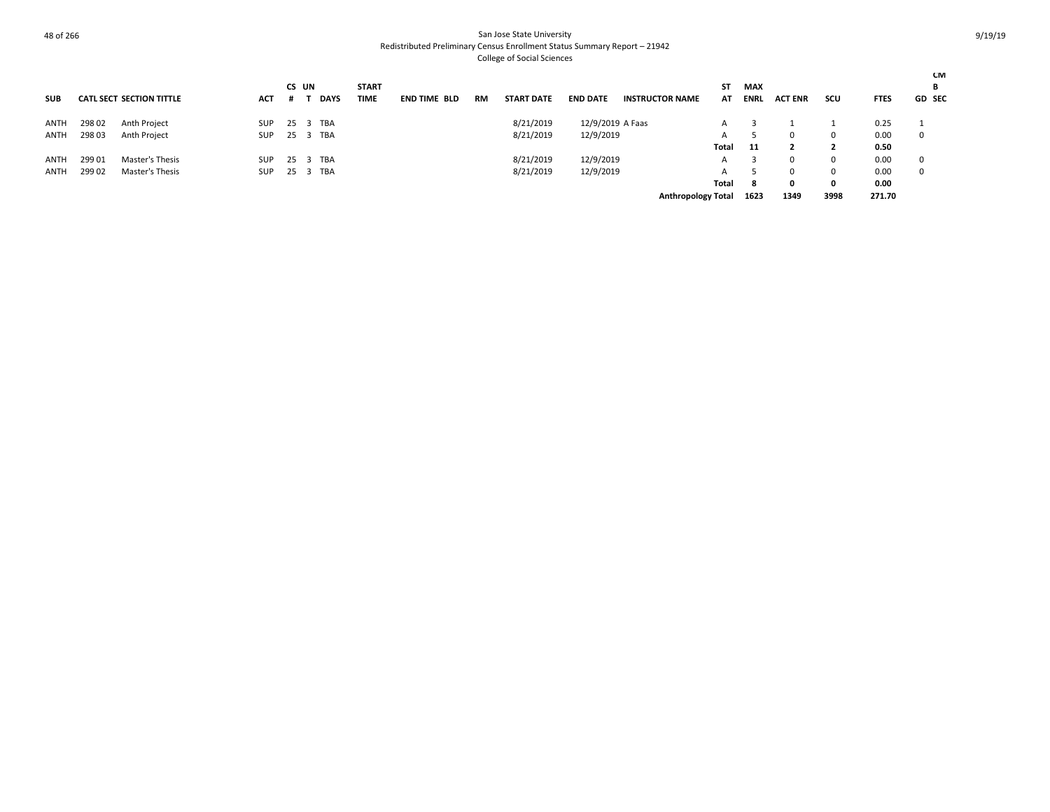| SUB | CATL | SECT | SECTION TITTLE | ACT | CS # | UN T | DAYS | START TIME | END TIME | BLD | RM | START DATE | END DATE | INSTRUCTOR NAME | ST AT | MAX ENRL | ACT ENR | SCU | FTES | GD | CMB SEC |
|---|---|---|---|---|---|---|---|---|---|---|---|---|---|---|---|---|---|---|---|---|---|
| ANTH | 298 | 02 | Anth Project | SUP | 25 | 3 | TBA | | | | | 8/21/2019 | 12/9/2019 | A Faas | A | 3 | 1 | 1 | 0.25 | 1 | |
| ANTH | 298 | 03 | Anth Project | SUP | 25 | 3 | TBA | | | | | 8/21/2019 | 12/9/2019 | | A | 5 | 0 | 0 | 0.00 | 0 | |
| | | | | | | | | | | | | | | | **Total** | **11** | **2** | **2** | **0.50** | | |
| ANTH | 299 | 01 | Master's Thesis | SUP | 25 | 3 | TBA | | | | | 8/21/2019 | 12/9/2019 | | A | 3 | 0 | 0 | 0.00 | 0 | |
| ANTH | 299 | 02 | Master's Thesis | SUP | 25 | 3 | TBA | | | | | 8/21/2019 | 12/9/2019 | | A | 5 | 0 | 0 | 0.00 | 0 | |
| | | | | | | | | | | | | | | | **Total** | **8** | **0** | **0** | **0.00** | | |
| | | | | | | | | | | | | | | **Anthropology Total** | | **1623** | **1349** | **3998** | **271.70** | | |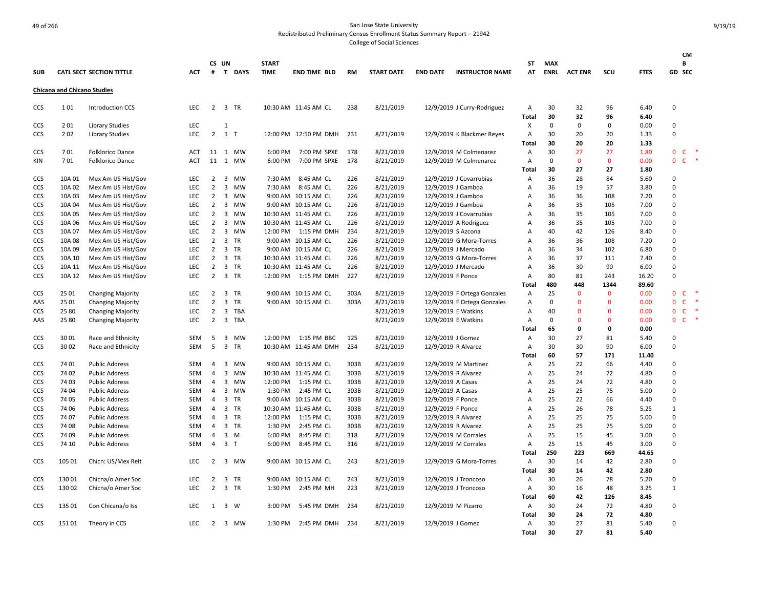San Jose State University
Redistributed Preliminary Census Enrollment Status Summary Report – 21942
College of Social Sciences

| SUB | CATL SECT | SECTION TITTLE | ACT | CS # | UN T | DAYS | START TIME | END TIME | BLD | RM | START DATE | END DATE | INSTRUCTOR NAME | ST AT | MAX ENRL | ACT ENR | SCU | FTES | GD | CM B SEC |
|---|---|---|---|---|---|---|---|---|---|---|---|---|---|---|---|---|---|---|---|---|
| **Chicana and Chicano Studies** | | | | | | | | | | | | | | | | | | | | |
| CCS | 1 01 | Introduction CCS | LEC | 2 | 3 | TR | 10:30 AM | 11:45 AM | CL | 238 | 8/21/2019 | 12/9/2019 | J Curry-Rodriguez | A | 30 | 32 | 96 | 6.40 | 0 | |
| | | | | | | | | | | | | | | Total | 30 | 32 | 96 | 6.40 | | |
| CCS | 2 01 | Library Studies | LEC | | 1 | | | | | | | | | X | 0 | 0 | 0 | 0.00 | 0 | |
| CCS | 2 02 | Library Studies | LEC | 2 | 1 | T | 12:00 PM | 12:50 PM | DMH | 231 | 8/21/2019 | 12/9/2019 | K Blackmer Reyes | A | 30 | 20 | 20 | 1.33 | 0 | |
| | | | | | | | | | | | | | | Total | 30 | 20 | 20 | 1.33 | | |
| CCS | 7 01 | Folklorico Dance | ACT | 11 | 1 | MW | 6:00 PM | 7:00 PM | SPXE | 178 | 8/21/2019 | 12/9/2019 | M Colmenarez | A | 30 | 27 | 27 | 1.80 | 0 | C * |
| KIN | 7 01 | Folklorico Dance | ACT | 11 | 1 | MW | 6:00 PM | 7:00 PM | SPXE | 178 | 8/21/2019 | 12/9/2019 | M Colmenarez | A | 0 | 0 | 0 | 0.00 | 0 | C * |
| | | | | | | | | | | | | | | Total | 30 | 27 | 27 | 1.80 | | |
| CCS | 10A 01 | Mex Am US Hist/Gov | LEC | 2 | 3 | MW | 7:30 AM | 8:45 AM | CL | 226 | 8/21/2019 | 12/9/2019 | J Covarrubias | A | 36 | 28 | 84 | 5.60 | 0 | |
| CCS | 10A 02 | Mex Am US Hist/Gov | LEC | 2 | 3 | MW | 7:30 AM | 8:45 AM | CL | 226 | 8/21/2019 | 12/9/2019 | J Gamboa | A | 36 | 19 | 57 | 3.80 | 0 | |
| CCS | 10A 03 | Mex Am US Hist/Gov | LEC | 2 | 3 | MW | 9:00 AM | 10:15 AM | CL | 226 | 8/21/2019 | 12/9/2019 | J Gamboa | A | 36 | 36 | 108 | 7.20 | 0 | |
| CCS | 10A 04 | Mex Am US Hist/Gov | LEC | 2 | 3 | MW | 9:00 AM | 10:15 AM | CL | 226 | 8/21/2019 | 12/9/2019 | J Gamboa | A | 36 | 35 | 105 | 7.00 | 0 | |
| CCS | 10A 05 | Mex Am US Hist/Gov | LEC | 2 | 3 | MW | 10:30 AM | 11:45 AM | CL | 226 | 8/21/2019 | 12/9/2019 | J Covarrubias | A | 36 | 35 | 105 | 7.00 | 0 | |
| CCS | 10A 06 | Mex Am US Hist/Gov | LEC | 2 | 3 | MW | 10:30 AM | 11:45 AM | CL | 226 | 8/21/2019 | 12/9/2019 | A Rodriguez | A | 36 | 35 | 105 | 7.00 | 0 | |
| CCS | 10A 07 | Mex Am US Hist/Gov | LEC | 2 | 3 | MW | 12:00 PM | 1:15 PM | DMH | 234 | 8/21/2019 | 12/9/2019 | S Azcona | A | 40 | 42 | 126 | 8.40 | 0 | |
| CCS | 10A 08 | Mex Am US Hist/Gov | LEC | 2 | 3 | TR | 9:00 AM | 10:15 AM | CL | 226 | 8/21/2019 | 12/9/2019 | G Mora-Torres | A | 36 | 36 | 108 | 7.20 | 0 | |
| CCS | 10A 09 | Mex Am US Hist/Gov | LEC | 2 | 3 | TR | 9:00 AM | 10:15 AM | CL | 226 | 8/21/2019 | 12/9/2019 | J Mercado | A | 36 | 34 | 102 | 6.80 | 0 | |
| CCS | 10A 10 | Mex Am US Hist/Gov | LEC | 2 | 3 | TR | 10:30 AM | 11:45 AM | CL | 226 | 8/21/2019 | 12/9/2019 | G Mora-Torres | A | 36 | 37 | 111 | 7.40 | 0 | |
| CCS | 10A 11 | Mex Am US Hist/Gov | LEC | 2 | 3 | TR | 10:30 AM | 11:45 AM | CL | 226 | 8/21/2019 | 12/9/2019 | J Mercado | A | 36 | 30 | 90 | 6.00 | 0 | |
| CCS | 10A 12 | Mex Am US Hist/Gov | LEC | 2 | 3 | TR | 12:00 PM | 1:15 PM | DMH | 227 | 8/21/2019 | 12/9/2019 | F Ponce | A | 80 | 81 | 243 | 16.20 | 0 | |
| | | | | | | | | | | | | | | Total | 480 | 448 | 1344 | 89.60 | | |
| CCS | 25 01 | Changing Majority | LEC | 2 | 3 | TR | 9:00 AM | 10:15 AM | CL | 303A | 8/21/2019 | 12/9/2019 | F Ortega Gonzales | A | 25 | 0 | 0 | 0.00 | 0 | C * |
| AAS | 25 01 | Changing Majority | LEC | 2 | 3 | TR | 9:00 AM | 10:15 AM | CL | 303A | 8/21/2019 | 12/9/2019 | F Ortega Gonzales | A | 0 | 0 | 0 | 0.00 | 0 | C * |
| CCS | 25 80 | Changing Majority | LEC | 2 | 3 | TBA | | | | | 8/21/2019 | 12/9/2019 | E Watkins | A | 40 | 0 | 0 | 0.00 | 0 | C * |
| AAS | 25 80 | Changing Majority | LEC | 2 | 3 | TBA | | | | | 8/21/2019 | 12/9/2019 | E Watkins | A | 0 | 0 | 0 | 0.00 | 0 | C * |
| | | | | | | | | | | | | | | Total | 65 | 0 | 0 | 0.00 | | |
| CCS | 30 01 | Race and Ethnicity | SEM | 5 | 3 | MW | 12:00 PM | 1:15 PM | BBC | 125 | 8/21/2019 | 12/9/2019 | J Gomez | A | 30 | 27 | 81 | 5.40 | 0 | |
| CCS | 30 02 | Race and Ethnicity | SEM | 5 | 3 | TR | 10:30 AM | 11:45 AM | DMH | 234 | 8/21/2019 | 12/9/2019 | R Alvarez | A | 30 | 30 | 90 | 6.00 | 0 | |
| | | | | | | | | | | | | | | Total | 60 | 57 | 171 | 11.40 | | |
| CCS | 74 01 | Public Address | SEM | 4 | 3 | MW | 9:00 AM | 10:15 AM | CL | 303B | 8/21/2019 | 12/9/2019 | M Martinez | A | 25 | 22 | 66 | 4.40 | 0 | |
| CCS | 74 02 | Public Address | SEM | 4 | 3 | MW | 10:30 AM | 11:45 AM | CL | 303B | 8/21/2019 | 12/9/2019 | R Alvarez | A | 25 | 24 | 72 | 4.80 | 0 | |
| CCS | 74 03 | Public Address | SEM | 4 | 3 | MW | 12:00 PM | 1:15 PM | CL | 303B | 8/21/2019 | 12/9/2019 | A Casas | A | 25 | 24 | 72 | 4.80 | 0 | |
| CCS | 74 04 | Public Address | SEM | 4 | 3 | MW | 1:30 PM | 2:45 PM | CL | 303B | 8/21/2019 | 12/9/2019 | A Casas | A | 25 | 25 | 75 | 5.00 | 0 | |
| CCS | 74 05 | Public Address | SEM | 4 | 3 | TR | 9:00 AM | 10:15 AM | CL | 303B | 8/21/2019 | 12/9/2019 | F Ponce | A | 25 | 22 | 66 | 4.40 | 0 | |
| CCS | 74 06 | Public Address | SEM | 4 | 3 | TR | 10:30 AM | 11:45 AM | CL | 303B | 8/21/2019 | 12/9/2019 | F Ponce | A | 25 | 26 | 78 | 5.25 | 1 | |
| CCS | 74 07 | Public Address | SEM | 4 | 3 | TR | 12:00 PM | 1:15 PM | CL | 303B | 8/21/2019 | 12/9/2019 | R Alvarez | A | 25 | 25 | 75 | 5.00 | 0 | |
| CCS | 74 08 | Public Address | SEM | 4 | 3 | TR | 1:30 PM | 2:45 PM | CL | 303B | 8/21/2019 | 12/9/2019 | R Alvarez | A | 25 | 25 | 75 | 5.00 | 0 | |
| CCS | 74 09 | Public Address | SEM | 4 | 3 | M | 6:00 PM | 8:45 PM | CL | 318 | 8/21/2019 | 12/9/2019 | M Corrales | A | 25 | 15 | 45 | 3.00 | 0 | |
| CCS | 74 10 | Public Address | SEM | 4 | 3 | T | 6:00 PM | 8:45 PM | CL | 316 | 8/21/2019 | 12/9/2019 | M Corrales | A | 25 | 15 | 45 | 3.00 | 0 | |
| | | | | | | | | | | | | | | Total | 250 | 223 | 669 | 44.65 | | |
| CCS | 105 01 | Chicn: US/Mex Relt | LEC | 2 | 3 | MW | 9:00 AM | 10:15 AM | CL | 243 | 8/21/2019 | 12/9/2019 | G Mora-Torres | A | 30 | 14 | 42 | 2.80 | 0 | |
| | | | | | | | | | | | | | | Total | 30 | 14 | 42 | 2.80 | | |
| CCS | 130 01 | Chicna/o Amer Soc | LEC | 2 | 3 | TR | 9:00 AM | 10:15 AM | CL | 243 | 8/21/2019 | 12/9/2019 | J Troncoso | A | 30 | 26 | 78 | 5.20 | 0 | |
| CCS | 130 02 | Chicna/o Amer Soc | LEC | 2 | 3 | TR | 1:30 PM | 2:45 PM | MH | 223 | 8/21/2019 | 12/9/2019 | J Troncoso | A | 30 | 16 | 48 | 3.25 | 1 | |
| | | | | | | | | | | | | | | Total | 60 | 42 | 126 | 8.45 | | |
| CCS | 135 01 | Con Chicana/o Iss | LEC | 1 | 3 | W | 3:00 PM | 5:45 PM | DMH | 234 | 8/21/2019 | 12/9/2019 | M Pizarro | A | 30 | 24 | 72 | 4.80 | 0 | |
| | | | | | | | | | | | | | | Total | 30 | 24 | 72 | 4.80 | | |
| CCS | 151 01 | Theory in CCS | LEC | 2 | 3 | MW | 1:30 PM | 2:45 PM | DMH | 234 | 8/21/2019 | 12/9/2019 | J Gomez | A | 30 | 27 | 81 | 5.40 | 0 | |
| | | | | | | | | | | | | | | Total | 30 | 27 | 81 | 5.40 | | |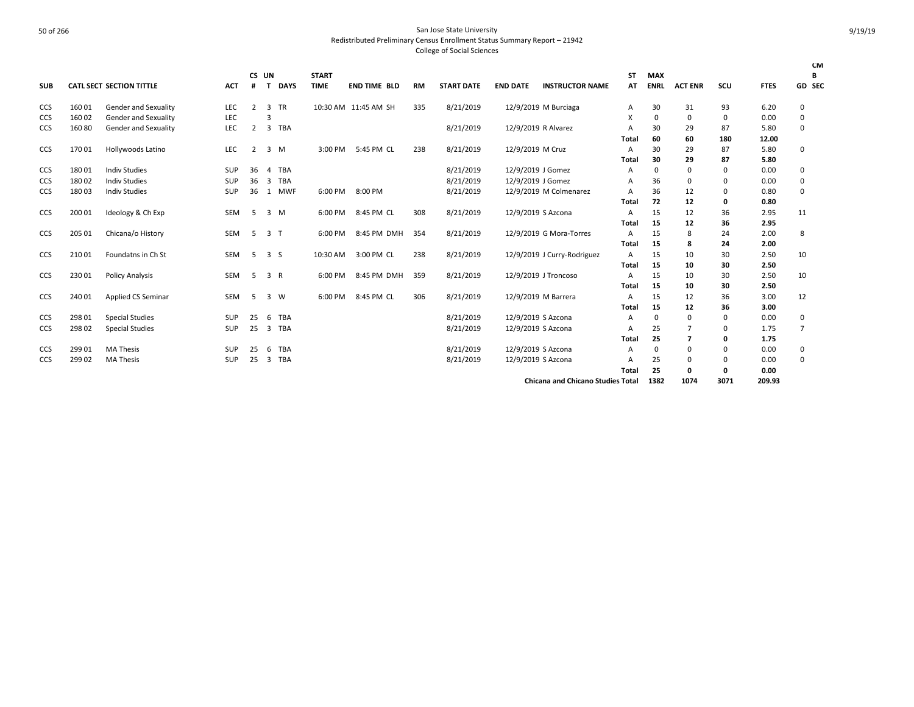San Jose State University
Redistributed Preliminary Census Enrollment Status Summary Report – 21942
College of Social Sciences

| SUB | CATL SECT SECTION TITTLE | | ACT | CS # | UN T | DAYS | START TIME | END TIME | BLD | RM | START DATE | END DATE | INSTRUCTOR NAME | ST AT | MAX ENRL | ACT ENR | SCU | FTES | CMB GD SEC |
|---|---|---|---|---|---|---|---|---|---|---|---|---|---|---|---|---|---|---|---|
| CCS | 160 01 | Gender and Sexuality | LEC | 2 | 3 | TR | 10:30 AM | 11:45 AM | SH | 335 | 8/21/2019 | 12/9/2019 | M Burciaga | A | 30 | 31 | 93 | 6.20 | 0 |
| CCS | 160 02 | Gender and Sexuality | LEC | | 3 | | | | | | | | | X | 0 | 0 | 0 | 0.00 | 0 |
| CCS | 160 80 | Gender and Sexuality | LEC | 2 | 3 | TBA | | | | | 8/21/2019 | 12/9/2019 | R Alvarez | A | 30 | 29 | 87 | 5.80 | 0 |
| | | | | | | | | | | | | | | **Total** | **60** | **60** | **180** | **12.00** | |
| CCS | 170 01 | Hollywoods Latino | LEC | 2 | 3 | M | 3:00 PM | 5:45 PM | CL | 238 | 8/21/2019 | 12/9/2019 | M Cruz | A | 30 | 29 | 87 | 5.80 | 0 |
| | | | | | | | | | | | | | | **Total** | **30** | **29** | **87** | **5.80** | |
| CCS | 180 01 | Indiv Studies | SUP | 36 | 4 | TBA | | | | | 8/21/2019 | 12/9/2019 | J Gomez | A | 0 | 0 | 0 | 0.00 | 0 |
| CCS | 180 02 | Indiv Studies | SUP | 36 | 3 | TBA | | | | | 8/21/2019 | 12/9/2019 | J Gomez | A | 36 | 0 | 0 | 0.00 | 0 |
| CCS | 180 03 | Indiv Studies | SUP | 36 | 1 | MWF | 6:00 PM | 8:00 PM | | | 8/21/2019 | 12/9/2019 | M Colmenarez | A | 36 | 12 | 0 | 0.80 | 0 |
| | | | | | | | | | | | | | | **Total** | **72** | **12** | **0** | **0.80** | |
| CCS | 200 01 | Ideology & Ch Exp | SEM | 5 | 3 | M | 6:00 PM | 8:45 PM | CL | 308 | 8/21/2019 | 12/9/2019 | S Azcona | A | 15 | 12 | 36 | 2.95 | 11 |
| | | | | | | | | | | | | | | **Total** | **15** | **12** | **36** | **2.95** | |
| CCS | 205 01 | Chicana/o History | SEM | 5 | 3 | T | 6:00 PM | 8:45 PM | DMH | 354 | 8/21/2019 | 12/9/2019 | G Mora-Torres | A | 15 | 8 | 24 | 2.00 | 8 |
| | | | | | | | | | | | | | | **Total** | **15** | **8** | **24** | **2.00** | |
| CCS | 210 01 | Foundatns in Ch St | SEM | 5 | 3 | S | 10:30 AM | 3:00 PM | CL | 238 | 8/21/2019 | 12/9/2019 | J Curry-Rodriguez | A | 15 | 10 | 30 | 2.50 | 10 |
| | | | | | | | | | | | | | | **Total** | **15** | **10** | **30** | **2.50** | |
| CCS | 230 01 | Policy Analysis | SEM | 5 | 3 | R | 6:00 PM | 8:45 PM | DMH | 359 | 8/21/2019 | 12/9/2019 | J Troncoso | A | 15 | 10 | 30 | 2.50 | 10 |
| | | | | | | | | | | | | | | **Total** | **15** | **10** | **30** | **2.50** | |
| CCS | 240 01 | Applied CS Seminar | SEM | 5 | 3 | W | 6:00 PM | 8:45 PM | CL | 306 | 8/21/2019 | 12/9/2019 | M Barrera | A | 15 | 12 | 36 | 3.00 | 12 |
| | | | | | | | | | | | | | | **Total** | **15** | **12** | **36** | **3.00** | |
| CCS | 298 01 | Special Studies | SUP | 25 | 6 | TBA | | | | | 8/21/2019 | 12/9/2019 | S Azcona | A | 0 | 0 | 0 | 0.00 | 0 |
| CCS | 298 02 | Special Studies | SUP | 25 | 3 | TBA | | | | | 8/21/2019 | 12/9/2019 | S Azcona | A | 25 | 7 | 0 | 1.75 | 7 |
| | | | | | | | | | | | | | | **Total** | **25** | **7** | **0** | **1.75** | |
| CCS | 299 01 | MA Thesis | SUP | 25 | 6 | TBA | | | | | 8/21/2019 | 12/9/2019 | S Azcona | A | 0 | 0 | 0 | 0.00 | 0 |
| CCS | 299 02 | MA Thesis | SUP | 25 | 3 | TBA | | | | | 8/21/2019 | 12/9/2019 | S Azcona | A | 25 | 0 | 0 | 0.00 | 0 |
| | | | | | | | | | | | | | | **Total** | **25** | **0** | **0** | **0.00** | |
| | | | | | | | | | | | | | **Chicana and Chicano Studies Total** | | **1382** | **1074** | **3071** | **209.93** | |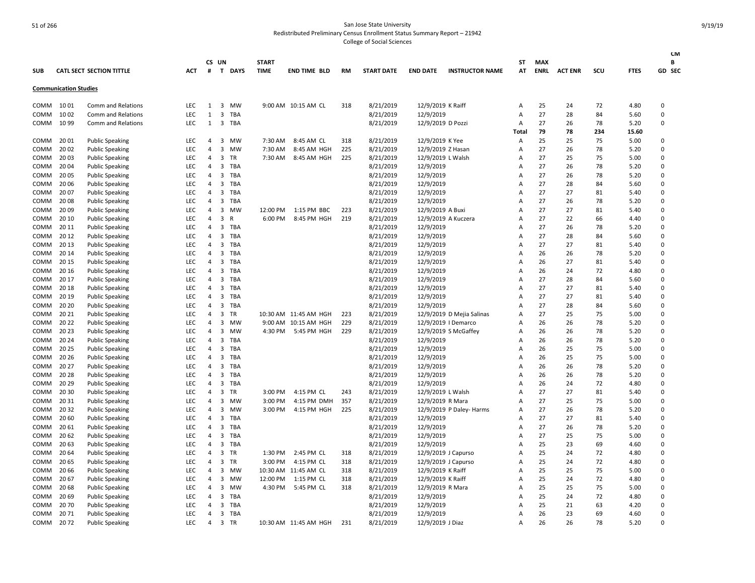San Jose State University
Redistributed Preliminary Census Enrollment Status Summary Report – 21942
College of Social Sciences

| SUB | CATL | SECT | SECTION TITTLE | ACT | CS # | UN T | DAYS | START TIME | END TIME | BLD | RM | START DATE | END DATE | INSTRUCTOR NAME | ST AT | MAX ENRL | ACT ENR | SCU | FTES | CMB GD | SEC |
|---|---|---|---|---|---|---|---|---|---|---|---|---|---|---|---|---|---|---|---|---|---|
| **Communication Studies** | | | | | | | | | | | | | | | | | | | | | |
| COMM | 10 | 01 | Comm and Relations | LEC | 1 | 3 | MW | 9:00 AM | 10:15 AM | CL | 318 | 8/21/2019 | 12/9/2019 | K Raiff | A | 25 | 24 | 72 | 4.80 | 0 | |
| COMM | 10 | 02 | Comm and Relations | LEC | 1 | 3 | TBA | | | | | 8/21/2019 | 12/9/2019 | | A | 27 | 28 | 84 | 5.60 | 0 | |
| COMM | 10 | 99 | Comm and Relations | LEC | 1 | 3 | TBA | | | | | 8/21/2019 | 12/9/2019 | D Pozzi | A | 27 | 26 | 78 | 5.20 | 0 | |
| | | | | | | | | | | | | | | | Total | 79 | 78 | 234 | 15.60 | | |
| COMM | 20 | 01 | Public Speaking | LEC | 4 | 3 | MW | 7:30 AM | 8:45 AM | CL | 318 | 8/21/2019 | 12/9/2019 | K Yee | A | 25 | 25 | 75 | 5.00 | 0 | |
| COMM | 20 | 02 | Public Speaking | LEC | 4 | 3 | MW | 7:30 AM | 8:45 AM | HGH | 225 | 8/21/2019 | 12/9/2019 | Z Hasan | A | 27 | 26 | 78 | 5.20 | 0 | |
| COMM | 20 | 03 | Public Speaking | LEC | 4 | 3 | TR | 7:30 AM | 8:45 AM | HGH | 225 | 8/21/2019 | 12/9/2019 | L Walsh | A | 25 | 25 | 75 | 5.00 | 0 | |
| COMM | 20 | 04 | Public Speaking | LEC | 4 | 3 | TBA | | | | | 8/21/2019 | 12/9/2019 | | A | 27 | 26 | 78 | 5.20 | 0 | |
| COMM | 20 | 05 | Public Speaking | LEC | 4 | 3 | TBA | | | | | 8/21/2019 | 12/9/2019 | | A | 27 | 26 | 78 | 5.20 | 0 | |
| COMM | 20 | 06 | Public Speaking | LEC | 4 | 3 | TBA | | | | | 8/21/2019 | 12/9/2019 | | A | 27 | 28 | 84 | 5.60 | 0 | |
| COMM | 20 | 07 | Public Speaking | LEC | 4 | 3 | TBA | | | | | 8/21/2019 | 12/9/2019 | | A | 27 | 27 | 81 | 5.40 | 0 | |
| COMM | 20 | 08 | Public Speaking | LEC | 4 | 3 | TBA | | | | | 8/21/2019 | 12/9/2019 | | A | 27 | 26 | 78 | 5.20 | 0 | |
| COMM | 20 | 09 | Public Speaking | LEC | 4 | 3 | MW | 12:00 PM | 1:15 PM | BBC | 223 | 8/21/2019 | 12/9/2019 | A Buxi | A | 27 | 27 | 81 | 5.40 | 0 | |
| COMM | 20 | 10 | Public Speaking | LEC | 4 | 3 | R | 6:00 PM | 8:45 PM | HGH | 219 | 8/21/2019 | 12/9/2019 | A Kuczera | A | 27 | 22 | 66 | 4.40 | 0 | |
| COMM | 20 | 11 | Public Speaking | LEC | 4 | 3 | TBA | | | | | 8/21/2019 | 12/9/2019 | | A | 27 | 26 | 78 | 5.20 | 0 | |
| COMM | 20 | 12 | Public Speaking | LEC | 4 | 3 | TBA | | | | | 8/21/2019 | 12/9/2019 | | A | 27 | 28 | 84 | 5.60 | 0 | |
| COMM | 20 | 13 | Public Speaking | LEC | 4 | 3 | TBA | | | | | 8/21/2019 | 12/9/2019 | | A | 27 | 27 | 81 | 5.40 | 0 | |
| COMM | 20 | 14 | Public Speaking | LEC | 4 | 3 | TBA | | | | | 8/21/2019 | 12/9/2019 | | A | 26 | 26 | 78 | 5.20 | 0 | |
| COMM | 20 | 15 | Public Speaking | LEC | 4 | 3 | TBA | | | | | 8/21/2019 | 12/9/2019 | | A | 26 | 27 | 81 | 5.40 | 0 | |
| COMM | 20 | 16 | Public Speaking | LEC | 4 | 3 | TBA | | | | | 8/21/2019 | 12/9/2019 | | A | 26 | 24 | 72 | 4.80 | 0 | |
| COMM | 20 | 17 | Public Speaking | LEC | 4 | 3 | TBA | | | | | 8/21/2019 | 12/9/2019 | | A | 27 | 28 | 84 | 5.60 | 0 | |
| COMM | 20 | 18 | Public Speaking | LEC | 4 | 3 | TBA | | | | | 8/21/2019 | 12/9/2019 | | A | 27 | 27 | 81 | 5.40 | 0 | |
| COMM | 20 | 19 | Public Speaking | LEC | 4 | 3 | TBA | | | | | 8/21/2019 | 12/9/2019 | | A | 27 | 27 | 81 | 5.40 | 0 | |
| COMM | 20 | 20 | Public Speaking | LEC | 4 | 3 | TBA | | | | | 8/21/2019 | 12/9/2019 | | A | 27 | 28 | 84 | 5.60 | 0 | |
| COMM | 20 | 21 | Public Speaking | LEC | 4 | 3 | TR | 10:30 AM | 11:45 AM | HGH | 223 | 8/21/2019 | 12/9/2019 | D Mejia Salinas | A | 27 | 25 | 75 | 5.00 | 0 | |
| COMM | 20 | 22 | Public Speaking | LEC | 4 | 3 | MW | 9:00 AM | 10:15 AM | HGH | 229 | 8/21/2019 | 12/9/2019 | I Demarco | A | 26 | 26 | 78 | 5.20 | 0 | |
| COMM | 20 | 23 | Public Speaking | LEC | 4 | 3 | MW | 4:30 PM | 5:45 PM | HGH | 229 | 8/21/2019 | 12/9/2019 | S McGaffey | A | 26 | 26 | 78 | 5.20 | 0 | |
| COMM | 20 | 24 | Public Speaking | LEC | 4 | 3 | TBA | | | | | 8/21/2019 | 12/9/2019 | | A | 26 | 26 | 78 | 5.20 | 0 | |
| COMM | 20 | 25 | Public Speaking | LEC | 4 | 3 | TBA | | | | | 8/21/2019 | 12/9/2019 | | A | 26 | 25 | 75 | 5.00 | 0 | |
| COMM | 20 | 26 | Public Speaking | LEC | 4 | 3 | TBA | | | | | 8/21/2019 | 12/9/2019 | | A | 26 | 25 | 75 | 5.00 | 0 | |
| COMM | 20 | 27 | Public Speaking | LEC | 4 | 3 | TBA | | | | | 8/21/2019 | 12/9/2019 | | A | 26 | 26 | 78 | 5.20 | 0 | |
| COMM | 20 | 28 | Public Speaking | LEC | 4 | 3 | TBA | | | | | 8/21/2019 | 12/9/2019 | | A | 26 | 26 | 78 | 5.20 | 0 | |
| COMM | 20 | 29 | Public Speaking | LEC | 4 | 3 | TBA | | | | | 8/21/2019 | 12/9/2019 | | A | 26 | 24 | 72 | 4.80 | 0 | |
| COMM | 20 | 30 | Public Speaking | LEC | 4 | 3 | TR | 3:00 PM | 4:15 PM | CL | 243 | 8/21/2019 | 12/9/2019 | L Walsh | A | 27 | 27 | 81 | 5.40 | 0 | |
| COMM | 20 | 31 | Public Speaking | LEC | 4 | 3 | MW | 3:00 PM | 4:15 PM | DMH | 357 | 8/21/2019 | 12/9/2019 | R Mara | A | 27 | 25 | 75 | 5.00 | 0 | |
| COMM | 20 | 32 | Public Speaking | LEC | 4 | 3 | MW | 3:00 PM | 4:15 PM | HGH | 225 | 8/21/2019 | 12/9/2019 | P Daley- Harms | A | 27 | 26 | 78 | 5.20 | 0 | |
| COMM | 20 | 60 | Public Speaking | LEC | 4 | 3 | TBA | | | | | 8/21/2019 | 12/9/2019 | | A | 27 | 27 | 81 | 5.40 | 0 | |
| COMM | 20 | 61 | Public Speaking | LEC | 4 | 3 | TBA | | | | | 8/21/2019 | 12/9/2019 | | A | 27 | 26 | 78 | 5.20 | 0 | |
| COMM | 20 | 62 | Public Speaking | LEC | 4 | 3 | TBA | | | | | 8/21/2019 | 12/9/2019 | | A | 27 | 25 | 75 | 5.00 | 0 | |
| COMM | 20 | 63 | Public Speaking | LEC | 4 | 3 | TBA | | | | | 8/21/2019 | 12/9/2019 | | A | 25 | 23 | 69 | 4.60 | 0 | |
| COMM | 20 | 64 | Public Speaking | LEC | 4 | 3 | TR | 1:30 PM | 2:45 PM | CL | 318 | 8/21/2019 | 12/9/2019 | J Capurso | A | 25 | 24 | 72 | 4.80 | 0 | |
| COMM | 20 | 65 | Public Speaking | LEC | 4 | 3 | TR | 3:00 PM | 4:15 PM | CL | 318 | 8/21/2019 | 12/9/2019 | J Capurso | A | 25 | 24 | 72 | 4.80 | 0 | |
| COMM | 20 | 66 | Public Speaking | LEC | 4 | 3 | MW | 10:30 AM | 11:45 AM | CL | 318 | 8/21/2019 | 12/9/2019 | K Raiff | A | 25 | 25 | 75 | 5.00 | 0 | |
| COMM | 20 | 67 | Public Speaking | LEC | 4 | 3 | MW | 12:00 PM | 1:15 PM | CL | 318 | 8/21/2019 | 12/9/2019 | K Raiff | A | 25 | 24 | 72 | 4.80 | 0 | |
| COMM | 20 | 68 | Public Speaking | LEC | 4 | 3 | MW | 4:30 PM | 5:45 PM | CL | 318 | 8/21/2019 | 12/9/2019 | R Mara | A | 25 | 25 | 75 | 5.00 | 0 | |
| COMM | 20 | 69 | Public Speaking | LEC | 4 | 3 | TBA | | | | | 8/21/2019 | 12/9/2019 | | A | 25 | 24 | 72 | 4.80 | 0 | |
| COMM | 20 | 70 | Public Speaking | LEC | 4 | 3 | TBA | | | | | 8/21/2019 | 12/9/2019 | | A | 25 | 21 | 63 | 4.20 | 0 | |
| COMM | 20 | 71 | Public Speaking | LEC | 4 | 3 | TBA | | | | | 8/21/2019 | 12/9/2019 | | A | 26 | 23 | 69 | 4.60 | 0 | |
| COMM | 20 | 72 | Public Speaking | LEC | 4 | 3 | TR | 10:30 AM | 11:45 AM | HGH | 231 | 8/21/2019 | 12/9/2019 | J Diaz | A | 26 | 26 | 78 | 5.20 | 0 | |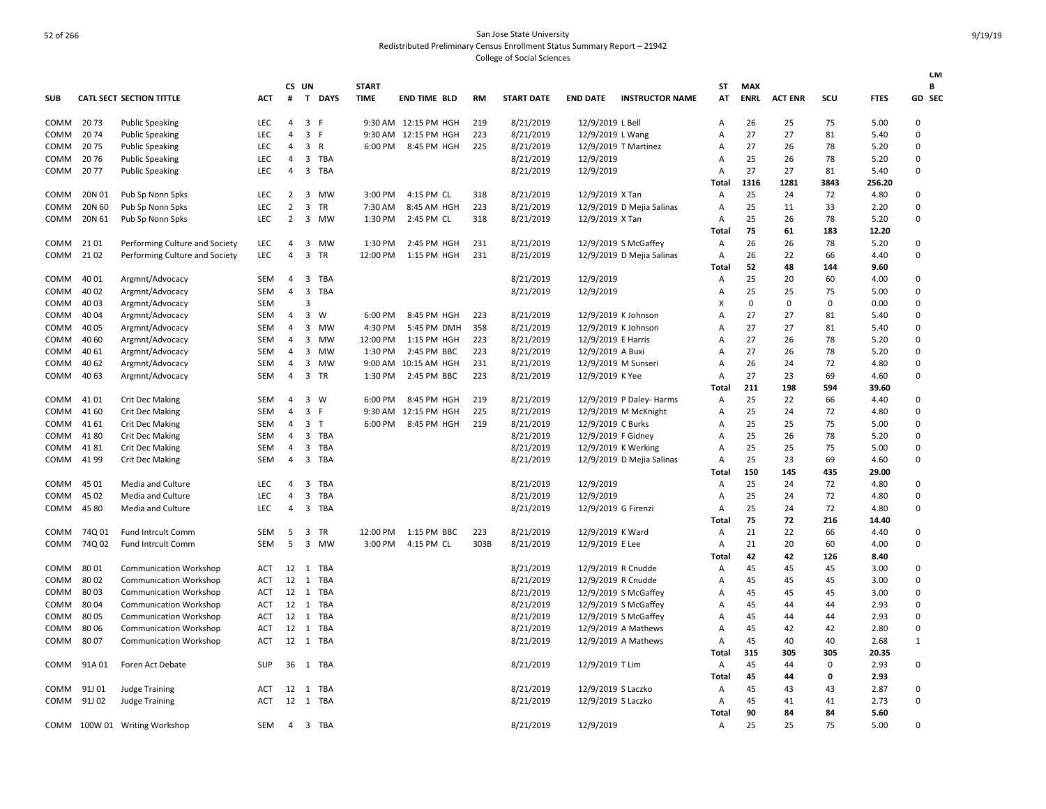San Jose State University
Redistributed Preliminary Census Enrollment Status Summary Report – 21942
College of Social Sciences

| SUB | CATL SECT | SECTION TITTLE | ACT | CS # | UN T | DAYS | START TIME | END TIME | BLD | RM | START DATE | END DATE | INSTRUCTOR NAME | ST AT | MAX ENRL | ACT ENR | SCU | FTES | CM B GD | SEC |
|---|---|---|---|---|---|---|---|---|---|---|---|---|---|---|---|---|---|---|---|---|
| COMM | 20 73 | Public Speaking | LEC | 4 | 3 | F | 9:30 AM | 12:15 PM | HGH | 219 | 8/21/2019 | 12/9/2019 | L Bell | A | 26 | 25 | 75 | 5.00 | 0 | |
| COMM | 20 74 | Public Speaking | LEC | 4 | 3 | F | 9:30 AM | 12:15 PM | HGH | 223 | 8/21/2019 | 12/9/2019 | L Wang | A | 27 | 27 | 81 | 5.40 | 0 | |
| COMM | 20 75 | Public Speaking | LEC | 4 | 3 | R | 6:00 PM | 8:45 PM | HGH | 225 | 8/21/2019 | 12/9/2019 | T Martinez | A | 27 | 26 | 78 | 5.20 | 0 | |
| COMM | 20 76 | Public Speaking | LEC | 4 | 3 | TBA | | | | | 8/21/2019 | 12/9/2019 | | A | 25 | 26 | 78 | 5.20 | 0 | |
| COMM | 20 77 | Public Speaking | LEC | 4 | 3 | TBA | | | | | 8/21/2019 | 12/9/2019 | | A | 27 | 27 | 81 | 5.40 | 0 | |
| | | | | | | | | | | | | | | **Total** | **1316** | **1281** | **3843** | **256.20** | | |
| COMM | 20N 01 | Pub Sp Nonn Spks | LEC | 2 | 3 | MW | 3:00 PM | 4:15 PM | CL | 318 | 8/21/2019 | 12/9/2019 | X Tan | A | 25 | 24 | 72 | 4.80 | 0 | |
| COMM | 20N 60 | Pub Sp Nonn Spks | LEC | 2 | 3 | TR | 7:30 AM | 8:45 AM | HGH | 223 | 8/21/2019 | 12/9/2019 | D Mejia Salinas | A | 25 | 11 | 33 | 2.20 | 0 | |
| COMM | 20N 61 | Pub Sp Nonn Spks | LEC | 2 | 3 | MW | 1:30 PM | 2:45 PM | CL | 318 | 8/21/2019 | 12/9/2019 | X Tan | A | 25 | 26 | 78 | 5.20 | 0 | |
| | | | | | | | | | | | | | | **Total** | **75** | **61** | **183** | **12.20** | | |
| COMM | 21 01 | Performing Culture and Society | LEC | 4 | 3 | MW | 1:30 PM | 2:45 PM | HGH | 231 | 8/21/2019 | 12/9/2019 | S McGaffey | A | 26 | 26 | 78 | 5.20 | 0 | |
| COMM | 21 02 | Performing Culture and Society | LEC | 4 | 3 | TR | 12:00 PM | 1:15 PM | HGH | 231 | 8/21/2019 | 12/9/2019 | D Mejia Salinas | A | 26 | 22 | 66 | 4.40 | 0 | |
| | | | | | | | | | | | | | | **Total** | **52** | **48** | **144** | **9.60** | | |
| COMM | 40 01 | Argmnt/Advocacy | SEM | 4 | 3 | TBA | | | | | 8/21/2019 | 12/9/2019 | | A | 25 | 20 | 60 | 4.00 | 0 | |
| COMM | 40 02 | Argmnt/Advocacy | SEM | 4 | 3 | TBA | | | | | 8/21/2019 | 12/9/2019 | | A | 25 | 25 | 75 | 5.00 | 0 | |
| COMM | 40 03 | Argmnt/Advocacy | SEM | | 3 | | | | | | | | | X | 0 | 0 | 0 | 0.00 | 0 | |
| COMM | 40 04 | Argmnt/Advocacy | SEM | 4 | 3 | W | 6:00 PM | 8:45 PM | HGH | 223 | 8/21/2019 | 12/9/2019 | K Johnson | A | 27 | 27 | 81 | 5.40 | 0 | |
| COMM | 40 05 | Argmnt/Advocacy | SEM | 4 | 3 | MW | 4:30 PM | 5:45 PM | DMH | 358 | 8/21/2019 | 12/9/2019 | K Johnson | A | 27 | 27 | 81 | 5.40 | 0 | |
| COMM | 40 60 | Argmnt/Advocacy | SEM | 4 | 3 | MW | 12:00 PM | 1:15 PM | HGH | 223 | 8/21/2019 | 12/9/2019 | E Harris | A | 27 | 26 | 78 | 5.20 | 0 | |
| COMM | 40 61 | Argmnt/Advocacy | SEM | 4 | 3 | MW | 1:30 PM | 2:45 PM | BBC | 223 | 8/21/2019 | 12/9/2019 | A Buxi | A | 27 | 26 | 78 | 5.20 | 0 | |
| COMM | 40 62 | Argmnt/Advocacy | SEM | 4 | 3 | MW | 9:00 AM | 10:15 AM | HGH | 231 | 8/21/2019 | 12/9/2019 | M Sunseri | A | 26 | 24 | 72 | 4.80 | 0 | |
| COMM | 40 63 | Argmnt/Advocacy | SEM | 4 | 3 | TR | 1:30 PM | 2:45 PM | BBC | 223 | 8/21/2019 | 12/9/2019 | K Yee | A | 27 | 23 | 69 | 4.60 | 0 | |
| | | | | | | | | | | | | | | **Total** | **211** | **198** | **594** | **39.60** | | |
| COMM | 41 01 | Crit Dec Making | SEM | 4 | 3 | W | 6:00 PM | 8:45 PM | HGH | 219 | 8/21/2019 | 12/9/2019 | P Daley- Harms | A | 25 | 22 | 66 | 4.40 | 0 | |
| COMM | 41 60 | Crit Dec Making | SEM | 4 | 3 | F | 9:30 AM | 12:15 PM | HGH | 225 | 8/21/2019 | 12/9/2019 | M McKnight | A | 25 | 24 | 72 | 4.80 | 0 | |
| COMM | 41 61 | Crit Dec Making | SEM | 4 | 3 | T | 6:00 PM | 8:45 PM | HGH | 219 | 8/21/2019 | 12/9/2019 | C Burks | A | 25 | 25 | 75 | 5.00 | 0 | |
| COMM | 41 80 | Crit Dec Making | SEM | 4 | 3 | TBA | | | | | 8/21/2019 | 12/9/2019 | F Gidney | A | 25 | 26 | 78 | 5.20 | 0 | |
| COMM | 41 81 | Crit Dec Making | SEM | 4 | 3 | TBA | | | | | 8/21/2019 | 12/9/2019 | K Werking | A | 25 | 25 | 75 | 5.00 | 0 | |
| COMM | 41 99 | Crit Dec Making | SEM | 4 | 3 | TBA | | | | | 8/21/2019 | 12/9/2019 | D Mejia Salinas | A | 25 | 23 | 69 | 4.60 | 0 | |
| | | | | | | | | | | | | | | **Total** | **150** | **145** | **435** | **29.00** | | |
| COMM | 45 01 | Media and Culture | LEC | 4 | 3 | TBA | | | | | 8/21/2019 | 12/9/2019 | | A | 25 | 24 | 72 | 4.80 | 0 | |
| COMM | 45 02 | Media and Culture | LEC | 4 | 3 | TBA | | | | | 8/21/2019 | 12/9/2019 | | A | 25 | 24 | 72 | 4.80 | 0 | |
| COMM | 45 80 | Media and Culture | LEC | 4 | 3 | TBA | | | | | 8/21/2019 | 12/9/2019 | G Firenzi | A | 25 | 24 | 72 | 4.80 | 0 | |
| | | | | | | | | | | | | | | **Total** | **75** | **72** | **216** | **14.40** | | |
| COMM | 74Q 01 | Fund Intrcult Comm | SEM | 5 | 3 | TR | 12:00 PM | 1:15 PM | BBC | 223 | 8/21/2019 | 12/9/2019 | K Ward | A | 21 | 22 | 66 | 4.40 | 0 | |
| COMM | 74Q 02 | Fund Intrcult Comm | SEM | 5 | 3 | MW | 3:00 PM | 4:15 PM | CL | 303B | 8/21/2019 | 12/9/2019 | E Lee | A | 21 | 20 | 60 | 4.00 | 0 | |
| | | | | | | | | | | | | | | **Total** | **42** | **42** | **126** | **8.40** | | |
| COMM | 80 01 | Communication Workshop | ACT | 12 | 1 | TBA | | | | | 8/21/2019 | 12/9/2019 | R Cnudde | A | 45 | 45 | 45 | 3.00 | 0 | |
| COMM | 80 02 | Communication Workshop | ACT | 12 | 1 | TBA | | | | | 8/21/2019 | 12/9/2019 | R Cnudde | A | 45 | 45 | 45 | 3.00 | 0 | |
| COMM | 80 03 | Communication Workshop | ACT | 12 | 1 | TBA | | | | | 8/21/2019 | 12/9/2019 | S McGaffey | A | 45 | 45 | 45 | 3.00 | 0 | |
| COMM | 80 04 | Communication Workshop | ACT | 12 | 1 | TBA | | | | | 8/21/2019 | 12/9/2019 | S McGaffey | A | 45 | 44 | 44 | 2.93 | 0 | |
| COMM | 80 05 | Communication Workshop | ACT | 12 | 1 | TBA | | | | | 8/21/2019 | 12/9/2019 | S McGaffey | A | 45 | 44 | 44 | 2.93 | 0 | |
| COMM | 80 06 | Communication Workshop | ACT | 12 | 1 | TBA | | | | | 8/21/2019 | 12/9/2019 | A Mathews | A | 45 | 42 | 42 | 2.80 | 0 | |
| COMM | 80 07 | Communication Workshop | ACT | 12 | 1 | TBA | | | | | 8/21/2019 | 12/9/2019 | A Mathews | A | 45 | 40 | 40 | 2.68 | 1 | |
| | | | | | | | | | | | | | | **Total** | **315** | **305** | **305** | **20.35** | | |
| COMM | 91A 01 | Foren Act Debate | SUP | 36 | 1 | TBA | | | | | 8/21/2019 | 12/9/2019 | T Lim | A | 45 | 44 | 0 | 2.93 | 0 | |
| | | | | | | | | | | | | | | **Total** | **45** | **44** | **0** | **2.93** | | |
| COMM | 91J 01 | Judge Training | ACT | 12 | 1 | TBA | | | | | 8/21/2019 | 12/9/2019 | S Laczko | A | 45 | 43 | 43 | 2.87 | 0 | |
| COMM | 91J 02 | Judge Training | ACT | 12 | 1 | TBA | | | | | 8/21/2019 | 12/9/2019 | S Laczko | A | 45 | 41 | 41 | 2.73 | 0 | |
| | | | | | | | | | | | | | | **Total** | **90** | **84** | **84** | **5.60** | | |
| COMM | 100W 01 | Writing Workshop | SEM | 4 | 3 | TBA | | | | | 8/21/2019 | 12/9/2019 | | A | 25 | 25 | 75 | 5.00 | 0 | |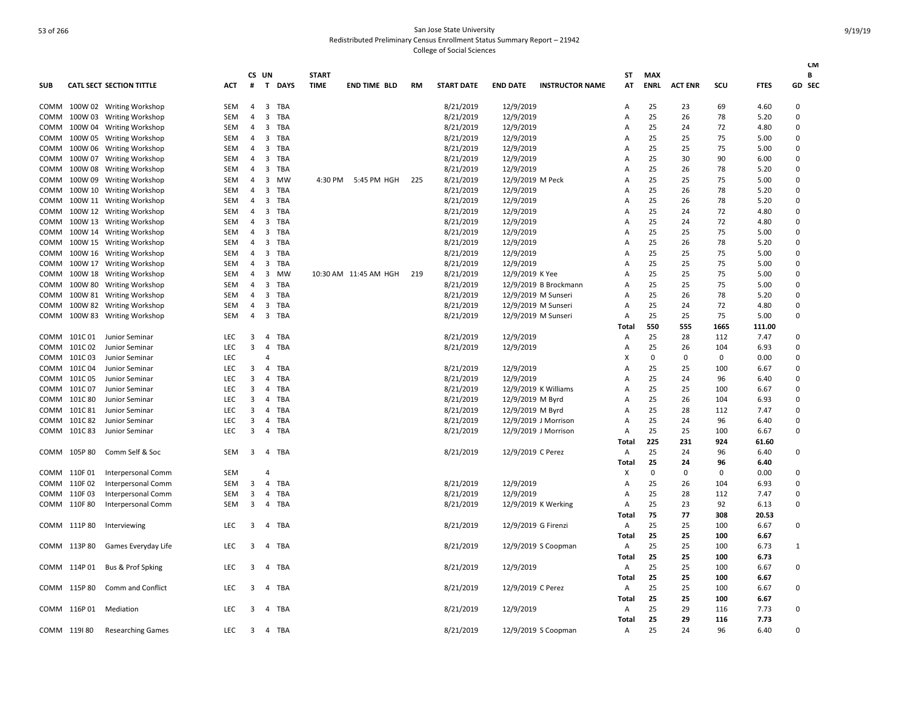San Jose State University
Redistributed Preliminary Census Enrollment Status Summary Report – 21942
College of Social Sciences

| SUB | CATL SECT | SECTION TITTLE | ACT | CS # | UN T | DAYS | START TIME | END TIME | BLD | RM | START DATE | END DATE | INSTRUCTOR NAME | ST AT | MAX ENRL | ACT ENR | SCU | FTES | CM B GD | SEC |
|---|---|---|---|---|---|---|---|---|---|---|---|---|---|---|---|---|---|---|---|---|
| COMM | 100W 02 | Writing Workshop | SEM | 4 | 3 | TBA | | | | | 8/21/2019 | 12/9/2019 | | A | 25 | 23 | 69 | 4.60 | 0 | |
| COMM | 100W 03 | Writing Workshop | SEM | 4 | 3 | TBA | | | | | 8/21/2019 | 12/9/2019 | | A | 25 | 26 | 78 | 5.20 | 0 | |
| COMM | 100W 04 | Writing Workshop | SEM | 4 | 3 | TBA | | | | | 8/21/2019 | 12/9/2019 | | A | 25 | 24 | 72 | 4.80 | 0 | |
| COMM | 100W 05 | Writing Workshop | SEM | 4 | 3 | TBA | | | | | 8/21/2019 | 12/9/2019 | | A | 25 | 25 | 75 | 5.00 | 0 | |
| COMM | 100W 06 | Writing Workshop | SEM | 4 | 3 | TBA | | | | | 8/21/2019 | 12/9/2019 | | A | 25 | 25 | 75 | 5.00 | 0 | |
| COMM | 100W 07 | Writing Workshop | SEM | 4 | 3 | TBA | | | | | 8/21/2019 | 12/9/2019 | | A | 25 | 30 | 90 | 6.00 | 0 | |
| COMM | 100W 08 | Writing Workshop | SEM | 4 | 3 | TBA | | | | | 8/21/2019 | 12/9/2019 | | A | 25 | 26 | 78 | 5.20 | 0 | |
| COMM | 100W 09 | Writing Workshop | SEM | 4 | 3 | MW | 4:30 PM | 5:45 PM | HGH | 225 | 8/21/2019 | 12/9/2019 | M Peck | A | 25 | 25 | 75 | 5.00 | 0 | |
| COMM | 100W 10 | Writing Workshop | SEM | 4 | 3 | TBA | | | | | 8/21/2019 | 12/9/2019 | | A | 25 | 26 | 78 | 5.20 | 0 | |
| COMM | 100W 11 | Writing Workshop | SEM | 4 | 3 | TBA | | | | | 8/21/2019 | 12/9/2019 | | A | 25 | 26 | 78 | 5.20 | 0 | |
| COMM | 100W 12 | Writing Workshop | SEM | 4 | 3 | TBA | | | | | 8/21/2019 | 12/9/2019 | | A | 25 | 24 | 72 | 4.80 | 0 | |
| COMM | 100W 13 | Writing Workshop | SEM | 4 | 3 | TBA | | | | | 8/21/2019 | 12/9/2019 | | A | 25 | 24 | 72 | 4.80 | 0 | |
| COMM | 100W 14 | Writing Workshop | SEM | 4 | 3 | TBA | | | | | 8/21/2019 | 12/9/2019 | | A | 25 | 25 | 75 | 5.00 | 0 | |
| COMM | 100W 15 | Writing Workshop | SEM | 4 | 3 | TBA | | | | | 8/21/2019 | 12/9/2019 | | A | 25 | 26 | 78 | 5.20 | 0 | |
| COMM | 100W 16 | Writing Workshop | SEM | 4 | 3 | TBA | | | | | 8/21/2019 | 12/9/2019 | | A | 25 | 25 | 75 | 5.00 | 0 | |
| COMM | 100W 17 | Writing Workshop | SEM | 4 | 3 | TBA | | | | | 8/21/2019 | 12/9/2019 | | A | 25 | 25 | 75 | 5.00 | 0 | |
| COMM | 100W 18 | Writing Workshop | SEM | 4 | 3 | MW | 10:30 AM | 11:45 AM | HGH | 219 | 8/21/2019 | 12/9/2019 | K Yee | A | 25 | 25 | 75 | 5.00 | 0 | |
| COMM | 100W 80 | Writing Workshop | SEM | 4 | 3 | TBA | | | | | 8/21/2019 | 12/9/2019 | B Brockmann | A | 25 | 25 | 75 | 5.00 | 0 | |
| COMM | 100W 81 | Writing Workshop | SEM | 4 | 3 | TBA | | | | | 8/21/2019 | 12/9/2019 | M Sunseri | A | 25 | 26 | 78 | 5.20 | 0 | |
| COMM | 100W 82 | Writing Workshop | SEM | 4 | 3 | TBA | | | | | 8/21/2019 | 12/9/2019 | M Sunseri | A | 25 | 24 | 72 | 4.80 | 0 | |
| COMM | 100W 83 | Writing Workshop | SEM | 4 | 3 | TBA | | | | | 8/21/2019 | 12/9/2019 | M Sunseri | A | 25 | 25 | 75 | 5.00 | 0 | |
| | | | | | | | | | | | | | | Total | 550 | 555 | 1665 | 111.00 | | |
| COMM | 101C 01 | Junior Seminar | LEC | 3 | 4 | TBA | | | | | 8/21/2019 | 12/9/2019 | | A | 25 | 28 | 112 | 7.47 | 0 | |
| COMM | 101C 02 | Junior Seminar | LEC | 3 | 4 | TBA | | | | | 8/21/2019 | 12/9/2019 | | A | 25 | 26 | 104 | 6.93 | 0 | |
| COMM | 101C 03 | Junior Seminar | LEC | | 4 | | | | | | | | | X | 0 | 0 | 0 | 0.00 | 0 | |
| COMM | 101C 04 | Junior Seminar | LEC | 3 | 4 | TBA | | | | | 8/21/2019 | 12/9/2019 | | A | 25 | 25 | 100 | 6.67 | 0 | |
| COMM | 101C 05 | Junior Seminar | LEC | 3 | 4 | TBA | | | | | 8/21/2019 | 12/9/2019 | | A | 25 | 24 | 96 | 6.40 | 0 | |
| COMM | 101C 07 | Junior Seminar | LEC | 3 | 4 | TBA | | | | | 8/21/2019 | 12/9/2019 | K Williams | A | 25 | 25 | 100 | 6.67 | 0 | |
| COMM | 101C 80 | Junior Seminar | LEC | 3 | 4 | TBA | | | | | 8/21/2019 | 12/9/2019 | M Byrd | A | 25 | 26 | 104 | 6.93 | 0 | |
| COMM | 101C 81 | Junior Seminar | LEC | 3 | 4 | TBA | | | | | 8/21/2019 | 12/9/2019 | M Byrd | A | 25 | 28 | 112 | 7.47 | 0 | |
| COMM | 101C 82 | Junior Seminar | LEC | 3 | 4 | TBA | | | | | 8/21/2019 | 12/9/2019 | J Morrison | A | 25 | 24 | 96 | 6.40 | 0 | |
| COMM | 101C 83 | Junior Seminar | LEC | 3 | 4 | TBA | | | | | 8/21/2019 | 12/9/2019 | J Morrison | A | 25 | 25 | 100 | 6.67 | 0 | |
| | | | | | | | | | | | | | | Total | 225 | 231 | 924 | 61.60 | | |
| COMM | 105P 80 | Comm Self & Soc | SEM | 3 | 4 | TBA | | | | | 8/21/2019 | 12/9/2019 | C Perez | A | 25 | 24 | 96 | 6.40 | 0 | |
| | | | | | | | | | | | | | | Total | 25 | 24 | 96 | 6.40 | | |
| COMM | 110F 01 | Interpersonal Comm | SEM | | 4 | | | | | | | | | X | 0 | 0 | 0 | 0.00 | 0 | |
| COMM | 110F 02 | Interpersonal Comm | SEM | 3 | 4 | TBA | | | | | 8/21/2019 | 12/9/2019 | | A | 25 | 26 | 104 | 6.93 | 0 | |
| COMM | 110F 03 | Interpersonal Comm | SEM | 3 | 4 | TBA | | | | | 8/21/2019 | 12/9/2019 | | A | 25 | 28 | 112 | 7.47 | 0 | |
| COMM | 110F 80 | Interpersonal Comm | SEM | 3 | 4 | TBA | | | | | 8/21/2019 | 12/9/2019 | K Werking | A | 25 | 23 | 92 | 6.13 | 0 | |
| | | | | | | | | | | | | | | Total | 75 | 77 | 308 | 20.53 | | |
| COMM | 111P 80 | Interviewing | LEC | 3 | 4 | TBA | | | | | 8/21/2019 | 12/9/2019 | G Firenzi | A | 25 | 25 | 100 | 6.67 | 0 | |
| | | | | | | | | | | | | | | Total | 25 | 25 | 100 | 6.67 | | |
| COMM | 113P 80 | Games Everyday Life | LEC | 3 | 4 | TBA | | | | | 8/21/2019 | 12/9/2019 | S Coopman | A | 25 | 25 | 100 | 6.73 | 1 | |
| | | | | | | | | | | | | | | Total | 25 | 25 | 100 | 6.73 | | |
| COMM | 114P 01 | Bus & Prof Spking | LEC | 3 | 4 | TBA | | | | | 8/21/2019 | 12/9/2019 | | A | 25 | 25 | 100 | 6.67 | 0 | |
| | | | | | | | | | | | | | | Total | 25 | 25 | 100 | 6.67 | | |
| COMM | 115P 80 | Comm and Conflict | LEC | 3 | 4 | TBA | | | | | 8/21/2019 | 12/9/2019 | C Perez | A | 25 | 25 | 100 | 6.67 | 0 | |
| | | | | | | | | | | | | | | Total | 25 | 25 | 100 | 6.67 | | |
| COMM | 116P 01 | Mediation | LEC | 3 | 4 | TBA | | | | | 8/21/2019 | 12/9/2019 | | A | 25 | 29 | 116 | 7.73 | 0 | |
| | | | | | | | | | | | | | | Total | 25 | 29 | 116 | 7.73 | | |
| COMM | 119I 80 | Researching Games | LEC | 3 | 4 | TBA | | | | | 8/21/2019 | 12/9/2019 | S Coopman | A | 25 | 24 | 96 | 6.40 | 0 | |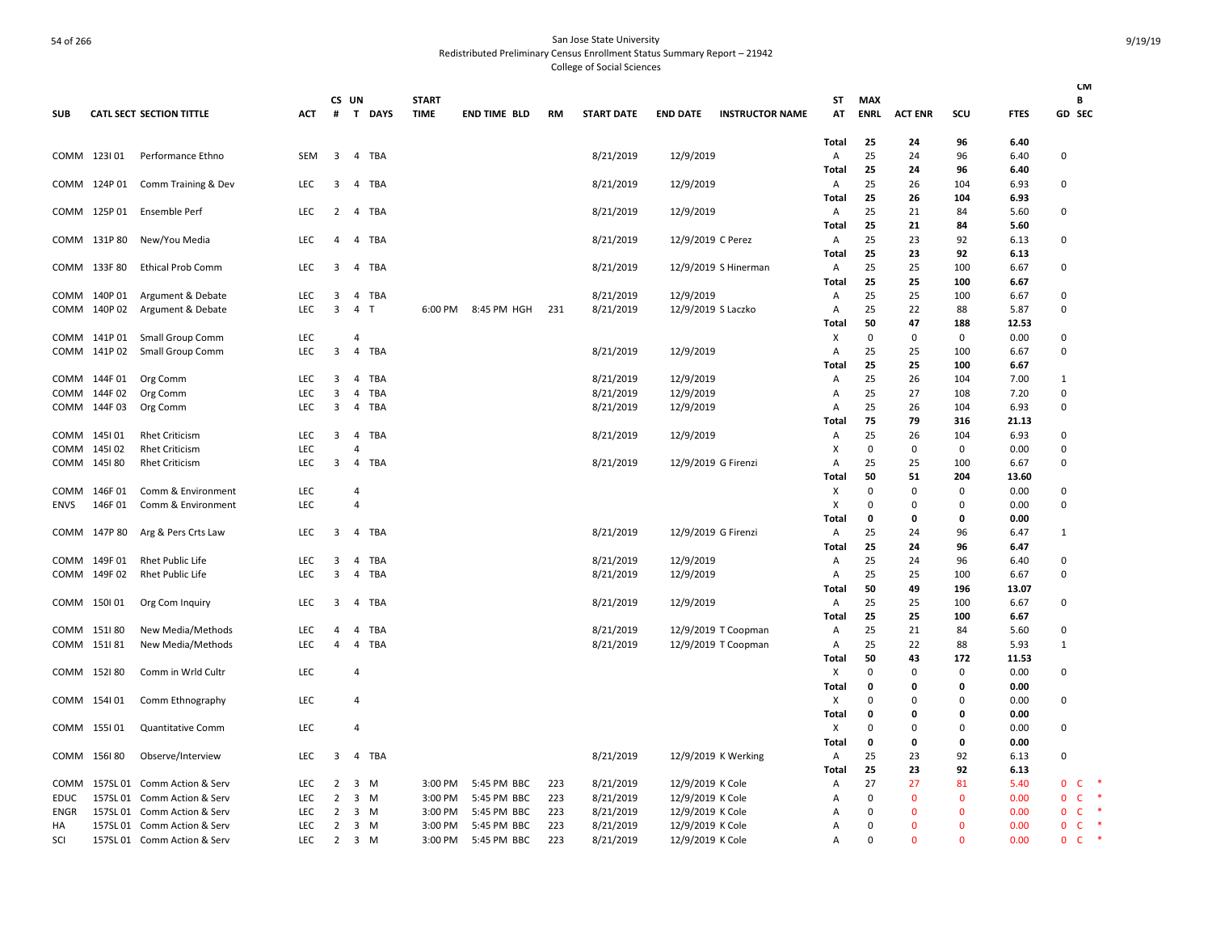San Jose State University
Redistributed Preliminary Census Enrollment Status Summary Report – 21942
College of Social Sciences

| SUB | CATL SECT | SECTION TITTLE | ACT | CS # | UN T | DAYS | START TIME | END TIME | BLD | RM | START DATE | END DATE | INSTRUCTOR NAME | ST AT | MAX ENRL | ACT ENR | SCU | FTES | GD | CMB SEC |
|---|---|---|---|---|---|---|---|---|---|---|---|---|---|---|---|---|---|---|---|---|
| | | | | | | | | | | | | | | Total | 25 | 24 | 96 | 6.40 | | |
| COMM | 123I 01 | Performance Ethno | SEM | 3 | 4 | TBA | | | | | 8/21/2019 | 12/9/2019 | | A | 25 | 24 | 96 | 6.40 | 0 | |
| | | | | | | | | | | | | | | Total | 25 | 24 | 96 | 6.40 | | |
| COMM | 124P 01 | Comm Training & Dev | LEC | 3 | 4 | TBA | | | | | 8/21/2019 | 12/9/2019 | | A | 25 | 26 | 104 | 6.93 | 0 | |
| | | | | | | | | | | | | | | Total | 25 | 26 | 104 | 6.93 | | |
| COMM | 125P 01 | Ensemble Perf | LEC | 2 | 4 | TBA | | | | | 8/21/2019 | 12/9/2019 | | A | 25 | 21 | 84 | 5.60 | 0 | |
| | | | | | | | | | | | | | | Total | 25 | 21 | 84 | 5.60 | | |
| COMM | 131P 80 | New/You Media | LEC | 4 | 4 | TBA | | | | | 8/21/2019 | 12/9/2019 | C Perez | A | 25 | 23 | 92 | 6.13 | 0 | |
| | | | | | | | | | | | | | | Total | 25 | 23 | 92 | 6.13 | | |
| COMM | 133F 80 | Ethical Prob Comm | LEC | 3 | 4 | TBA | | | | | 8/21/2019 | 12/9/2019 | S Hinerman | A | 25 | 25 | 100 | 6.67 | 0 | |
| | | | | | | | | | | | | | | Total | 25 | 25 | 100 | 6.67 | | |
| COMM | 140P 01 | Argument & Debate | LEC | 3 | 4 | TBA | | | | | 8/21/2019 | 12/9/2019 | | A | 25 | 25 | 100 | 6.67 | 0 | |
| COMM | 140P 02 | Argument & Debate | LEC | 3 | 4 | T | 6:00 PM | 8:45 PM | HGH | 231 | 8/21/2019 | 12/9/2019 | S Laczko | A | 25 | 22 | 88 | 5.87 | 0 | |
| | | | | | | | | | | | | | | Total | 50 | 47 | 188 | 12.53 | | |
| COMM | 141P 01 | Small Group Comm | LEC | | 4 | | | | | | | | | X | 0 | 0 | 0 | 0.00 | 0 | |
| COMM | 141P 02 | Small Group Comm | LEC | 3 | 4 | TBA | | | | | 8/21/2019 | 12/9/2019 | | A | 25 | 25 | 100 | 6.67 | 0 | |
| | | | | | | | | | | | | | | Total | 25 | 25 | 100 | 6.67 | | |
| COMM | 144F 01 | Org Comm | LEC | 3 | 4 | TBA | | | | | 8/21/2019 | 12/9/2019 | | A | 25 | 26 | 104 | 7.00 | 1 | |
| COMM | 144F 02 | Org Comm | LEC | 3 | 4 | TBA | | | | | 8/21/2019 | 12/9/2019 | | A | 25 | 27 | 108 | 7.20 | 0 | |
| COMM | 144F 03 | Org Comm | LEC | 3 | 4 | TBA | | | | | 8/21/2019 | 12/9/2019 | | A | 25 | 26 | 104 | 6.93 | 0 | |
| | | | | | | | | | | | | | | Total | 75 | 79 | 316 | 21.13 | | |
| COMM | 145I 01 | Rhet Criticism | LEC | 3 | 4 | TBA | | | | | 8/21/2019 | 12/9/2019 | | A | 25 | 26 | 104 | 6.93 | 0 | |
| COMM | 145I 02 | Rhet Criticism | LEC | | 4 | | | | | | | | | X | 0 | 0 | 0 | 0.00 | 0 | |
| COMM | 145I 80 | Rhet Criticism | LEC | 3 | 4 | TBA | | | | | 8/21/2019 | 12/9/2019 | G Firenzi | A | 25 | 25 | 100 | 6.67 | 0 | |
| | | | | | | | | | | | | | | Total | 50 | 51 | 204 | 13.60 | | |
| COMM | 146F 01 | Comm & Environment | LEC | | 4 | | | | | | | | | X | 0 | 0 | 0 | 0.00 | 0 | |
| ENVS | 146F 01 | Comm & Environment | LEC | | 4 | | | | | | | | | X | 0 | 0 | 0 | 0.00 | 0 | |
| | | | | | | | | | | | | | | Total | 0 | 0 | 0 | 0.00 | | |
| COMM | 147P 80 | Arg & Pers Crts Law | LEC | 3 | 4 | TBA | | | | | 8/21/2019 | 12/9/2019 | G Firenzi | A | 25 | 24 | 96 | 6.47 | 1 | |
| | | | | | | | | | | | | | | Total | 25 | 24 | 96 | 6.47 | | |
| COMM | 149F 01 | Rhet Public Life | LEC | 3 | 4 | TBA | | | | | 8/21/2019 | 12/9/2019 | | A | 25 | 24 | 96 | 6.40 | 0 | |
| COMM | 149F 02 | Rhet Public Life | LEC | 3 | 4 | TBA | | | | | 8/21/2019 | 12/9/2019 | | A | 25 | 25 | 100 | 6.67 | 0 | |
| | | | | | | | | | | | | | | Total | 50 | 49 | 196 | 13.07 | | |
| COMM | 150I 01 | Org Com Inquiry | LEC | 3 | 4 | TBA | | | | | 8/21/2019 | 12/9/2019 | | A | 25 | 25 | 100 | 6.67 | 0 | |
| | | | | | | | | | | | | | | Total | 25 | 25 | 100 | 6.67 | | |
| COMM | 151I 80 | New Media/Methods | LEC | 4 | 4 | TBA | | | | | 8/21/2019 | 12/9/2019 | T Coopman | A | 25 | 21 | 84 | 5.60 | 0 | |
| COMM | 151I 81 | New Media/Methods | LEC | 4 | 4 | TBA | | | | | 8/21/2019 | 12/9/2019 | T Coopman | A | 25 | 22 | 88 | 5.93 | 1 | |
| | | | | | | | | | | | | | | Total | 50 | 43 | 172 | 11.53 | | |
| COMM | 152I 80 | Comm in Wrld Cultr | LEC | | 4 | | | | | | | | | X | 0 | 0 | 0 | 0.00 | 0 | |
| | | | | | | | | | | | | | | Total | 0 | 0 | 0 | 0.00 | | |
| COMM | 154I 01 | Comm Ethnography | LEC | | 4 | | | | | | | | | X | 0 | 0 | 0 | 0.00 | 0 | |
| | | | | | | | | | | | | | | Total | 0 | 0 | 0 | 0.00 | | |
| COMM | 155I 01 | Quantitative Comm | LEC | | 4 | | | | | | | | | X | 0 | 0 | 0 | 0.00 | 0 | |
| | | | | | | | | | | | | | | Total | 0 | 0 | 0 | 0.00 | | |
| COMM | 156I 80 | Observe/Interview | LEC | 3 | 4 | TBA | | | | | 8/21/2019 | 12/9/2019 | K Werking | A | 25 | 23 | 92 | 6.13 | 0 | |
| | | | | | | | | | | | | | | Total | 25 | 23 | 92 | 6.13 | | |
| COMM | 157SL 01 | Comm Action & Serv | LEC | 2 | 3 | M | 3:00 PM | 5:45 PM | BBC | 223 | 8/21/2019 | 12/9/2019 | K Cole | A | 27 | 27 | 81 | 5.40 | 0 | C * |
| EDUC | 157SL 01 | Comm Action & Serv | LEC | 2 | 3 | M | 3:00 PM | 5:45 PM | BBC | 223 | 8/21/2019 | 12/9/2019 | K Cole | A | 0 | 0 | 0 | 0.00 | 0 | C * |
| ENGR | 157SL 01 | Comm Action & Serv | LEC | 2 | 3 | M | 3:00 PM | 5:45 PM | BBC | 223 | 8/21/2019 | 12/9/2019 | K Cole | A | 0 | 0 | 0 | 0.00 | 0 | C * |
| HA | 157SL 01 | Comm Action & Serv | LEC | 2 | 3 | M | 3:00 PM | 5:45 PM | BBC | 223 | 8/21/2019 | 12/9/2019 | K Cole | A | 0 | 0 | 0 | 0.00 | 0 | C * |
| SCI | 157SL 01 | Comm Action & Serv | LEC | 2 | 3 | M | 3:00 PM | 5:45 PM | BBC | 223 | 8/21/2019 | 12/9/2019 | K Cole | A | 0 | 0 | 0 | 0.00 | 0 | C * |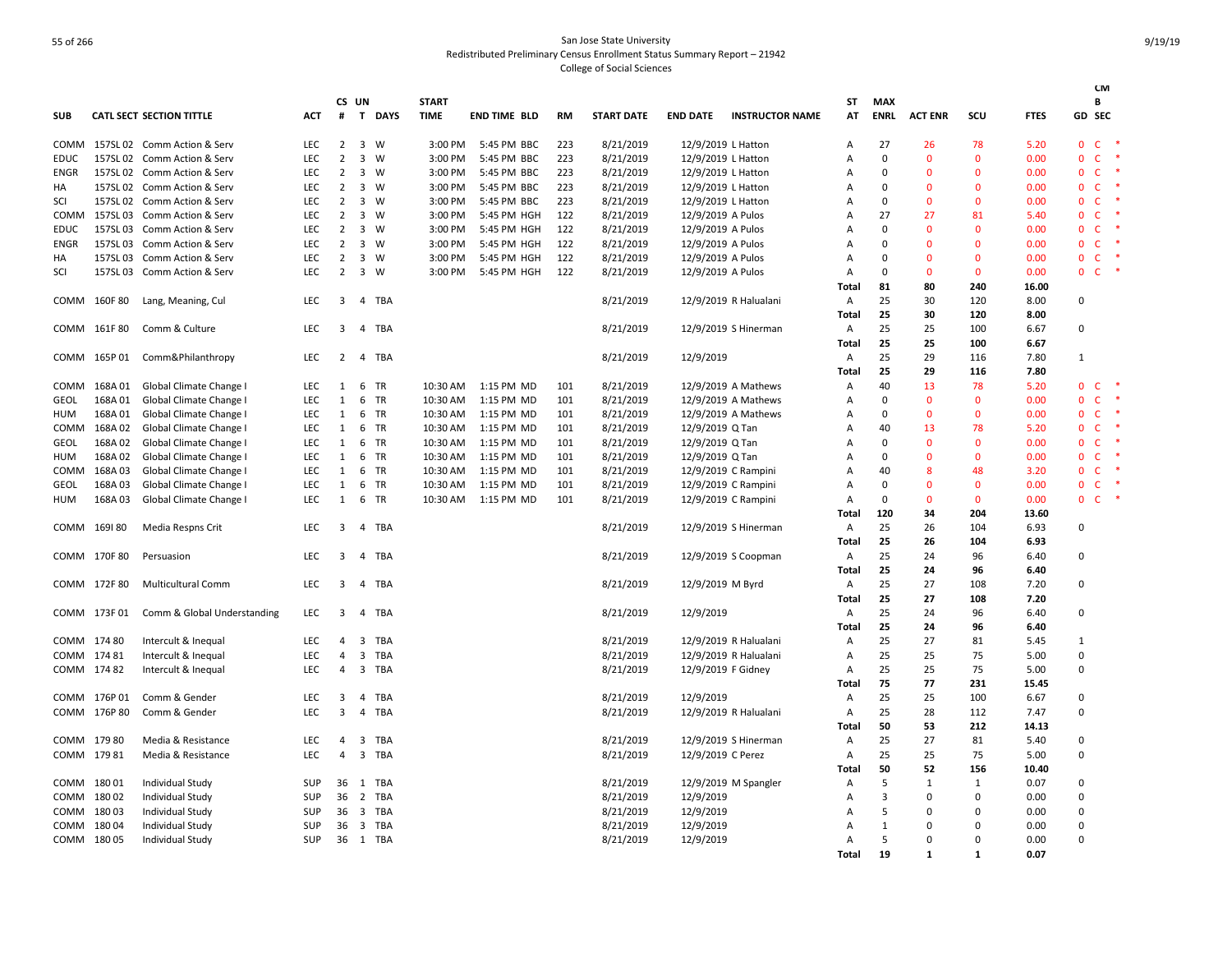San Jose State University
Redistributed Preliminary Census Enrollment Status Summary Report – 21942
College of Social Sciences

| SUB | CATL SECT | SECTION TITTLE | ACT | CS # | UN T | DAYS | START TIME | END TIME | BLD | RM | START DATE | END DATE | INSTRUCTOR NAME | ST AT | MAX ENRL | ACT ENR | SCU | FTES | GD | CM B SEC |
|---|---|---|---|---|---|---|---|---|---|---|---|---|---|---|---|---|---|---|---|---|
| COMM | 157SL 02 | Comm Action & Serv | LEC | 2 | 3 | W | 3:00 PM | 5:45 PM | BBC | 223 | 8/21/2019 | 12/9/2019 | L Hatton | A | 27 | 26 | 78 | 5.20 | 0 | C * |
| EDUC | 157SL 02 | Comm Action & Serv | LEC | 2 | 3 | W | 3:00 PM | 5:45 PM | BBC | 223 | 8/21/2019 | 12/9/2019 | L Hatton | A | 0 | 0 | 0 | 0.00 | 0 | C * |
| ENGR | 157SL 02 | Comm Action & Serv | LEC | 2 | 3 | W | 3:00 PM | 5:45 PM | BBC | 223 | 8/21/2019 | 12/9/2019 | L Hatton | A | 0 | 0 | 0 | 0.00 | 0 | C * |
| HA | 157SL 02 | Comm Action & Serv | LEC | 2 | 3 | W | 3:00 PM | 5:45 PM | BBC | 223 | 8/21/2019 | 12/9/2019 | L Hatton | A | 0 | 0 | 0 | 0.00 | 0 | C * |
| SCI | 157SL 02 | Comm Action & Serv | LEC | 2 | 3 | W | 3:00 PM | 5:45 PM | BBC | 223 | 8/21/2019 | 12/9/2019 | L Hatton | A | 0 | 0 | 0 | 0.00 | 0 | C * |
| COMM | 157SL 03 | Comm Action & Serv | LEC | 2 | 3 | W | 3:00 PM | 5:45 PM | HGH | 122 | 8/21/2019 | 12/9/2019 | A Pulos | A | 27 | 27 | 81 | 5.40 | 0 | C * |
| EDUC | 157SL 03 | Comm Action & Serv | LEC | 2 | 3 | W | 3:00 PM | 5:45 PM | HGH | 122 | 8/21/2019 | 12/9/2019 | A Pulos | A | 0 | 0 | 0 | 0.00 | 0 | C * |
| ENGR | 157SL 03 | Comm Action & Serv | LEC | 2 | 3 | W | 3:00 PM | 5:45 PM | HGH | 122 | 8/21/2019 | 12/9/2019 | A Pulos | A | 0 | 0 | 0 | 0.00 | 0 | C * |
| HA | 157SL 03 | Comm Action & Serv | LEC | 2 | 3 | W | 3:00 PM | 5:45 PM | HGH | 122 | 8/21/2019 | 12/9/2019 | A Pulos | A | 0 | 0 | 0 | 0.00 | 0 | C * |
| SCI | 157SL 03 | Comm Action & Serv | LEC | 2 | 3 | W | 3:00 PM | 5:45 PM | HGH | 122 | 8/21/2019 | 12/9/2019 | A Pulos | A | 0 | 0 | 0 | 0.00 | 0 | C * |
| | | | | | | | | | | | | | | Total | 81 | 80 | 240 | 16.00 | | |
| COMM | 160F 80 | Lang, Meaning, Cul | LEC | 3 | 4 | TBA | | | | | 8/21/2019 | 12/9/2019 | R Halualani | A | 25 | 30 | 120 | 8.00 | 0 | |
| | | | | | | | | | | | | | | Total | 25 | 30 | 120 | 8.00 | | |
| COMM | 161F 80 | Comm & Culture | LEC | 3 | 4 | TBA | | | | | 8/21/2019 | 12/9/2019 | S Hinerman | A | 25 | 25 | 100 | 6.67 | 0 | |
| | | | | | | | | | | | | | | Total | 25 | 25 | 100 | 6.67 | | |
| COMM | 165P 01 | Comm&Philanthropy | LEC | 2 | 4 | TBA | | | | | 8/21/2019 | 12/9/2019 | | A | 25 | 29 | 116 | 7.80 | 1 | |
| | | | | | | | | | | | | | | Total | 25 | 29 | 116 | 7.80 | | |
| COMM | 168A 01 | Global Climate Change I | LEC | 1 | 6 | TR | 10:30 AM | 1:15 PM | MD | 101 | 8/21/2019 | 12/9/2019 | A Mathews | A | 40 | 13 | 78 | 5.20 | 0 | C * |
| GEOL | 168A 01 | Global Climate Change I | LEC | 1 | 6 | TR | 10:30 AM | 1:15 PM | MD | 101 | 8/21/2019 | 12/9/2019 | A Mathews | A | 0 | 0 | 0 | 0.00 | 0 | C * |
| HUM | 168A 01 | Global Climate Change I | LEC | 1 | 6 | TR | 10:30 AM | 1:15 PM | MD | 101 | 8/21/2019 | 12/9/2019 | A Mathews | A | 0 | 0 | 0 | 0.00 | 0 | C * |
| COMM | 168A 02 | Global Climate Change I | LEC | 1 | 6 | TR | 10:30 AM | 1:15 PM | MD | 101 | 8/21/2019 | 12/9/2019 | Q Tan | A | 40 | 13 | 78 | 5.20 | 0 | C * |
| GEOL | 168A 02 | Global Climate Change I | LEC | 1 | 6 | TR | 10:30 AM | 1:15 PM | MD | 101 | 8/21/2019 | 12/9/2019 | Q Tan | A | 0 | 0 | 0 | 0.00 | 0 | C * |
| HUM | 168A 02 | Global Climate Change I | LEC | 1 | 6 | TR | 10:30 AM | 1:15 PM | MD | 101 | 8/21/2019 | 12/9/2019 | Q Tan | A | 0 | 0 | 0 | 0.00 | 0 | C * |
| COMM | 168A 03 | Global Climate Change I | LEC | 1 | 6 | TR | 10:30 AM | 1:15 PM | MD | 101 | 8/21/2019 | 12/9/2019 | C Rampini | A | 40 | 8 | 48 | 3.20 | 0 | C * |
| GEOL | 168A 03 | Global Climate Change I | LEC | 1 | 6 | TR | 10:30 AM | 1:15 PM | MD | 101 | 8/21/2019 | 12/9/2019 | C Rampini | A | 0 | 0 | 0 | 0.00 | 0 | C * |
| HUM | 168A 03 | Global Climate Change I | LEC | 1 | 6 | TR | 10:30 AM | 1:15 PM | MD | 101 | 8/21/2019 | 12/9/2019 | C Rampini | A | 0 | 0 | 0 | 0.00 | 0 | C * |
| | | | | | | | | | | | | | | Total | 120 | 34 | 204 | 13.60 | | |
| COMM | 169I 80 | Media Respns Crit | LEC | 3 | 4 | TBA | | | | | 8/21/2019 | 12/9/2019 | S Hinerman | A | 25 | 26 | 104 | 6.93 | 0 | |
| | | | | | | | | | | | | | | Total | 25 | 26 | 104 | 6.93 | | |
| COMM | 170F 80 | Persuasion | LEC | 3 | 4 | TBA | | | | | 8/21/2019 | 12/9/2019 | S Coopman | A | 25 | 24 | 96 | 6.40 | 0 | |
| | | | | | | | | | | | | | | Total | 25 | 24 | 96 | 6.40 | | |
| COMM | 172F 80 | Multicultural Comm | LEC | 3 | 4 | TBA | | | | | 8/21/2019 | 12/9/2019 | M Byrd | A | 25 | 27 | 108 | 7.20 | 0 | |
| | | | | | | | | | | | | | | Total | 25 | 27 | 108 | 7.20 | | |
| COMM | 173F 01 | Comm & Global Understanding | LEC | 3 | 4 | TBA | | | | | 8/21/2019 | 12/9/2019 | | A | 25 | 24 | 96 | 6.40 | 0 | |
| | | | | | | | | | | | | | | Total | 25 | 24 | 96 | 6.40 | | |
| COMM | 174 80 | Intercult & Inequal | LEC | 4 | 3 | TBA | | | | | 8/21/2019 | 12/9/2019 | R Halualani | A | 25 | 27 | 81 | 5.45 | 1 | |
| COMM | 174 81 | Intercult & Inequal | LEC | 4 | 3 | TBA | | | | | 8/21/2019 | 12/9/2019 | R Halualani | A | 25 | 25 | 75 | 5.00 | 0 | |
| COMM | 174 82 | Intercult & Inequal | LEC | 4 | 3 | TBA | | | | | 8/21/2019 | 12/9/2019 | F Gidney | A | 25 | 25 | 75 | 5.00 | 0 | |
| | | | | | | | | | | | | | | Total | 75 | 77 | 231 | 15.45 | | |
| COMM | 176P 01 | Comm & Gender | LEC | 3 | 4 | TBA | | | | | 8/21/2019 | 12/9/2019 | | A | 25 | 25 | 100 | 6.67 | 0 | |
| COMM | 176P 80 | Comm & Gender | LEC | 3 | 4 | TBA | | | | | 8/21/2019 | 12/9/2019 | R Halualani | A | 25 | 28 | 112 | 7.47 | 0 | |
| | | | | | | | | | | | | | | Total | 50 | 53 | 212 | 14.13 | | |
| COMM | 179 80 | Media & Resistance | LEC | 4 | 3 | TBA | | | | | 8/21/2019 | 12/9/2019 | S Hinerman | A | 25 | 27 | 81 | 5.40 | 0 | |
| COMM | 179 81 | Media & Resistance | LEC | 4 | 3 | TBA | | | | | 8/21/2019 | 12/9/2019 | C Perez | A | 25 | 25 | 75 | 5.00 | 0 | |
| | | | | | | | | | | | | | | Total | 50 | 52 | 156 | 10.40 | | |
| COMM | 180 01 | Individual Study | SUP | 36 | 1 | TBA | | | | | 8/21/2019 | 12/9/2019 | M Spangler | A | 5 | 1 | 1 | 0.07 | 0 | |
| COMM | 180 02 | Individual Study | SUP | 36 | 2 | TBA | | | | | 8/21/2019 | 12/9/2019 | | A | 3 | 0 | 0 | 0.00 | 0 | |
| COMM | 180 03 | Individual Study | SUP | 36 | 3 | TBA | | | | | 8/21/2019 | 12/9/2019 | | A | 5 | 0 | 0 | 0.00 | 0 | |
| COMM | 180 04 | Individual Study | SUP | 36 | 3 | TBA | | | | | 8/21/2019 | 12/9/2019 | | A | 1 | 0 | 0 | 0.00 | 0 | |
| COMM | 180 05 | Individual Study | SUP | 36 | 1 | TBA | | | | | 8/21/2019 | 12/9/2019 | | A | 5 | 0 | 0 | 0.00 | 0 | |
| | | | | | | | | | | | | | | Total | 19 | 1 | 1 | 0.07 | | |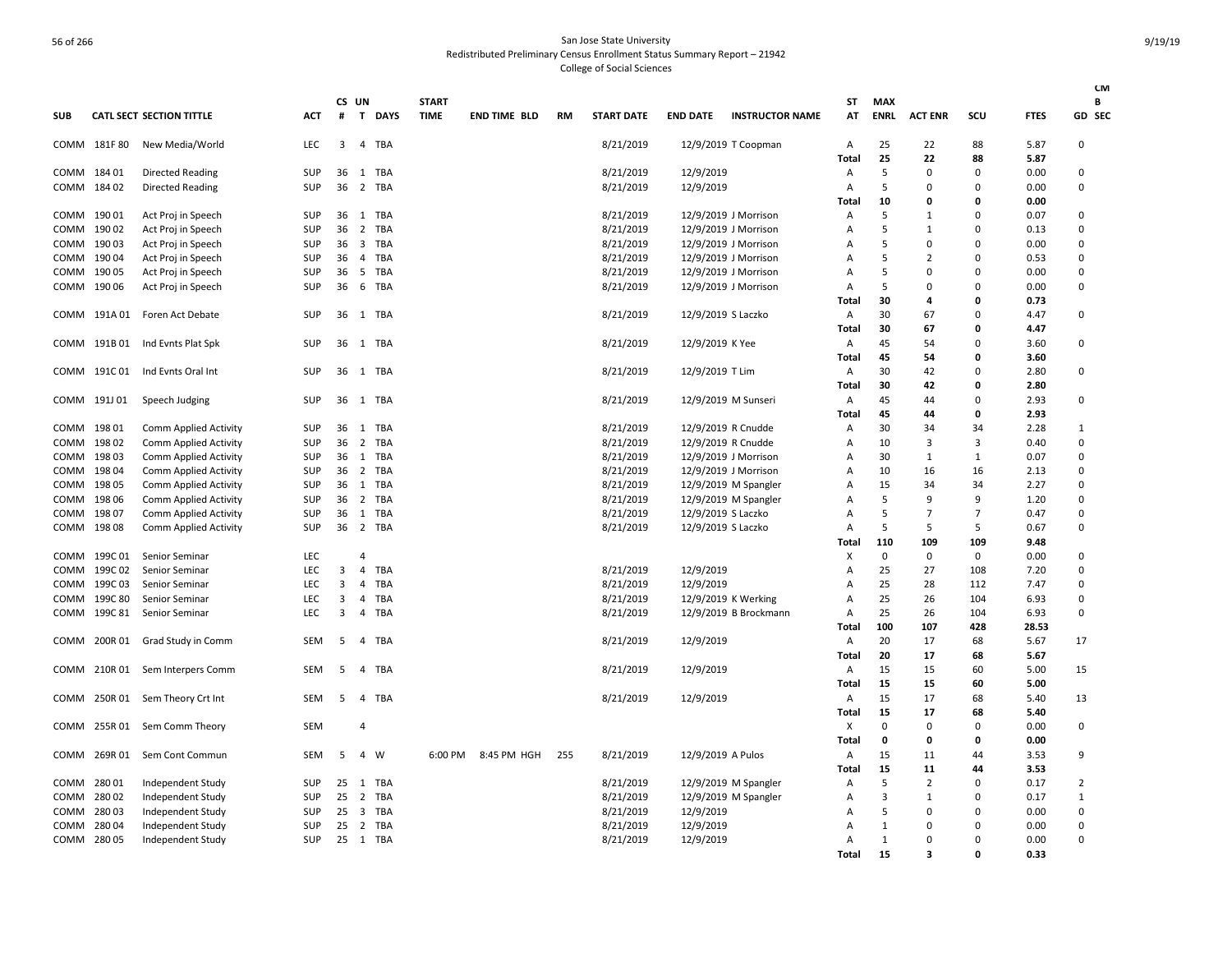San Jose State University
Redistributed Preliminary Census Enrollment Status Summary Report – 21942
College of Social Sciences

| SUB | CATL SECT | SECTION TITTLE | ACT | CS # | UN T | DAYS | START TIME | END TIME | BLD | RM | START DATE | END DATE | INSTRUCTOR NAME | ST AT | MAX ENRL | ACT ENR | SCU | FTES | CM B GD SEC |
|---|---|---|---|---|---|---|---|---|---|---|---|---|---|---|---|---|---|---|---|
| COMM | 181F 80 | New Media/World | LEC | 3 | 4 | TBA | | | | | 8/21/2019 | 12/9/2019 | T Coopman | A | 25 | 22 | 88 | 5.87 | 0 |
| | | | | | | | | | | | | | | Total | 25 | 22 | 88 | 5.87 | |
| COMM | 184 01 | Directed Reading | SUP | 36 | 1 | TBA | | | | | 8/21/2019 | 12/9/2019 | | A | 5 | 0 | 0 | 0.00 | 0 |
| COMM | 184 02 | Directed Reading | SUP | 36 | 2 | TBA | | | | | 8/21/2019 | 12/9/2019 | | A | 5 | 0 | 0 | 0.00 | 0 |
| | | | | | | | | | | | | | | Total | 10 | 0 | 0 | 0.00 | |
| COMM | 190 01 | Act Proj in Speech | SUP | 36 | 1 | TBA | | | | | 8/21/2019 | 12/9/2019 | J Morrison | A | 5 | 1 | 0 | 0.07 | 0 |
| COMM | 190 02 | Act Proj in Speech | SUP | 36 | 2 | TBA | | | | | 8/21/2019 | 12/9/2019 | J Morrison | A | 5 | 1 | 0 | 0.13 | 0 |
| COMM | 190 03 | Act Proj in Speech | SUP | 36 | 3 | TBA | | | | | 8/21/2019 | 12/9/2019 | J Morrison | A | 5 | 0 | 0 | 0.00 | 0 |
| COMM | 190 04 | Act Proj in Speech | SUP | 36 | 4 | TBA | | | | | 8/21/2019 | 12/9/2019 | J Morrison | A | 5 | 2 | 0 | 0.53 | 0 |
| COMM | 190 05 | Act Proj in Speech | SUP | 36 | 5 | TBA | | | | | 8/21/2019 | 12/9/2019 | J Morrison | A | 5 | 0 | 0 | 0.00 | 0 |
| COMM | 190 06 | Act Proj in Speech | SUP | 36 | 6 | TBA | | | | | 8/21/2019 | 12/9/2019 | J Morrison | A | 5 | 0 | 0 | 0.00 | 0 |
| | | | | | | | | | | | | | | Total | 30 | 4 | 0 | 0.73 | |
| COMM | 191A 01 | Foren Act Debate | SUP | 36 | 1 | TBA | | | | | 8/21/2019 | 12/9/2019 | S Laczko | A | 30 | 67 | 0 | 4.47 | 0 |
| | | | | | | | | | | | | | | Total | 30 | 67 | 0 | 4.47 | |
| COMM | 191B 01 | Ind Evnts Plat Spk | SUP | 36 | 1 | TBA | | | | | 8/21/2019 | 12/9/2019 | K Yee | A | 45 | 54 | 0 | 3.60 | 0 |
| | | | | | | | | | | | | | | Total | 45 | 54 | 0 | 3.60 | |
| COMM | 191C 01 | Ind Evnts Oral Int | SUP | 36 | 1 | TBA | | | | | 8/21/2019 | 12/9/2019 | T Lim | A | 30 | 42 | 0 | 2.80 | 0 |
| | | | | | | | | | | | | | | Total | 30 | 42 | 0 | 2.80 | |
| COMM | 191J 01 | Speech Judging | SUP | 36 | 1 | TBA | | | | | 8/21/2019 | 12/9/2019 | M Sunseri | A | 45 | 44 | 0 | 2.93 | 0 |
| | | | | | | | | | | | | | | Total | 45 | 44 | 0 | 2.93 | |
| COMM | 198 01 | Comm Applied Activity | SUP | 36 | 1 | TBA | | | | | 8/21/2019 | 12/9/2019 | R Cnudde | A | 30 | 34 | 34 | 2.28 | 1 |
| COMM | 198 02 | Comm Applied Activity | SUP | 36 | 2 | TBA | | | | | 8/21/2019 | 12/9/2019 | R Cnudde | A | 10 | 3 | 3 | 0.40 | 0 |
| COMM | 198 03 | Comm Applied Activity | SUP | 36 | 1 | TBA | | | | | 8/21/2019 | 12/9/2019 | J Morrison | A | 30 | 1 | 1 | 0.07 | 0 |
| COMM | 198 04 | Comm Applied Activity | SUP | 36 | 2 | TBA | | | | | 8/21/2019 | 12/9/2019 | J Morrison | A | 10 | 16 | 16 | 2.13 | 0 |
| COMM | 198 05 | Comm Applied Activity | SUP | 36 | 1 | TBA | | | | | 8/21/2019 | 12/9/2019 | M Spangler | A | 15 | 34 | 34 | 2.27 | 0 |
| COMM | 198 06 | Comm Applied Activity | SUP | 36 | 2 | TBA | | | | | 8/21/2019 | 12/9/2019 | M Spangler | A | 5 | 9 | 9 | 1.20 | 0 |
| COMM | 198 07 | Comm Applied Activity | SUP | 36 | 1 | TBA | | | | | 8/21/2019 | 12/9/2019 | S Laczko | A | 5 | 7 | 7 | 0.47 | 0 |
| COMM | 198 08 | Comm Applied Activity | SUP | 36 | 2 | TBA | | | | | 8/21/2019 | 12/9/2019 | S Laczko | A | 5 | 5 | 5 | 0.67 | 0 |
| | | | | | | | | | | | | | | Total | 110 | 109 | 109 | 9.48 | |
| COMM | 199C 01 | Senior Seminar | LEC | | 4 | | | | | | | | | X | 0 | 0 | 0 | 0.00 | 0 |
| COMM | 199C 02 | Senior Seminar | LEC | 3 | 4 | TBA | | | | | 8/21/2019 | 12/9/2019 | | A | 25 | 27 | 108 | 7.20 | 0 |
| COMM | 199C 03 | Senior Seminar | LEC | 3 | 4 | TBA | | | | | 8/21/2019 | 12/9/2019 | | A | 25 | 28 | 112 | 7.47 | 0 |
| COMM | 199C 80 | Senior Seminar | LEC | 3 | 4 | TBA | | | | | 8/21/2019 | 12/9/2019 | K Werking | A | 25 | 26 | 104 | 6.93 | 0 |
| COMM | 199C 81 | Senior Seminar | LEC | 3 | 4 | TBA | | | | | 8/21/2019 | 12/9/2019 | B Brockmann | A | 25 | 26 | 104 | 6.93 | 0 |
| | | | | | | | | | | | | | | Total | 100 | 107 | 428 | 28.53 | |
| COMM | 200R 01 | Grad Study in Comm | SEM | 5 | 4 | TBA | | | | | 8/21/2019 | 12/9/2019 | | A | 20 | 17 | 68 | 5.67 | 17 |
| | | | | | | | | | | | | | | Total | 20 | 17 | 68 | 5.67 | |
| COMM | 210R 01 | Sem Interpers Comm | SEM | 5 | 4 | TBA | | | | | 8/21/2019 | 12/9/2019 | | A | 15 | 15 | 60 | 5.00 | 15 |
| | | | | | | | | | | | | | | Total | 15 | 15 | 60 | 5.00 | |
| COMM | 250R 01 | Sem Theory Crt Int | SEM | 5 | 4 | TBA | | | | | 8/21/2019 | 12/9/2019 | | A | 15 | 17 | 68 | 5.40 | 13 |
| | | | | | | | | | | | | | | Total | 15 | 17 | 68 | 5.40 | |
| COMM | 255R 01 | Sem Comm Theory | SEM | | 4 | | | | | | | | | X | 0 | 0 | 0 | 0.00 | 0 |
| | | | | | | | | | | | | | | Total | 0 | 0 | 0 | 0.00 | |
| COMM | 269R 01 | Sem Cont Commun | SEM | 5 | 4 | W | 6:00 PM | 8:45 PM | HGH | 255 | 8/21/2019 | 12/9/2019 | A Pulos | A | 15 | 11 | 44 | 3.53 | 9 |
| | | | | | | | | | | | | | | Total | 15 | 11 | 44 | 3.53 | |
| COMM | 280 01 | Independent Study | SUP | 25 | 1 | TBA | | | | | 8/21/2019 | 12/9/2019 | M Spangler | A | 5 | 2 | 0 | 0.17 | 2 |
| COMM | 280 02 | Independent Study | SUP | 25 | 2 | TBA | | | | | 8/21/2019 | 12/9/2019 | M Spangler | A | 3 | 1 | 0 | 0.17 | 1 |
| COMM | 280 03 | Independent Study | SUP | 25 | 3 | TBA | | | | | 8/21/2019 | 12/9/2019 | | A | 5 | 0 | 0 | 0.00 | 0 |
| COMM | 280 04 | Independent Study | SUP | 25 | 2 | TBA | | | | | 8/21/2019 | 12/9/2019 | | A | 1 | 0 | 0 | 0.00 | 0 |
| COMM | 280 05 | Independent Study | SUP | 25 | 1 | TBA | | | | | 8/21/2019 | 12/9/2019 | | A | 1 | 0 | 0 | 0.00 | 0 |
| | | | | | | | | | | | | | | Total | 15 | 3 | 0 | 0.33 | |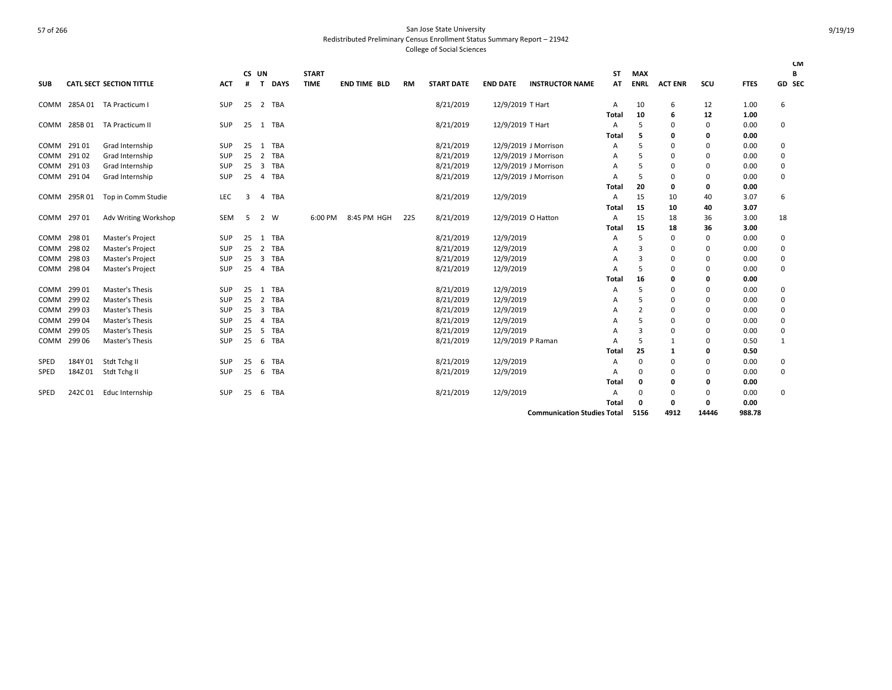# San Jose State University
## Redistributed Preliminary Census Enrollment Status Summary Report – 21942
### College of Social Sciences

| SUB | CATL | SECT | SECTION TITTLE | ACT | CS # | UN T | DAYS | START TIME | END TIME | BLD | RM | START DATE | END DATE | INSTRUCTOR NAME | ST AT | MAX ENRL | ACT ENR | SCU | FTES | CMB GD SEC |
|---|---|---|---|---|---|---|---|---|---|---|---|---|---|---|---|---|---|---|---|---|
| COMM | 285A | 01 | TA Practicum I | SUP | 25 | 2 | TBA | | | | | 8/21/2019 | 12/9/2019 | T Hart | A | 10 | 6 | 12 | 1.00 | 6 |
| | | | | | | | | | | | | | | | **Total** | **10** | **6** | **12** | **1.00** | |
| COMM | 285B | 01 | TA Practicum II | SUP | 25 | 1 | TBA | | | | | 8/21/2019 | 12/9/2019 | T Hart | A | 5 | 0 | 0 | 0.00 | 0 |
| | | | | | | | | | | | | | | | **Total** | **5** | **0** | **0** | **0.00** | |
| COMM | 291 | 01 | Grad Internship | SUP | 25 | 1 | TBA | | | | | 8/21/2019 | 12/9/2019 | J Morrison | A | 5 | 0 | 0 | 0.00 | 0 |
| COMM | 291 | 02 | Grad Internship | SUP | 25 | 2 | TBA | | | | | 8/21/2019 | 12/9/2019 | J Morrison | A | 5 | 0 | 0 | 0.00 | 0 |
| COMM | 291 | 03 | Grad Internship | SUP | 25 | 3 | TBA | | | | | 8/21/2019 | 12/9/2019 | J Morrison | A | 5 | 0 | 0 | 0.00 | 0 |
| COMM | 291 | 04 | Grad Internship | SUP | 25 | 4 | TBA | | | | | 8/21/2019 | 12/9/2019 | J Morrison | A | 5 | 0 | 0 | 0.00 | 0 |
| | | | | | | | | | | | | | | | **Total** | **20** | **0** | **0** | **0.00** | |
| COMM | 295R | 01 | Top in Comm Studie | LEC | 3 | 4 | TBA | | | | | 8/21/2019 | 12/9/2019 | | A | 15 | 10 | 40 | 3.07 | 6 |
| | | | | | | | | | | | | | | | **Total** | **15** | **10** | **40** | **3.07** | |
| COMM | 297 | 01 | Adv Writing Workshop | SEM | 5 | 2 | W | 6:00 PM | 8:45 PM | HGH | 225 | 8/21/2019 | 12/9/2019 | O Hatton | A | 15 | 18 | 36 | 3.00 | 18 |
| | | | | | | | | | | | | | | | **Total** | **15** | **18** | **36** | **3.00** | |
| COMM | 298 | 01 | Master's Project | SUP | 25 | 1 | TBA | | | | | 8/21/2019 | 12/9/2019 | | A | 5 | 0 | 0 | 0.00 | 0 |
| COMM | 298 | 02 | Master's Project | SUP | 25 | 2 | TBA | | | | | 8/21/2019 | 12/9/2019 | | A | 3 | 0 | 0 | 0.00 | 0 |
| COMM | 298 | 03 | Master's Project | SUP | 25 | 3 | TBA | | | | | 8/21/2019 | 12/9/2019 | | A | 3 | 0 | 0 | 0.00 | 0 |
| COMM | 298 | 04 | Master's Project | SUP | 25 | 4 | TBA | | | | | 8/21/2019 | 12/9/2019 | | A | 5 | 0 | 0 | 0.00 | 0 |
| | | | | | | | | | | | | | | | **Total** | **16** | **0** | **0** | **0.00** | |
| COMM | 299 | 01 | Master's Thesis | SUP | 25 | 1 | TBA | | | | | 8/21/2019 | 12/9/2019 | | A | 5 | 0 | 0 | 0.00 | 0 |
| COMM | 299 | 02 | Master's Thesis | SUP | 25 | 2 | TBA | | | | | 8/21/2019 | 12/9/2019 | | A | 5 | 0 | 0 | 0.00 | 0 |
| COMM | 299 | 03 | Master's Thesis | SUP | 25 | 3 | TBA | | | | | 8/21/2019 | 12/9/2019 | | A | 2 | 0 | 0 | 0.00 | 0 |
| COMM | 299 | 04 | Master's Thesis | SUP | 25 | 4 | TBA | | | | | 8/21/2019 | 12/9/2019 | | A | 5 | 0 | 0 | 0.00 | 0 |
| COMM | 299 | 05 | Master's Thesis | SUP | 25 | 5 | TBA | | | | | 8/21/2019 | 12/9/2019 | | A | 3 | 0 | 0 | 0.00 | 0 |
| COMM | 299 | 06 | Master's Thesis | SUP | 25 | 6 | TBA | | | | | 8/21/2019 | 12/9/2019 | P Raman | A | 5 | 1 | 0 | 0.50 | 1 |
| | | | | | | | | | | | | | | | **Total** | **25** | **1** | **0** | **0.50** | |
| SPED | 184Y | 01 | Stdt Tchg II | SUP | 25 | 6 | TBA | | | | | 8/21/2019 | 12/9/2019 | | A | 0 | 0 | 0 | 0.00 | 0 |
| SPED | 184Z | 01 | Stdt Tchg II | SUP | 25 | 6 | TBA | | | | | 8/21/2019 | 12/9/2019 | | A | 0 | 0 | 0 | 0.00 | 0 |
| | | | | | | | | | | | | | | | **Total** | **0** | **0** | **0** | **0.00** | |
| SPED | 242C | 01 | Educ Internship | SUP | 25 | 6 | TBA | | | | | 8/21/2019 | 12/9/2019 | | A | 0 | 0 | 0 | 0.00 | 0 |
| | | | | | | | | | | | | | | | **Total** | **0** | **0** | **0** | **0.00** | |
| | | | | | | | | | | | | | | **Communication Studies Total** | | **5156** | **4912** | **14446** | **988.78** | |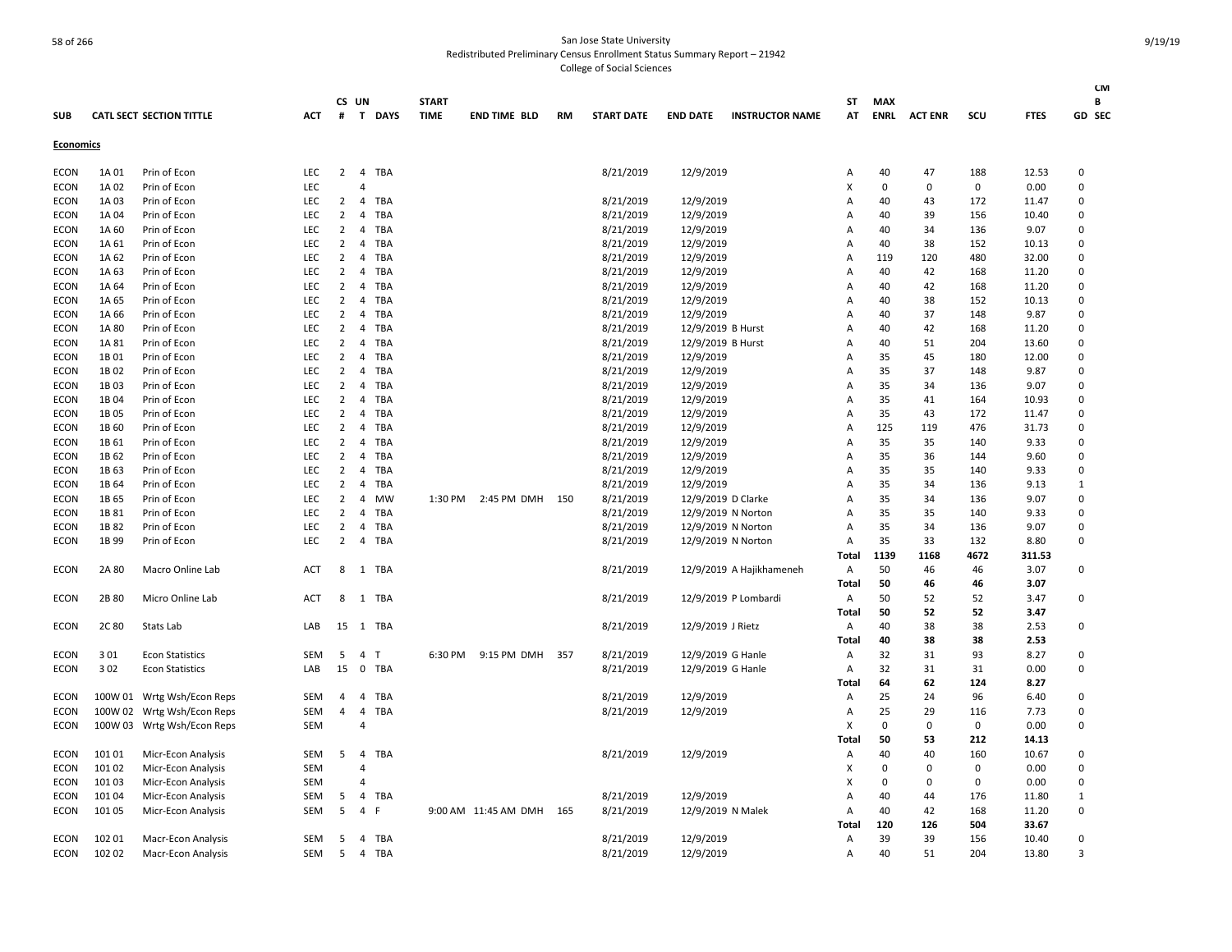San Jose State University
Redistributed Preliminary Census Enrollment Status Summary Report – 21942
College of Social Sciences

| SUB | CATL SECT | SECTION TITTLE | ACT | CS # | UN T | DAYS | START TIME | END TIME | BLD | RM | START DATE | END DATE | INSTRUCTOR NAME | ST AT | MAX ENRL | ACT ENR | SCU | FTES | GD | CMB SEC |
|---|---|---|---|---|---|---|---|---|---|---|---|---|---|---|---|---|---|---|---|---|
| **Economics** | | | | | | | | | | | | | | | | | | | | |
| ECON | 1A 01 | Prin of Econ | LEC | 2 | 4 | TBA | | | | | 8/21/2019 | 12/9/2019 | | A | 40 | 47 | 188 | 12.53 | 0 | |
| ECON | 1A 02 | Prin of Econ | LEC | | 4 | | | | | | | | | X | 0 | 0 | 0 | 0.00 | 0 | |
| ECON | 1A 03 | Prin of Econ | LEC | 2 | 4 | TBA | | | | | 8/21/2019 | 12/9/2019 | | A | 40 | 43 | 172 | 11.47 | 0 | |
| ECON | 1A 04 | Prin of Econ | LEC | 2 | 4 | TBA | | | | | 8/21/2019 | 12/9/2019 | | A | 40 | 39 | 156 | 10.40 | 0 | |
| ECON | 1A 60 | Prin of Econ | LEC | 2 | 4 | TBA | | | | | 8/21/2019 | 12/9/2019 | | A | 40 | 34 | 136 | 9.07 | 0 | |
| ECON | 1A 61 | Prin of Econ | LEC | 2 | 4 | TBA | | | | | 8/21/2019 | 12/9/2019 | | A | 40 | 38 | 152 | 10.13 | 0 | |
| ECON | 1A 62 | Prin of Econ | LEC | 2 | 4 | TBA | | | | | 8/21/2019 | 12/9/2019 | | A | 119 | 120 | 480 | 32.00 | 0 | |
| ECON | 1A 63 | Prin of Econ | LEC | 2 | 4 | TBA | | | | | 8/21/2019 | 12/9/2019 | | A | 40 | 42 | 168 | 11.20 | 0 | |
| ECON | 1A 64 | Prin of Econ | LEC | 2 | 4 | TBA | | | | | 8/21/2019 | 12/9/2019 | | A | 40 | 42 | 168 | 11.20 | 0 | |
| ECON | 1A 65 | Prin of Econ | LEC | 2 | 4 | TBA | | | | | 8/21/2019 | 12/9/2019 | | A | 40 | 38 | 152 | 10.13 | 0 | |
| ECON | 1A 66 | Prin of Econ | LEC | 2 | 4 | TBA | | | | | 8/21/2019 | 12/9/2019 | | A | 40 | 37 | 148 | 9.87 | 0 | |
| ECON | 1A 80 | Prin of Econ | LEC | 2 | 4 | TBA | | | | | 8/21/2019 | 12/9/2019 | B Hurst | A | 40 | 42 | 168 | 11.20 | 0 | |
| ECON | 1A 81 | Prin of Econ | LEC | 2 | 4 | TBA | | | | | 8/21/2019 | 12/9/2019 | B Hurst | A | 40 | 51 | 204 | 13.60 | 0 | |
| ECON | 1B 01 | Prin of Econ | LEC | 2 | 4 | TBA | | | | | 8/21/2019 | 12/9/2019 | | A | 35 | 45 | 180 | 12.00 | 0 | |
| ECON | 1B 02 | Prin of Econ | LEC | 2 | 4 | TBA | | | | | 8/21/2019 | 12/9/2019 | | A | 35 | 37 | 148 | 9.87 | 0 | |
| ECON | 1B 03 | Prin of Econ | LEC | 2 | 4 | TBA | | | | | 8/21/2019 | 12/9/2019 | | A | 35 | 34 | 136 | 9.07 | 0 | |
| ECON | 1B 04 | Prin of Econ | LEC | 2 | 4 | TBA | | | | | 8/21/2019 | 12/9/2019 | | A | 35 | 41 | 164 | 10.93 | 0 | |
| ECON | 1B 05 | Prin of Econ | LEC | 2 | 4 | TBA | | | | | 8/21/2019 | 12/9/2019 | | A | 35 | 43 | 172 | 11.47 | 0 | |
| ECON | 1B 60 | Prin of Econ | LEC | 2 | 4 | TBA | | | | | 8/21/2019 | 12/9/2019 | | A | 125 | 119 | 476 | 31.73 | 0 | |
| ECON | 1B 61 | Prin of Econ | LEC | 2 | 4 | TBA | | | | | 8/21/2019 | 12/9/2019 | | A | 35 | 35 | 140 | 9.33 | 0 | |
| ECON | 1B 62 | Prin of Econ | LEC | 2 | 4 | TBA | | | | | 8/21/2019 | 12/9/2019 | | A | 35 | 36 | 144 | 9.60 | 0 | |
| ECON | 1B 63 | Prin of Econ | LEC | 2 | 4 | TBA | | | | | 8/21/2019 | 12/9/2019 | | A | 35 | 35 | 140 | 9.33 | 0 | |
| ECON | 1B 64 | Prin of Econ | LEC | 2 | 4 | TBA | | | | | 8/21/2019 | 12/9/2019 | | A | 35 | 34 | 136 | 9.13 | 1 | |
| ECON | 1B 65 | Prin of Econ | LEC | 2 | 4 | MW | 1:30 PM | 2:45 PM | DMH | 150 | 8/21/2019 | 12/9/2019 | D Clarke | A | 35 | 34 | 136 | 9.07 | 0 | |
| ECON | 1B 81 | Prin of Econ | LEC | 2 | 4 | TBA | | | | | 8/21/2019 | 12/9/2019 | N Norton | A | 35 | 35 | 140 | 9.33 | 0 | |
| ECON | 1B 82 | Prin of Econ | LEC | 2 | 4 | TBA | | | | | 8/21/2019 | 12/9/2019 | N Norton | A | 35 | 34 | 136 | 9.07 | 0 | |
| ECON | 1B 99 | Prin of Econ | LEC | 2 | 4 | TBA | | | | | 8/21/2019 | 12/9/2019 | N Norton | A | 35 | 33 | 132 | 8.80 | 0 | |
| | | | | | | | | | | | | | | **Total** | **1139** | **1168** | **4672** | **311.53** | | |
| ECON | 2A 80 | Macro Online Lab | ACT | 8 | 1 | TBA | | | | | 8/21/2019 | 12/9/2019 | A Hajikhameneh | A | 50 | 46 | 46 | 3.07 | 0 | |
| | | | | | | | | | | | | | | **Total** | **50** | **46** | **46** | **3.07** | | |
| ECON | 2B 80 | Micro Online Lab | ACT | 8 | 1 | TBA | | | | | 8/21/2019 | 12/9/2019 | P Lombardi | A | 50 | 52 | 52 | 3.47 | 0 | |
| | | | | | | | | | | | | | | **Total** | **50** | **52** | **52** | **3.47** | | |
| ECON | 2C 80 | Stats Lab | LAB | 15 | 1 | TBA | | | | | 8/21/2019 | 12/9/2019 | J Rietz | A | 40 | 38 | 38 | 2.53 | 0 | |
| | | | | | | | | | | | | | | **Total** | **40** | **38** | **38** | **2.53** | | |
| ECON | 3 01 | Econ Statistics | SEM | 5 | 4 | T | 6:30 PM | 9:15 PM | DMH | 357 | 8/21/2019 | 12/9/2019 | G Hanle | A | 32 | 31 | 93 | 8.27 | 0 | |
| ECON | 3 02 | Econ Statistics | LAB | 15 | 0 | TBA | | | | | 8/21/2019 | 12/9/2019 | G Hanle | A | 32 | 31 | 31 | 0.00 | 0 | |
| | | | | | | | | | | | | | | **Total** | **64** | **62** | **124** | **8.27** | | |
| ECON | 100W 01 | Wrtg Wsh/Econ Reps | SEM | 4 | 4 | TBA | | | | | 8/21/2019 | 12/9/2019 | | A | 25 | 24 | 96 | 6.40 | 0 | |
| ECON | 100W 02 | Wrtg Wsh/Econ Reps | SEM | 4 | 4 | TBA | | | | | 8/21/2019 | 12/9/2019 | | A | 25 | 29 | 116 | 7.73 | 0 | |
| ECON | 100W 03 | Wrtg Wsh/Econ Reps | SEM | | 4 | | | | | | | | | X | 0 | 0 | 0 | 0.00 | 0 | |
| | | | | | | | | | | | | | | **Total** | **50** | **53** | **212** | **14.13** | | |
| ECON | 101 01 | Micr-Econ Analysis | SEM | 5 | 4 | TBA | | | | | 8/21/2019 | 12/9/2019 | | A | 40 | 40 | 160 | 10.67 | 0 | |
| ECON | 101 02 | Micr-Econ Analysis | SEM | | 4 | | | | | | | | | X | 0 | 0 | 0 | 0.00 | 0 | |
| ECON | 101 03 | Micr-Econ Analysis | SEM | | 4 | | | | | | | | | X | 0 | 0 | 0 | 0.00 | 0 | |
| ECON | 101 04 | Micr-Econ Analysis | SEM | 5 | 4 | TBA | | | | | 8/21/2019 | 12/9/2019 | | A | 40 | 44 | 176 | 11.80 | 1 | |
| ECON | 101 05 | Micr-Econ Analysis | SEM | 5 | 4 | F | 9:00 AM | 11:45 AM | DMH | 165 | 8/21/2019 | 12/9/2019 | N Malek | A | 40 | 42 | 168 | 11.20 | 0 | |
| | | | | | | | | | | | | | | **Total** | **120** | **126** | **504** | **33.67** | | |
| ECON | 102 01 | Macr-Econ Analysis | SEM | 5 | 4 | TBA | | | | | 8/21/2019 | 12/9/2019 | | A | 39 | 39 | 156 | 10.40 | 0 | |
| ECON | 102 02 | Macr-Econ Analysis | SEM | 5 | 4 | TBA | | | | | 8/21/2019 | 12/9/2019 | | A | 40 | 51 | 204 | 13.80 | 3 | |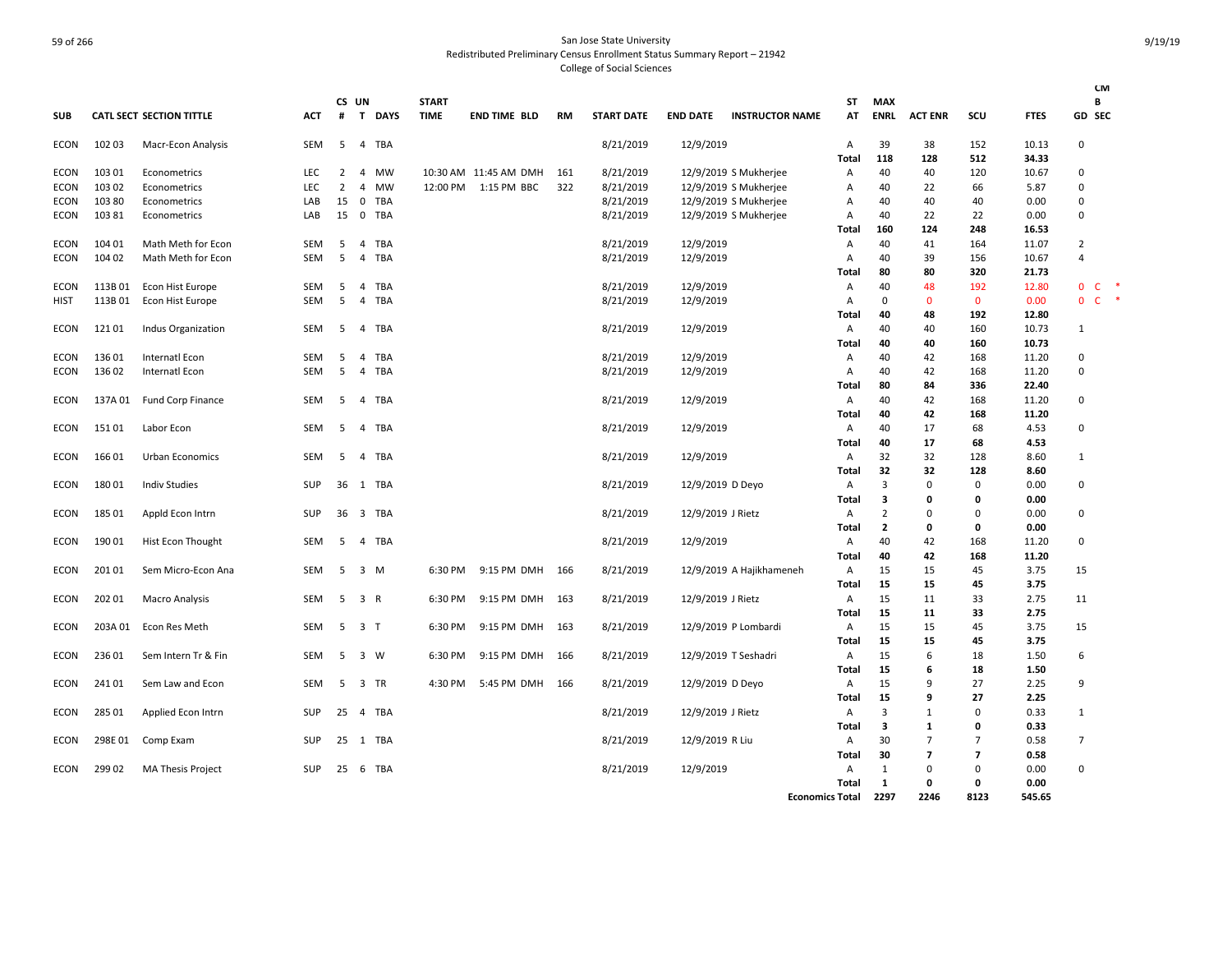San Jose State University
Redistributed Preliminary Census Enrollment Status Summary Report – 21942
College of Social Sciences

| SUB | CATL SECT | SECTION TITTLE | ACT | CS # | UN T | DAYS | START TIME | END TIME | BLD | RM | START DATE | END DATE | INSTRUCTOR NAME | ST AT | MAX ENRL | ACT ENR | SCU | FTES | GD | CM B SEC |
|---|---|---|---|---|---|---|---|---|---|---|---|---|---|---|---|---|---|---|---|---|
| ECON | 102 03 | Macr-Econ Analysis | SEM | 5 | 4 | TBA | | | | | 8/21/2019 | 12/9/2019 | | A | 39 | 38 | 152 | 10.13 | 0 | |
| | | | | | | | | | | | | | | **Total** | **118** | **128** | **512** | **34.33** | | |
| ECON | 103 01 | Econometrics | LEC | 2 | 4 | MW | 10:30 AM | 11:45 AM | DMH | 161 | 8/21/2019 | 12/9/2019 | S Mukherjee | A | 40 | 40 | 120 | 10.67 | 0 | |
| ECON | 103 02 | Econometrics | LEC | 2 | 4 | MW | 12:00 PM | 1:15 PM | BBC | 322 | 8/21/2019 | 12/9/2019 | S Mukherjee | A | 40 | 22 | 66 | 5.87 | 0 | |
| ECON | 103 80 | Econometrics | LAB | 15 | 0 | TBA | | | | | 8/21/2019 | 12/9/2019 | S Mukherjee | A | 40 | 40 | 40 | 0.00 | 0 | |
| ECON | 103 81 | Econometrics | LAB | 15 | 0 | TBA | | | | | 8/21/2019 | 12/9/2019 | S Mukherjee | A | 40 | 22 | 22 | 0.00 | 0 | |
| | | | | | | | | | | | | | | **Total** | **160** | **124** | **248** | **16.53** | | |
| ECON | 104 01 | Math Meth for Econ | SEM | 5 | 4 | TBA | | | | | 8/21/2019 | 12/9/2019 | | A | 40 | 41 | 164 | 11.07 | 2 | |
| ECON | 104 02 | Math Meth for Econ | SEM | 5 | 4 | TBA | | | | | 8/21/2019 | 12/9/2019 | | A | 40 | 39 | 156 | 10.67 | 4 | |
| | | | | | | | | | | | | | | **Total** | **80** | **80** | **320** | **21.73** | | |
| ECON | 113B 01 | Econ Hist Europe | SEM | 5 | 4 | TBA | | | | | 8/21/2019 | 12/9/2019 | | A | 40 | 48 | 192 | 12.80 | 0 | C * |
| HIST | 113B 01 | Econ Hist Europe | SEM | 5 | 4 | TBA | | | | | 8/21/2019 | 12/9/2019 | | A | 0 | 0 | 0 | 0.00 | 0 | C * |
| | | | | | | | | | | | | | | **Total** | **40** | **48** | **192** | **12.80** | | |
| ECON | 121 01 | Indus Organization | SEM | 5 | 4 | TBA | | | | | 8/21/2019 | 12/9/2019 | | A | 40 | 40 | 160 | 10.73 | 1 | |
| | | | | | | | | | | | | | | **Total** | **40** | **40** | **160** | **10.73** | | |
| ECON | 136 01 | Internatl Econ | SEM | 5 | 4 | TBA | | | | | 8/21/2019 | 12/9/2019 | | A | 40 | 42 | 168 | 11.20 | 0 | |
| ECON | 136 02 | Internatl Econ | SEM | 5 | 4 | TBA | | | | | 8/21/2019 | 12/9/2019 | | A | 40 | 42 | 168 | 11.20 | 0 | |
| | | | | | | | | | | | | | | **Total** | **80** | **84** | **336** | **22.40** | | |
| ECON | 137A 01 | Fund Corp Finance | SEM | 5 | 4 | TBA | | | | | 8/21/2019 | 12/9/2019 | | A | 40 | 42 | 168 | 11.20 | 0 | |
| | | | | | | | | | | | | | | **Total** | **40** | **42** | **168** | **11.20** | | |
| ECON | 151 01 | Labor Econ | SEM | 5 | 4 | TBA | | | | | 8/21/2019 | 12/9/2019 | | A | 40 | 17 | 68 | 4.53 | 0 | |
| | | | | | | | | | | | | | | **Total** | **40** | **17** | **68** | **4.53** | | |
| ECON | 166 01 | Urban Economics | SEM | 5 | 4 | TBA | | | | | 8/21/2019 | 12/9/2019 | | A | 32 | 32 | 128 | 8.60 | 1 | |
| | | | | | | | | | | | | | | **Total** | **32** | **32** | **128** | **8.60** | | |
| ECON | 180 01 | Indiv Studies | SUP | 36 | 1 | TBA | | | | | 8/21/2019 | 12/9/2019 | D Deyo | A | 3 | 0 | 0 | 0.00 | 0 | |
| | | | | | | | | | | | | | | **Total** | **3** | **0** | **0** | **0.00** | | |
| ECON | 185 01 | Appld Econ Intrn | SUP | 36 | 3 | TBA | | | | | 8/21/2019 | 12/9/2019 | J Rietz | A | 2 | 0 | 0 | 0.00 | 0 | |
| | | | | | | | | | | | | | | **Total** | **2** | **0** | **0** | **0.00** | | |
| ECON | 190 01 | Hist Econ Thought | SEM | 5 | 4 | TBA | | | | | 8/21/2019 | 12/9/2019 | | A | 40 | 42 | 168 | 11.20 | 0 | |
| | | | | | | | | | | | | | | **Total** | **40** | **42** | **168** | **11.20** | | |
| ECON | 201 01 | Sem Micro-Econ Ana | SEM | 5 | 3 | M | 6:30 PM | 9:15 PM | DMH | 166 | 8/21/2019 | 12/9/2019 | A Hajikhameneh | A | 15 | 15 | 45 | 3.75 | 15 | |
| | | | | | | | | | | | | | | **Total** | **15** | **15** | **45** | **3.75** | | |
| ECON | 202 01 | Macro Analysis | SEM | 5 | 3 | R | 6:30 PM | 9:15 PM | DMH | 163 | 8/21/2019 | 12/9/2019 | J Rietz | A | 15 | 11 | 33 | 2.75 | 11 | |
| | | | | | | | | | | | | | | **Total** | **15** | **11** | **33** | **2.75** | | |
| ECON | 203A 01 | Econ Res Meth | SEM | 5 | 3 | T | 6:30 PM | 9:15 PM | DMH | 163 | 8/21/2019 | 12/9/2019 | P Lombardi | A | 15 | 15 | 45 | 3.75 | 15 | |
| | | | | | | | | | | | | | | **Total** | **15** | **15** | **45** | **3.75** | | |
| ECON | 236 01 | Sem Intern Tr & Fin | SEM | 5 | 3 | W | 6:30 PM | 9:15 PM | DMH | 166 | 8/21/2019 | 12/9/2019 | T Seshadri | A | 15 | 6 | 18 | 1.50 | 6 | |
| | | | | | | | | | | | | | | **Total** | **15** | **6** | **18** | **1.50** | | |
| ECON | 241 01 | Sem Law and Econ | SEM | 5 | 3 | TR | 4:30 PM | 5:45 PM | DMH | 166 | 8/21/2019 | 12/9/2019 | D Deyo | A | 15 | 9 | 27 | 2.25 | 9 | |
| | | | | | | | | | | | | | | **Total** | **15** | **9** | **27** | **2.25** | | |
| ECON | 285 01 | Applied Econ Intrn | SUP | 25 | 4 | TBA | | | | | 8/21/2019 | 12/9/2019 | J Rietz | A | 3 | 1 | 0 | 0.33 | 1 | |
| | | | | | | | | | | | | | | **Total** | **3** | **1** | **0** | **0.33** | | |
| ECON | 298E 01 | Comp Exam | SUP | 25 | 1 | TBA | | | | | 8/21/2019 | 12/9/2019 | R Liu | A | 30 | 7 | 7 | 0.58 | 7 | |
| | | | | | | | | | | | | | | **Total** | **30** | **7** | **7** | **0.58** | | |
| ECON | 299 02 | MA Thesis Project | SUP | 25 | 6 | TBA | | | | | 8/21/2019 | 12/9/2019 | | A | 1 | 0 | 0 | 0.00 | 0 | |
| | | | | | | | | | | | | | | **Total** | **1** | **0** | **0** | **0.00** | | |
| | | | | | | | | | | | | | **Economics Total** | | **2297** | **2246** | **8123** | **545.65** | | |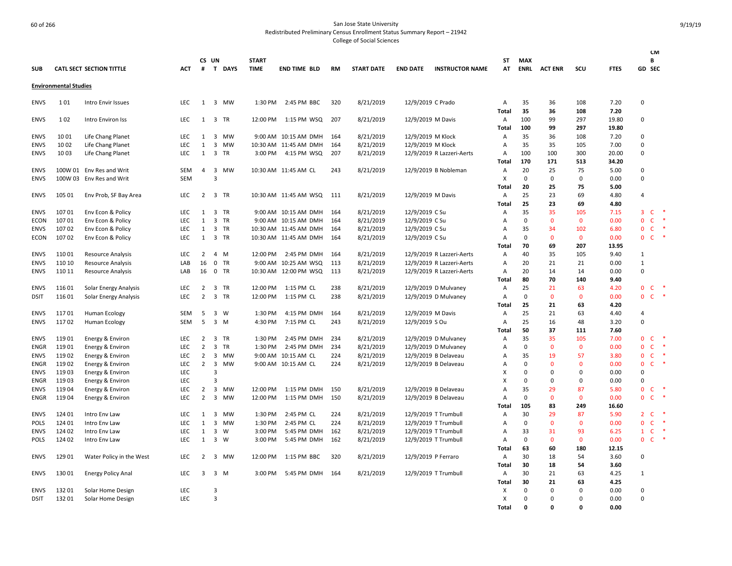San Jose State University
Redistributed Preliminary Census Enrollment Status Summary Report – 21942
College of Social Sciences

9/19/19

## Environmental Studies

| SUB | CATL SECT | SECTION TITTLE | ACT | CS # | UN T | DAYS | START TIME | END TIME | BLD | RM | START DATE | END DATE | INSTRUCTOR NAME | ST AT | MAX ENRL | ACT ENR | SCU | FTES | GD | CMB SEC | |
|---|---|---|---|---|---|---|---|---|---|---|---|---|---|---|---|---|---|---|---|---|---|
| ENVS | 1 01 | Intro Envir Issues | LEC | 1 | 3 | MW | 1:30 PM | 2:45 PM | BBC | 320 | 8/21/2019 | 12/9/2019 | C Prado | A | 35 | 36 | 108 | 7.20 | 0 | | |
| | | | | | | | | | | | | | | Total | 35 | 36 | 108 | 7.20 | | | |
| ENVS | 1 02 | Intro Environ Iss | LEC | 1 | 3 | TR | 12:00 PM | 1:15 PM | WSQ | 207 | 8/21/2019 | 12/9/2019 | M Davis | A | 100 | 99 | 297 | 19.80 | 0 | | |
| | | | | | | | | | | | | | | Total | 100 | 99 | 297 | 19.80 | | | |
| ENVS | 10 01 | Life Chang Planet | LEC | 1 | 3 | MW | 9:00 AM | 10:15 AM | DMH | 164 | 8/21/2019 | 12/9/2019 | M Klock | A | 35 | 36 | 108 | 7.20 | 0 | | |
| ENVS | 10 02 | Life Chang Planet | LEC | 1 | 3 | MW | 10:30 AM | 11:45 AM | DMH | 164 | 8/21/2019 | 12/9/2019 | M Klock | A | 35 | 35 | 105 | 7.00 | 0 | | |
| ENVS | 10 03 | Life Chang Planet | LEC | 1 | 3 | TR | 3:00 PM | 4:15 PM | WSQ | 207 | 8/21/2019 | 12/9/2019 | R Lazzeri-Aerts | A | 100 | 100 | 300 | 20.00 | 0 | | |
| | | | | | | | | | | | | | | Total | 170 | 171 | 513 | 34.20 | | | |
| ENVS | 100W 01 | Env Res and Writ | SEM | 4 | 3 | MW | 10:30 AM | 11:45 AM | CL | 243 | 8/21/2019 | 12/9/2019 | B Nobleman | A | 20 | 25 | 75 | 5.00 | 0 | | |
| ENVS | 100W 03 | Env Res and Writ | SEM | | 3 | | | | | | | | | X | 0 | 0 | 0 | 0.00 | 0 | | |
| | | | | | | | | | | | | | | Total | 20 | 25 | 75 | 5.00 | | | |
| ENVS | 105 01 | Env Prob, SF Bay Area | LEC | 2 | 3 | TR | 10:30 AM | 11:45 AM | WSQ | 111 | 8/21/2019 | 12/9/2019 | M Davis | A | 25 | 23 | 69 | 4.80 | 4 | | |
| | | | | | | | | | | | | | | Total | 25 | 23 | 69 | 4.80 | | | |
| ENVS | 107 01 | Env Econ & Policy | LEC | 1 | 3 | TR | 9:00 AM | 10:15 AM | DMH | 164 | 8/21/2019 | 12/9/2019 | C Su | A | 35 | 35 | 105 | 7.15 | 3 | C | * |
| ECON | 107 01 | Env Econ & Policy | LEC | 1 | 3 | TR | 9:00 AM | 10:15 AM | DMH | 164 | 8/21/2019 | 12/9/2019 | C Su | A | 0 | 0 | 0 | 0.00 | 0 | C | * |
| ENVS | 107 02 | Env Econ & Policy | LEC | 1 | 3 | TR | 10:30 AM | 11:45 AM | DMH | 164 | 8/21/2019 | 12/9/2019 | C Su | A | 35 | 34 | 102 | 6.80 | 0 | C | * |
| ECON | 107 02 | Env Econ & Policy | LEC | 1 | 3 | TR | 10:30 AM | 11:45 AM | DMH | 164 | 8/21/2019 | 12/9/2019 | C Su | A | 0 | 0 | 0 | 0.00 | 0 | C | * |
| | | | | | | | | | | | | | | Total | 70 | 69 | 207 | 13.95 | | | |
| ENVS | 110 01 | Resource Analysis | LEC | 2 | 4 | M | 12:00 PM | 2:45 PM | DMH | 164 | 8/21/2019 | 12/9/2019 | R Lazzeri-Aerts | A | 40 | 35 | 105 | 9.40 | 1 | | |
| ENVS | 110 10 | Resource Analysis | LAB | 16 | 0 | TR | 9:00 AM | 10:25 AM | WSQ | 113 | 8/21/2019 | 12/9/2019 | R Lazzeri-Aerts | A | 20 | 21 | 21 | 0.00 | 1 | | |
| ENVS | 110 11 | Resource Analysis | LAB | 16 | 0 | TR | 10:30 AM | 12:00 PM | WSQ | 113 | 8/21/2019 | 12/9/2019 | R Lazzeri-Aerts | A | 20 | 14 | 14 | 0.00 | 0 | | |
| | | | | | | | | | | | | | | Total | 80 | 70 | 140 | 9.40 | | | |
| ENVS | 116 01 | Solar Energy Analysis | LEC | 2 | 3 | TR | 12:00 PM | 1:15 PM | CL | 238 | 8/21/2019 | 12/9/2019 | D Mulvaney | A | 25 | 21 | 63 | 4.20 | 0 | C | * |
| DSIT | 116 01 | Solar Energy Analysis | LEC | 2 | 3 | TR | 12:00 PM | 1:15 PM | CL | 238 | 8/21/2019 | 12/9/2019 | D Mulvaney | A | 0 | 0 | 0 | 0.00 | 0 | C | * |
| | | | | | | | | | | | | | | Total | 25 | 21 | 63 | 4.20 | | | |
| ENVS | 117 01 | Human Ecology | SEM | 5 | 3 | W | 1:30 PM | 4:15 PM | DMH | 164 | 8/21/2019 | 12/9/2019 | M Davis | A | 25 | 21 | 63 | 4.40 | 4 | | |
| ENVS | 117 02 | Human Ecology | SEM | 5 | 3 | M | 4:30 PM | 7:15 PM | CL | 243 | 8/21/2019 | 12/9/2019 | S Ou | A | 25 | 16 | 48 | 3.20 | 0 | | |
| | | | | | | | | | | | | | | Total | 50 | 37 | 111 | 7.60 | | | |
| ENVS | 119 01 | Energy & Environ | LEC | 2 | 3 | TR | 1:30 PM | 2:45 PM | DMH | 234 | 8/21/2019 | 12/9/2019 | D Mulvaney | A | 35 | 35 | 105 | 7.00 | 0 | C | * |
| ENGR | 119 01 | Energy & Environ | LEC | 2 | 3 | TR | 1:30 PM | 2:45 PM | DMH | 234 | 8/21/2019 | 12/9/2019 | D Mulvaney | A | 0 | 0 | 0 | 0.00 | 0 | C | * |
| ENVS | 119 02 | Energy & Environ | LEC | 2 | 3 | MW | 9:00 AM | 10:15 AM | CL | 224 | 8/21/2019 | 12/9/2019 | B Delaveau | A | 35 | 19 | 57 | 3.80 | 0 | C | * |
| ENGR | 119 02 | Energy & Environ | LEC | 2 | 3 | MW | 9:00 AM | 10:15 AM | CL | 224 | 8/21/2019 | 12/9/2019 | B Delaveau | A | 0 | 0 | 0 | 0.00 | 0 | C | * |
| ENVS | 119 03 | Energy & Environ | LEC | | 3 | | | | | | | | | X | 0 | 0 | 0 | 0.00 | 0 | | |
| ENGR | 119 03 | Energy & Environ | LEC | | 3 | | | | | | | | | X | 0 | 0 | 0 | 0.00 | 0 | | |
| ENVS | 119 04 | Energy & Environ | LEC | 2 | 3 | MW | 12:00 PM | 1:15 PM | DMH | 150 | 8/21/2019 | 12/9/2019 | B Delaveau | A | 35 | 29 | 87 | 5.80 | 0 | C | * |
| ENGR | 119 04 | Energy & Environ | LEC | 2 | 3 | MW | 12:00 PM | 1:15 PM | DMH | 150 | 8/21/2019 | 12/9/2019 | B Delaveau | A | 0 | 0 | 0 | 0.00 | 0 | C | * |
| | | | | | | | | | | | | | | Total | 105 | 83 | 249 | 16.60 | | | |
| ENVS | 124 01 | Intro Env Law | LEC | 1 | 3 | MW | 1:30 PM | 2:45 PM | CL | 224 | 8/21/2019 | 12/9/2019 | T Trumbull | A | 30 | 29 | 87 | 5.90 | 2 | C | * |
| POLS | 124 01 | Intro Env Law | LEC | 1 | 3 | MW | 1:30 PM | 2:45 PM | CL | 224 | 8/21/2019 | 12/9/2019 | T Trumbull | A | 0 | 0 | 0 | 0.00 | 0 | C | * |
| ENVS | 124 02 | Intro Env Law | LEC | 1 | 3 | W | 3:00 PM | 5:45 PM | DMH | 162 | 8/21/2019 | 12/9/2019 | T Trumbull | A | 33 | 31 | 93 | 6.25 | 1 | C | * |
| POLS | 124 02 | Intro Env Law | LEC | 1 | 3 | W | 3:00 PM | 5:45 PM | DMH | 162 | 8/21/2019 | 12/9/2019 | T Trumbull | A | 0 | 0 | 0 | 0.00 | 0 | C | * |
| | | | | | | | | | | | | | | Total | 63 | 60 | 180 | 12.15 | | | |
| ENVS | 129 01 | Water Policy in the West | LEC | 2 | 3 | MW | 12:00 PM | 1:15 PM | BBC | 320 | 8/21/2019 | 12/9/2019 | P Ferraro | A | 30 | 18 | 54 | 3.60 | 0 | | |
| | | | | | | | | | | | | | | Total | 30 | 18 | 54 | 3.60 | | | |
| ENVS | 130 01 | Energy Policy Anal | LEC | 3 | 3 | M | 3:00 PM | 5:45 PM | DMH | 164 | 8/21/2019 | 12/9/2019 | T Trumbull | A | 30 | 21 | 63 | 4.25 | 1 | | |
| | | | | | | | | | | | | | | Total | 30 | 21 | 63 | 4.25 | | | |
| ENVS | 132 01 | Solar Home Design | LEC | | 3 | | | | | | | | | X | 0 | 0 | 0 | 0.00 | 0 | | |
| DSIT | 132 01 | Solar Home Design | LEC | | 3 | | | | | | | | | X | 0 | 0 | 0 | 0.00 | 0 | | |
| | | | | | | | | | | | | | | Total | 0 | 0 | 0 | 0.00 | | | |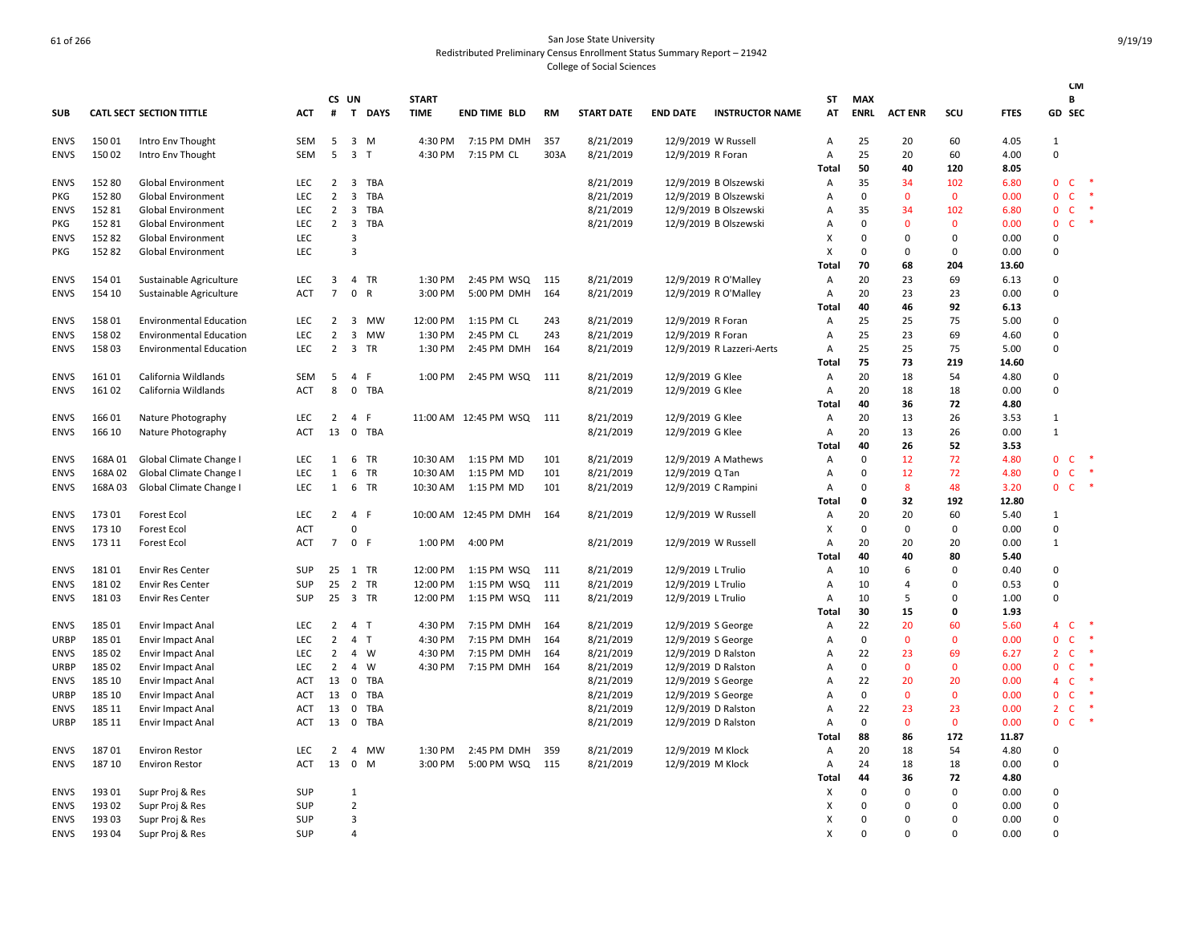San Jose State University
Redistributed Preliminary Census Enrollment Status Summary Report – 21942
College of Social Sciences

| SUB | CATL SECT | SECTION TITTLE | ACT | CS # | UN T | DAYS | START TIME | END TIME | BLD | RM | START DATE | END DATE | INSTRUCTOR NAME | ST AT | MAX ENRL | ACT ENR | SCU | FTES | GD | CM B SEC |
|---|---|---|---|---|---|---|---|---|---|---|---|---|---|---|---|---|---|---|---|---|
| ENVS | 150 01 | Intro Env Thought | SEM | 5 | 3 | M | 4:30 PM | 7:15 PM | DMH | 357 | 8/21/2019 | 12/9/2019 | W Russell | A | 25 | 20 | 60 | 4.05 | 1 | |
| ENVS | 150 02 | Intro Env Thought | SEM | 5 | 3 | T | 4:30 PM | 7:15 PM | CL | 303A | 8/21/2019 | 12/9/2019 | R Foran | A | 25 | 20 | 60 | 4.00 | 0 | |
| | | | | | | | | | | | | | | Total | 50 | 40 | 120 | 8.05 | | |
| ENVS | 152 80 | Global Environment | LEC | 2 | 3 | TBA | | | | | 8/21/2019 | 12/9/2019 | B Olszewski | A | 35 | 34 | 102 | 6.80 | 0 | C * |
| PKG | 152 80 | Global Environment | LEC | 2 | 3 | TBA | | | | | 8/21/2019 | 12/9/2019 | B Olszewski | A | 0 | 0 | 0 | 0.00 | 0 | C * |
| ENVS | 152 81 | Global Environment | LEC | 2 | 3 | TBA | | | | | 8/21/2019 | 12/9/2019 | B Olszewski | A | 35 | 34 | 102 | 6.80 | 0 | C * |
| PKG | 152 81 | Global Environment | LEC | 2 | 3 | TBA | | | | | 8/21/2019 | 12/9/2019 | B Olszewski | A | 0 | 0 | 0 | 0.00 | 0 | C * |
| ENVS | 152 82 | Global Environment | LEC | | 3 | | | | | | | | | X | 0 | 0 | 0 | 0.00 | 0 | |
| PKG | 152 82 | Global Environment | LEC | | 3 | | | | | | | | | X | 0 | 0 | 0 | 0.00 | 0 | |
| | | | | | | | | | | | | | | Total | 70 | 68 | 204 | 13.60 | | |
| ENVS | 154 01 | Sustainable Agriculture | LEC | 3 | 4 | TR | 1:30 PM | 2:45 PM | WSQ | 115 | 8/21/2019 | 12/9/2019 | R O'Malley | A | 20 | 23 | 69 | 6.13 | 0 | |
| ENVS | 154 10 | Sustainable Agriculture | ACT | 7 | 0 | R | 3:00 PM | 5:00 PM | DMH | 164 | 8/21/2019 | 12/9/2019 | R O'Malley | A | 20 | 23 | 23 | 0.00 | 0 | |
| | | | | | | | | | | | | | | Total | 40 | 46 | 92 | 6.13 | | |
| ENVS | 158 01 | Environmental Education | LEC | 2 | 3 | MW | 12:00 PM | 1:15 PM | CL | 243 | 8/21/2019 | 12/9/2019 | R Foran | A | 25 | 25 | 75 | 5.00 | 0 | |
| ENVS | 158 02 | Environmental Education | LEC | 2 | 3 | MW | 1:30 PM | 2:45 PM | CL | 243 | 8/21/2019 | 12/9/2019 | R Foran | A | 25 | 23 | 69 | 4.60 | 0 | |
| ENVS | 158 03 | Environmental Education | LEC | 2 | 3 | TR | 1:30 PM | 2:45 PM | DMH | 164 | 8/21/2019 | 12/9/2019 | R Lazzeri-Aerts | A | 25 | 25 | 75 | 5.00 | 0 | |
| | | | | | | | | | | | | | | Total | 75 | 73 | 219 | 14.60 | | |
| ENVS | 161 01 | California Wildlands | SEM | 5 | 4 | F | 1:00 PM | 2:45 PM | WSQ | 111 | 8/21/2019 | 12/9/2019 | G Klee | A | 20 | 18 | 54 | 4.80 | 0 | |
| ENVS | 161 02 | California Wildlands | ACT | 8 | 0 | TBA | | | | | 8/21/2019 | 12/9/2019 | G Klee | A | 20 | 18 | 18 | 0.00 | 0 | |
| | | | | | | | | | | | | | | Total | 40 | 36 | 72 | 4.80 | | |
| ENVS | 166 01 | Nature Photography | LEC | 2 | 4 | F | 11:00 AM | 12:45 PM | WSQ | 111 | 8/21/2019 | 12/9/2019 | G Klee | A | 20 | 13 | 26 | 3.53 | 1 | |
| ENVS | 166 10 | Nature Photography | ACT | 13 | 0 | TBA | | | | | 8/21/2019 | 12/9/2019 | G Klee | A | 20 | 13 | 26 | 0.00 | 1 | |
| | | | | | | | | | | | | | | Total | 40 | 26 | 52 | 3.53 | | |
| ENVS | 168A 01 | Global Climate Change I | LEC | 1 | 6 | TR | 10:30 AM | 1:15 PM | MD | 101 | 8/21/2019 | 12/9/2019 | A Mathews | A | 0 | 12 | 72 | 4.80 | 0 | C * |
| ENVS | 168A 02 | Global Climate Change I | LEC | 1 | 6 | TR | 10:30 AM | 1:15 PM | MD | 101 | 8/21/2019 | 12/9/2019 | Q Tan | A | 0 | 12 | 72 | 4.80 | 0 | C * |
| ENVS | 168A 03 | Global Climate Change I | LEC | 1 | 6 | TR | 10:30 AM | 1:15 PM | MD | 101 | 8/21/2019 | 12/9/2019 | C Rampini | A | 0 | 8 | 48 | 3.20 | 0 | C * |
| | | | | | | | | | | | | | | Total | 0 | 32 | 192 | 12.80 | | |
| ENVS | 173 01 | Forest Ecol | LEC | 2 | 4 | F | 10:00 AM | 12:45 PM | DMH | 164 | 8/21/2019 | 12/9/2019 | W Russell | A | 20 | 20 | 60 | 5.40 | 1 | |
| ENVS | 173 10 | Forest Ecol | ACT | | 0 | | | | | | | | | X | 0 | 0 | 0 | 0.00 | 0 | |
| ENVS | 173 11 | Forest Ecol | ACT | 7 | 0 | F | 1:00 PM | 4:00 PM | | | 8/21/2019 | 12/9/2019 | W Russell | A | 20 | 20 | 20 | 0.00 | 1 | |
| | | | | | | | | | | | | | | Total | 40 | 40 | 80 | 5.40 | | |
| ENVS | 181 01 | Envir Res Center | SUP | 25 | 1 | TR | 12:00 PM | 1:15 PM | WSQ | 111 | 8/21/2019 | 12/9/2019 | L Trulio | A | 10 | 6 | 0 | 0.40 | 0 | |
| ENVS | 181 02 | Envir Res Center | SUP | 25 | 2 | TR | 12:00 PM | 1:15 PM | WSQ | 111 | 8/21/2019 | 12/9/2019 | L Trulio | A | 10 | 4 | 0 | 0.53 | 0 | |
| ENVS | 181 03 | Envir Res Center | SUP | 25 | 3 | TR | 12:00 PM | 1:15 PM | WSQ | 111 | 8/21/2019 | 12/9/2019 | L Trulio | A | 10 | 5 | 0 | 1.00 | 0 | |
| | | | | | | | | | | | | | | Total | 30 | 15 | 0 | 1.93 | | |
| ENVS | 185 01 | Envir Impact Anal | LEC | 2 | 4 | T | 4:30 PM | 7:15 PM | DMH | 164 | 8/21/2019 | 12/9/2019 | S George | A | 22 | 20 | 60 | 5.60 | 4 | C * |
| URBP | 185 01 | Envir Impact Anal | LEC | 2 | 4 | T | 4:30 PM | 7:15 PM | DMH | 164 | 8/21/2019 | 12/9/2019 | S George | A | 0 | 0 | 0 | 0.00 | 0 | C * |
| ENVS | 185 02 | Envir Impact Anal | LEC | 2 | 4 | W | 4:30 PM | 7:15 PM | DMH | 164 | 8/21/2019 | 12/9/2019 | D Ralston | A | 22 | 23 | 69 | 6.27 | 2 | C * |
| URBP | 185 02 | Envir Impact Anal | LEC | 2 | 4 | W | 4:30 PM | 7:15 PM | DMH | 164 | 8/21/2019 | 12/9/2019 | D Ralston | A | 0 | 0 | 0 | 0.00 | 0 | C * |
| ENVS | 185 10 | Envir Impact Anal | ACT | 13 | 0 | TBA | | | | | 8/21/2019 | 12/9/2019 | S George | A | 22 | 20 | 20 | 0.00 | 4 | C * |
| URBP | 185 10 | Envir Impact Anal | ACT | 13 | 0 | TBA | | | | | 8/21/2019 | 12/9/2019 | S George | A | 0 | 0 | 0 | 0.00 | 0 | C * |
| ENVS | 185 11 | Envir Impact Anal | ACT | 13 | 0 | TBA | | | | | 8/21/2019 | 12/9/2019 | D Ralston | A | 22 | 23 | 23 | 0.00 | 2 | C * |
| URBP | 185 11 | Envir Impact Anal | ACT | 13 | 0 | TBA | | | | | 8/21/2019 | 12/9/2019 | D Ralston | A | 0 | 0 | 0 | 0.00 | 0 | C * |
| | | | | | | | | | | | | | | Total | 88 | 86 | 172 | 11.87 | | |
| ENVS | 187 01 | Environ Restor | LEC | 2 | 4 | MW | 1:30 PM | 2:45 PM | DMH | 359 | 8/21/2019 | 12/9/2019 | M Klock | A | 20 | 18 | 54 | 4.80 | 0 | |
| ENVS | 187 10 | Environ Restor | ACT | 13 | 0 | M | 3:00 PM | 5:00 PM | WSQ | 115 | 8/21/2019 | 12/9/2019 | M Klock | A | 24 | 18 | 18 | 0.00 | 0 | |
| | | | | | | | | | | | | | | Total | 44 | 36 | 72 | 4.80 | | |
| ENVS | 193 01 | Supr Proj & Res | SUP | | 1 | | | | | | | | | X | 0 | 0 | 0 | 0.00 | 0 | |
| ENVS | 193 02 | Supr Proj & Res | SUP | | 2 | | | | | | | | | X | 0 | 0 | 0 | 0.00 | 0 | |
| ENVS | 193 03 | Supr Proj & Res | SUP | | 3 | | | | | | | | | X | 0 | 0 | 0 | 0.00 | 0 | |
| ENVS | 193 04 | Supr Proj & Res | SUP | | 4 | | | | | | | | | X | 0 | 0 | 0 | 0.00 | 0 | |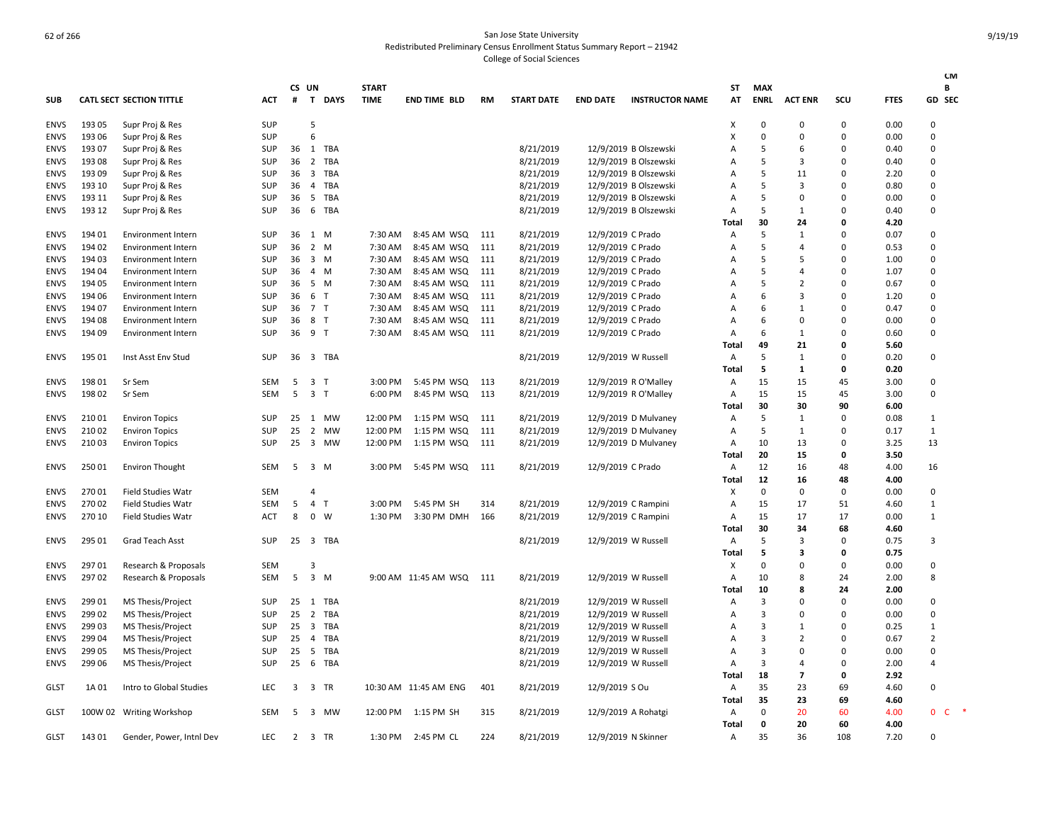# San Jose State University
## Redistributed Preliminary Census Enrollment Status Summary Report – 21942
### College of Social Sciences

| SUB | CATL | SECT | SECTION TITTLE | ACT | CS # | UN T | DAYS | START TIME | END TIME | BLD | RM | START DATE | END DATE | INSTRUCTOR NAME | ST AT | MAX ENRL | ACT ENR | SCU | FTES | GD | CM B SEC |
|---|---|---|---|---|---|---|---|---|---|---|---|---|---|---|---|---|---|---|---|---|---|
| ENVS | 193 | 05 | Supr Proj & Res | SUP | | 5 | | | | | | | | | X | 0 | 0 | 0 | 0.00 | 0 | |
| ENVS | 193 | 06 | Supr Proj & Res | SUP | | 6 | | | | | | | | | X | 0 | 0 | 0 | 0.00 | 0 | |
| ENVS | 193 | 07 | Supr Proj & Res | SUP | 36 | 1 | TBA | | | | | 8/21/2019 | 12/9/2019 | B Olszewski | A | 5 | 6 | 0 | 0.40 | 0 | |
| ENVS | 193 | 08 | Supr Proj & Res | SUP | 36 | 2 | TBA | | | | | 8/21/2019 | 12/9/2019 | B Olszewski | A | 5 | 3 | 0 | 0.40 | 0 | |
| ENVS | 193 | 09 | Supr Proj & Res | SUP | 36 | 3 | TBA | | | | | 8/21/2019 | 12/9/2019 | B Olszewski | A | 5 | 11 | 0 | 2.20 | 0 | |
| ENVS | 193 | 10 | Supr Proj & Res | SUP | 36 | 4 | TBA | | | | | 8/21/2019 | 12/9/2019 | B Olszewski | A | 5 | 3 | 0 | 0.80 | 0 | |
| ENVS | 193 | 11 | Supr Proj & Res | SUP | 36 | 5 | TBA | | | | | 8/21/2019 | 12/9/2019 | B Olszewski | A | 5 | 0 | 0 | 0.00 | 0 | |
| ENVS | 193 | 12 | Supr Proj & Res | SUP | 36 | 6 | TBA | | | | | 8/21/2019 | 12/9/2019 | B Olszewski | A | 5 | 1 | 0 | 0.40 | 0 | |
| | | | | | | | | | | | | | | | **Total** | **30** | **24** | **0** | **4.20** | | |
| ENVS | 194 | 01 | Environment Intern | SUP | 36 | 1 | M | 7:30 AM | 8:45 AM | WSQ | 111 | 8/21/2019 | 12/9/2019 | C Prado | A | 5 | 1 | 0 | 0.07 | 0 | |
| ENVS | 194 | 02 | Environment Intern | SUP | 36 | 2 | M | 7:30 AM | 8:45 AM | WSQ | 111 | 8/21/2019 | 12/9/2019 | C Prado | A | 5 | 4 | 0 | 0.53 | 0 | |
| ENVS | 194 | 03 | Environment Intern | SUP | 36 | 3 | M | 7:30 AM | 8:45 AM | WSQ | 111 | 8/21/2019 | 12/9/2019 | C Prado | A | 5 | 5 | 0 | 1.00 | 0 | |
| ENVS | 194 | 04 | Environment Intern | SUP | 36 | 4 | M | 7:30 AM | 8:45 AM | WSQ | 111 | 8/21/2019 | 12/9/2019 | C Prado | A | 5 | 4 | 0 | 1.07 | 0 | |
| ENVS | 194 | 05 | Environment Intern | SUP | 36 | 5 | M | 7:30 AM | 8:45 AM | WSQ | 111 | 8/21/2019 | 12/9/2019 | C Prado | A | 5 | 2 | 0 | 0.67 | 0 | |
| ENVS | 194 | 06 | Environment Intern | SUP | 36 | 6 | T | 7:30 AM | 8:45 AM | WSQ | 111 | 8/21/2019 | 12/9/2019 | C Prado | A | 6 | 3 | 0 | 1.20 | 0 | |
| ENVS | 194 | 07 | Environment Intern | SUP | 36 | 7 | T | 7:30 AM | 8:45 AM | WSQ | 111 | 8/21/2019 | 12/9/2019 | C Prado | A | 6 | 1 | 0 | 0.47 | 0 | |
| ENVS | 194 | 08 | Environment Intern | SUP | 36 | 8 | T | 7:30 AM | 8:45 AM | WSQ | 111 | 8/21/2019 | 12/9/2019 | C Prado | A | 6 | 0 | 0 | 0.00 | 0 | |
| ENVS | 194 | 09 | Environment Intern | SUP | 36 | 9 | T | 7:30 AM | 8:45 AM | WSQ | 111 | 8/21/2019 | 12/9/2019 | C Prado | A | 6 | 1 | 0 | 0.60 | 0 | |
| | | | | | | | | | | | | | | | **Total** | **49** | **21** | **0** | **5.60** | | |
| ENVS | 195 | 01 | Inst Asst Env Stud | SUP | 36 | 3 | TBA | | | | | 8/21/2019 | 12/9/2019 | W Russell | A | 5 | 1 | 0 | 0.20 | 0 | |
| | | | | | | | | | | | | | | | **Total** | **5** | **1** | **0** | **0.20** | | |
| ENVS | 198 | 01 | Sr Sem | SEM | 5 | 3 | T | 3:00 PM | 5:45 PM | WSQ | 113 | 8/21/2019 | 12/9/2019 | R O'Malley | A | 15 | 15 | 45 | 3.00 | 0 | |
| ENVS | 198 | 02 | Sr Sem | SEM | 5 | 3 | T | 6:00 PM | 8:45 PM | WSQ | 113 | 8/21/2019 | 12/9/2019 | R O'Malley | A | 15 | 15 | 45 | 3.00 | 0 | |
| | | | | | | | | | | | | | | | **Total** | **30** | **30** | **90** | **6.00** | | |
| ENVS | 210 | 01 | Environ Topics | SUP | 25 | 1 | MW | 12:00 PM | 1:15 PM | WSQ | 111 | 8/21/2019 | 12/9/2019 | D Mulvaney | A | 5 | 1 | 0 | 0.08 | 1 | |
| ENVS | 210 | 02 | Environ Topics | SUP | 25 | 2 | MW | 12:00 PM | 1:15 PM | WSQ | 111 | 8/21/2019 | 12/9/2019 | D Mulvaney | A | 5 | 1 | 0 | 0.17 | 1 | |
| ENVS | 210 | 03 | Environ Topics | SUP | 25 | 3 | MW | 12:00 PM | 1:15 PM | WSQ | 111 | 8/21/2019 | 12/9/2019 | D Mulvaney | A | 10 | 13 | 0 | 3.25 | 13 | |
| | | | | | | | | | | | | | | | **Total** | **20** | **15** | **0** | **3.50** | | |
| ENVS | 250 | 01 | Environ Thought | SEM | 5 | 3 | M | 3:00 PM | 5:45 PM | WSQ | 111 | 8/21/2019 | 12/9/2019 | C Prado | A | 12 | 16 | 48 | 4.00 | 16 | |
| | | | | | | | | | | | | | | | **Total** | **12** | **16** | **48** | **4.00** | | |
| ENVS | 270 | 01 | Field Studies Watr | SEM | | 4 | | | | | | | | | X | 0 | 0 | 0 | 0.00 | 0 | |
| ENVS | 270 | 02 | Field Studies Watr | SEM | 5 | 4 | T | 3:00 PM | 5:45 PM | SH | 314 | 8/21/2019 | 12/9/2019 | C Rampini | A | 15 | 17 | 51 | 4.60 | 1 | |
| ENVS | 270 | 10 | Field Studies Watr | ACT | 8 | 0 | W | 1:30 PM | 3:30 PM | DMH | 166 | 8/21/2019 | 12/9/2019 | C Rampini | A | 15 | 17 | 17 | 0.00 | 1 | |
| | | | | | | | | | | | | | | | **Total** | **30** | **34** | **68** | **4.60** | | |
| ENVS | 295 | 01 | Grad Teach Asst | SUP | 25 | 3 | TBA | | | | | 8/21/2019 | 12/9/2019 | W Russell | A | 5 | 3 | 0 | 0.75 | 3 | |
| | | | | | | | | | | | | | | | **Total** | **5** | **3** | **0** | **0.75** | | |
| ENVS | 297 | 01 | Research & Proposals | SEM | | 3 | | | | | | | | | X | 0 | 0 | 0 | 0.00 | 0 | |
| ENVS | 297 | 02 | Research & Proposals | SEM | 5 | 3 | M | 9:00 AM | 11:45 AM | WSQ | 111 | 8/21/2019 | 12/9/2019 | W Russell | A | 10 | 8 | 24 | 2.00 | 8 | |
| | | | | | | | | | | | | | | | **Total** | **10** | **8** | **24** | **2.00** | | |
| ENVS | 299 | 01 | MS Thesis/Project | SUP | 25 | 1 | TBA | | | | | 8/21/2019 | 12/9/2019 | W Russell | A | 3 | 0 | 0 | 0.00 | 0 | |
| ENVS | 299 | 02 | MS Thesis/Project | SUP | 25 | 2 | TBA | | | | | 8/21/2019 | 12/9/2019 | W Russell | A | 3 | 0 | 0 | 0.00 | 0 | |
| ENVS | 299 | 03 | MS Thesis/Project | SUP | 25 | 3 | TBA | | | | | 8/21/2019 | 12/9/2019 | W Russell | A | 3 | 1 | 0 | 0.25 | 1 | |
| ENVS | 299 | 04 | MS Thesis/Project | SUP | 25 | 4 | TBA | | | | | 8/21/2019 | 12/9/2019 | W Russell | A | 3 | 2 | 0 | 0.67 | 2 | |
| ENVS | 299 | 05 | MS Thesis/Project | SUP | 25 | 5 | TBA | | | | | 8/21/2019 | 12/9/2019 | W Russell | A | 3 | 0 | 0 | 0.00 | 0 | |
| ENVS | 299 | 06 | MS Thesis/Project | SUP | 25 | 6 | TBA | | | | | 8/21/2019 | 12/9/2019 | W Russell | A | 3 | 4 | 0 | 2.00 | 4 | |
| | | | | | | | | | | | | | | | **Total** | **18** | **7** | **0** | **2.92** | | |
| GLST | 1A | 01 | Intro to Global Studies | LEC | 3 | 3 | TR | 10:30 AM | 11:45 AM | ENG | 401 | 8/21/2019 | 12/9/2019 | S Ou | A | 35 | 23 | 69 | 4.60 | 0 | |
| | | | | | | | | | | | | | | | **Total** | **35** | **23** | **69** | **4.60** | | |
| GLST | 100W | 02 | Writing Workshop | SEM | 5 | 3 | MW | 12:00 PM | 1:15 PM | SH | 315 | 8/21/2019 | 12/9/2019 | A Rohatgi | A | 0 | 20 | 60 | 4.00 | 0 | C * |
| | | | | | | | | | | | | | | | **Total** | **0** | **20** | **60** | **4.00** | | |
| GLST | 143 | 01 | Gender, Power, Intnl Dev | LEC | 2 | 3 | TR | 1:30 PM | 2:45 PM | CL | 224 | 8/21/2019 | 12/9/2019 | N Skinner | A | 35 | 36 | 108 | 7.20 | 0 | |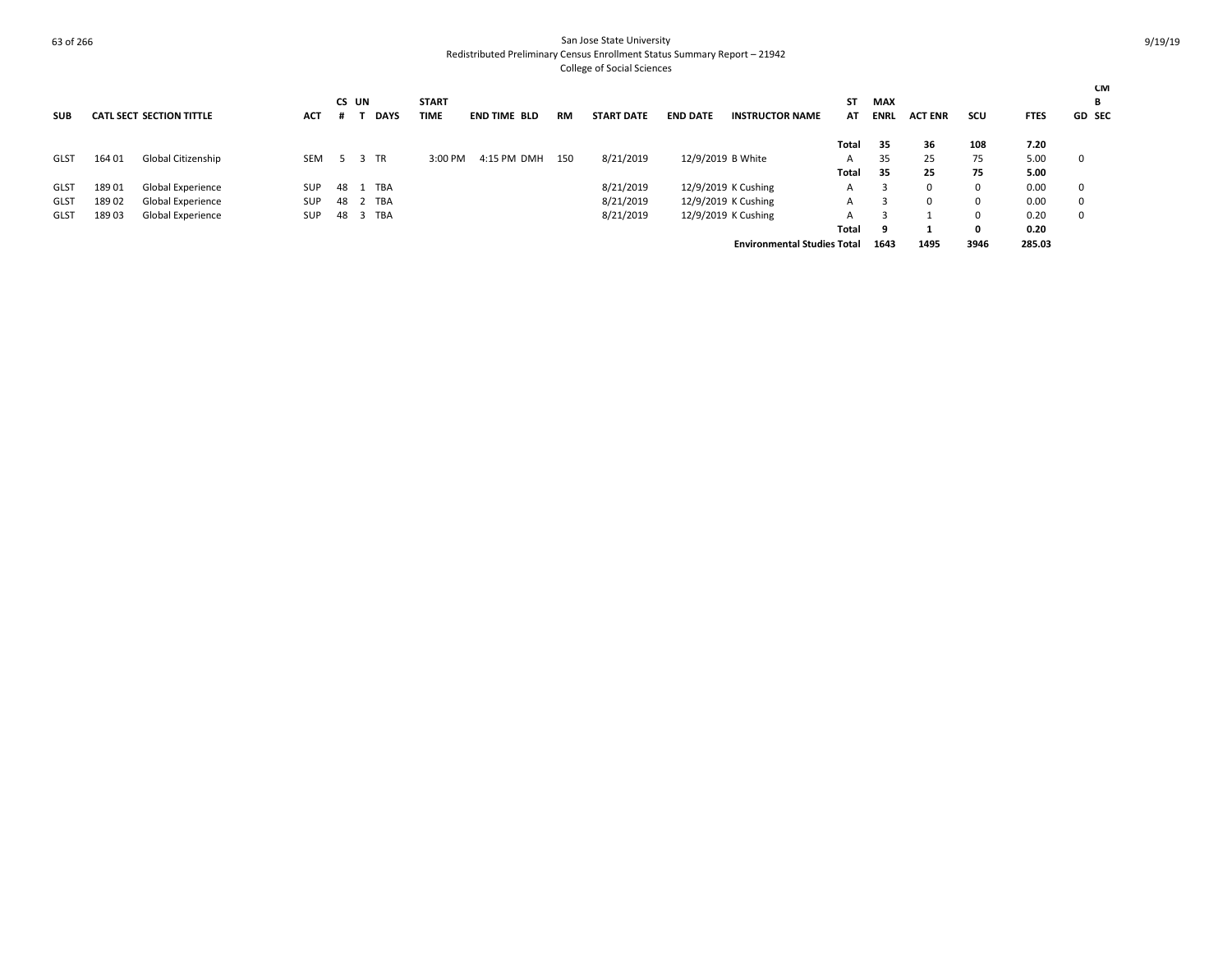San Jose State University
Redistributed Preliminary Census Enrollment Status Summary Report – 21942
College of Social Sciences

| SUB | CATL SECT | SECTION TITTLE | ACT | CS # | UN T | DAYS | START TIME | END TIME | BLD | RM | START DATE | END DATE | INSTRUCTOR NAME | ST AT | MAX ENRL | ACT ENR | SCU | FTES | GD | CMB SEC |
|---|---|---|---|---|---|---|---|---|---|---|---|---|---|---|---|---|---|---|---|---|
| | | | | | | | | | | | | | | **Total** | **35** | **36** | **108** | **7.20** | | |
| GLST | 164 01 | Global Citizenship | SEM | 5 | 3 | TR | 3:00 PM | 4:15 PM | DMH | 150 | 8/21/2019 | 12/9/2019 | B White | A | 35 | 25 | 75 | 5.00 | 0 | |
| | | | | | | | | | | | | | | **Total** | **35** | **25** | **75** | **5.00** | | |
| GLST | 189 01 | Global Experience | SUP | 48 | 1 | TBA | | | | | 8/21/2019 | 12/9/2019 | K Cushing | A | 3 | 0 | 0 | 0.00 | 0 | |
| GLST | 189 02 | Global Experience | SUP | 48 | 2 | TBA | | | | | 8/21/2019 | 12/9/2019 | K Cushing | A | 3 | 0 | 0 | 0.00 | 0 | |
| GLST | 189 03 | Global Experience | SUP | 48 | 3 | TBA | | | | | 8/21/2019 | 12/9/2019 | K Cushing | A | 3 | 1 | 0 | 0.20 | 0 | |
| | | | | | | | | | | | | | | **Total** | **9** | **1** | **0** | **0.20** | | |
| | | | | | | | | | | | | | **Environmental Studies Total** | | **1643** | **1495** | **3946** | **285.03** | | |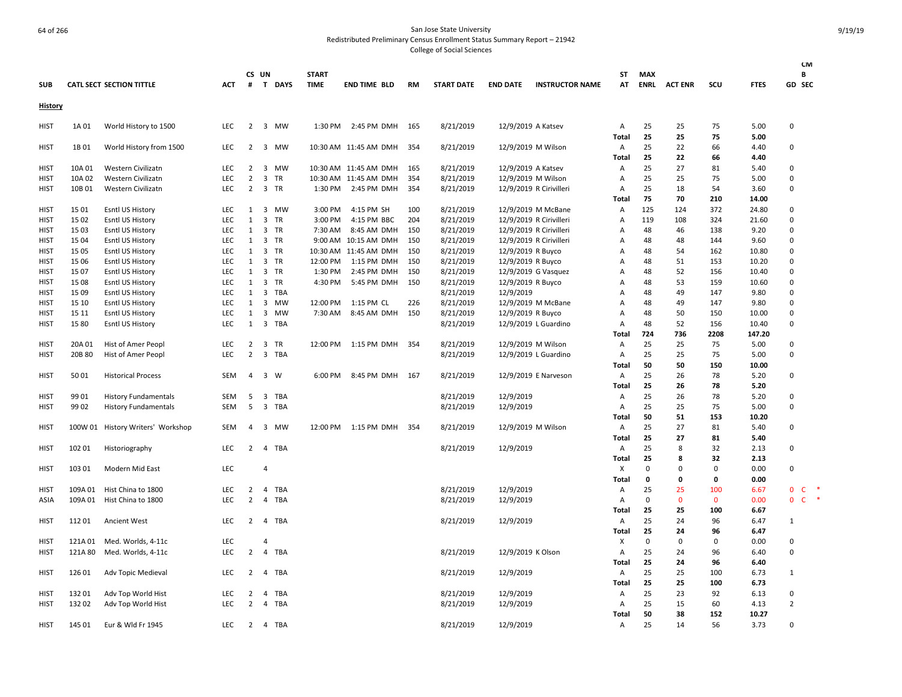San Jose State University
Redistributed Preliminary Census Enrollment Status Summary Report – 21942
College of Social Sciences

| SUB | CATL SECT SECTION TITTLE | | ACT | CS # | UN T | DAYS | START TIME | END TIME | BLD | RM | START DATE | END DATE | INSTRUCTOR NAME | ST AT | MAX ENRL | ACT ENR | SCU | FTES | GD | CM B SEC |
|---|---|---|---|---|---|---|---|---|---|---|---|---|---|---|---|---|---|---|---|---|
| **History** | | | | | | | | | | | | | | | | | | | | |
| HIST | 1A 01 | World History to 1500 | LEC | 2 | 3 | MW | 1:30 PM | 2:45 PM | DMH | 165 | 8/21/2019 | 12/9/2019 | A Katsev | A | 25 | 25 | 75 | 5.00 | 0 | |
| | | | | | | | | | | | | | | Total | 25 | 25 | 75 | 5.00 | | |
| HIST | 1B 01 | World History from 1500 | LEC | 2 | 3 | MW | 10:30 AM | 11:45 AM | DMH | 354 | 8/21/2019 | 12/9/2019 | M Wilson | A | 25 | 22 | 66 | 4.40 | 0 | |
| | | | | | | | | | | | | | | Total | 25 | 22 | 66 | 4.40 | | |
| HIST | 10A 01 | Western Civilizatn | LEC | 2 | 3 | MW | 10:30 AM | 11:45 AM | DMH | 165 | 8/21/2019 | 12/9/2019 | A Katsev | A | 25 | 27 | 81 | 5.40 | 0 | |
| HIST | 10A 02 | Western Civilizatn | LEC | 2 | 3 | TR | 10:30 AM | 11:45 AM | DMH | 354 | 8/21/2019 | 12/9/2019 | M Wilson | A | 25 | 25 | 75 | 5.00 | 0 | |
| HIST | 10B 01 | Western Civilizatn | LEC | 2 | 3 | TR | 1:30 PM | 2:45 PM | DMH | 354 | 8/21/2019 | 12/9/2019 | R Cirivilleri | A | 25 | 18 | 54 | 3.60 | 0 | |
| | | | | | | | | | | | | | | Total | 75 | 70 | 210 | 14.00 | | |
| HIST | 15 01 | Esntl US History | LEC | 1 | 3 | MW | 3:00 PM | 4:15 PM | SH | 100 | 8/21/2019 | 12/9/2019 | M McBane | A | 125 | 124 | 372 | 24.80 | 0 | |
| HIST | 15 02 | Esntl US History | LEC | 1 | 3 | TR | 3:00 PM | 4:15 PM | BBC | 204 | 8/21/2019 | 12/9/2019 | R Cirivilleri | A | 119 | 108 | 324 | 21.60 | 0 | |
| HIST | 15 03 | Esntl US History | LEC | 1 | 3 | TR | 7:30 AM | 8:45 AM | DMH | 150 | 8/21/2019 | 12/9/2019 | R Cirivilleri | A | 48 | 46 | 138 | 9.20 | 0 | |
| HIST | 15 04 | Esntl US History | LEC | 1 | 3 | TR | 9:00 AM | 10:15 AM | DMH | 150 | 8/21/2019 | 12/9/2019 | R Cirivilleri | A | 48 | 48 | 144 | 9.60 | 0 | |
| HIST | 15 05 | Esntl US History | LEC | 1 | 3 | TR | 10:30 AM | 11:45 AM | DMH | 150 | 8/21/2019 | 12/9/2019 | R Buyco | A | 48 | 54 | 162 | 10.80 | 0 | |
| HIST | 15 06 | Esntl US History | LEC | 1 | 3 | TR | 12:00 PM | 1:15 PM | DMH | 150 | 8/21/2019 | 12/9/2019 | R Buyco | A | 48 | 51 | 153 | 10.20 | 0 | |
| HIST | 15 07 | Esntl US History | LEC | 1 | 3 | TR | 1:30 PM | 2:45 PM | DMH | 150 | 8/21/2019 | 12/9/2019 | G Vasquez | A | 48 | 52 | 156 | 10.40 | 0 | |
| HIST | 15 08 | Esntl US History | LEC | 1 | 3 | TR | 4:30 PM | 5:45 PM | DMH | 150 | 8/21/2019 | 12/9/2019 | R Buyco | A | 48 | 53 | 159 | 10.60 | 0 | |
| HIST | 15 09 | Esntl US History | LEC | 1 | 3 | TBA | | | | | 8/21/2019 | 12/9/2019 | | A | 48 | 49 | 147 | 9.80 | 0 | |
| HIST | 15 10 | Esntl US History | LEC | 1 | 3 | MW | 12:00 PM | 1:15 PM | CL | 226 | 8/21/2019 | 12/9/2019 | M McBane | A | 48 | 49 | 147 | 9.80 | 0 | |
| HIST | 15 11 | Esntl US History | LEC | 1 | 3 | MW | 7:30 AM | 8:45 AM | DMH | 150 | 8/21/2019 | 12/9/2019 | R Buyco | A | 48 | 50 | 150 | 10.00 | 0 | |
| HIST | 15 80 | Esntl US History | LEC | 1 | 3 | TBA | | | | | 8/21/2019 | 12/9/2019 | L Guardino | A | 48 | 52 | 156 | 10.40 | 0 | |
| | | | | | | | | | | | | | | Total | 724 | 736 | 2208 | 147.20 | | |
| HIST | 20A 01 | Hist of Amer Peopl | LEC | 2 | 3 | TR | 12:00 PM | 1:15 PM | DMH | 354 | 8/21/2019 | 12/9/2019 | M Wilson | A | 25 | 25 | 75 | 5.00 | 0 | |
| HIST | 20B 80 | Hist of Amer Peopl | LEC | 2 | 3 | TBA | | | | | 8/21/2019 | 12/9/2019 | L Guardino | A | 25 | 25 | 75 | 5.00 | 0 | |
| | | | | | | | | | | | | | | Total | 50 | 50 | 150 | 10.00 | | |
| HIST | 50 01 | Historical Process | SEM | 4 | 3 | W | 6:00 PM | 8:45 PM | DMH | 167 | 8/21/2019 | 12/9/2019 | E Narveson | A | 25 | 26 | 78 | 5.20 | 0 | |
| | | | | | | | | | | | | | | Total | 25 | 26 | 78 | 5.20 | | |
| HIST | 99 01 | History Fundamentals | SEM | 5 | 3 | TBA | | | | | 8/21/2019 | 12/9/2019 | | A | 25 | 26 | 78 | 5.20 | 0 | |
| HIST | 99 02 | History Fundamentals | SEM | 5 | 3 | TBA | | | | | 8/21/2019 | 12/9/2019 | | A | 25 | 25 | 75 | 5.00 | 0 | |
| | | | | | | | | | | | | | | Total | 50 | 51 | 153 | 10.20 | | |
| HIST | 100W 01 | History Writers' Workshop | SEM | 4 | 3 | MW | 12:00 PM | 1:15 PM | DMH | 354 | 8/21/2019 | 12/9/2019 | M Wilson | A | 25 | 27 | 81 | 5.40 | 0 | |
| | | | | | | | | | | | | | | Total | 25 | 27 | 81 | 5.40 | | |
| HIST | 102 01 | Historiography | LEC | 2 | 4 | TBA | | | | | 8/21/2019 | 12/9/2019 | | A | 25 | 8 | 32 | 2.13 | 0 | |
| | | | | | | | | | | | | | | Total | 25 | 8 | 32 | 2.13 | | |
| HIST | 103 01 | Modern Mid East | LEC | | 4 | | | | | | | | | X | 0 | 0 | 0 | 0.00 | 0 | |
| | | | | | | | | | | | | | | Total | 0 | 0 | 0 | 0.00 | | |
| HIST | 109A 01 | Hist China to 1800 | LEC | 2 | 4 | TBA | | | | | 8/21/2019 | 12/9/2019 | | A | 25 | 25 | 100 | 6.67 | 0 | C * |
| ASIA | 109A 01 | Hist China to 1800 | LEC | 2 | 4 | TBA | | | | | 8/21/2019 | 12/9/2019 | | A | 0 | 0 | 0 | 0.00 | 0 | C * |
| | | | | | | | | | | | | | | Total | 25 | 25 | 100 | 6.67 | | |
| HIST | 112 01 | Ancient West | LEC | 2 | 4 | TBA | | | | | 8/21/2019 | 12/9/2019 | | A | 25 | 24 | 96 | 6.47 | 1 | |
| | | | | | | | | | | | | | | Total | 25 | 24 | 96 | 6.47 | | |
| HIST | 121A 01 | Med. Worlds, 4-11c | LEC | | 4 | | | | | | | | | X | 0 | 0 | 0 | 0.00 | 0 | |
| HIST | 121A 80 | Med. Worlds, 4-11c | LEC | 2 | 4 | TBA | | | | | 8/21/2019 | 12/9/2019 | K Olson | A | 25 | 24 | 96 | 6.40 | 0 | |
| | | | | | | | | | | | | | | Total | 25 | 24 | 96 | 6.40 | | |
| HIST | 126 01 | Adv Topic Medieval | LEC | 2 | 4 | TBA | | | | | 8/21/2019 | 12/9/2019 | | A | 25 | 25 | 100 | 6.73 | 1 | |
| | | | | | | | | | | | | | | Total | 25 | 25 | 100 | 6.73 | | |
| HIST | 132 01 | Adv Top World Hist | LEC | 2 | 4 | TBA | | | | | 8/21/2019 | 12/9/2019 | | A | 25 | 23 | 92 | 6.13 | 0 | |
| HIST | 132 02 | Adv Top World Hist | LEC | 2 | 4 | TBA | | | | | 8/21/2019 | 12/9/2019 | | A | 25 | 15 | 60 | 4.13 | 2 | |
| | | | | | | | | | | | | | | Total | 50 | 38 | 152 | 10.27 | | |
| HIST | 145 01 | Eur & Wld Fr 1945 | LEC | 2 | 4 | TBA | | | | | 8/21/2019 | 12/9/2019 | | A | 25 | 14 | 56 | 3.73 | 0 | |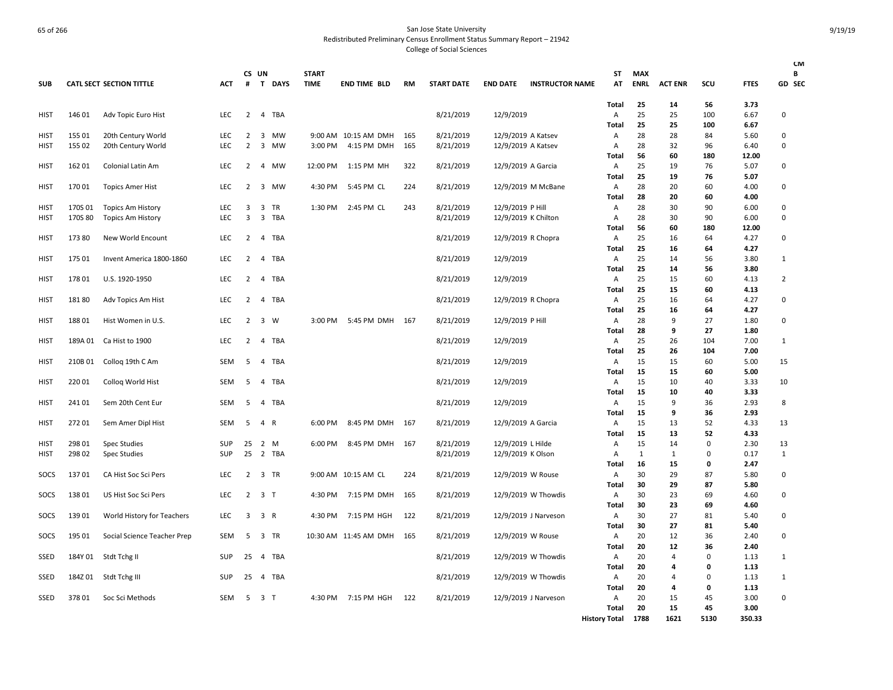San Jose State University
Redistributed Preliminary Census Enrollment Status Summary Report – 21942
College of Social Sciences

| SUB | CATL SECT | SECTION TITTLE | ACT | CS # | UN T | DAYS | START TIME | END TIME | BLD | RM | START DATE | END DATE | INSTRUCTOR NAME | ST AT | MAX ENRL | ACT ENR | SCU | FTES | CM B GD SEC |
|---|---|---|---|---|---|---|---|---|---|---|---|---|---|---|---|---|---|---|---|
| | | | | | | | | | | | | | | **Total** | **25** | **14** | **56** | **3.73** | |
| HIST | 146 01 | Adv Topic Euro Hist | LEC | 2 | 4 | TBA | | | | | 8/21/2019 | 12/9/2019 | | A | 25 | 25 | 100 | 6.67 | 0 |
| | | | | | | | | | | | | | | **Total** | **25** | **25** | **100** | **6.67** | |
| HIST | 155 01 | 20th Century World | LEC | 2 | 3 | MW | 9:00 AM | 10:15 AM | DMH | 165 | 8/21/2019 | 12/9/2019 | A Katsev | A | 28 | 28 | 84 | 5.60 | 0 |
| HIST | 155 02 | 20th Century World | LEC | 2 | 3 | MW | 3:00 PM | 4:15 PM | DMH | 165 | 8/21/2019 | 12/9/2019 | A Katsev | A | 28 | 32 | 96 | 6.40 | 0 |
| | | | | | | | | | | | | | | **Total** | **56** | **60** | **180** | **12.00** | |
| HIST | 162 01 | Colonial Latin Am | LEC | 2 | 4 | MW | 12:00 PM | 1:15 PM | MH | 322 | 8/21/2019 | 12/9/2019 | A Garcia | A | 25 | 19 | 76 | 5.07 | 0 |
| | | | | | | | | | | | | | | **Total** | **25** | **19** | **76** | **5.07** | |
| HIST | 170 01 | Topics Amer Hist | LEC | 2 | 3 | MW | 4:30 PM | 5:45 PM | CL | 224 | 8/21/2019 | 12/9/2019 | M McBane | A | 28 | 20 | 60 | 4.00 | 0 |
| | | | | | | | | | | | | | | **Total** | **28** | **20** | **60** | **4.00** | |
| HIST | 170S 01 | Topics Am History | LEC | 3 | 3 | TR | 1:30 PM | 2:45 PM | CL | 243 | 8/21/2019 | 12/9/2019 | P Hill | A | 28 | 30 | 90 | 6.00 | 0 |
| HIST | 170S 80 | Topics Am History | LEC | 3 | 3 | TBA | | | | | 8/21/2019 | 12/9/2019 | K Chilton | A | 28 | 30 | 90 | 6.00 | 0 |
| | | | | | | | | | | | | | | **Total** | **56** | **60** | **180** | **12.00** | |
| HIST | 173 80 | New World Encount | LEC | 2 | 4 | TBA | | | | | 8/21/2019 | 12/9/2019 | R Chopra | A | 25 | 16 | 64 | 4.27 | 0 |
| | | | | | | | | | | | | | | **Total** | **25** | **16** | **64** | **4.27** | |
| HIST | 175 01 | Invent America 1800-1860 | LEC | 2 | 4 | TBA | | | | | 8/21/2019 | 12/9/2019 | | A | 25 | 14 | 56 | 3.80 | 1 |
| | | | | | | | | | | | | | | **Total** | **25** | **14** | **56** | **3.80** | |
| HIST | 178 01 | U.S. 1920-1950 | LEC | 2 | 4 | TBA | | | | | 8/21/2019 | 12/9/2019 | | A | 25 | 15 | 60 | 4.13 | 2 |
| | | | | | | | | | | | | | | **Total** | **25** | **15** | **60** | **4.13** | |
| HIST | 181 80 | Adv Topics Am Hist | LEC | 2 | 4 | TBA | | | | | 8/21/2019 | 12/9/2019 | R Chopra | A | 25 | 16 | 64 | 4.27 | 0 |
| | | | | | | | | | | | | | | **Total** | **25** | **16** | **64** | **4.27** | |
| HIST | 188 01 | Hist Women in U.S. | LEC | 2 | 3 | W | 3:00 PM | 5:45 PM | DMH | 167 | 8/21/2019 | 12/9/2019 | P Hill | A | 28 | 9 | 27 | 1.80 | 0 |
| | | | | | | | | | | | | | | **Total** | **28** | **9** | **27** | **1.80** | |
| HIST | 189A 01 | Ca Hist to 1900 | LEC | 2 | 4 | TBA | | | | | 8/21/2019 | 12/9/2019 | | A | 25 | 26 | 104 | 7.00 | 1 |
| | | | | | | | | | | | | | | **Total** | **25** | **26** | **104** | **7.00** | |
| HIST | 210B 01 | Colloq 19th C Am | SEM | 5 | 4 | TBA | | | | | 8/21/2019 | 12/9/2019 | | A | 15 | 15 | 60 | 5.00 | 15 |
| | | | | | | | | | | | | | | **Total** | **15** | **15** | **60** | **5.00** | |
| HIST | 220 01 | Colloq World Hist | SEM | 5 | 4 | TBA | | | | | 8/21/2019 | 12/9/2019 | | A | 15 | 10 | 40 | 3.33 | 10 |
| | | | | | | | | | | | | | | **Total** | **15** | **10** | **40** | **3.33** | |
| HIST | 241 01 | Sem 20th Cent Eur | SEM | 5 | 4 | TBA | | | | | 8/21/2019 | 12/9/2019 | | A | 15 | 9 | 36 | 2.93 | 8 |
| | | | | | | | | | | | | | | **Total** | **15** | **9** | **36** | **2.93** | |
| HIST | 272 01 | Sem Amer Dipl Hist | SEM | 5 | 4 | R | 6:00 PM | 8:45 PM | DMH | 167 | 8/21/2019 | 12/9/2019 | A Garcia | A | 15 | 13 | 52 | 4.33 | 13 |
| | | | | | | | | | | | | | | **Total** | **15** | **13** | **52** | **4.33** | |
| HIST | 298 01 | Spec Studies | SUP | 25 | 2 | M | 6:00 PM | 8:45 PM | DMH | 167 | 8/21/2019 | 12/9/2019 | L Hilde | A | 15 | 14 | 0 | 2.30 | 13 |
| HIST | 298 02 | Spec Studies | SUP | 25 | 2 | TBA | | | | | 8/21/2019 | 12/9/2019 | K Olson | A | 1 | 1 | 0 | 0.17 | 1 |
| | | | | | | | | | | | | | | **Total** | **16** | **15** | **0** | **2.47** | |
| SOCS | 137 01 | CA Hist Soc Sci Pers | LEC | 2 | 3 | TR | 9:00 AM | 10:15 AM | CL | 224 | 8/21/2019 | 12/9/2019 | W Rouse | A | 30 | 29 | 87 | 5.80 | 0 |
| | | | | | | | | | | | | | | **Total** | **30** | **29** | **87** | **5.80** | |
| SOCS | 138 01 | US Hist Soc Sci Pers | LEC | 2 | 3 | T | 4:30 PM | 7:15 PM | DMH | 165 | 8/21/2019 | 12/9/2019 | W Thowdis | A | 30 | 23 | 69 | 4.60 | 0 |
| | | | | | | | | | | | | | | **Total** | **30** | **23** | **69** | **4.60** | |
| SOCS | 139 01 | World History for Teachers | LEC | 3 | 3 | R | 4:30 PM | 7:15 PM | HGH | 122 | 8/21/2019 | 12/9/2019 | J Narveson | A | 30 | 27 | 81 | 5.40 | 0 |
| | | | | | | | | | | | | | | **Total** | **30** | **27** | **81** | **5.40** | |
| SOCS | 195 01 | Social Science Teacher Prep | SEM | 5 | 3 | TR | 10:30 AM | 11:45 AM | DMH | 165 | 8/21/2019 | 12/9/2019 | W Rouse | A | 20 | 12 | 36 | 2.40 | 0 |
| | | | | | | | | | | | | | | **Total** | **20** | **12** | **36** | **2.40** | |
| SSED | 184Y 01 | Stdt Tchg II | SUP | 25 | 4 | TBA | | | | | 8/21/2019 | 12/9/2019 | W Thowdis | A | 20 | 4 | 0 | 1.13 | 1 |
| | | | | | | | | | | | | | | **Total** | **20** | **4** | **0** | **1.13** | |
| SSED | 184Z 01 | Stdt Tchg III | SUP | 25 | 4 | TBA | | | | | 8/21/2019 | 12/9/2019 | W Thowdis | A | 20 | 4 | 0 | 1.13 | 1 |
| | | | | | | | | | | | | | | **Total** | **20** | **4** | **0** | **1.13** | |
| SSED | 378 01 | Soc Sci Methods | SEM | 5 | 3 | T | 4:30 PM | 7:15 PM | HGH | 122 | 8/21/2019 | 12/9/2019 | J Narveson | A | 20 | 15 | 45 | 3.00 | 0 |
| | | | | | | | | | | | | | | **Total** | **20** | **15** | **45** | **3.00** | |
| | | | | | | | | | | | | | | **History Total** | **1788** | **1621** | **5130** | **350.33** | |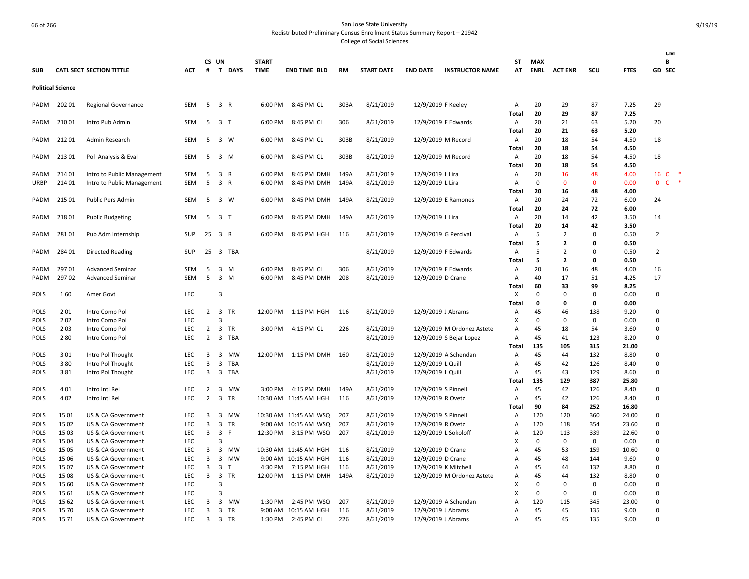San Jose State University
Redistributed Preliminary Census Enrollment Status Summary Report – 21942
College of Social Sciences

| SUB | CATL SECT | SECTION TITTLE | ACT | CS # | UN T | DAYS | START TIME | END TIME | BLD | RM | START DATE | END DATE | INSTRUCTOR NAME | ST AT | MAX ENRL | ACT ENR | SCU | FTES | CM B GD | SEC |
|---|---|---|---|---|---|---|---|---|---|---|---|---|---|---|---|---|---|---|---|---|
| **Political Science** | | | | | | | | | | | | | | | | | | | | |
| PADM | 202 01 | Regional Governance | SEM | 5 | 3 | R | 6:00 PM | 8:45 PM | CL | 303A | 8/21/2019 | 12/9/2019 | F Keeley | A | 20 | 29 | 87 | 7.25 | 29 | |
| | | | | | | | | | | | | | | Total | 20 | 29 | 87 | 7.25 | | |
| PADM | 210 01 | Intro Pub Admin | SEM | 5 | 3 | T | 6:00 PM | 8:45 PM | CL | 306 | 8/21/2019 | 12/9/2019 | F Edwards | A | 20 | 21 | 63 | 5.20 | 20 | |
| | | | | | | | | | | | | | | Total | 20 | 21 | 63 | 5.20 | | |
| PADM | 212 01 | Admin Research | SEM | 5 | 3 | W | 6:00 PM | 8:45 PM | CL | 303B | 8/21/2019 | 12/9/2019 | M Record | A | 20 | 18 | 54 | 4.50 | 18 | |
| | | | | | | | | | | | | | | Total | 20 | 18 | 54 | 4.50 | | |
| PADM | 213 01 | Pol Analysis & Eval | SEM | 5 | 3 | M | 6:00 PM | 8:45 PM | CL | 303B | 8/21/2019 | 12/9/2019 | M Record | A | 20 | 18 | 54 | 4.50 | 18 | |
| | | | | | | | | | | | | | | Total | 20 | 18 | 54 | 4.50 | | |
| PADM | 214 01 | Intro to Public Management | SEM | 5 | 3 | R | 6:00 PM | 8:45 PM | DMH | 149A | 8/21/2019 | 12/9/2019 | L Lira | A | 20 | 16 | 48 | 4.00 | 16 C | * |
| URBP | 214 01 | Intro to Public Management | SEM | 5 | 3 | R | 6:00 PM | 8:45 PM | DMH | 149A | 8/21/2019 | 12/9/2019 | L Lira | A | 0 | 0 | 0 | 0.00 | 0 C | * |
| | | | | | | | | | | | | | | Total | 20 | 16 | 48 | 4.00 | | |
| PADM | 215 01 | Public Pers Admin | SEM | 5 | 3 | W | 6:00 PM | 8:45 PM | DMH | 149A | 8/21/2019 | 12/9/2019 | E Ramones | A | 20 | 24 | 72 | 6.00 | 24 | |
| | | | | | | | | | | | | | | Total | 20 | 24 | 72 | 6.00 | | |
| PADM | 218 01 | Public Budgeting | SEM | 5 | 3 | T | 6:00 PM | 8:45 PM | DMH | 149A | 8/21/2019 | 12/9/2019 | L Lira | A | 20 | 14 | 42 | 3.50 | 14 | |
| | | | | | | | | | | | | | | Total | 20 | 14 | 42 | 3.50 | | |
| PADM | 281 01 | Pub Adm Internship | SUP | 25 | 3 | R | 6:00 PM | 8:45 PM | HGH | 116 | 8/21/2019 | 12/9/2019 | G Percival | A | 5 | 2 | 0 | 0.50 | 2 | |
| | | | | | | | | | | | | | | Total | 5 | 2 | 0 | 0.50 | | |
| PADM | 284 01 | Directed Reading | SUP | 25 | 3 | TBA | | | | | 8/21/2019 | 12/9/2019 | F Edwards | A | 5 | 2 | 0 | 0.50 | 2 | |
| | | | | | | | | | | | | | | Total | 5 | 2 | 0 | 0.50 | | |
| PADM | 297 01 | Advanced Seminar | SEM | 5 | 3 | M | 6:00 PM | 8:45 PM | CL | 306 | 8/21/2019 | 12/9/2019 | F Edwards | A | 20 | 16 | 48 | 4.00 | 16 | |
| PADM | 297 02 | Advanced Seminar | SEM | 5 | 3 | M | 6:00 PM | 8:45 PM | DMH | 208 | 8/21/2019 | 12/9/2019 | D Crane | A | 40 | 17 | 51 | 4.25 | 17 | |
| | | | | | | | | | | | | | | Total | 60 | 33 | 99 | 8.25 | | |
| POLS | 1 60 | Amer Govt | LEC | | 3 | | | | | | | | | X | 0 | 0 | 0 | 0.00 | 0 | |
| | | | | | | | | | | | | | | Total | 0 | 0 | 0 | 0.00 | | |
| POLS | 2 01 | Intro Comp Pol | LEC | 2 | 3 | TR | 12:00 PM | 1:15 PM | HGH | 116 | 8/21/2019 | 12/9/2019 | J Abrams | A | 45 | 46 | 138 | 9.20 | 0 | |
| POLS | 2 02 | Intro Comp Pol | LEC | | 3 | | | | | | | | | X | 0 | 0 | 0 | 0.00 | 0 | |
| POLS | 2 03 | Intro Comp Pol | LEC | 2 | 3 | TR | 3:00 PM | 4:15 PM | CL | 226 | 8/21/2019 | 12/9/2019 | M Ordonez Astete | A | 45 | 18 | 54 | 3.60 | 0 | |
| POLS | 2 80 | Intro Comp Pol | LEC | 2 | 3 | TBA | | | | | 8/21/2019 | 12/9/2019 | S Bejar Lopez | A | 45 | 41 | 123 | 8.20 | 0 | |
| | | | | | | | | | | | | | | Total | 135 | 105 | 315 | 21.00 | | |
| POLS | 3 01 | Intro Pol Thought | LEC | 3 | 3 | MW | 12:00 PM | 1:15 PM | DMH | 160 | 8/21/2019 | 12/9/2019 | A Schendan | A | 45 | 44 | 132 | 8.80 | 0 | |
| POLS | 3 80 | Intro Pol Thought | LEC | 3 | 3 | TBA | | | | | 8/21/2019 | 12/9/2019 | L Quill | A | 45 | 42 | 126 | 8.40 | 0 | |
| POLS | 3 81 | Intro Pol Thought | LEC | 3 | 3 | TBA | | | | | 8/21/2019 | 12/9/2019 | L Quill | A | 45 | 43 | 129 | 8.60 | 0 | |
| | | | | | | | | | | | | | | Total | 135 | 129 | 387 | 25.80 | | |
| POLS | 4 01 | Intro Intl Rel | LEC | 2 | 3 | MW | 3:00 PM | 4:15 PM | DMH | 149A | 8/21/2019 | 12/9/2019 | S Pinnell | A | 45 | 42 | 126 | 8.40 | 0 | |
| POLS | 4 02 | Intro Intl Rel | LEC | 2 | 3 | TR | 10:30 AM | 11:45 AM | HGH | 116 | 8/21/2019 | 12/9/2019 | R Ovetz | A | 45 | 42 | 126 | 8.40 | 0 | |
| | | | | | | | | | | | | | | Total | 90 | 84 | 252 | 16.80 | | |
| POLS | 15 01 | US & CA Government | LEC | 3 | 3 | MW | 10:30 AM | 11:45 AM | WSQ | 207 | 8/21/2019 | 12/9/2019 | S Pinnell | A | 120 | 120 | 360 | 24.00 | 0 | |
| POLS | 15 02 | US & CA Government | LEC | 3 | 3 | TR | 9:00 AM | 10:15 AM | WSQ | 207 | 8/21/2019 | 12/9/2019 | R Ovetz | A | 120 | 118 | 354 | 23.60 | 0 | |
| POLS | 15 03 | US & CA Government | LEC | 3 | 3 | F | 12:30 PM | 3:15 PM | WSQ | 207 | 8/21/2019 | 12/9/2019 | L Sokoloff | A | 120 | 113 | 339 | 22.60 | 0 | |
| POLS | 15 04 | US & CA Government | LEC | | 3 | | | | | | | | | X | 0 | 0 | 0 | 0.00 | 0 | |
| POLS | 15 05 | US & CA Government | LEC | 3 | 3 | MW | 10:30 AM | 11:45 AM | HGH | 116 | 8/21/2019 | 12/9/2019 | D Crane | A | 45 | 53 | 159 | 10.60 | 0 | |
| POLS | 15 06 | US & CA Government | LEC | 3 | 3 | MW | 9:00 AM | 10:15 AM | HGH | 116 | 8/21/2019 | 12/9/2019 | D Crane | A | 45 | 48 | 144 | 9.60 | 0 | |
| POLS | 15 07 | US & CA Government | LEC | 3 | 3 | T | 4:30 PM | 7:15 PM | HGH | 116 | 8/21/2019 | 12/9/2019 | K Mitchell | A | 45 | 44 | 132 | 8.80 | 0 | |
| POLS | 15 08 | US & CA Government | LEC | 3 | 3 | TR | 12:00 PM | 1:15 PM | DMH | 149A | 8/21/2019 | 12/9/2019 | M Ordonez Astete | A | 45 | 44 | 132 | 8.80 | 0 | |
| POLS | 15 60 | US & CA Government | LEC | | 3 | | | | | | | | | X | 0 | 0 | 0 | 0.00 | 0 | |
| POLS | 15 61 | US & CA Government | LEC | | 3 | | | | | | | | | X | 0 | 0 | 0 | 0.00 | 0 | |
| POLS | 15 62 | US & CA Government | LEC | 3 | 3 | MW | 1:30 PM | 2:45 PM | WSQ | 207 | 8/21/2019 | 12/9/2019 | A Schendan | A | 120 | 115 | 345 | 23.00 | 0 | |
| POLS | 15 70 | US & CA Government | LEC | 3 | 3 | TR | 9:00 AM | 10:15 AM | HGH | 116 | 8/21/2019 | 12/9/2019 | J Abrams | A | 45 | 45 | 135 | 9.00 | 0 | |
| POLS | 15 71 | US & CA Government | LEC | 3 | 3 | TR | 1:30 PM | 2:45 PM | CL | 226 | 8/21/2019 | 12/9/2019 | J Abrams | A | 45 | 45 | 135 | 9.00 | 0 | |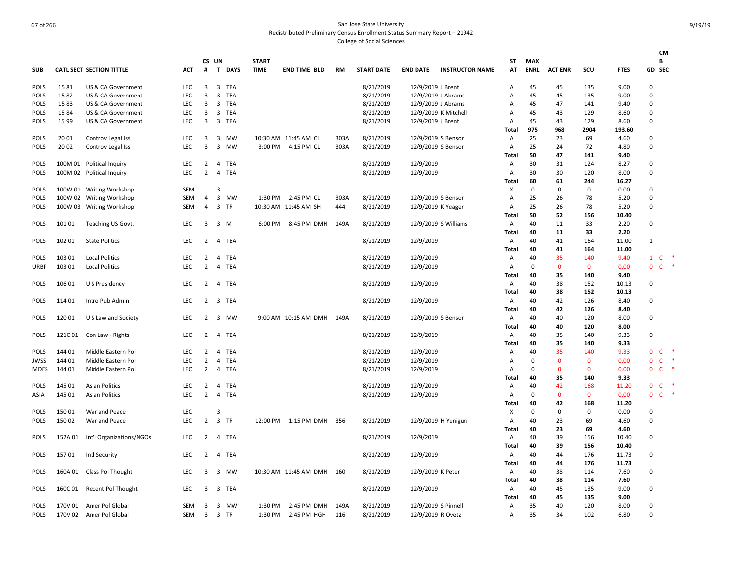San Jose State University
Redistributed Preliminary Census Enrollment Status Summary Report – 21942
College of Social Sciences

| SUB | CATL SECT | SECTION TITTLE | ACT | CS # | UN T | DAYS | START TIME | END TIME | BLD | RM | START DATE | END DATE | INSTRUCTOR NAME | ST AT | MAX ENRL | ACT ENR | SCU | FTES | GD | CM B SEC |
|---|---|---|---|---|---|---|---|---|---|---|---|---|---|---|---|---|---|---|---|---|
| POLS | 15 81 | US & CA Government | LEC | 3 | 3 | TBA | | | | | 8/21/2019 | 12/9/2019 | J Brent | A | 45 | 45 | 135 | 9.00 | 0 | |
| POLS | 15 82 | US & CA Government | LEC | 3 | 3 | TBA | | | | | 8/21/2019 | 12/9/2019 | J Abrams | A | 45 | 45 | 135 | 9.00 | 0 | |
| POLS | 15 83 | US & CA Government | LEC | 3 | 3 | TBA | | | | | 8/21/2019 | 12/9/2019 | J Abrams | A | 45 | 47 | 141 | 9.40 | 0 | |
| POLS | 15 84 | US & CA Government | LEC | 3 | 3 | TBA | | | | | 8/21/2019 | 12/9/2019 | K Mitchell | A | 45 | 43 | 129 | 8.60 | 0 | |
| POLS | 15 99 | US & CA Government | LEC | 3 | 3 | TBA | | | | | 8/21/2019 | 12/9/2019 | J Brent | A | 45 | 43 | 129 | 8.60 | 0 | |
| | | | | | | | | | | | | | | **Total** | **975** | **968** | **2904** | **193.60** | | |
| POLS | 20 01 | Controv Legal Iss | LEC | 3 | 3 | MW | 10:30 AM | 11:45 AM | CL | 303A | 8/21/2019 | 12/9/2019 | S Benson | A | 25 | 23 | 69 | 4.60 | 0 | |
| POLS | 20 02 | Controv Legal Iss | LEC | 3 | 3 | MW | 3:00 PM | 4:15 PM | CL | 303A | 8/21/2019 | 12/9/2019 | S Benson | A | 25 | 24 | 72 | 4.80 | 0 | |
| | | | | | | | | | | | | | | **Total** | **50** | **47** | **141** | **9.40** | | |
| POLS | 100M 01 | Political Inquiry | LEC | 2 | 4 | TBA | | | | | 8/21/2019 | 12/9/2019 | | A | 30 | 31 | 124 | 8.27 | 0 | |
| POLS | 100M 02 | Political Inquiry | LEC | 2 | 4 | TBA | | | | | 8/21/2019 | 12/9/2019 | | A | 30 | 30 | 120 | 8.00 | 0 | |
| | | | | | | | | | | | | | | **Total** | **60** | **61** | **244** | **16.27** | | |
| POLS | 100W 01 | Writing Workshop | SEM | | 3 | | | | | | | | | X | 0 | 0 | 0 | 0.00 | 0 | |
| POLS | 100W 02 | Writing Workshop | SEM | 4 | 3 | MW | 1:30 PM | 2:45 PM | CL | 303A | 8/21/2019 | 12/9/2019 | S Benson | A | 25 | 26 | 78 | 5.20 | 0 | |
| POLS | 100W 03 | Writing Workshop | SEM | 4 | 3 | TR | 10:30 AM | 11:45 AM | SH | 444 | 8/21/2019 | 12/9/2019 | K Yeager | A | 25 | 26 | 78 | 5.20 | 0 | |
| | | | | | | | | | | | | | | **Total** | **50** | **52** | **156** | **10.40** | | |
| POLS | 101 01 | Teaching US Govt. | LEC | 3 | 3 | M | 6:00 PM | 8:45 PM | DMH | 149A | 8/21/2019 | 12/9/2019 | S Williams | A | 40 | 11 | 33 | 2.20 | 0 | |
| | | | | | | | | | | | | | | **Total** | **40** | **11** | **33** | **2.20** | | |
| POLS | 102 01 | State Politics | LEC | 2 | 4 | TBA | | | | | 8/21/2019 | 12/9/2019 | | A | 40 | 41 | 164 | 11.00 | 1 | |
| | | | | | | | | | | | | | | **Total** | **40** | **41** | **164** | **11.00** | | |
| POLS | 103 01 | Local Politics | LEC | 2 | 4 | TBA | | | | | 8/21/2019 | 12/9/2019 | | A | 40 | 35 | 140 | 9.40 | 1 | C * |
| URBP | 103 01 | Local Politics | LEC | 2 | 4 | TBA | | | | | 8/21/2019 | 12/9/2019 | | A | 0 | 0 | 0 | 0.00 | 0 | C * |
| | | | | | | | | | | | | | | **Total** | **40** | **35** | **140** | **9.40** | | |
| POLS | 106 01 | U S Presidency | LEC | 2 | 4 | TBA | | | | | 8/21/2019 | 12/9/2019 | | A | 40 | 38 | 152 | 10.13 | 0 | |
| | | | | | | | | | | | | | | **Total** | **40** | **38** | **152** | **10.13** | | |
| POLS | 114 01 | Intro Pub Admin | LEC | 2 | 3 | TBA | | | | | 8/21/2019 | 12/9/2019 | | A | 40 | 42 | 126 | 8.40 | 0 | |
| | | | | | | | | | | | | | | **Total** | **40** | **42** | **126** | **8.40** | | |
| POLS | 120 01 | U S Law and Society | LEC | 2 | 3 | MW | 9:00 AM | 10:15 AM | DMH | 149A | 8/21/2019 | 12/9/2019 | S Benson | A | 40 | 40 | 120 | 8.00 | 0 | |
| | | | | | | | | | | | | | | **Total** | **40** | **40** | **120** | **8.00** | | |
| POLS | 121C 01 | Con Law - Rights | LEC | 2 | 4 | TBA | | | | | 8/21/2019 | 12/9/2019 | | A | 40 | 35 | 140 | 9.33 | 0 | |
| | | | | | | | | | | | | | | **Total** | **40** | **35** | **140** | **9.33** | | |
| POLS | 144 01 | Middle Eastern Pol | LEC | 2 | 4 | TBA | | | | | 8/21/2019 | 12/9/2019 | | A | 40 | 35 | 140 | 9.33 | 0 | C * |
| JWSS | 144 01 | Middle Eastern Pol | LEC | 2 | 4 | TBA | | | | | 8/21/2019 | 12/9/2019 | | A | 0 | 0 | 0 | 0.00 | 0 | C * |
| MDES | 144 01 | Middle Eastern Pol | LEC | 2 | 4 | TBA | | | | | 8/21/2019 | 12/9/2019 | | A | 0 | 0 | 0 | 0.00 | 0 | C * |
| | | | | | | | | | | | | | | **Total** | **40** | **35** | **140** | **9.33** | | |
| POLS | 145 01 | Asian Politics | LEC | 2 | 4 | TBA | | | | | 8/21/2019 | 12/9/2019 | | A | 40 | 42 | 168 | 11.20 | 0 | C * |
| ASIA | 145 01 | Asian Politics | LEC | 2 | 4 | TBA | | | | | 8/21/2019 | 12/9/2019 | | A | 0 | 0 | 0 | 0.00 | 0 | C * |
| | | | | | | | | | | | | | | **Total** | **40** | **42** | **168** | **11.20** | | |
| POLS | 150 01 | War and Peace | LEC | | 3 | | | | | | | | | X | 0 | 0 | 0 | 0.00 | 0 | |
| POLS | 150 02 | War and Peace | LEC | 2 | 3 | TR | 12:00 PM | 1:15 PM | DMH | 356 | 8/21/2019 | 12/9/2019 | H Yenigun | A | 40 | 23 | 69 | 4.60 | 0 | |
| | | | | | | | | | | | | | | **Total** | **40** | **23** | **69** | **4.60** | | |
| POLS | 152A 01 | Int'l Organizations/NGOs | LEC | 2 | 4 | TBA | | | | | 8/21/2019 | 12/9/2019 | | A | 40 | 39 | 156 | 10.40 | 0 | |
| | | | | | | | | | | | | | | **Total** | **40** | **39** | **156** | **10.40** | | |
| POLS | 157 01 | Intl Security | LEC | 2 | 4 | TBA | | | | | 8/21/2019 | 12/9/2019 | | A | 40 | 44 | 176 | 11.73 | 0 | |
| | | | | | | | | | | | | | | **Total** | **40** | **44** | **176** | **11.73** | | |
| POLS | 160A 01 | Class Pol Thought | LEC | 3 | 3 | MW | 10:30 AM | 11:45 AM | DMH | 160 | 8/21/2019 | 12/9/2019 | K Peter | A | 40 | 38 | 114 | 7.60 | 0 | |
| | | | | | | | | | | | | | | **Total** | **40** | **38** | **114** | **7.60** | | |
| POLS | 160C 01 | Recent Pol Thought | LEC | 3 | 3 | TBA | | | | | 8/21/2019 | 12/9/2019 | | A | 40 | 45 | 135 | 9.00 | 0 | |
| | | | | | | | | | | | | | | **Total** | **40** | **45** | **135** | **9.00** | | |
| POLS | 170V 01 | Amer Pol Global | SEM | 3 | 3 | MW | 1:30 PM | 2:45 PM | DMH | 149A | 8/21/2019 | 12/9/2019 | S Pinnell | A | 35 | 40 | 120 | 8.00 | 0 | |
| POLS | 170V 02 | Amer Pol Global | SEM | 3 | 3 | TR | 1:30 PM | 2:45 PM | HGH | 116 | 8/21/2019 | 12/9/2019 | R Ovetz | A | 35 | 34 | 102 | 6.80 | 0 | |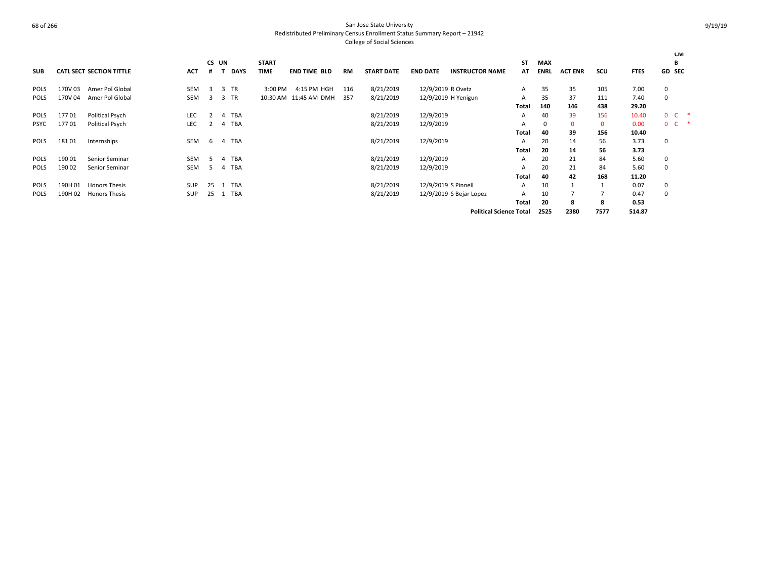# San Jose State University
## Redistributed Preliminary Census Enrollment Status Summary Report – 21942
### College of Social Sciences

| SUB | CATL SECT | SECTION TITTLE | ACT | CS # | UN T | DAYS | START TIME | END TIME | BLD | RM | START DATE | END DATE | INSTRUCTOR NAME | ST AT | MAX ENRL | ACT ENR | SCU | FTES | GD | CMB SEC | |
|---|---|---|---|---|---|---|---|---|---|---|---|---|---|---|---|---|---|---|---|---|---|
| POLS | 170V 03 | Amer Pol Global | SEM | 3 | 3 | TR | 3:00 PM | 4:15 PM | HGH | 116 | 8/21/2019 | 12/9/2019 | R Ovetz | A | 35 | 35 | 105 | 7.00 | 0 | | |
| POLS | 170V 04 | Amer Pol Global | SEM | 3 | 3 | TR | 10:30 AM | 11:45 AM | DMH | 357 | 8/21/2019 | 12/9/2019 | H Yenigun | A | 35 | 37 | 111 | 7.40 | 0 | | |
| | | | | | | | | | | | | | | Total | 140 | 146 | 438 | 29.20 | | | |
| POLS | 177 01 | Political Psych | LEC | 2 | 4 | TBA | | | | | 8/21/2019 | 12/9/2019 | | A | 40 | 39 | 156 | 10.40 | 0 | C | * |
| PSYC | 177 01 | Political Psych | LEC | 2 | 4 | TBA | | | | | 8/21/2019 | 12/9/2019 | | A | 0 | 0 | 0 | 0.00 | 0 | C | * |
| | | | | | | | | | | | | | | Total | 40 | 39 | 156 | 10.40 | | | |
| POLS | 181 01 | Internships | SEM | 6 | 4 | TBA | | | | | 8/21/2019 | 12/9/2019 | | A | 20 | 14 | 56 | 3.73 | 0 | | |
| | | | | | | | | | | | | | | Total | 20 | 14 | 56 | 3.73 | | | |
| POLS | 190 01 | Senior Seminar | SEM | 5 | 4 | TBA | | | | | 8/21/2019 | 12/9/2019 | | A | 20 | 21 | 84 | 5.60 | 0 | | |
| POLS | 190 02 | Senior Seminar | SEM | 5 | 4 | TBA | | | | | 8/21/2019 | 12/9/2019 | | A | 20 | 21 | 84 | 5.60 | 0 | | |
| | | | | | | | | | | | | | | Total | 40 | 42 | 168 | 11.20 | | | |
| POLS | 190H 01 | Honors Thesis | SUP | 25 | 1 | TBA | | | | | 8/21/2019 | 12/9/2019 | S Pinnell | A | 10 | 1 | 1 | 0.07 | 0 | | |
| POLS | 190H 02 | Honors Thesis | SUP | 25 | 1 | TBA | | | | | 8/21/2019 | 12/9/2019 | S Bejar Lopez | A | 10 | 7 | 7 | 0.47 | 0 | | |
| | | | | | | | | | | | | | | Total | 20 | 8 | 8 | 0.53 | | | |
| | | | | | | | | | | | | | Political Science Total | | 2525 | 2380 | 7577 | 514.87 | | | |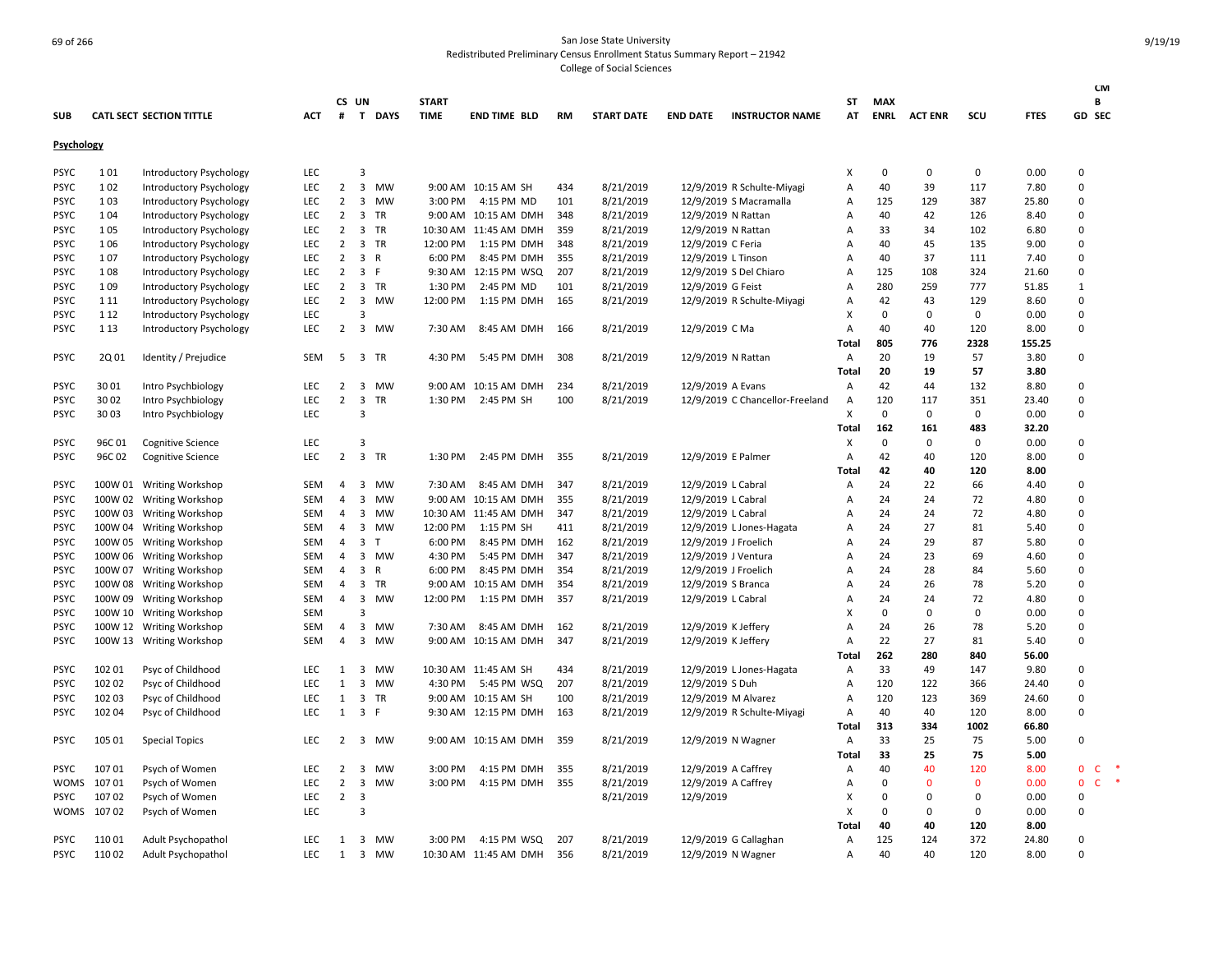San Jose State University
Redistributed Preliminary Census Enrollment Status Summary Report – 21942
College of Social Sciences

| SUB | CATL SECT | SECTION TITTLE | ACT | CS # | UN T | DAYS | START TIME | END TIME | BLD | RM | START DATE | END DATE | INSTRUCTOR NAME | ST AT | MAX ENRL | ACT ENR | SCU | FTES | GD | CM B SEC |
|---|---|---|---|---|---|---|---|---|---|---|---|---|---|---|---|---|---|---|---|---|
| **Psychology** | | | | | | | | | | | | | | | | | | | | |
| PSYC | 1 01 | Introductory Psychology | LEC | | 3 | | | | | | | | | X | 0 | 0 | 0 | 0.00 | 0 | |
| PSYC | 1 02 | Introductory Psychology | LEC | 2 | 3 | MW | 9:00 AM | 10:15 AM | SH | 434 | 8/21/2019 | 12/9/2019 | R Schulte-Miyagi | A | 40 | 39 | 117 | 7.80 | 0 | |
| PSYC | 1 03 | Introductory Psychology | LEC | 2 | 3 | MW | 3:00 PM | 4:15 PM | MD | 101 | 8/21/2019 | 12/9/2019 | S Macramalla | A | 125 | 129 | 387 | 25.80 | 0 | |
| PSYC | 1 04 | Introductory Psychology | LEC | 2 | 3 | TR | 9:00 AM | 10:15 AM | DMH | 348 | 8/21/2019 | 12/9/2019 | N Rattan | A | 40 | 42 | 126 | 8.40 | 0 | |
| PSYC | 1 05 | Introductory Psychology | LEC | 2 | 3 | TR | 10:30 AM | 11:45 AM | DMH | 359 | 8/21/2019 | 12/9/2019 | N Rattan | A | 33 | 34 | 102 | 6.80 | 0 | |
| PSYC | 1 06 | Introductory Psychology | LEC | 2 | 3 | TR | 12:00 PM | 1:15 PM | DMH | 348 | 8/21/2019 | 12/9/2019 | C Feria | A | 40 | 45 | 135 | 9.00 | 0 | |
| PSYC | 1 07 | Introductory Psychology | LEC | 2 | 3 | R | 6:00 PM | 8:45 PM | DMH | 355 | 8/21/2019 | 12/9/2019 | L Tinson | A | 40 | 37 | 111 | 7.40 | 0 | |
| PSYC | 1 08 | Introductory Psychology | LEC | 2 | 3 | F | 9:30 AM | 12:15 PM | WSQ | 207 | 8/21/2019 | 12/9/2019 | S Del Chiaro | A | 125 | 108 | 324 | 21.60 | 0 | |
| PSYC | 1 09 | Introductory Psychology | LEC | 2 | 3 | TR | 1:30 PM | 2:45 PM | MD | 101 | 8/21/2019 | 12/9/2019 | G Feist | A | 280 | 259 | 777 | 51.85 | 1 | |
| PSYC | 1 11 | Introductory Psychology | LEC | 2 | 3 | MW | 12:00 PM | 1:15 PM | DMH | 165 | 8/21/2019 | 12/9/2019 | R Schulte-Miyagi | A | 42 | 43 | 129 | 8.60 | 0 | |
| PSYC | 1 12 | Introductory Psychology | LEC | | 3 | | | | | | | | | X | 0 | 0 | 0 | 0.00 | 0 | |
| PSYC | 1 13 | Introductory Psychology | LEC | 2 | 3 | MW | 7:30 AM | 8:45 AM | DMH | 166 | 8/21/2019 | 12/9/2019 | C Ma | A | 40 | 40 | 120 | 8.00 | 0 | |
| | | | | | | | | | | | | | | **Total** | **805** | **776** | **2328** | **155.25** | | |
| PSYC | 2Q 01 | Identity / Prejudice | SEM | 5 | 3 | TR | 4:30 PM | 5:45 PM | DMH | 308 | 8/21/2019 | 12/9/2019 | N Rattan | A | 20 | 19 | 57 | 3.80 | 0 | |
| | | | | | | | | | | | | | | **Total** | **20** | **19** | **57** | **3.80** | | |
| PSYC | 30 01 | Intro Psychbiology | LEC | 2 | 3 | MW | 9:00 AM | 10:15 AM | DMH | 234 | 8/21/2019 | 12/9/2019 | A Evans | A | 42 | 44 | 132 | 8.80 | 0 | |
| PSYC | 30 02 | Intro Psychbiology | LEC | 2 | 3 | TR | 1:30 PM | 2:45 PM | SH | 100 | 8/21/2019 | 12/9/2019 | C Chancellor-Freeland | A | 120 | 117 | 351 | 23.40 | 0 | |
| PSYC | 30 03 | Intro Psychbiology | LEC | | 3 | | | | | | | | | X | 0 | 0 | 0 | 0.00 | 0 | |
| | | | | | | | | | | | | | | **Total** | **162** | **161** | **483** | **32.20** | | |
| PSYC | 96C 01 | Cognitive Science | LEC | | 3 | | | | | | | | | X | 0 | 0 | 0 | 0.00 | 0 | |
| PSYC | 96C 02 | Cognitive Science | LEC | 2 | 3 | TR | 1:30 PM | 2:45 PM | DMH | 355 | 8/21/2019 | 12/9/2019 | E Palmer | A | 42 | 40 | 120 | 8.00 | 0 | |
| | | | | | | | | | | | | | | **Total** | **42** | **40** | **120** | **8.00** | | |
| PSYC | 100W 01 | Writing Workshop | SEM | 4 | 3 | MW | 7:30 AM | 8:45 AM | DMH | 347 | 8/21/2019 | 12/9/2019 | L Cabral | A | 24 | 22 | 66 | 4.40 | 0 | |
| PSYC | 100W 02 | Writing Workshop | SEM | 4 | 3 | MW | 9:00 AM | 10:15 AM | DMH | 355 | 8/21/2019 | 12/9/2019 | L Cabral | A | 24 | 24 | 72 | 4.80 | 0 | |
| PSYC | 100W 03 | Writing Workshop | SEM | 4 | 3 | MW | 10:30 AM | 11:45 AM | DMH | 347 | 8/21/2019 | 12/9/2019 | L Cabral | A | 24 | 24 | 72 | 4.80 | 0 | |
| PSYC | 100W 04 | Writing Workshop | SEM | 4 | 3 | MW | 12:00 PM | 1:15 PM | SH | 411 | 8/21/2019 | 12/9/2019 | L Jones-Hagata | A | 24 | 27 | 81 | 5.40 | 0 | |
| PSYC | 100W 05 | Writing Workshop | SEM | 4 | 3 | T | 6:00 PM | 8:45 PM | DMH | 162 | 8/21/2019 | 12/9/2019 | J Froelich | A | 24 | 29 | 87 | 5.80 | 0 | |
| PSYC | 100W 06 | Writing Workshop | SEM | 4 | 3 | MW | 4:30 PM | 5:45 PM | DMH | 347 | 8/21/2019 | 12/9/2019 | J Ventura | A | 24 | 23 | 69 | 4.60 | 0 | |
| PSYC | 100W 07 | Writing Workshop | SEM | 4 | 3 | R | 6:00 PM | 8:45 PM | DMH | 354 | 8/21/2019 | 12/9/2019 | J Froelich | A | 24 | 28 | 84 | 5.60 | 0 | |
| PSYC | 100W 08 | Writing Workshop | SEM | 4 | 3 | TR | 9:00 AM | 10:15 AM | DMH | 354 | 8/21/2019 | 12/9/2019 | S Branca | A | 24 | 26 | 78 | 5.20 | 0 | |
| PSYC | 100W 09 | Writing Workshop | SEM | 4 | 3 | MW | 12:00 PM | 1:15 PM | DMH | 357 | 8/21/2019 | 12/9/2019 | L Cabral | A | 24 | 24 | 72 | 4.80 | 0 | |
| PSYC | 100W 10 | Writing Workshop | SEM | | 3 | | | | | | | | | X | 0 | 0 | 0 | 0.00 | 0 | |
| PSYC | 100W 12 | Writing Workshop | SEM | 4 | 3 | MW | 7:30 AM | 8:45 AM | DMH | 162 | 8/21/2019 | 12/9/2019 | K Jeffery | A | 24 | 26 | 78 | 5.20 | 0 | |
| PSYC | 100W 13 | Writing Workshop | SEM | 4 | 3 | MW | 9:00 AM | 10:15 AM | DMH | 347 | 8/21/2019 | 12/9/2019 | K Jeffery | A | 22 | 27 | 81 | 5.40 | 0 | |
| | | | | | | | | | | | | | | **Total** | **262** | **280** | **840** | **56.00** | | |
| PSYC | 102 01 | Psyc of Childhood | LEC | 1 | 3 | MW | 10:30 AM | 11:45 AM | SH | 434 | 8/21/2019 | 12/9/2019 | L Jones-Hagata | A | 33 | 49 | 147 | 9.80 | 0 | |
| PSYC | 102 02 | Psyc of Childhood | LEC | 1 | 3 | MW | 4:30 PM | 5:45 PM | WSQ | 207 | 8/21/2019 | 12/9/2019 | S Duh | A | 120 | 122 | 366 | 24.40 | 0 | |
| PSYC | 102 03 | Psyc of Childhood | LEC | 1 | 3 | TR | 9:00 AM | 10:15 AM | SH | 100 | 8/21/2019 | 12/9/2019 | M Alvarez | A | 120 | 123 | 369 | 24.60 | 0 | |
| PSYC | 102 04 | Psyc of Childhood | LEC | 1 | 3 | F | 9:30 AM | 12:15 PM | DMH | 163 | 8/21/2019 | 12/9/2019 | R Schulte-Miyagi | A | 40 | 40 | 120 | 8.00 | 0 | |
| | | | | | | | | | | | | | | **Total** | **313** | **334** | **1002** | **66.80** | | |
| PSYC | 105 01 | Special Topics | LEC | 2 | 3 | MW | 9:00 AM | 10:15 AM | DMH | 359 | 8/21/2019 | 12/9/2019 | N Wagner | A | 33 | 25 | 75 | 5.00 | 0 | |
| | | | | | | | | | | | | | | **Total** | **33** | **25** | **75** | **5.00** | | |
| PSYC | 107 01 | Psych of Women | LEC | 2 | 3 | MW | 3:00 PM | 4:15 PM | DMH | 355 | 8/21/2019 | 12/9/2019 | A Caffrey | A | 40 | 40 | 120 | 8.00 | 0 | C * |
| WOMS | 107 01 | Psych of Women | LEC | 2 | 3 | MW | 3:00 PM | 4:15 PM | DMH | 355 | 8/21/2019 | 12/9/2019 | A Caffrey | A | 0 | 0 | 0 | 0.00 | 0 | C * |
| PSYC | 107 02 | Psych of Women | LEC | 2 | 3 | | | | | | 8/21/2019 | 12/9/2019 | | X | 0 | 0 | 0 | 0.00 | 0 | |
| WOMS | 107 02 | Psych of Women | LEC | | 3 | | | | | | | | | X | 0 | 0 | 0 | 0.00 | 0 | |
| | | | | | | | | | | | | | | **Total** | **40** | **40** | **120** | **8.00** | | |
| PSYC | 110 01 | Adult Psychopathol | LEC | 1 | 3 | MW | 3:00 PM | 4:15 PM | WSQ | 207 | 8/21/2019 | 12/9/2019 | G Callaghan | A | 125 | 124 | 372 | 24.80 | 0 | |
| PSYC | 110 02 | Adult Psychopathol | LEC | 1 | 3 | MW | 10:30 AM | 11:45 AM | DMH | 356 | 8/21/2019 | 12/9/2019 | N Wagner | A | 40 | 40 | 120 | 8.00 | 0 | |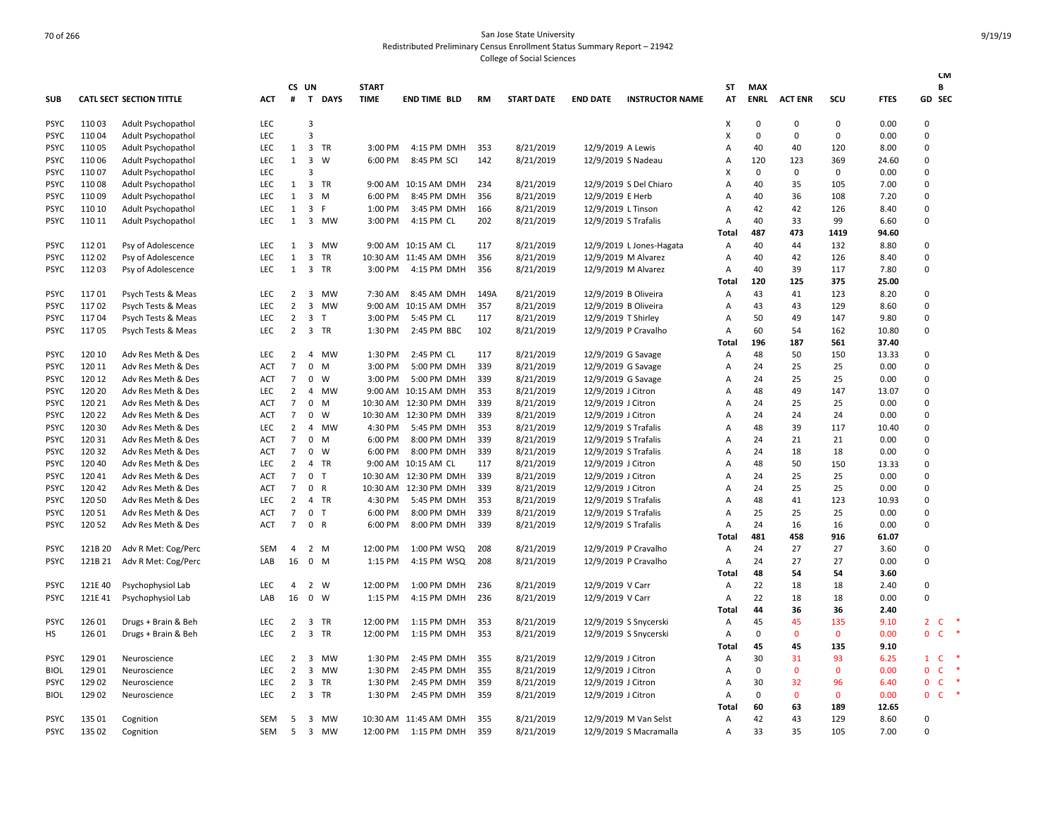San Jose State University
Redistributed Preliminary Census Enrollment Status Summary Report – 21942
College of Social Sciences

| SUB | CATL | SECT | SECTION TITTLE | ACT | CS # | UN T | DAYS | START TIME | END TIME | BLD | RM | START DATE | END DATE | INSTRUCTOR NAME | ST AT | MAX ENRL | ACT ENR | SCU | FTES | CM B GD | SEC |
|---|---|---|---|---|---|---|---|---|---|---|---|---|---|---|---|---|---|---|---|---|---|
| PSYC | 110 | 03 | Adult Psychopathol | LEC | | 3 | | | | | | | | | X | 0 | 0 | 0 | 0.00 | 0 | |
| PSYC | 110 | 04 | Adult Psychopathol | LEC | | 3 | | | | | | | | | X | 0 | 0 | 0 | 0.00 | 0 | |
| PSYC | 110 | 05 | Adult Psychopathol | LEC | 1 | 3 | TR | 3:00 PM | 4:15 PM | DMH | 353 | 8/21/2019 | 12/9/2019 | A Lewis | A | 40 | 40 | 120 | 8.00 | 0 | |
| PSYC | 110 | 06 | Adult Psychopathol | LEC | 1 | 3 | W | 6:00 PM | 8:45 PM | SCI | 142 | 8/21/2019 | 12/9/2019 | S Nadeau | A | 120 | 123 | 369 | 24.60 | 0 | |
| PSYC | 110 | 07 | Adult Psychopathol | LEC | | 3 | | | | | | | | | X | 0 | 0 | 0 | 0.00 | 0 | |
| PSYC | 110 | 08 | Adult Psychopathol | LEC | 1 | 3 | TR | 9:00 AM | 10:15 AM | DMH | 234 | 8/21/2019 | 12/9/2019 | S Del Chiaro | A | 40 | 35 | 105 | 7.00 | 0 | |
| PSYC | 110 | 09 | Adult Psychopathol | LEC | 1 | 3 | M | 6:00 PM | 8:45 PM | DMH | 356 | 8/21/2019 | 12/9/2019 | E Herb | A | 40 | 36 | 108 | 7.20 | 0 | |
| PSYC | 110 | 10 | Adult Psychopathol | LEC | 1 | 3 | F | 1:00 PM | 3:45 PM | DMH | 166 | 8/21/2019 | 12/9/2019 | L Tinson | A | 42 | 42 | 126 | 8.40 | 0 | |
| PSYC | 110 | 11 | Adult Psychopathol | LEC | 1 | 3 | MW | 3:00 PM | 4:15 PM | CL | 202 | 8/21/2019 | 12/9/2019 | S Trafalis | A | 40 | 33 | 99 | 6.60 | 0 | |
| | | | | | | | | | | | | | | | Total | 487 | 473 | 1419 | 94.60 | | |
| PSYC | 112 | 01 | Psy of Adolescence | LEC | 1 | 3 | MW | 9:00 AM | 10:15 AM | CL | 117 | 8/21/2019 | 12/9/2019 | L Jones-Hagata | A | 40 | 44 | 132 | 8.80 | 0 | |
| PSYC | 112 | 02 | Psy of Adolescence | LEC | 1 | 3 | TR | 10:30 AM | 11:45 AM | DMH | 356 | 8/21/2019 | 12/9/2019 | M Alvarez | A | 40 | 42 | 126 | 8.40 | 0 | |
| PSYC | 112 | 03 | Psy of Adolescence | LEC | 1 | 3 | TR | 3:00 PM | 4:15 PM | DMH | 356 | 8/21/2019 | 12/9/2019 | M Alvarez | A | 40 | 39 | 117 | 7.80 | 0 | |
| | | | | | | | | | | | | | | | Total | 120 | 125 | 375 | 25.00 | | |
| PSYC | 117 | 01 | Psych Tests & Meas | LEC | 2 | 3 | MW | 7:30 AM | 8:45 AM | DMH | 149A | 8/21/2019 | 12/9/2019 | B Oliveira | A | 43 | 41 | 123 | 8.20 | 0 | |
| PSYC | 117 | 02 | Psych Tests & Meas | LEC | 2 | 3 | MW | 9:00 AM | 10:15 AM | DMH | 357 | 8/21/2019 | 12/9/2019 | B Oliveira | A | 43 | 43 | 129 | 8.60 | 0 | |
| PSYC | 117 | 04 | Psych Tests & Meas | LEC | 2 | 3 | T | 3:00 PM | 5:45 PM | CL | 117 | 8/21/2019 | 12/9/2019 | T Shirley | A | 50 | 49 | 147 | 9.80 | 0 | |
| PSYC | 117 | 05 | Psych Tests & Meas | LEC | 2 | 3 | TR | 1:30 PM | 2:45 PM | BBC | 102 | 8/21/2019 | 12/9/2019 | P Cravalho | A | 60 | 54 | 162 | 10.80 | 0 | |
| | | | | | | | | | | | | | | | Total | 196 | 187 | 561 | 37.40 | | |
| PSYC | 120 | 10 | Adv Res Meth & Des | LEC | 2 | 4 | MW | 1:30 PM | 2:45 PM | CL | 117 | 8/21/2019 | 12/9/2019 | G Savage | A | 48 | 50 | 150 | 13.33 | 0 | |
| PSYC | 120 | 11 | Adv Res Meth & Des | ACT | 7 | 0 | M | 3:00 PM | 5:00 PM | DMH | 339 | 8/21/2019 | 12/9/2019 | G Savage | A | 24 | 25 | 25 | 0.00 | 0 | |
| PSYC | 120 | 12 | Adv Res Meth & Des | ACT | 7 | 0 | W | 3:00 PM | 5:00 PM | DMH | 339 | 8/21/2019 | 12/9/2019 | G Savage | A | 24 | 25 | 25 | 0.00 | 0 | |
| PSYC | 120 | 20 | Adv Res Meth & Des | LEC | 2 | 4 | MW | 9:00 AM | 10:15 AM | DMH | 353 | 8/21/2019 | 12/9/2019 | J Citron | A | 48 | 49 | 147 | 13.07 | 0 | |
| PSYC | 120 | 21 | Adv Res Meth & Des | ACT | 7 | 0 | M | 10:30 AM | 12:30 PM | DMH | 339 | 8/21/2019 | 12/9/2019 | J Citron | A | 24 | 25 | 25 | 0.00 | 0 | |
| PSYC | 120 | 22 | Adv Res Meth & Des | ACT | 7 | 0 | W | 10:30 AM | 12:30 PM | DMH | 339 | 8/21/2019 | 12/9/2019 | J Citron | A | 24 | 24 | 24 | 0.00 | 0 | |
| PSYC | 120 | 30 | Adv Res Meth & Des | LEC | 2 | 4 | MW | 4:30 PM | 5:45 PM | DMH | 353 | 8/21/2019 | 12/9/2019 | S Trafalis | A | 48 | 39 | 117 | 10.40 | 0 | |
| PSYC | 120 | 31 | Adv Res Meth & Des | ACT | 7 | 0 | M | 6:00 PM | 8:00 PM | DMH | 339 | 8/21/2019 | 12/9/2019 | S Trafalis | A | 24 | 21 | 21 | 0.00 | 0 | |
| PSYC | 120 | 32 | Adv Res Meth & Des | ACT | 7 | 0 | W | 6:00 PM | 8:00 PM | DMH | 339 | 8/21/2019 | 12/9/2019 | S Trafalis | A | 24 | 18 | 18 | 0.00 | 0 | |
| PSYC | 120 | 40 | Adv Res Meth & Des | LEC | 2 | 4 | TR | 9:00 AM | 10:15 AM | CL | 117 | 8/21/2019 | 12/9/2019 | J Citron | A | 48 | 50 | 150 | 13.33 | 0 | |
| PSYC | 120 | 41 | Adv Res Meth & Des | ACT | 7 | 0 | T | 10:30 AM | 12:30 PM | DMH | 339 | 8/21/2019 | 12/9/2019 | J Citron | A | 24 | 25 | 25 | 0.00 | 0 | |
| PSYC | 120 | 42 | Adv Res Meth & Des | ACT | 7 | 0 | R | 10:30 AM | 12:30 PM | DMH | 339 | 8/21/2019 | 12/9/2019 | J Citron | A | 24 | 25 | 25 | 0.00 | 0 | |
| PSYC | 120 | 50 | Adv Res Meth & Des | LEC | 2 | 4 | TR | 4:30 PM | 5:45 PM | DMH | 353 | 8/21/2019 | 12/9/2019 | S Trafalis | A | 48 | 41 | 123 | 10.93 | 0 | |
| PSYC | 120 | 51 | Adv Res Meth & Des | ACT | 7 | 0 | T | 6:00 PM | 8:00 PM | DMH | 339 | 8/21/2019 | 12/9/2019 | S Trafalis | A | 25 | 25 | 25 | 0.00 | 0 | |
| PSYC | 120 | 52 | Adv Res Meth & Des | ACT | 7 | 0 | R | 6:00 PM | 8:00 PM | DMH | 339 | 8/21/2019 | 12/9/2019 | S Trafalis | A | 24 | 16 | 16 | 0.00 | 0 | |
| | | | | | | | | | | | | | | | Total | 481 | 458 | 916 | 61.07 | | |
| PSYC | 121B | 20 | Adv R Met: Cog/Perc | SEM | 4 | 2 | M | 12:00 PM | 1:00 PM | WSQ | 208 | 8/21/2019 | 12/9/2019 | P Cravalho | A | 24 | 27 | 27 | 3.60 | 0 | |
| PSYC | 121B | 21 | Adv R Met: Cog/Perc | LAB | 16 | 0 | M | 1:15 PM | 4:15 PM | WSQ | 208 | 8/21/2019 | 12/9/2019 | P Cravalho | A | 24 | 27 | 27 | 0.00 | 0 | |
| | | | | | | | | | | | | | | | Total | 48 | 54 | 54 | 3.60 | | |
| PSYC | 121E | 40 | Psychophysiol Lab | LEC | 4 | 2 | W | 12:00 PM | 1:00 PM | DMH | 236 | 8/21/2019 | 12/9/2019 | V Carr | A | 22 | 18 | 18 | 2.40 | 0 | |
| PSYC | 121E | 41 | Psychophysiol Lab | LAB | 16 | 0 | W | 1:15 PM | 4:15 PM | DMH | 236 | 8/21/2019 | 12/9/2019 | V Carr | A | 22 | 18 | 18 | 0.00 | 0 | |
| | | | | | | | | | | | | | | | Total | 44 | 36 | 36 | 2.40 | | |
| PSYC | 126 | 01 | Drugs + Brain & Beh | LEC | 2 | 3 | TR | 12:00 PM | 1:15 PM | DMH | 353 | 8/21/2019 | 12/9/2019 | S Snycerski | A | 45 | 45 | 135 | 9.10 | 2 | C * |
| HS | 126 | 01 | Drugs + Brain & Beh | LEC | 2 | 3 | TR | 12:00 PM | 1:15 PM | DMH | 353 | 8/21/2019 | 12/9/2019 | S Snycerski | A | 0 | 0 | 0 | 0.00 | 0 | C * |
| | | | | | | | | | | | | | | | Total | 45 | 45 | 135 | 9.10 | | |
| PSYC | 129 | 01 | Neuroscience | LEC | 2 | 3 | MW | 1:30 PM | 2:45 PM | DMH | 355 | 8/21/2019 | 12/9/2019 | J Citron | A | 30 | 31 | 93 | 6.25 | 1 | C * |
| BIOL | 129 | 01 | Neuroscience | LEC | 2 | 3 | MW | 1:30 PM | 2:45 PM | DMH | 355 | 8/21/2019 | 12/9/2019 | J Citron | A | 0 | 0 | 0 | 0.00 | 0 | C * |
| PSYC | 129 | 02 | Neuroscience | LEC | 2 | 3 | TR | 1:30 PM | 2:45 PM | DMH | 359 | 8/21/2019 | 12/9/2019 | J Citron | A | 30 | 32 | 96 | 6.40 | 0 | C * |
| BIOL | 129 | 02 | Neuroscience | LEC | 2 | 3 | TR | 1:30 PM | 2:45 PM | DMH | 359 | 8/21/2019 | 12/9/2019 | J Citron | A | 0 | 0 | 0 | 0.00 | 0 | C * |
| | | | | | | | | | | | | | | | Total | 60 | 63 | 189 | 12.65 | | |
| PSYC | 135 | 01 | Cognition | SEM | 5 | 3 | MW | 10:30 AM | 11:45 AM | DMH | 355 | 8/21/2019 | 12/9/2019 | M Van Selst | A | 42 | 43 | 129 | 8.60 | 0 | |
| PSYC | 135 | 02 | Cognition | SEM | 5 | 3 | MW | 12:00 PM | 1:15 PM | DMH | 359 | 8/21/2019 | 12/9/2019 | S Macramalla | A | 33 | 35 | 105 | 7.00 | 0 | |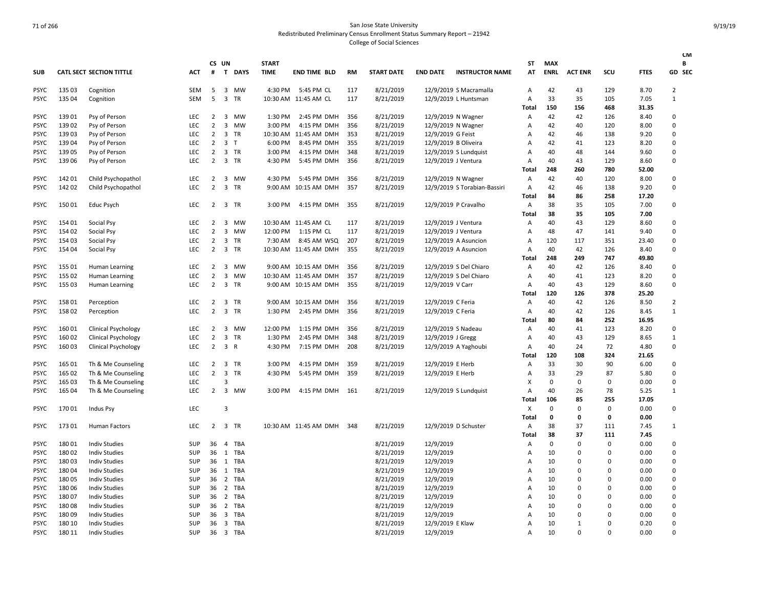San Jose State University
Redistributed Preliminary Census Enrollment Status Summary Report – 21942
College of Social Sciences

| SUB | CATL SECT | SECTION TITTLE | ACT | CS # | UN T | DAYS | START TIME | END TIME | BLD | RM | START DATE | END DATE | INSTRUCTOR NAME | ST AT | MAX ENRL | ACT ENR | SCU | FTES | CM B GD | SEC |
|---|---|---|---|---|---|---|---|---|---|---|---|---|---|---|---|---|---|---|---|---|
| PSYC | 135 03 | Cognition | SEM | 5 | 3 | MW | 4:30 PM | 5:45 PM | CL | 117 | 8/21/2019 | 12/9/2019 | S Macramalla | A | 42 | 43 | 129 | 8.70 | 2 | |
| PSYC | 135 04 | Cognition | SEM | 5 | 3 | TR | 10:30 AM | 11:45 AM | CL | 117 | 8/21/2019 | 12/9/2019 | L Huntsman | A | 33 | 35 | 105 | 7.05 | 1 | |
| | | | | | | | | | | | | | | **Total** | **150** | **156** | **468** | **31.35** | | |
| PSYC | 139 01 | Psy of Person | LEC | 2 | 3 | MW | 1:30 PM | 2:45 PM | DMH | 356 | 8/21/2019 | 12/9/2019 | N Wagner | A | 42 | 42 | 126 | 8.40 | 0 | |
| PSYC | 139 02 | Psy of Person | LEC | 2 | 3 | MW | 3:00 PM | 4:15 PM | DMH | 356 | 8/21/2019 | 12/9/2019 | N Wagner | A | 42 | 40 | 120 | 8.00 | 0 | |
| PSYC | 139 03 | Psy of Person | LEC | 2 | 3 | TR | 10:30 AM | 11:45 AM | DMH | 353 | 8/21/2019 | 12/9/2019 | G Feist | A | 42 | 46 | 138 | 9.20 | 0 | |
| PSYC | 139 04 | Psy of Person | LEC | 2 | 3 | T | 6:00 PM | 8:45 PM | DMH | 355 | 8/21/2019 | 12/9/2019 | B Oliveira | A | 42 | 41 | 123 | 8.20 | 0 | |
| PSYC | 139 05 | Psy of Person | LEC | 2 | 3 | TR | 3:00 PM | 4:15 PM | DMH | 348 | 8/21/2019 | 12/9/2019 | S Lundquist | A | 40 | 48 | 144 | 9.60 | 0 | |
| PSYC | 139 06 | Psy of Person | LEC | 2 | 3 | TR | 4:30 PM | 5:45 PM | DMH | 356 | 8/21/2019 | 12/9/2019 | J Ventura | A | 40 | 43 | 129 | 8.60 | 0 | |
| | | | | | | | | | | | | | | **Total** | **248** | **260** | **780** | **52.00** | | |
| PSYC | 142 01 | Child Psychopathol | LEC | 2 | 3 | MW | 4:30 PM | 5:45 PM | DMH | 356 | 8/21/2019 | 12/9/2019 | N Wagner | A | 42 | 40 | 120 | 8.00 | 0 | |
| PSYC | 142 02 | Child Psychopathol | LEC | 2 | 3 | TR | 9:00 AM | 10:15 AM | DMH | 357 | 8/21/2019 | 12/9/2019 | S Torabian-Bassiri | A | 42 | 46 | 138 | 9.20 | 0 | |
| | | | | | | | | | | | | | | **Total** | **84** | **86** | **258** | **17.20** | | |
| PSYC | 150 01 | Educ Psych | LEC | 2 | 3 | TR | 3:00 PM | 4:15 PM | DMH | 355 | 8/21/2019 | 12/9/2019 | P Cravalho | A | 38 | 35 | 105 | 7.00 | 0 | |
| | | | | | | | | | | | | | | **Total** | **38** | **35** | **105** | **7.00** | | |
| PSYC | 154 01 | Social Psy | LEC | 2 | 3 | MW | 10:30 AM | 11:45 AM | CL | 117 | 8/21/2019 | 12/9/2019 | J Ventura | A | 40 | 43 | 129 | 8.60 | 0 | |
| PSYC | 154 02 | Social Psy | LEC | 2 | 3 | MW | 12:00 PM | 1:15 PM | CL | 117 | 8/21/2019 | 12/9/2019 | J Ventura | A | 48 | 47 | 141 | 9.40 | 0 | |
| PSYC | 154 03 | Social Psy | LEC | 2 | 3 | TR | 7:30 AM | 8:45 AM | WSQ | 207 | 8/21/2019 | 12/9/2019 | A Asuncion | A | 120 | 117 | 351 | 23.40 | 0 | |
| PSYC | 154 04 | Social Psy | LEC | 2 | 3 | TR | 10:30 AM | 11:45 AM | DMH | 355 | 8/21/2019 | 12/9/2019 | A Asuncion | A | 40 | 42 | 126 | 8.40 | 0 | |
| | | | | | | | | | | | | | | **Total** | **248** | **249** | **747** | **49.80** | | |
| PSYC | 155 01 | Human Learning | LEC | 2 | 3 | MW | 9:00 AM | 10:15 AM | DMH | 356 | 8/21/2019 | 12/9/2019 | S Del Chiaro | A | 40 | 42 | 126 | 8.40 | 0 | |
| PSYC | 155 02 | Human Learning | LEC | 2 | 3 | MW | 10:30 AM | 11:45 AM | DMH | 357 | 8/21/2019 | 12/9/2019 | S Del Chiaro | A | 40 | 41 | 123 | 8.20 | 0 | |
| PSYC | 155 03 | Human Learning | LEC | 2 | 3 | TR | 9:00 AM | 10:15 AM | DMH | 355 | 8/21/2019 | 12/9/2019 | V Carr | A | 40 | 43 | 129 | 8.60 | 0 | |
| | | | | | | | | | | | | | | **Total** | **120** | **126** | **378** | **25.20** | | |
| PSYC | 158 01 | Perception | LEC | 2 | 3 | TR | 9:00 AM | 10:15 AM | DMH | 356 | 8/21/2019 | 12/9/2019 | C Feria | A | 40 | 42 | 126 | 8.50 | 2 | |
| PSYC | 158 02 | Perception | LEC | 2 | 3 | TR | 1:30 PM | 2:45 PM | DMH | 356 | 8/21/2019 | 12/9/2019 | C Feria | A | 40 | 42 | 126 | 8.45 | 1 | |
| | | | | | | | | | | | | | | **Total** | **80** | **84** | **252** | **16.95** | | |
| PSYC | 160 01 | Clinical Psychology | LEC | 2 | 3 | MW | 12:00 PM | 1:15 PM | DMH | 356 | 8/21/2019 | 12/9/2019 | S Nadeau | A | 40 | 41 | 123 | 8.20 | 0 | |
| PSYC | 160 02 | Clinical Psychology | LEC | 2 | 3 | TR | 1:30 PM | 2:45 PM | DMH | 348 | 8/21/2019 | 12/9/2019 | J Gregg | A | 40 | 43 | 129 | 8.65 | 1 | |
| PSYC | 160 03 | Clinical Psychology | LEC | 2 | 3 | R | 4:30 PM | 7:15 PM | DMH | 208 | 8/21/2019 | 12/9/2019 | A Yaghoubi | A | 40 | 24 | 72 | 4.80 | 0 | |
| | | | | | | | | | | | | | | **Total** | **120** | **108** | **324** | **21.65** | | |
| PSYC | 165 01 | Th & Me Counseling | LEC | 2 | 3 | TR | 3:00 PM | 4:15 PM | DMH | 359 | 8/21/2019 | 12/9/2019 | E Herb | A | 33 | 30 | 90 | 6.00 | 0 | |
| PSYC | 165 02 | Th & Me Counseling | LEC | 2 | 3 | TR | 4:30 PM | 5:45 PM | DMH | 359 | 8/21/2019 | 12/9/2019 | E Herb | A | 33 | 29 | 87 | 5.80 | 0 | |
| PSYC | 165 03 | Th & Me Counseling | LEC | | 3 | | | | | | | | | X | 0 | 0 | 0 | 0.00 | 0 | |
| PSYC | 165 04 | Th & Me Counseling | LEC | 2 | 3 | MW | 3:00 PM | 4:15 PM | DMH | 161 | 8/21/2019 | 12/9/2019 | S Lundquist | A | 40 | 26 | 78 | 5.25 | 1 | |
| | | | | | | | | | | | | | | **Total** | **106** | **85** | **255** | **17.05** | | |
| PSYC | 170 01 | Indus Psy | LEC | | 3 | | | | | | | | | X | 0 | 0 | 0 | 0.00 | 0 | |
| | | | | | | | | | | | | | | **Total** | **0** | **0** | **0** | **0.00** | | |
| PSYC | 173 01 | Human Factors | LEC | 2 | 3 | TR | 10:30 AM | 11:45 AM | DMH | 348 | 8/21/2019 | 12/9/2019 | D Schuster | A | 38 | 37 | 111 | 7.45 | 1 | |
| | | | | | | | | | | | | | | **Total** | **38** | **37** | **111** | **7.45** | | |
| PSYC | 180 01 | Indiv Studies | SUP | 36 | 4 | TBA | | | | | 8/21/2019 | 12/9/2019 | | A | 0 | 0 | 0 | 0.00 | 0 | |
| PSYC | 180 02 | Indiv Studies | SUP | 36 | 1 | TBA | | | | | 8/21/2019 | 12/9/2019 | | A | 10 | 0 | 0 | 0.00 | 0 | |
| PSYC | 180 03 | Indiv Studies | SUP | 36 | 1 | TBA | | | | | 8/21/2019 | 12/9/2019 | | A | 10 | 0 | 0 | 0.00 | 0 | |
| PSYC | 180 04 | Indiv Studies | SUP | 36 | 1 | TBA | | | | | 8/21/2019 | 12/9/2019 | | A | 10 | 0 | 0 | 0.00 | 0 | |
| PSYC | 180 05 | Indiv Studies | SUP | 36 | 2 | TBA | | | | | 8/21/2019 | 12/9/2019 | | A | 10 | 0 | 0 | 0.00 | 0 | |
| PSYC | 180 06 | Indiv Studies | SUP | 36 | 2 | TBA | | | | | 8/21/2019 | 12/9/2019 | | A | 10 | 0 | 0 | 0.00 | 0 | |
| PSYC | 180 07 | Indiv Studies | SUP | 36 | 2 | TBA | | | | | 8/21/2019 | 12/9/2019 | | A | 10 | 0 | 0 | 0.00 | 0 | |
| PSYC | 180 08 | Indiv Studies | SUP | 36 | 2 | TBA | | | | | 8/21/2019 | 12/9/2019 | | A | 10 | 0 | 0 | 0.00 | 0 | |
| PSYC | 180 09 | Indiv Studies | SUP | 36 | 3 | TBA | | | | | 8/21/2019 | 12/9/2019 | | A | 10 | 0 | 0 | 0.00 | 0 | |
| PSYC | 180 10 | Indiv Studies | SUP | 36 | 3 | TBA | | | | | 8/21/2019 | 12/9/2019 | E Klaw | A | 10 | 1 | 0 | 0.20 | 0 | |
| PSYC | 180 11 | Indiv Studies | SUP | 36 | 3 | TBA | | | | | 8/21/2019 | 12/9/2019 | | A | 10 | 0 | 0 | 0.00 | 0 | |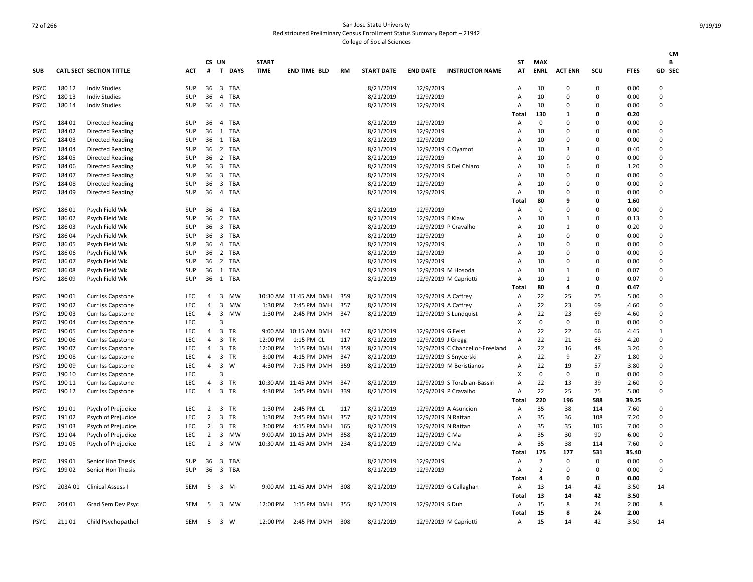San Jose State University
Redistributed Preliminary Census Enrollment Status Summary Report – 21942
College of Social Sciences

| SUB | CATL SECT | SECTION TITTLE | ACT | CS # | UN T | DAYS | START TIME | END TIME | BLD | RM | START DATE | END DATE | INSTRUCTOR NAME | ST AT | MAX ENRL | ACT ENR | SCU | FTES | CM B GD | SEC |
|---|---|---|---|---|---|---|---|---|---|---|---|---|---|---|---|---|---|---|---|---|
| PSYC | 180 12 | Indiv Studies | SUP | 36 | 3 | TBA | | | | | 8/21/2019 | 12/9/2019 | | A | 10 | 0 | 0 | 0.00 | 0 | |
| PSYC | 180 13 | Indiv Studies | SUP | 36 | 4 | TBA | | | | | 8/21/2019 | 12/9/2019 | | A | 10 | 0 | 0 | 0.00 | 0 | |
| PSYC | 180 14 | Indiv Studies | SUP | 36 | 4 | TBA | | | | | 8/21/2019 | 12/9/2019 | | A | 10 | 0 | 0 | 0.00 | 0 | |
| | | | | | | | | | | | | | | **Total** | **130** | **1** | **0** | **0.20** | | |
| PSYC | 184 01 | Directed Reading | SUP | 36 | 4 | TBA | | | | | 8/21/2019 | 12/9/2019 | | A | 0 | 0 | 0 | 0.00 | 0 | |
| PSYC | 184 02 | Directed Reading | SUP | 36 | 1 | TBA | | | | | 8/21/2019 | 12/9/2019 | | A | 10 | 0 | 0 | 0.00 | 0 | |
| PSYC | 184 03 | Directed Reading | SUP | 36 | 1 | TBA | | | | | 8/21/2019 | 12/9/2019 | | A | 10 | 0 | 0 | 0.00 | 0 | |
| PSYC | 184 04 | Directed Reading | SUP | 36 | 2 | TBA | | | | | 8/21/2019 | 12/9/2019 | C Oyamot | A | 10 | 3 | 0 | 0.40 | 0 | |
| PSYC | 184 05 | Directed Reading | SUP | 36 | 2 | TBA | | | | | 8/21/2019 | 12/9/2019 | | A | 10 | 0 | 0 | 0.00 | 0 | |
| PSYC | 184 06 | Directed Reading | SUP | 36 | 3 | TBA | | | | | 8/21/2019 | 12/9/2019 | S Del Chiaro | A | 10 | 6 | 0 | 1.20 | 0 | |
| PSYC | 184 07 | Directed Reading | SUP | 36 | 3 | TBA | | | | | 8/21/2019 | 12/9/2019 | | A | 10 | 0 | 0 | 0.00 | 0 | |
| PSYC | 184 08 | Directed Reading | SUP | 36 | 3 | TBA | | | | | 8/21/2019 | 12/9/2019 | | A | 10 | 0 | 0 | 0.00 | 0 | |
| PSYC | 184 09 | Directed Reading | SUP | 36 | 4 | TBA | | | | | 8/21/2019 | 12/9/2019 | | A | 10 | 0 | 0 | 0.00 | 0 | |
| | | | | | | | | | | | | | | **Total** | **80** | **9** | **0** | **1.60** | | |
| PSYC | 186 01 | Psych Field Wk | SUP | 36 | 4 | TBA | | | | | 8/21/2019 | 12/9/2019 | | A | 0 | 0 | 0 | 0.00 | 0 | |
| PSYC | 186 02 | Psych Field Wk | SUP | 36 | 2 | TBA | | | | | 8/21/2019 | 12/9/2019 | E Klaw | A | 10 | 1 | 0 | 0.13 | 0 | |
| PSYC | 186 03 | Psych Field Wk | SUP | 36 | 3 | TBA | | | | | 8/21/2019 | 12/9/2019 | P Cravalho | A | 10 | 1 | 0 | 0.20 | 0 | |
| PSYC | 186 04 | Psych Field Wk | SUP | 36 | 3 | TBA | | | | | 8/21/2019 | 12/9/2019 | | A | 10 | 0 | 0 | 0.00 | 0 | |
| PSYC | 186 05 | Psych Field Wk | SUP | 36 | 4 | TBA | | | | | 8/21/2019 | 12/9/2019 | | A | 10 | 0 | 0 | 0.00 | 0 | |
| PSYC | 186 06 | Psych Field Wk | SUP | 36 | 2 | TBA | | | | | 8/21/2019 | 12/9/2019 | | A | 10 | 0 | 0 | 0.00 | 0 | |
| PSYC | 186 07 | Psych Field Wk | SUP | 36 | 2 | TBA | | | | | 8/21/2019 | 12/9/2019 | | A | 10 | 0 | 0 | 0.00 | 0 | |
| PSYC | 186 08 | Psych Field Wk | SUP | 36 | 1 | TBA | | | | | 8/21/2019 | 12/9/2019 | M Hosoda | A | 10 | 1 | 0 | 0.07 | 0 | |
| PSYC | 186 09 | Psych Field Wk | SUP | 36 | 1 | TBA | | | | | 8/21/2019 | 12/9/2019 | M Capriotti | A | 10 | 1 | 0 | 0.07 | 0 | |
| | | | | | | | | | | | | | | **Total** | **80** | **4** | **0** | **0.47** | | |
| PSYC | 190 01 | Curr Iss Capstone | LEC | 4 | 3 | MW | 10:30 AM | 11:45 AM | DMH | 359 | 8/21/2019 | 12/9/2019 | A Caffrey | A | 22 | 25 | 75 | 5.00 | 0 | |
| PSYC | 190 02 | Curr Iss Capstone | LEC | 4 | 3 | MW | 1:30 PM | 2:45 PM | DMH | 357 | 8/21/2019 | 12/9/2019 | A Caffrey | A | 22 | 23 | 69 | 4.60 | 0 | |
| PSYC | 190 03 | Curr Iss Capstone | LEC | 4 | 3 | MW | 1:30 PM | 2:45 PM | DMH | 347 | 8/21/2019 | 12/9/2019 | S Lundquist | A | 22 | 23 | 69 | 4.60 | 0 | |
| PSYC | 190 04 | Curr Iss Capstone | LEC | | 3 | | | | | | | | | X | 0 | 0 | 0 | 0.00 | 0 | |
| PSYC | 190 05 | Curr Iss Capstone | LEC | 4 | 3 | TR | 9:00 AM | 10:15 AM | DMH | 347 | 8/21/2019 | 12/9/2019 | G Feist | A | 22 | 22 | 66 | 4.45 | 1 | |
| PSYC | 190 06 | Curr Iss Capstone | LEC | 4 | 3 | TR | 12:00 PM | 1:15 PM | CL | 117 | 8/21/2019 | 12/9/2019 | J Gregg | A | 22 | 21 | 63 | 4.20 | 0 | |
| PSYC | 190 07 | Curr Iss Capstone | LEC | 4 | 3 | TR | 12:00 PM | 1:15 PM | DMH | 359 | 8/21/2019 | 12/9/2019 | C Chancellor-Freeland | A | 22 | 16 | 48 | 3.20 | 0 | |
| PSYC | 190 08 | Curr Iss Capstone | LEC | 4 | 3 | TR | 3:00 PM | 4:15 PM | DMH | 347 | 8/21/2019 | 12/9/2019 | S Snycerski | A | 22 | 9 | 27 | 1.80 | 0 | |
| PSYC | 190 09 | Curr Iss Capstone | LEC | 4 | 3 | W | 4:30 PM | 7:15 PM | DMH | 359 | 8/21/2019 | 12/9/2019 | M Beristianos | A | 22 | 19 | 57 | 3.80 | 0 | |
| PSYC | 190 10 | Curr Iss Capstone | LEC | | 3 | | | | | | | | | X | 0 | 0 | 0 | 0.00 | 0 | |
| PSYC | 190 11 | Curr Iss Capstone | LEC | 4 | 3 | TR | 10:30 AM | 11:45 AM | DMH | 347 | 8/21/2019 | 12/9/2019 | S Torabian-Bassiri | A | 22 | 13 | 39 | 2.60 | 0 | |
| PSYC | 190 12 | Curr Iss Capstone | LEC | 4 | 3 | TR | 4:30 PM | 5:45 PM | DMH | 339 | 8/21/2019 | 12/9/2019 | P Cravalho | A | 22 | 25 | 75 | 5.00 | 0 | |
| | | | | | | | | | | | | | | **Total** | **220** | **196** | **588** | **39.25** | | |
| PSYC | 191 01 | Psych of Prejudice | LEC | 2 | 3 | TR | 1:30 PM | 2:45 PM | CL | 117 | 8/21/2019 | 12/9/2019 | A Asuncion | A | 35 | 38 | 114 | 7.60 | 0 | |
| PSYC | 191 02 | Psych of Prejudice | LEC | 2 | 3 | TR | 1:30 PM | 2:45 PM | DMH | 357 | 8/21/2019 | 12/9/2019 | N Rattan | A | 35 | 36 | 108 | 7.20 | 0 | |
| PSYC | 191 03 | Psych of Prejudice | LEC | 2 | 3 | TR | 3:00 PM | 4:15 PM | DMH | 165 | 8/21/2019 | 12/9/2019 | N Rattan | A | 35 | 35 | 105 | 7.00 | 0 | |
| PSYC | 191 04 | Psych of Prejudice | LEC | 2 | 3 | MW | 9:00 AM | 10:15 AM | DMH | 358 | 8/21/2019 | 12/9/2019 | C Ma | A | 35 | 30 | 90 | 6.00 | 0 | |
| PSYC | 191 05 | Psych of Prejudice | LEC | 2 | 3 | MW | 10:30 AM | 11:45 AM | DMH | 234 | 8/21/2019 | 12/9/2019 | C Ma | A | 35 | 38 | 114 | 7.60 | 0 | |
| | | | | | | | | | | | | | | **Total** | **175** | **177** | **531** | **35.40** | | |
| PSYC | 199 01 | Senior Hon Thesis | SUP | 36 | 3 | TBA | | | | | 8/21/2019 | 12/9/2019 | | A | 2 | 0 | 0 | 0.00 | 0 | |
| PSYC | 199 02 | Senior Hon Thesis | SUP | 36 | 3 | TBA | | | | | 8/21/2019 | 12/9/2019 | | A | 2 | 0 | 0 | 0.00 | 0 | |
| | | | | | | | | | | | | | | **Total** | **4** | **0** | **0** | **0.00** | | |
| PSYC | 203A 01 | Clinical Assess I | SEM | 5 | 3 | M | 9:00 AM | 11:45 AM | DMH | 308 | 8/21/2019 | 12/9/2019 | G Callaghan | A | 13 | 14 | 42 | 3.50 | 14 | |
| | | | | | | | | | | | | | | **Total** | **13** | **14** | **42** | **3.50** | | |
| PSYC | 204 01 | Grad Sem Dev Psyc | SEM | 5 | 3 | MW | 12:00 PM | 1:15 PM | DMH | 355 | 8/21/2019 | 12/9/2019 | S Duh | A | 15 | 8 | 24 | 2.00 | 8 | |
| | | | | | | | | | | | | | | **Total** | **15** | **8** | **24** | **2.00** | | |
| PSYC | 211 01 | Child Psychopathol | SEM | 5 | 3 | W | 12:00 PM | 2:45 PM | DMH | 308 | 8/21/2019 | 12/9/2019 | M Capriotti | A | 15 | 14 | 42 | 3.50 | 14 | |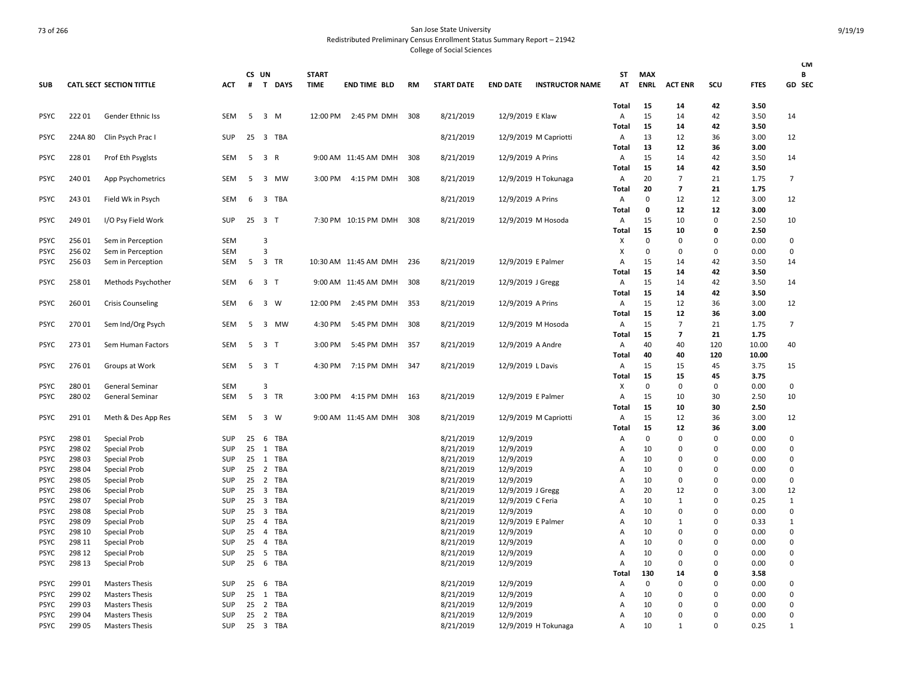San Jose State University
Redistributed Preliminary Census Enrollment Status Summary Report – 21942
College of Social Sciences

| SUB | CATL SECT | SECTION TITTLE | ACT | CS # | UN T | DAYS | START TIME | END TIME | BLD | RM | START DATE | END DATE | INSTRUCTOR NAME | ST AT | MAX ENRL | ACT ENR | SCU | FTES | CM B GD SEC |
|---|---|---|---|---|---|---|---|---|---|---|---|---|---|---|---|---|---|---|---|
| | | | | | | | | | | | | | | Total | 15 | 14 | 42 | 3.50 | |
| PSYC | 222 01 | Gender Ethnic Iss | SEM | 5 | 3 | M | 12:00 PM | 2:45 PM | DMH | 308 | 8/21/2019 | 12/9/2019 | E Klaw | A | 15 | 14 | 42 | 3.50 | 14 |
| | | | | | | | | | | | | | | Total | 15 | 14 | 42 | 3.50 | |
| PSYC | 224A 80 | Clin Psych Prac I | SUP | 25 | 3 | TBA | | | | | 8/21/2019 | 12/9/2019 | M Capriotti | A | 13 | 12 | 36 | 3.00 | 12 |
| | | | | | | | | | | | | | | Total | 13 | 12 | 36 | 3.00 | |
| PSYC | 228 01 | Prof Eth Psyglsts | SEM | 5 | 3 | R | 9:00 AM | 11:45 AM | DMH | 308 | 8/21/2019 | 12/9/2019 | A Prins | A | 15 | 14 | 42 | 3.50 | 14 |
| | | | | | | | | | | | | | | Total | 15 | 14 | 42 | 3.50 | |
| PSYC | 240 01 | App Psychometrics | SEM | 5 | 3 | MW | 3:00 PM | 4:15 PM | DMH | 308 | 8/21/2019 | 12/9/2019 | H Tokunaga | A | 20 | 7 | 21 | 1.75 | 7 |
| | | | | | | | | | | | | | | Total | 20 | 7 | 21 | 1.75 | |
| PSYC | 243 01 | Field Wk in Psych | SEM | 6 | 3 | TBA | | | | | 8/21/2019 | 12/9/2019 | A Prins | A | 0 | 12 | 12 | 3.00 | 12 |
| | | | | | | | | | | | | | | Total | 0 | 12 | 12 | 3.00 | |
| PSYC | 249 01 | I/O Psy Field Work | SUP | 25 | 3 | T | 7:30 PM | 10:15 PM | DMH | 308 | 8/21/2019 | 12/9/2019 | M Hosoda | A | 15 | 10 | 0 | 2.50 | 10 |
| | | | | | | | | | | | | | | Total | 15 | 10 | 0 | 2.50 | |
| PSYC | 256 01 | Sem in Perception | SEM | | 3 | | | | | | | | | X | 0 | 0 | 0 | 0.00 | 0 |
| PSYC | 256 02 | Sem in Perception | SEM | | 3 | | | | | | | | | X | 0 | 0 | 0 | 0.00 | 0 |
| PSYC | 256 03 | Sem in Perception | SEM | 5 | 3 | TR | 10:30 AM | 11:45 AM | DMH | 236 | 8/21/2019 | 12/9/2019 | E Palmer | A | 15 | 14 | 42 | 3.50 | 14 |
| | | | | | | | | | | | | | | Total | 15 | 14 | 42 | 3.50 | |
| PSYC | 258 01 | Methods Psychother | SEM | 6 | 3 | T | 9:00 AM | 11:45 AM | DMH | 308 | 8/21/2019 | 12/9/2019 | J Gregg | A | 15 | 14 | 42 | 3.50 | 14 |
| | | | | | | | | | | | | | | Total | 15 | 14 | 42 | 3.50 | |
| PSYC | 260 01 | Crisis Counseling | SEM | 6 | 3 | W | 12:00 PM | 2:45 PM | DMH | 353 | 8/21/2019 | 12/9/2019 | A Prins | A | 15 | 12 | 36 | 3.00 | 12 |
| | | | | | | | | | | | | | | Total | 15 | 12 | 36 | 3.00 | |
| PSYC | 270 01 | Sem Ind/Org Psych | SEM | 5 | 3 | MW | 4:30 PM | 5:45 PM | DMH | 308 | 8/21/2019 | 12/9/2019 | M Hosoda | A | 15 | 7 | 21 | 1.75 | 7 |
| | | | | | | | | | | | | | | Total | 15 | 7 | 21 | 1.75 | |
| PSYC | 273 01 | Sem Human Factors | SEM | 5 | 3 | T | 3:00 PM | 5:45 PM | DMH | 357 | 8/21/2019 | 12/9/2019 | A Andre | A | 40 | 40 | 120 | 10.00 | 40 |
| | | | | | | | | | | | | | | Total | 40 | 40 | 120 | 10.00 | |
| PSYC | 276 01 | Groups at Work | SEM | 5 | 3 | T | 4:30 PM | 7:15 PM | DMH | 347 | 8/21/2019 | 12/9/2019 | L Davis | A | 15 | 15 | 45 | 3.75 | 15 |
| | | | | | | | | | | | | | | Total | 15 | 15 | 45 | 3.75 | |
| PSYC | 280 01 | General Seminar | SEM | | 3 | | | | | | | | | X | 0 | 0 | 0 | 0.00 | 0 |
| PSYC | 280 02 | General Seminar | SEM | 5 | 3 | TR | 3:00 PM | 4:15 PM | DMH | 163 | 8/21/2019 | 12/9/2019 | E Palmer | A | 15 | 10 | 30 | 2.50 | 10 |
| | | | | | | | | | | | | | | Total | 15 | 10 | 30 | 2.50 | |
| PSYC | 291 01 | Meth & Des App Res | SEM | 5 | 3 | W | 9:00 AM | 11:45 AM | DMH | 308 | 8/21/2019 | 12/9/2019 | M Capriotti | A | 15 | 12 | 36 | 3.00 | 12 |
| | | | | | | | | | | | | | | Total | 15 | 12 | 36 | 3.00 | |
| PSYC | 298 01 | Special Prob | SUP | 25 | 6 | TBA | | | | | 8/21/2019 | 12/9/2019 | | A | 0 | 0 | 0 | 0.00 | 0 |
| PSYC | 298 02 | Special Prob | SUP | 25 | 1 | TBA | | | | | 8/21/2019 | 12/9/2019 | | A | 10 | 0 | 0 | 0.00 | 0 |
| PSYC | 298 03 | Special Prob | SUP | 25 | 1 | TBA | | | | | 8/21/2019 | 12/9/2019 | | A | 10 | 0 | 0 | 0.00 | 0 |
| PSYC | 298 04 | Special Prob | SUP | 25 | 2 | TBA | | | | | 8/21/2019 | 12/9/2019 | | A | 10 | 0 | 0 | 0.00 | 0 |
| PSYC | 298 05 | Special Prob | SUP | 25 | 2 | TBA | | | | | 8/21/2019 | 12/9/2019 | | A | 10 | 0 | 0 | 0.00 | 0 |
| PSYC | 298 06 | Special Prob | SUP | 25 | 3 | TBA | | | | | 8/21/2019 | 12/9/2019 | J Gregg | A | 20 | 12 | 0 | 3.00 | 12 |
| PSYC | 298 07 | Special Prob | SUP | 25 | 3 | TBA | | | | | 8/21/2019 | 12/9/2019 | C Feria | A | 10 | 1 | 0 | 0.25 | 1 |
| PSYC | 298 08 | Special Prob | SUP | 25 | 3 | TBA | | | | | 8/21/2019 | 12/9/2019 | | A | 10 | 0 | 0 | 0.00 | 0 |
| PSYC | 298 09 | Special Prob | SUP | 25 | 4 | TBA | | | | | 8/21/2019 | 12/9/2019 | E Palmer | A | 10 | 1 | 0 | 0.33 | 1 |
| PSYC | 298 10 | Special Prob | SUP | 25 | 4 | TBA | | | | | 8/21/2019 | 12/9/2019 | | A | 10 | 0 | 0 | 0.00 | 0 |
| PSYC | 298 11 | Special Prob | SUP | 25 | 4 | TBA | | | | | 8/21/2019 | 12/9/2019 | | A | 10 | 0 | 0 | 0.00 | 0 |
| PSYC | 298 12 | Special Prob | SUP | 25 | 5 | TBA | | | | | 8/21/2019 | 12/9/2019 | | A | 10 | 0 | 0 | 0.00 | 0 |
| PSYC | 298 13 | Special Prob | SUP | 25 | 6 | TBA | | | | | 8/21/2019 | 12/9/2019 | | A | 10 | 0 | 0 | 0.00 | 0 |
| | | | | | | | | | | | | | | Total | 130 | 14 | 0 | 3.58 | |
| PSYC | 299 01 | Masters Thesis | SUP | 25 | 6 | TBA | | | | | 8/21/2019 | 12/9/2019 | | A | 0 | 0 | 0 | 0.00 | 0 |
| PSYC | 299 02 | Masters Thesis | SUP | 25 | 1 | TBA | | | | | 8/21/2019 | 12/9/2019 | | A | 10 | 0 | 0 | 0.00 | 0 |
| PSYC | 299 03 | Masters Thesis | SUP | 25 | 2 | TBA | | | | | 8/21/2019 | 12/9/2019 | | A | 10 | 0 | 0 | 0.00 | 0 |
| PSYC | 299 04 | Masters Thesis | SUP | 25 | 2 | TBA | | | | | 8/21/2019 | 12/9/2019 | | A | 10 | 0 | 0 | 0.00 | 0 |
| PSYC | 299 05 | Masters Thesis | SUP | 25 | 3 | TBA | | | | | 8/21/2019 | 12/9/2019 | H Tokunaga | A | 10 | 1 | 0 | 0.25 | 1 |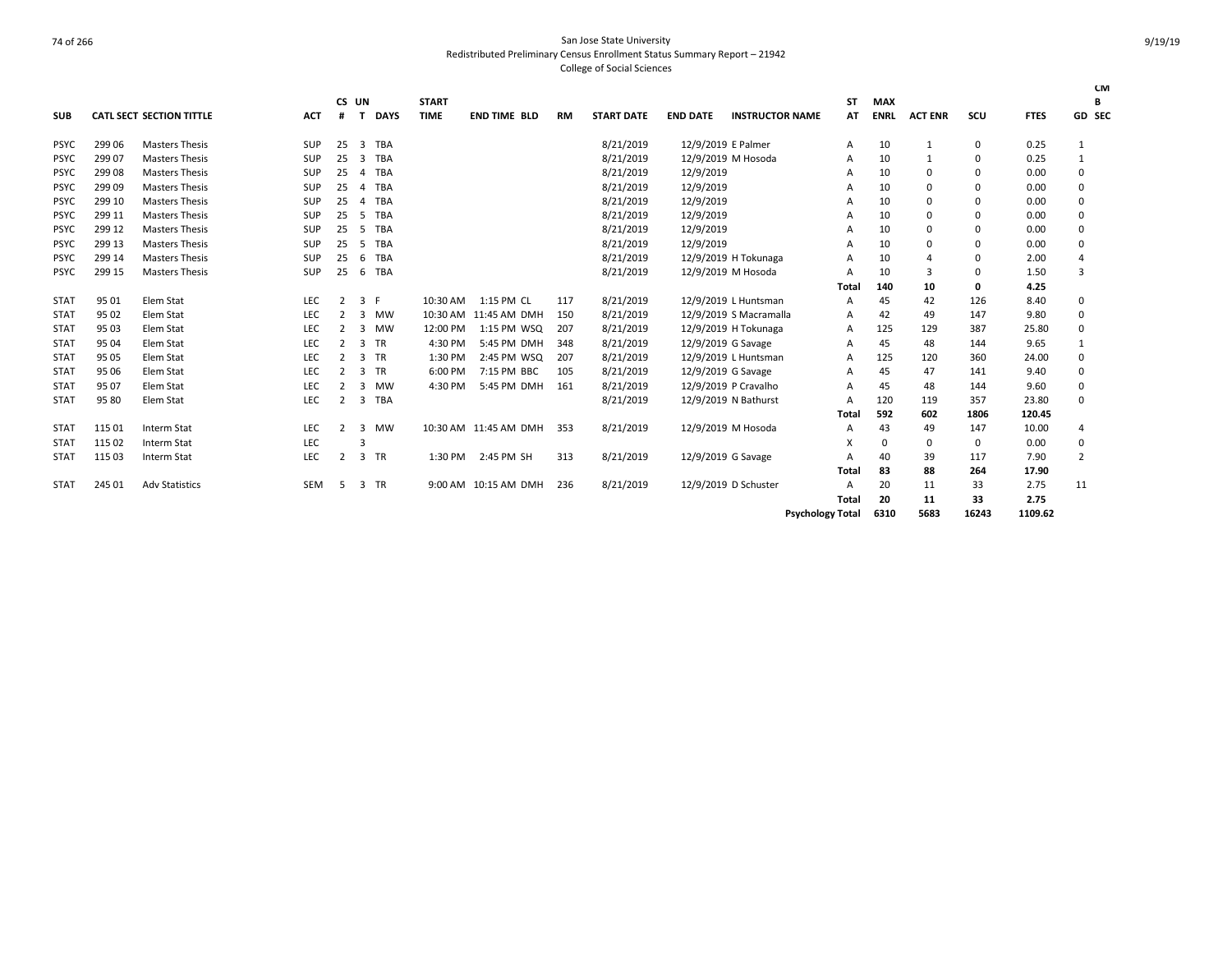San Jose State University
Redistributed Preliminary Census Enrollment Status Summary Report – 21942
College of Social Sciences

| SUB | CATL | SECT | SECTION TITTLE | ACT | CS # | UN T | DAYS | START TIME | END TIME | BLD | RM | START DATE | END DATE | INSTRUCTOR NAME | ST AT | MAX ENRL | ACT ENR | SCU | FTES | CMB GD SEC |
|---|---|---|---|---|---|---|---|---|---|---|---|---|---|---|---|---|---|---|---|---|
| PSYC | 299 | 06 | Masters Thesis | SUP | 25 | 3 | TBA | | | | | 8/21/2019 | 12/9/2019 | E Palmer | A | 10 | 1 | 0 | 0.25 | 1 |
| PSYC | 299 | 07 | Masters Thesis | SUP | 25 | 3 | TBA | | | | | 8/21/2019 | 12/9/2019 | M Hosoda | A | 10 | 1 | 0 | 0.25 | 1 |
| PSYC | 299 | 08 | Masters Thesis | SUP | 25 | 4 | TBA | | | | | 8/21/2019 | 12/9/2019 | | A | 10 | 0 | 0 | 0.00 | 0 |
| PSYC | 299 | 09 | Masters Thesis | SUP | 25 | 4 | TBA | | | | | 8/21/2019 | 12/9/2019 | | A | 10 | 0 | 0 | 0.00 | 0 |
| PSYC | 299 | 10 | Masters Thesis | SUP | 25 | 4 | TBA | | | | | 8/21/2019 | 12/9/2019 | | A | 10 | 0 | 0 | 0.00 | 0 |
| PSYC | 299 | 11 | Masters Thesis | SUP | 25 | 5 | TBA | | | | | 8/21/2019 | 12/9/2019 | | A | 10 | 0 | 0 | 0.00 | 0 |
| PSYC | 299 | 12 | Masters Thesis | SUP | 25 | 5 | TBA | | | | | 8/21/2019 | 12/9/2019 | | A | 10 | 0 | 0 | 0.00 | 0 |
| PSYC | 299 | 13 | Masters Thesis | SUP | 25 | 5 | TBA | | | | | 8/21/2019 | 12/9/2019 | | A | 10 | 0 | 0 | 0.00 | 0 |
| PSYC | 299 | 14 | Masters Thesis | SUP | 25 | 6 | TBA | | | | | 8/21/2019 | 12/9/2019 | H Tokunaga | A | 10 | 4 | 0 | 2.00 | 4 |
| PSYC | 299 | 15 | Masters Thesis | SUP | 25 | 6 | TBA | | | | | 8/21/2019 | 12/9/2019 | M Hosoda | A | 10 | 3 | 0 | 1.50 | 3 |
| | | | | | | | | | | | | | | | Total | 140 | 10 | 0 | 4.25 | |
| STAT | 95 | 01 | Elem Stat | LEC | 2 | 3 | F | 10:30 AM | 1:15 PM | CL | 117 | 8/21/2019 | 12/9/2019 | L Huntsman | A | 45 | 42 | 126 | 8.40 | 0 |
| STAT | 95 | 02 | Elem Stat | LEC | 2 | 3 | MW | 10:30 AM | 11:45 AM | DMH | 150 | 8/21/2019 | 12/9/2019 | S Macramalla | A | 42 | 49 | 147 | 9.80 | 0 |
| STAT | 95 | 03 | Elem Stat | LEC | 2 | 3 | MW | 12:00 PM | 1:15 PM | WSQ | 207 | 8/21/2019 | 12/9/2019 | H Tokunaga | A | 125 | 129 | 387 | 25.80 | 0 |
| STAT | 95 | 04 | Elem Stat | LEC | 2 | 3 | TR | 4:30 PM | 5:45 PM | DMH | 348 | 8/21/2019 | 12/9/2019 | G Savage | A | 45 | 48 | 144 | 9.65 | 1 |
| STAT | 95 | 05 | Elem Stat | LEC | 2 | 3 | TR | 1:30 PM | 2:45 PM | WSQ | 207 | 8/21/2019 | 12/9/2019 | L Huntsman | A | 125 | 120 | 360 | 24.00 | 0 |
| STAT | 95 | 06 | Elem Stat | LEC | 2 | 3 | TR | 6:00 PM | 7:15 PM | BBC | 105 | 8/21/2019 | 12/9/2019 | G Savage | A | 45 | 47 | 141 | 9.40 | 0 |
| STAT | 95 | 07 | Elem Stat | LEC | 2 | 3 | MW | 4:30 PM | 5:45 PM | DMH | 161 | 8/21/2019 | 12/9/2019 | P Cravalho | A | 45 | 48 | 144 | 9.60 | 0 |
| STAT | 95 | 80 | Elem Stat | LEC | 2 | 3 | TBA | | | | | 8/21/2019 | 12/9/2019 | N Bathurst | A | 120 | 119 | 357 | 23.80 | 0 |
| | | | | | | | | | | | | | | | Total | 592 | 602 | 1806 | 120.45 | |
| STAT | 115 | 01 | Interm Stat | LEC | 2 | 3 | MW | 10:30 AM | 11:45 AM | DMH | 353 | 8/21/2019 | 12/9/2019 | M Hosoda | A | 43 | 49 | 147 | 10.00 | 4 |
| STAT | 115 | 02 | Interm Stat | LEC | | 3 | | | | | | | | | X | 0 | 0 | 0 | 0.00 | 0 |
| STAT | 115 | 03 | Interm Stat | LEC | 2 | 3 | TR | 1:30 PM | 2:45 PM | SH | 313 | 8/21/2019 | 12/9/2019 | G Savage | A | 40 | 39 | 117 | 7.90 | 2 |
| | | | | | | | | | | | | | | | Total | 83 | 88 | 264 | 17.90 | |
| STAT | 245 | 01 | Adv Statistics | SEM | 5 | 3 | TR | 9:00 AM | 10:15 AM | DMH | 236 | 8/21/2019 | 12/9/2019 | D Schuster | A | 20 | 11 | 33 | 2.75 | 11 |
| | | | | | | | | | | | | | | | Total | 20 | 11 | 33 | 2.75 | |
| | | | | | | | | | | | | | | Psychology Total | | 6310 | 5683 | 16243 | 1109.62 | |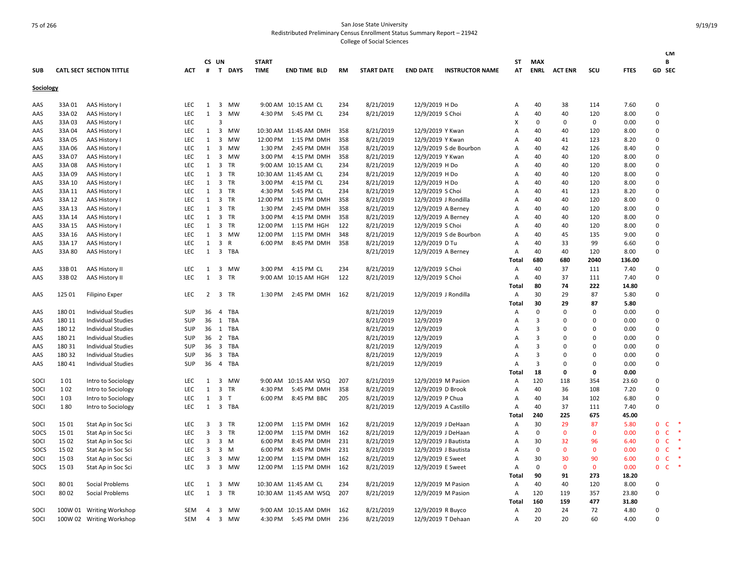San Jose State University
Redistributed Preliminary Census Enrollment Status Summary Report – 21942
College of Social Sciences

| SUB | CATL SECT | SECTION TITTLE | ACT | CS # | UN T | DAYS | START TIME | END TIME | BLD | RM | START DATE | END DATE | INSTRUCTOR NAME | ST AT | MAX ENRL | ACT ENR | SCU | FTES | GD | CM B SEC |
|---|---|---|---|---|---|---|---|---|---|---|---|---|---|---|---|---|---|---|---|---|
| **Sociology** | | | | | | | | | | | | | | | | | | | | |
| AAS | 33A 01 | AAS History I | LEC | 1 | 3 | MW | 9:00 AM | 10:15 AM | CL | 234 | 8/21/2019 | 12/9/2019 | H Do | A | 40 | 38 | 114 | 7.60 | 0 | |
| AAS | 33A 02 | AAS History I | LEC | 1 | 3 | MW | 4:30 PM | 5:45 PM | CL | 234 | 8/21/2019 | 12/9/2019 | S Choi | A | 40 | 40 | 120 | 8.00 | 0 | |
| AAS | 33A 03 | AAS History I | LEC | | 3 | | | | | | | | | X | 0 | 0 | 0 | 0.00 | 0 | |
| AAS | 33A 04 | AAS History I | LEC | 1 | 3 | MW | 10:30 AM | 11:45 AM | DMH | 358 | 8/21/2019 | 12/9/2019 | Y Kwan | A | 40 | 40 | 120 | 8.00 | 0 | |
| AAS | 33A 05 | AAS History I | LEC | 1 | 3 | MW | 12:00 PM | 1:15 PM | DMH | 358 | 8/21/2019 | 12/9/2019 | Y Kwan | A | 40 | 41 | 123 | 8.20 | 0 | |
| AAS | 33A 06 | AAS History I | LEC | 1 | 3 | MW | 1:30 PM | 2:45 PM | DMH | 358 | 8/21/2019 | 12/9/2019 | S de Bourbon | A | 40 | 42 | 126 | 8.40 | 0 | |
| AAS | 33A 07 | AAS History I | LEC | 1 | 3 | MW | 3:00 PM | 4:15 PM | DMH | 358 | 8/21/2019 | 12/9/2019 | Y Kwan | A | 40 | 40 | 120 | 8.00 | 0 | |
| AAS | 33A 08 | AAS History I | LEC | 1 | 3 | TR | 9:00 AM | 10:15 AM | CL | 234 | 8/21/2019 | 12/9/2019 | H Do | A | 40 | 40 | 120 | 8.00 | 0 | |
| AAS | 33A 09 | AAS History I | LEC | 1 | 3 | TR | 10:30 AM | 11:45 AM | CL | 234 | 8/21/2019 | 12/9/2019 | H Do | A | 40 | 40 | 120 | 8.00 | 0 | |
| AAS | 33A 10 | AAS History I | LEC | 1 | 3 | TR | 3:00 PM | 4:15 PM | CL | 234 | 8/21/2019 | 12/9/2019 | H Do | A | 40 | 40 | 120 | 8.00 | 0 | |
| AAS | 33A 11 | AAS History I | LEC | 1 | 3 | TR | 4:30 PM | 5:45 PM | CL | 234 | 8/21/2019 | 12/9/2019 | S Choi | A | 40 | 41 | 123 | 8.20 | 0 | |
| AAS | 33A 12 | AAS History I | LEC | 1 | 3 | TR | 12:00 PM | 1:15 PM | DMH | 358 | 8/21/2019 | 12/9/2019 | J Rondilla | A | 40 | 40 | 120 | 8.00 | 0 | |
| AAS | 33A 13 | AAS History I | LEC | 1 | 3 | TR | 1:30 PM | 2:45 PM | DMH | 358 | 8/21/2019 | 12/9/2019 | A Berney | A | 40 | 40 | 120 | 8.00 | 0 | |
| AAS | 33A 14 | AAS History I | LEC | 1 | 3 | TR | 3:00 PM | 4:15 PM | DMH | 358 | 8/21/2019 | 12/9/2019 | A Berney | A | 40 | 40 | 120 | 8.00 | 0 | |
| AAS | 33A 15 | AAS History I | LEC | 1 | 3 | TR | 12:00 PM | 1:15 PM | HGH | 122 | 8/21/2019 | 12/9/2019 | S Choi | A | 40 | 40 | 120 | 8.00 | 0 | |
| AAS | 33A 16 | AAS History I | LEC | 1 | 3 | MW | 12:00 PM | 1:15 PM | DMH | 348 | 8/21/2019 | 12/9/2019 | S de Bourbon | A | 40 | 45 | 135 | 9.00 | 0 | |
| AAS | 33A 17 | AAS History I | LEC | 1 | 3 | R | 6:00 PM | 8:45 PM | DMH | 358 | 8/21/2019 | 12/9/2019 | D Tu | A | 40 | 33 | 99 | 6.60 | 0 | |
| AAS | 33A 80 | AAS History I | LEC | 1 | 3 | TBA | | | | | 8/21/2019 | 12/9/2019 | A Berney | A | 40 | 40 | 120 | 8.00 | 0 | |
| | | | | | | | | | | | | | | **Total** | **680** | **680** | **2040** | **136.00** | | |
| AAS | 33B 01 | AAS History II | LEC | 1 | 3 | MW | 3:00 PM | 4:15 PM | CL | 234 | 8/21/2019 | 12/9/2019 | S Choi | A | 40 | 37 | 111 | 7.40 | 0 | |
| AAS | 33B 02 | AAS History II | LEC | 1 | 3 | TR | 9:00 AM | 10:15 AM | HGH | 122 | 8/21/2019 | 12/9/2019 | S Choi | A | 40 | 37 | 111 | 7.40 | 0 | |
| | | | | | | | | | | | | | | **Total** | **80** | **74** | **222** | **14.80** | | |
| AAS | 125 01 | Filipino Exper | LEC | 2 | 3 | TR | 1:30 PM | 2:45 PM | DMH | 162 | 8/21/2019 | 12/9/2019 | J Rondilla | A | 30 | 29 | 87 | 5.80 | 0 | |
| | | | | | | | | | | | | | | **Total** | **30** | **29** | **87** | **5.80** | | |
| AAS | 180 01 | Individual Studies | SUP | 36 | 4 | TBA | | | | | 8/21/2019 | 12/9/2019 | | A | 0 | 0 | 0 | 0.00 | 0 | |
| AAS | 180 11 | Individual Studies | SUP | 36 | 1 | TBA | | | | | 8/21/2019 | 12/9/2019 | | A | 3 | 0 | 0 | 0.00 | 0 | |
| AAS | 180 12 | Individual Studies | SUP | 36 | 1 | TBA | | | | | 8/21/2019 | 12/9/2019 | | A | 3 | 0 | 0 | 0.00 | 0 | |
| AAS | 180 21 | Individual Studies | SUP | 36 | 2 | TBA | | | | | 8/21/2019 | 12/9/2019 | | A | 3 | 0 | 0 | 0.00 | 0 | |
| AAS | 180 31 | Individual Studies | SUP | 36 | 3 | TBA | | | | | 8/21/2019 | 12/9/2019 | | A | 3 | 0 | 0 | 0.00 | 0 | |
| AAS | 180 32 | Individual Studies | SUP | 36 | 3 | TBA | | | | | 8/21/2019 | 12/9/2019 | | A | 3 | 0 | 0 | 0.00 | 0 | |
| AAS | 180 41 | Individual Studies | SUP | 36 | 4 | TBA | | | | | 8/21/2019 | 12/9/2019 | | A | 3 | 0 | 0 | 0.00 | 0 | |
| | | | | | | | | | | | | | | **Total** | **18** | **0** | **0** | **0.00** | | |
| SOCI | 1 01 | Intro to Sociology | LEC | 1 | 3 | MW | 9:00 AM | 10:15 AM | WSQ | 207 | 8/21/2019 | 12/9/2019 | M Pasion | A | 120 | 118 | 354 | 23.60 | 0 | |
| SOCI | 1 02 | Intro to Sociology | LEC | 1 | 3 | TR | 4:30 PM | 5:45 PM | DMH | 358 | 8/21/2019 | 12/9/2019 | D Brook | A | 40 | 36 | 108 | 7.20 | 0 | |
| SOCI | 1 03 | Intro to Sociology | LEC | 1 | 3 | T | 6:00 PM | 8:45 PM | BBC | 205 | 8/21/2019 | 12/9/2019 | P Chua | A | 40 | 34 | 102 | 6.80 | 0 | |
| SOCI | 1 80 | Intro to Sociology | LEC | 1 | 3 | TBA | | | | | 8/21/2019 | 12/9/2019 | A Castillo | A | 40 | 37 | 111 | 7.40 | 0 | |
| | | | | | | | | | | | | | | **Total** | **240** | **225** | **675** | **45.00** | | |
| SOCI | 15 01 | Stat Ap in Soc Sci | LEC | 3 | 3 | TR | 12:00 PM | 1:15 PM | DMH | 162 | 8/21/2019 | 12/9/2019 | J DeHaan | A | 30 | 29 | 87 | 5.80 | 0 | C * |
| SOCS | 15 01 | Stat Ap in Soc Sci | LEC | 3 | 3 | TR | 12:00 PM | 1:15 PM | DMH | 162 | 8/21/2019 | 12/9/2019 | J DeHaan | A | 0 | 0 | 0 | 0.00 | 0 | C * |
| SOCI | 15 02 | Stat Ap in Soc Sci | LEC | 3 | 3 | M | 6:00 PM | 8:45 PM | DMH | 231 | 8/21/2019 | 12/9/2019 | J Bautista | A | 30 | 32 | 96 | 6.40 | 0 | C * |
| SOCS | 15 02 | Stat Ap in Soc Sci | LEC | 3 | 3 | M | 6:00 PM | 8:45 PM | DMH | 231 | 8/21/2019 | 12/9/2019 | J Bautista | A | 0 | 0 | 0 | 0.00 | 0 | C * |
| SOCI | 15 03 | Stat Ap in Soc Sci | LEC | 3 | 3 | MW | 12:00 PM | 1:15 PM | DMH | 162 | 8/21/2019 | 12/9/2019 | E Sweet | A | 30 | 30 | 90 | 6.00 | 0 | C * |
| SOCS | 15 03 | Stat Ap in Soc Sci | LEC | 3 | 3 | MW | 12:00 PM | 1:15 PM | DMH | 162 | 8/21/2019 | 12/9/2019 | E Sweet | A | 0 | 0 | 0 | 0.00 | 0 | C * |
| | | | | | | | | | | | | | | **Total** | **90** | **91** | **273** | **18.20** | | |
| SOCI | 80 01 | Social Problems | LEC | 1 | 3 | MW | 10:30 AM | 11:45 AM | CL | 234 | 8/21/2019 | 12/9/2019 | M Pasion | A | 40 | 40 | 120 | 8.00 | 0 | |
| SOCI | 80 02 | Social Problems | LEC | 1 | 3 | TR | 10:30 AM | 11:45 AM | WSQ | 207 | 8/21/2019 | 12/9/2019 | M Pasion | A | 120 | 119 | 357 | 23.80 | 0 | |
| | | | | | | | | | | | | | | **Total** | **160** | **159** | **477** | **31.80** | | |
| SOCI | 100W 01 | Writing Workshop | SEM | 4 | 3 | MW | 9:00 AM | 10:15 AM | DMH | 162 | 8/21/2019 | 12/9/2019 | R Buyco | A | 20 | 24 | 72 | 4.80 | 0 | |
| SOCI | 100W 02 | Writing Workshop | SEM | 4 | 3 | MW | 4:30 PM | 5:45 PM | DMH | 236 | 8/21/2019 | 12/9/2019 | T Dehaan | A | 20 | 20 | 60 | 4.00 | 0 | |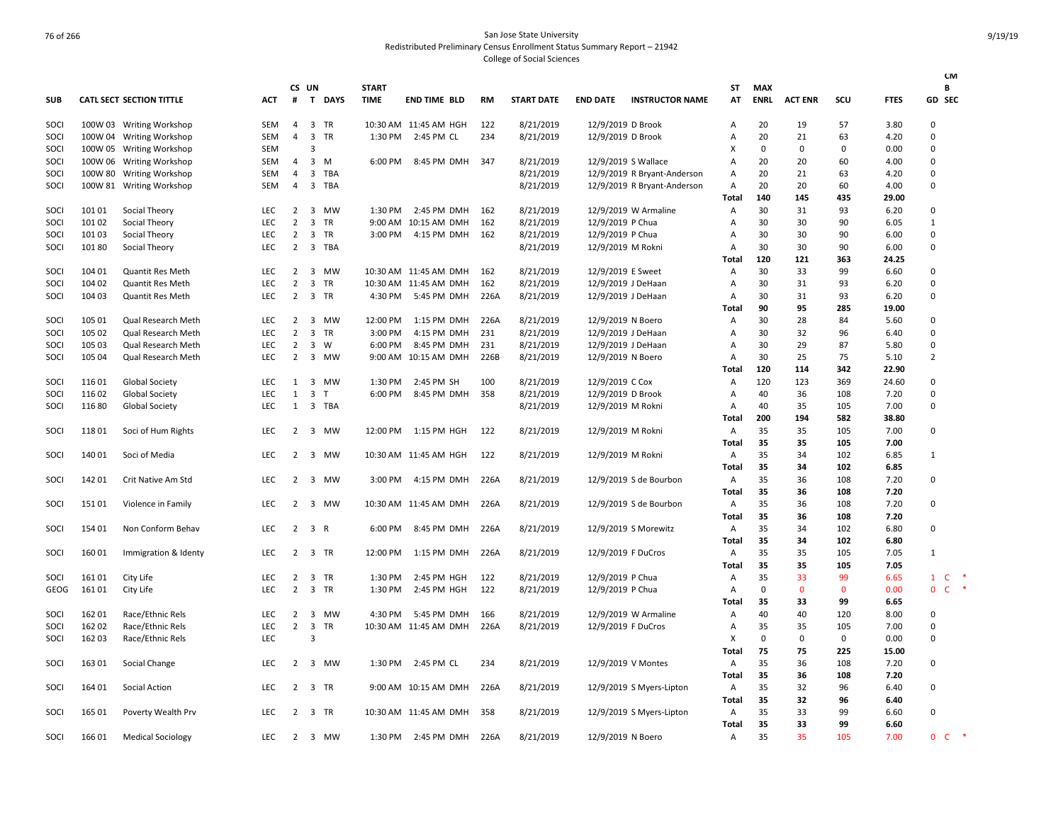San Jose State University
Redistributed Preliminary Census Enrollment Status Summary Report – 21942
College of Social Sciences

| SUB | CATL SECT | SECTION TITTLE | ACT | CS # | UN T | DAYS | START TIME | END TIME | BLD | RM | START DATE | END DATE | INSTRUCTOR NAME | ST AT | MAX ENRL | ACT ENR | SCU | FTES | GD | CM B SEC |
|---|---|---|---|---|---|---|---|---|---|---|---|---|---|---|---|---|---|---|---|---|
| SOCI | 100W 03 | Writing Workshop | SEM | 4 | 3 | TR | 10:30 AM | 11:45 AM | HGH | 122 | 8/21/2019 | 12/9/2019 | D Brook | A | 20 | 19 | 57 | 3.80 | 0 | |
| SOCI | 100W 04 | Writing Workshop | SEM | 4 | 3 | TR | 1:30 PM | 2:45 PM | CL | 234 | 8/21/2019 | 12/9/2019 | D Brook | A | 20 | 21 | 63 | 4.20 | 0 | |
| SOCI | 100W 05 | Writing Workshop | SEM | | 3 | | | | | | | | | X | 0 | 0 | 0 | 0.00 | 0 | |
| SOCI | 100W 06 | Writing Workshop | SEM | 4 | 3 | M | 6:00 PM | 8:45 PM | DMH | 347 | 8/21/2019 | 12/9/2019 | S Wallace | A | 20 | 20 | 60 | 4.00 | 0 | |
| SOCI | 100W 80 | Writing Workshop | SEM | 4 | 3 | TBA | | | | | 8/21/2019 | 12/9/2019 | R Bryant-Anderson | A | 20 | 21 | 63 | 4.20 | 0 | |
| SOCI | 100W 81 | Writing Workshop | SEM | 4 | 3 | TBA | | | | | 8/21/2019 | 12/9/2019 | R Bryant-Anderson | A | 20 | 20 | 60 | 4.00 | 0 | |
| | | | | | | | | | | | | | | **Total** | **140** | **145** | **435** | **29.00** | | |
| SOCI | 101 01 | Social Theory | LEC | 2 | 3 | MW | 1:30 PM | 2:45 PM | DMH | 162 | 8/21/2019 | 12/9/2019 | W Armaline | A | 30 | 31 | 93 | 6.20 | 0 | |
| SOCI | 101 02 | Social Theory | LEC | 2 | 3 | TR | 9:00 AM | 10:15 AM | DMH | 162 | 8/21/2019 | 12/9/2019 | P Chua | A | 30 | 30 | 90 | 6.05 | 1 | |
| SOCI | 101 03 | Social Theory | LEC | 2 | 3 | TR | 3:00 PM | 4:15 PM | DMH | 162 | 8/21/2019 | 12/9/2019 | P Chua | A | 30 | 30 | 90 | 6.00 | 0 | |
| SOCI | 101 80 | Social Theory | LEC | 2 | 3 | TBA | | | | | 8/21/2019 | 12/9/2019 | M Rokni | A | 30 | 30 | 90 | 6.00 | 0 | |
| | | | | | | | | | | | | | | **Total** | **120** | **121** | **363** | **24.25** | | |
| SOCI | 104 01 | Quantit Res Meth | LEC | 2 | 3 | MW | 10:30 AM | 11:45 AM | DMH | 162 | 8/21/2019 | 12/9/2019 | E Sweet | A | 30 | 33 | 99 | 6.60 | 0 | |
| SOCI | 104 02 | Quantit Res Meth | LEC | 2 | 3 | TR | 10:30 AM | 11:45 AM | DMH | 162 | 8/21/2019 | 12/9/2019 | J DeHaan | A | 30 | 31 | 93 | 6.20 | 0 | |
| SOCI | 104 03 | Quantit Res Meth | LEC | 2 | 3 | TR | 4:30 PM | 5:45 PM | DMH | 226A | 8/21/2019 | 12/9/2019 | J DeHaan | A | 30 | 31 | 93 | 6.20 | 0 | |
| | | | | | | | | | | | | | | **Total** | **90** | **95** | **285** | **19.00** | | |
| SOCI | 105 01 | Qual Research Meth | LEC | 2 | 3 | MW | 12:00 PM | 1:15 PM | DMH | 226A | 8/21/2019 | 12/9/2019 | N Boero | A | 30 | 28 | 84 | 5.60 | 0 | |
| SOCI | 105 02 | Qual Research Meth | LEC | 2 | 3 | TR | 3:00 PM | 4:15 PM | DMH | 231 | 8/21/2019 | 12/9/2019 | J DeHaan | A | 30 | 32 | 96 | 6.40 | 0 | |
| SOCI | 105 03 | Qual Research Meth | LEC | 2 | 3 | W | 6:00 PM | 8:45 PM | DMH | 231 | 8/21/2019 | 12/9/2019 | J DeHaan | A | 30 | 29 | 87 | 5.80 | 0 | |
| SOCI | 105 04 | Qual Research Meth | LEC | 2 | 3 | MW | 9:00 AM | 10:15 AM | DMH | 226B | 8/21/2019 | 12/9/2019 | N Boero | A | 30 | 25 | 75 | 5.10 | 2 | |
| | | | | | | | | | | | | | | **Total** | **120** | **114** | **342** | **22.90** | | |
| SOCI | 116 01 | Global Society | LEC | 1 | 3 | MW | 1:30 PM | 2:45 PM | SH | 100 | 8/21/2019 | 12/9/2019 | C Cox | A | 120 | 123 | 369 | 24.60 | 0 | |
| SOCI | 116 02 | Global Society | LEC | 1 | 3 | T | 6:00 PM | 8:45 PM | DMH | 358 | 8/21/2019 | 12/9/2019 | D Brook | A | 40 | 36 | 108 | 7.20 | 0 | |
| SOCI | 116 80 | Global Society | LEC | 1 | 3 | TBA | | | | | 8/21/2019 | 12/9/2019 | M Rokni | A | 40 | 35 | 105 | 7.00 | 0 | |
| | | | | | | | | | | | | | | **Total** | **200** | **194** | **582** | **38.80** | | |
| SOCI | 118 01 | Soci of Hum Rights | LEC | 2 | 3 | MW | 12:00 PM | 1:15 PM | HGH | 122 | 8/21/2019 | 12/9/2019 | M Rokni | A | 35 | 35 | 105 | 7.00 | 0 | |
| | | | | | | | | | | | | | | **Total** | **35** | **35** | **105** | **7.00** | | |
| SOCI | 140 01 | Soci of Media | LEC | 2 | 3 | MW | 10:30 AM | 11:45 AM | HGH | 122 | 8/21/2019 | 12/9/2019 | M Rokni | A | 35 | 34 | 102 | 6.85 | 1 | |
| | | | | | | | | | | | | | | **Total** | **35** | **34** | **102** | **6.85** | | |
| SOCI | 142 01 | Crit Native Am Std | LEC | 2 | 3 | MW | 3:00 PM | 4:15 PM | DMH | 226A | 8/21/2019 | 12/9/2019 | S de Bourbon | A | 35 | 36 | 108 | 7.20 | 0 | |
| | | | | | | | | | | | | | | **Total** | **35** | **36** | **108** | **7.20** | | |
| SOCI | 151 01 | Violence in Family | LEC | 2 | 3 | MW | 10:30 AM | 11:45 AM | DMH | 226A | 8/21/2019 | 12/9/2019 | S de Bourbon | A | 35 | 36 | 108 | 7.20 | 0 | |
| | | | | | | | | | | | | | | **Total** | **35** | **36** | **108** | **7.20** | | |
| SOCI | 154 01 | Non Conform Behav | LEC | 2 | 3 | R | 6:00 PM | 8:45 PM | DMH | 226A | 8/21/2019 | 12/9/2019 | S Morewitz | A | 35 | 34 | 102 | 6.80 | 0 | |
| | | | | | | | | | | | | | | **Total** | **35** | **34** | **102** | **6.80** | | |
| SOCI | 160 01 | Immigration & Identy | LEC | 2 | 3 | TR | 12:00 PM | 1:15 PM | DMH | 226A | 8/21/2019 | 12/9/2019 | F DuCros | A | 35 | 35 | 105 | 7.05 | 1 | |
| | | | | | | | | | | | | | | **Total** | **35** | **35** | **105** | **7.05** | | |
| SOCI | 161 01 | City Life | LEC | 2 | 3 | TR | 1:30 PM | 2:45 PM | HGH | 122 | 8/21/2019 | 12/9/2019 | P Chua | A | 35 | 33 | 99 | 6.65 | 1 | C * |
| GEOG | 161 01 | City Life | LEC | 2 | 3 | TR | 1:30 PM | 2:45 PM | HGH | 122 | 8/21/2019 | 12/9/2019 | P Chua | A | 0 | 0 | 0 | 0.00 | 0 | C * |
| | | | | | | | | | | | | | | **Total** | **35** | **33** | **99** | **6.65** | | |
| SOCI | 162 01 | Race/Ethnic Rels | LEC | 2 | 3 | MW | 4:30 PM | 5:45 PM | DMH | 166 | 8/21/2019 | 12/9/2019 | W Armaline | A | 40 | 40 | 120 | 8.00 | 0 | |
| SOCI | 162 02 | Race/Ethnic Rels | LEC | 2 | 3 | TR | 10:30 AM | 11:45 AM | DMH | 226A | 8/21/2019 | 12/9/2019 | F DuCros | A | 35 | 35 | 105 | 7.00 | 0 | |
| SOCI | 162 03 | Race/Ethnic Rels | LEC | | 3 | | | | | | | | | X | 0 | 0 | 0 | 0.00 | 0 | |
| | | | | | | | | | | | | | | **Total** | **75** | **75** | **225** | **15.00** | | |
| SOCI | 163 01 | Social Change | LEC | 2 | 3 | MW | 1:30 PM | 2:45 PM | CL | 234 | 8/21/2019 | 12/9/2019 | V Montes | A | 35 | 36 | 108 | 7.20 | 0 | |
| | | | | | | | | | | | | | | **Total** | **35** | **36** | **108** | **7.20** | | |
| SOCI | 164 01 | Social Action | LEC | 2 | 3 | TR | 9:00 AM | 10:15 AM | DMH | 226A | 8/21/2019 | 12/9/2019 | S Myers-Lipton | A | 35 | 32 | 96 | 6.40 | 0 | |
| | | | | | | | | | | | | | | **Total** | **35** | **32** | **96** | **6.40** | | |
| SOCI | 165 01 | Poverty Wealth Prv | LEC | 2 | 3 | TR | 10:30 AM | 11:45 AM | DMH | 358 | 8/21/2019 | 12/9/2019 | S Myers-Lipton | A | 35 | 33 | 99 | 6.60 | 0 | |
| | | | | | | | | | | | | | | **Total** | **35** | **33** | **99** | **6.60** | | |
| SOCI | 166 01 | Medical Sociology | LEC | 2 | 3 | MW | 1:30 PM | 2:45 PM | DMH | 226A | 8/21/2019 | 12/9/2019 | N Boero | A | 35 | 35 | 105 | 7.00 | 0 | C * |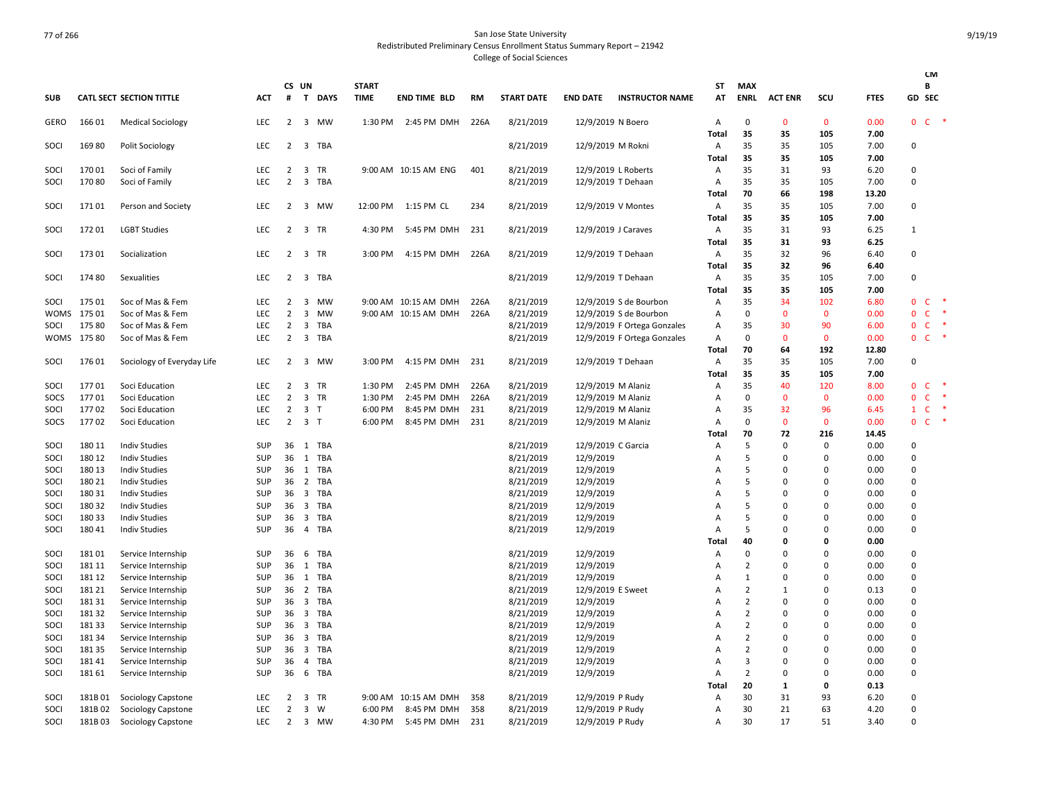San Jose State University
Redistributed Preliminary Census Enrollment Status Summary Report – 21942
College of Social Sciences

| SUB | CATL | SECT | SECTION TITTLE | ACT | CS # | UN T | DAYS | START TIME | END TIME | BLD | RM | START DATE | END DATE | INSTRUCTOR NAME | ST AT | MAX ENRL | ACT ENR | SCU | FTES | GD | CM B SEC | |
|---|---|---|---|---|---|---|---|---|---|---|---|---|---|---|---|---|---|---|---|---|---|---|
| GERO | 166 | 01 | Medical Sociology | LEC | 2 | 3 | MW | 1:30 PM | 2:45 PM | DMH | 226A | 8/21/2019 | 12/9/2019 | N Boero | A | 0 | 0 | 0 | 0.00 | 0 | C | * |
| | | | | | | | | | | | | | | | Total | 35 | 35 | 105 | 7.00 | | | |
| SOCI | 169 | 80 | Polit Sociology | LEC | 2 | 3 | TBA | | | | | 8/21/2019 | 12/9/2019 | M Rokni | A | 35 | 35 | 105 | 7.00 | 0 | | |
| | | | | | | | | | | | | | | | Total | 35 | 35 | 105 | 7.00 | | | |
| SOCI | 170 | 01 | Soci of Family | LEC | 2 | 3 | TR | 9:00 AM | 10:15 AM | ENG | 401 | 8/21/2019 | 12/9/2019 | L Roberts | A | 35 | 31 | 93 | 6.20 | 0 | | |
| SOCI | 170 | 80 | Soci of Family | LEC | 2 | 3 | TBA | | | | | 8/21/2019 | 12/9/2019 | T Dehaan | A | 35 | 35 | 105 | 7.00 | 0 | | |
| | | | | | | | | | | | | | | | Total | 70 | 66 | 198 | 13.20 | | | |
| SOCI | 171 | 01 | Person and Society | LEC | 2 | 3 | MW | 12:00 PM | 1:15 PM | CL | 234 | 8/21/2019 | 12/9/2019 | V Montes | A | 35 | 35 | 105 | 7.00 | 0 | | |
| | | | | | | | | | | | | | | | Total | 35 | 35 | 105 | 7.00 | | | |
| SOCI | 172 | 01 | LGBT Studies | LEC | 2 | 3 | TR | 4:30 PM | 5:45 PM | DMH | 231 | 8/21/2019 | 12/9/2019 | J Caraves | A | 35 | 31 | 93 | 6.25 | 1 | | |
| | | | | | | | | | | | | | | | Total | 35 | 31 | 93 | 6.25 | | | |
| SOCI | 173 | 01 | Socialization | LEC | 2 | 3 | TR | 3:00 PM | 4:15 PM | DMH | 226A | 8/21/2019 | 12/9/2019 | T Dehaan | A | 35 | 32 | 96 | 6.40 | 0 | | |
| | | | | | | | | | | | | | | | Total | 35 | 32 | 96 | 6.40 | | | |
| SOCI | 174 | 80 | Sexualities | LEC | 2 | 3 | TBA | | | | | 8/21/2019 | 12/9/2019 | T Dehaan | A | 35 | 35 | 105 | 7.00 | 0 | | |
| | | | | | | | | | | | | | | | Total | 35 | 35 | 105 | 7.00 | | | |
| SOCI | 175 | 01 | Soc of Mas & Fem | LEC | 2 | 3 | MW | 9:00 AM | 10:15 AM | DMH | 226A | 8/21/2019 | 12/9/2019 | S de Bourbon | A | 35 | 34 | 102 | 6.80 | 0 | C | * |
| WOMS | 175 | 01 | Soc of Mas & Fem | LEC | 2 | 3 | MW | 9:00 AM | 10:15 AM | DMH | 226A | 8/21/2019 | 12/9/2019 | S de Bourbon | A | 0 | 0 | 0 | 0.00 | 0 | C | * |
| SOCI | 175 | 80 | Soc of Mas & Fem | LEC | 2 | 3 | TBA | | | | | 8/21/2019 | 12/9/2019 | F Ortega Gonzales | A | 35 | 30 | 90 | 6.00 | 0 | C | * |
| WOMS | 175 | 80 | Soc of Mas & Fem | LEC | 2 | 3 | TBA | | | | | 8/21/2019 | 12/9/2019 | F Ortega Gonzales | A | 0 | 0 | 0 | 0.00 | 0 | C | * |
| | | | | | | | | | | | | | | | Total | 70 | 64 | 192 | 12.80 | | | |
| SOCI | 176 | 01 | Sociology of Everyday Life | LEC | 2 | 3 | MW | 3:00 PM | 4:15 PM | DMH | 231 | 8/21/2019 | 12/9/2019 | T Dehaan | A | 35 | 35 | 105 | 7.00 | 0 | | |
| | | | | | | | | | | | | | | | Total | 35 | 35 | 105 | 7.00 | | | |
| SOCI | 177 | 01 | Soci Education | LEC | 2 | 3 | TR | 1:30 PM | 2:45 PM | DMH | 226A | 8/21/2019 | 12/9/2019 | M Alaniz | A | 35 | 40 | 120 | 8.00 | 0 | C | * |
| SOCS | 177 | 01 | Soci Education | LEC | 2 | 3 | TR | 1:30 PM | 2:45 PM | DMH | 226A | 8/21/2019 | 12/9/2019 | M Alaniz | A | 0 | 0 | 0 | 0.00 | 0 | C | * |
| SOCI | 177 | 02 | Soci Education | LEC | 2 | 3 | T | 6:00 PM | 8:45 PM | DMH | 231 | 8/21/2019 | 12/9/2019 | M Alaniz | A | 35 | 32 | 96 | 6.45 | 1 | C | * |
| SOCS | 177 | 02 | Soci Education | LEC | 2 | 3 | T | 6:00 PM | 8:45 PM | DMH | 231 | 8/21/2019 | 12/9/2019 | M Alaniz | A | 0 | 0 | 0 | 0.00 | 0 | C | * |
| | | | | | | | | | | | | | | | Total | 70 | 72 | 216 | 14.45 | | | |
| SOCI | 180 | 11 | Indiv Studies | SUP | 36 | 1 | TBA | | | | | 8/21/2019 | 12/9/2019 | C Garcia | A | 5 | 0 | 0 | 0.00 | 0 | | |
| SOCI | 180 | 12 | Indiv Studies | SUP | 36 | 1 | TBA | | | | | 8/21/2019 | 12/9/2019 | | A | 5 | 0 | 0 | 0.00 | 0 | | |
| SOCI | 180 | 13 | Indiv Studies | SUP | 36 | 1 | TBA | | | | | 8/21/2019 | 12/9/2019 | | A | 5 | 0 | 0 | 0.00 | 0 | | |
| SOCI | 180 | 21 | Indiv Studies | SUP | 36 | 2 | TBA | | | | | 8/21/2019 | 12/9/2019 | | A | 5 | 0 | 0 | 0.00 | 0 | | |
| SOCI | 180 | 31 | Indiv Studies | SUP | 36 | 3 | TBA | | | | | 8/21/2019 | 12/9/2019 | | A | 5 | 0 | 0 | 0.00 | 0 | | |
| SOCI | 180 | 32 | Indiv Studies | SUP | 36 | 3 | TBA | | | | | 8/21/2019 | 12/9/2019 | | A | 5 | 0 | 0 | 0.00 | 0 | | |
| SOCI | 180 | 33 | Indiv Studies | SUP | 36 | 3 | TBA | | | | | 8/21/2019 | 12/9/2019 | | A | 5 | 0 | 0 | 0.00 | 0 | | |
| SOCI | 180 | 41 | Indiv Studies | SUP | 36 | 4 | TBA | | | | | 8/21/2019 | 12/9/2019 | | A | 5 | 0 | 0 | 0.00 | 0 | | |
| | | | | | | | | | | | | | | | Total | 40 | 0 | 0 | 0.00 | | | |
| SOCI | 181 | 01 | Service Internship | SUP | 36 | 6 | TBA | | | | | 8/21/2019 | 12/9/2019 | | A | 0 | 0 | 0 | 0.00 | 0 | | |
| SOCI | 181 | 11 | Service Internship | SUP | 36 | 1 | TBA | | | | | 8/21/2019 | 12/9/2019 | | A | 2 | 0 | 0 | 0.00 | 0 | | |
| SOCI | 181 | 12 | Service Internship | SUP | 36 | 1 | TBA | | | | | 8/21/2019 | 12/9/2019 | | A | 1 | 0 | 0 | 0.00 | 0 | | |
| SOCI | 181 | 21 | Service Internship | SUP | 36 | 2 | TBA | | | | | 8/21/2019 | 12/9/2019 | E Sweet | A | 2 | 1 | 0 | 0.13 | 0 | | |
| SOCI | 181 | 31 | Service Internship | SUP | 36 | 3 | TBA | | | | | 8/21/2019 | 12/9/2019 | | A | 2 | 0 | 0 | 0.00 | 0 | | |
| SOCI | 181 | 32 | Service Internship | SUP | 36 | 3 | TBA | | | | | 8/21/2019 | 12/9/2019 | | A | 2 | 0 | 0 | 0.00 | 0 | | |
| SOCI | 181 | 33 | Service Internship | SUP | 36 | 3 | TBA | | | | | 8/21/2019 | 12/9/2019 | | A | 2 | 0 | 0 | 0.00 | 0 | | |
| SOCI | 181 | 34 | Service Internship | SUP | 36 | 3 | TBA | | | | | 8/21/2019 | 12/9/2019 | | A | 2 | 0 | 0 | 0.00 | 0 | | |
| SOCI | 181 | 35 | Service Internship | SUP | 36 | 3 | TBA | | | | | 8/21/2019 | 12/9/2019 | | A | 2 | 0 | 0 | 0.00 | 0 | | |
| SOCI | 181 | 41 | Service Internship | SUP | 36 | 4 | TBA | | | | | 8/21/2019 | 12/9/2019 | | A | 3 | 0 | 0 | 0.00 | 0 | | |
| SOCI | 181 | 61 | Service Internship | SUP | 36 | 6 | TBA | | | | | 8/21/2019 | 12/9/2019 | | A | 2 | 0 | 0 | 0.00 | 0 | | |
| | | | | | | | | | | | | | | | Total | 20 | 1 | 0 | 0.13 | | | |
| SOCI | 181B | 01 | Sociology Capstone | LEC | 2 | 3 | TR | 9:00 AM | 10:15 AM | DMH | 358 | 8/21/2019 | 12/9/2019 | P Rudy | A | 30 | 31 | 93 | 6.20 | 0 | | |
| SOCI | 181B | 02 | Sociology Capstone | LEC | 2 | 3 | W | 6:00 PM | 8:45 PM | DMH | 358 | 8/21/2019 | 12/9/2019 | P Rudy | A | 30 | 21 | 63 | 4.20 | 0 | | |
| SOCI | 181B | 03 | Sociology Capstone | LEC | 2 | 3 | MW | 4:30 PM | 5:45 PM | DMH | 231 | 8/21/2019 | 12/9/2019 | P Rudy | A | 30 | 17 | 51 | 3.40 | 0 | | |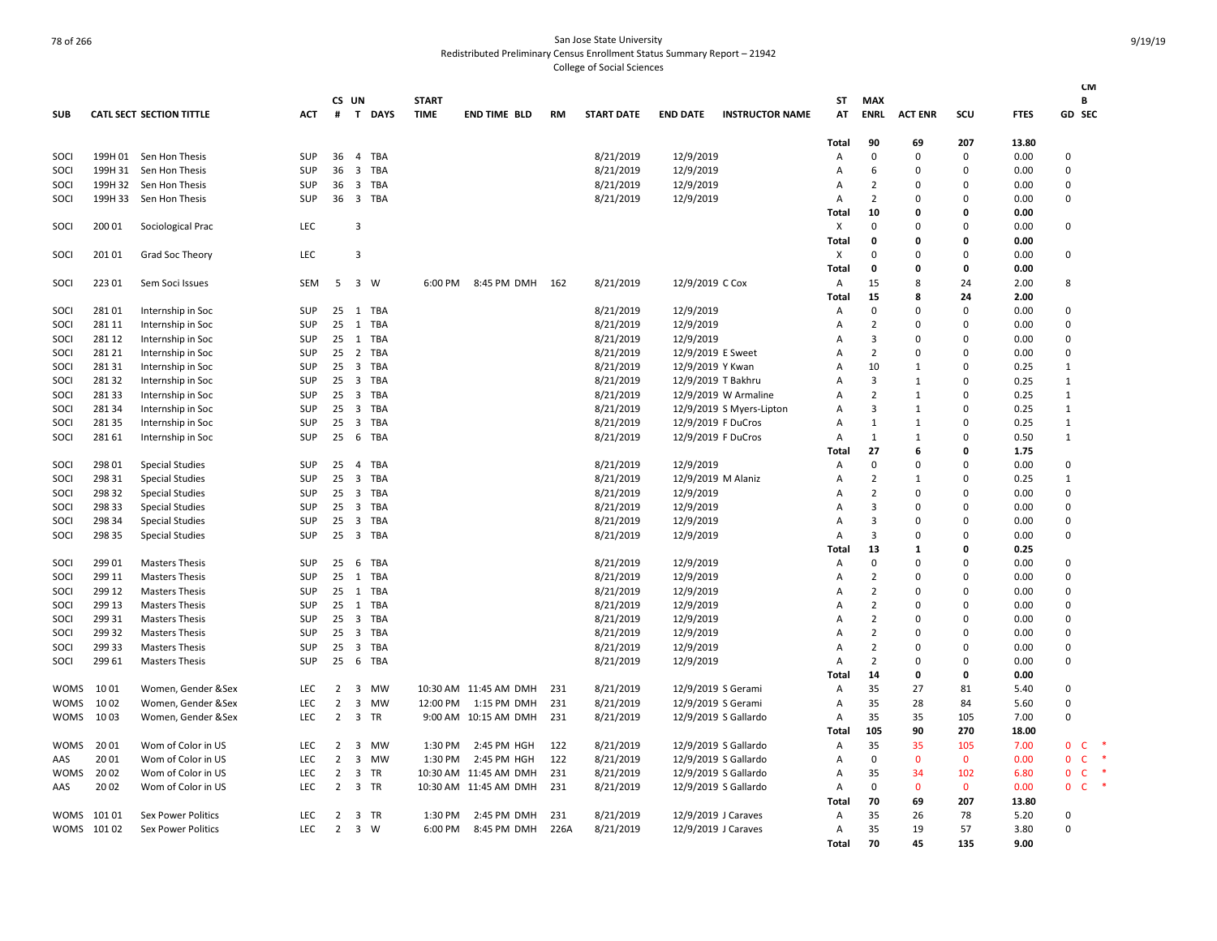# San Jose State University
## Redistributed Preliminary Census Enrollment Status Summary Report – 21942
### College of Social Sciences

| SUB | CATL SECT | SECTION TITTLE | ACT | CS # | UN T | DAYS | START TIME | END TIME | BLD | RM | START DATE | END DATE | INSTRUCTOR NAME | ST AT | MAX ENRL | ACT ENR | SCU | FTES | GD | CM B SEC |
|---|---|---|---|---|---|---|---|---|---|---|---|---|---|---|---|---|---|---|---|---|
| | | | | | | | | | | | | | | Total | 90 | 69 | 207 | 13.80 | | |
| SOCI | 199H 01 | Sen Hon Thesis | SUP | 36 | 4 | TBA | | | | | 8/21/2019 | 12/9/2019 | | A | 0 | 0 | 0 | 0.00 | 0 | |
| SOCI | 199H 31 | Sen Hon Thesis | SUP | 36 | 3 | TBA | | | | | 8/21/2019 | 12/9/2019 | | A | 6 | 0 | 0 | 0.00 | 0 | |
| SOCI | 199H 32 | Sen Hon Thesis | SUP | 36 | 3 | TBA | | | | | 8/21/2019 | 12/9/2019 | | A | 2 | 0 | 0 | 0.00 | 0 | |
| SOCI | 199H 33 | Sen Hon Thesis | SUP | 36 | 3 | TBA | | | | | 8/21/2019 | 12/9/2019 | | A | 2 | 0 | 0 | 0.00 | 0 | |
| | | | | | | | | | | | | | | Total | 10 | 0 | 0 | 0.00 | | |
| SOCI | 200 01 | Sociological Prac | LEC | | 3 | | | | | | | | | X | 0 | 0 | 0 | 0.00 | 0 | |
| | | | | | | | | | | | | | | Total | 0 | 0 | 0 | 0.00 | | |
| SOCI | 201 01 | Grad Soc Theory | LEC | | 3 | | | | | | | | | X | 0 | 0 | 0 | 0.00 | 0 | |
| | | | | | | | | | | | | | | Total | 0 | 0 | 0 | 0.00 | | |
| SOCI | 223 01 | Sem Soci Issues | SEM | 5 | 3 | W | 6:00 PM | 8:45 PM | DMH | 162 | 8/21/2019 | 12/9/2019 | C Cox | A | 15 | 8 | 24 | 2.00 | 8 | |
| | | | | | | | | | | | | | | Total | 15 | 8 | 24 | 2.00 | | |
| SOCI | 281 01 | Internship in Soc | SUP | 25 | 1 | TBA | | | | | 8/21/2019 | 12/9/2019 | | A | 0 | 0 | 0 | 0.00 | 0 | |
| SOCI | 281 11 | Internship in Soc | SUP | 25 | 1 | TBA | | | | | 8/21/2019 | 12/9/2019 | | A | 2 | 0 | 0 | 0.00 | 0 | |
| SOCI | 281 12 | Internship in Soc | SUP | 25 | 1 | TBA | | | | | 8/21/2019 | 12/9/2019 | | A | 3 | 0 | 0 | 0.00 | 0 | |
| SOCI | 281 21 | Internship in Soc | SUP | 25 | 2 | TBA | | | | | 8/21/2019 | 12/9/2019 | E Sweet | A | 2 | 0 | 0 | 0.00 | 0 | |
| SOCI | 281 31 | Internship in Soc | SUP | 25 | 3 | TBA | | | | | 8/21/2019 | 12/9/2019 | Y Kwan | A | 10 | 1 | 0 | 0.25 | 1 | |
| SOCI | 281 32 | Internship in Soc | SUP | 25 | 3 | TBA | | | | | 8/21/2019 | 12/9/2019 | T Bakhru | A | 3 | 1 | 0 | 0.25 | 1 | |
| SOCI | 281 33 | Internship in Soc | SUP | 25 | 3 | TBA | | | | | 8/21/2019 | 12/9/2019 | W Armaline | A | 2 | 1 | 0 | 0.25 | 1 | |
| SOCI | 281 34 | Internship in Soc | SUP | 25 | 3 | TBA | | | | | 8/21/2019 | 12/9/2019 | S Myers-Lipton | A | 3 | 1 | 0 | 0.25 | 1 | |
| SOCI | 281 35 | Internship in Soc | SUP | 25 | 3 | TBA | | | | | 8/21/2019 | 12/9/2019 | F DuCros | A | 1 | 1 | 0 | 0.25 | 1 | |
| SOCI | 281 61 | Internship in Soc | SUP | 25 | 6 | TBA | | | | | 8/21/2019 | 12/9/2019 | F DuCros | A | 1 | 1 | 0 | 0.50 | 1 | |
| | | | | | | | | | | | | | | Total | 27 | 6 | 0 | 1.75 | | |
| SOCI | 298 01 | Special Studies | SUP | 25 | 4 | TBA | | | | | 8/21/2019 | 12/9/2019 | | A | 0 | 0 | 0 | 0.00 | 0 | |
| SOCI | 298 31 | Special Studies | SUP | 25 | 3 | TBA | | | | | 8/21/2019 | 12/9/2019 | M Alaniz | A | 2 | 1 | 0 | 0.25 | 1 | |
| SOCI | 298 32 | Special Studies | SUP | 25 | 3 | TBA | | | | | 8/21/2019 | 12/9/2019 | | A | 2 | 0 | 0 | 0.00 | 0 | |
| SOCI | 298 33 | Special Studies | SUP | 25 | 3 | TBA | | | | | 8/21/2019 | 12/9/2019 | | A | 3 | 0 | 0 | 0.00 | 0 | |
| SOCI | 298 34 | Special Studies | SUP | 25 | 3 | TBA | | | | | 8/21/2019 | 12/9/2019 | | A | 3 | 0 | 0 | 0.00 | 0 | |
| SOCI | 298 35 | Special Studies | SUP | 25 | 3 | TBA | | | | | 8/21/2019 | 12/9/2019 | | A | 3 | 0 | 0 | 0.00 | 0 | |
| | | | | | | | | | | | | | | Total | 13 | 1 | 0 | 0.25 | | |
| SOCI | 299 01 | Masters Thesis | SUP | 25 | 6 | TBA | | | | | 8/21/2019 | 12/9/2019 | | A | 0 | 0 | 0 | 0.00 | 0 | |
| SOCI | 299 11 | Masters Thesis | SUP | 25 | 1 | TBA | | | | | 8/21/2019 | 12/9/2019 | | A | 2 | 0 | 0 | 0.00 | 0 | |
| SOCI | 299 12 | Masters Thesis | SUP | 25 | 1 | TBA | | | | | 8/21/2019 | 12/9/2019 | | A | 2 | 0 | 0 | 0.00 | 0 | |
| SOCI | 299 13 | Masters Thesis | SUP | 25 | 1 | TBA | | | | | 8/21/2019 | 12/9/2019 | | A | 2 | 0 | 0 | 0.00 | 0 | |
| SOCI | 299 31 | Masters Thesis | SUP | 25 | 3 | TBA | | | | | 8/21/2019 | 12/9/2019 | | A | 2 | 0 | 0 | 0.00 | 0 | |
| SOCI | 299 32 | Masters Thesis | SUP | 25 | 3 | TBA | | | | | 8/21/2019 | 12/9/2019 | | A | 2 | 0 | 0 | 0.00 | 0 | |
| SOCI | 299 33 | Masters Thesis | SUP | 25 | 3 | TBA | | | | | 8/21/2019 | 12/9/2019 | | A | 2 | 0 | 0 | 0.00 | 0 | |
| SOCI | 299 61 | Masters Thesis | SUP | 25 | 6 | TBA | | | | | 8/21/2019 | 12/9/2019 | | A | 2 | 0 | 0 | 0.00 | 0 | |
| | | | | | | | | | | | | | | Total | 14 | 0 | 0 | 0.00 | | |
| WOMS | 10 01 | Women, Gender &Sex | LEC | 2 | 3 | MW | 10:30 AM | 11:45 AM | DMH | 231 | 8/21/2019 | 12/9/2019 | S Gerami | A | 35 | 27 | 81 | 5.40 | 0 | |
| WOMS | 10 02 | Women, Gender &Sex | LEC | 2 | 3 | MW | 12:00 PM | 1:15 PM | DMH | 231 | 8/21/2019 | 12/9/2019 | S Gerami | A | 35 | 28 | 84 | 5.60 | 0 | |
| WOMS | 10 03 | Women, Gender &Sex | LEC | 2 | 3 | TR | 9:00 AM | 10:15 AM | DMH | 231 | 8/21/2019 | 12/9/2019 | S Gallardo | A | 35 | 35 | 105 | 7.00 | 0 | |
| | | | | | | | | | | | | | | Total | 105 | 90 | 270 | 18.00 | | |
| WOMS | 20 01 | Wom of Color in US | LEC | 2 | 3 | MW | 1:30 PM | 2:45 PM | HGH | 122 | 8/21/2019 | 12/9/2019 | S Gallardo | A | 35 | 35 | 105 | 7.00 | 0 | C * |
| AAS | 20 01 | Wom of Color in US | LEC | 2 | 3 | MW | 1:30 PM | 2:45 PM | HGH | 122 | 8/21/2019 | 12/9/2019 | S Gallardo | A | 0 | 0 | 0 | 0.00 | 0 | C * |
| WOMS | 20 02 | Wom of Color in US | LEC | 2 | 3 | TR | 10:30 AM | 11:45 AM | DMH | 231 | 8/21/2019 | 12/9/2019 | S Gallardo | A | 35 | 34 | 102 | 6.80 | 0 | C * |
| AAS | 20 02 | Wom of Color in US | LEC | 2 | 3 | TR | 10:30 AM | 11:45 AM | DMH | 231 | 8/21/2019 | 12/9/2019 | S Gallardo | A | 0 | 0 | 0 | 0.00 | 0 | C * |
| | | | | | | | | | | | | | | Total | 70 | 69 | 207 | 13.80 | | |
| WOMS | 101 01 | Sex Power Politics | LEC | 2 | 3 | TR | 1:30 PM | 2:45 PM | DMH | 231 | 8/21/2019 | 12/9/2019 | J Caraves | A | 35 | 26 | 78 | 5.20 | 0 | |
| WOMS | 101 02 | Sex Power Politics | LEC | 2 | 3 | W | 6:00 PM | 8:45 PM | DMH | 226A | 8/21/2019 | 12/9/2019 | J Caraves | A | 35 | 19 | 57 | 3.80 | 0 | |
| | | | | | | | | | | | | | | Total | 70 | 45 | 135 | 9.00 | | |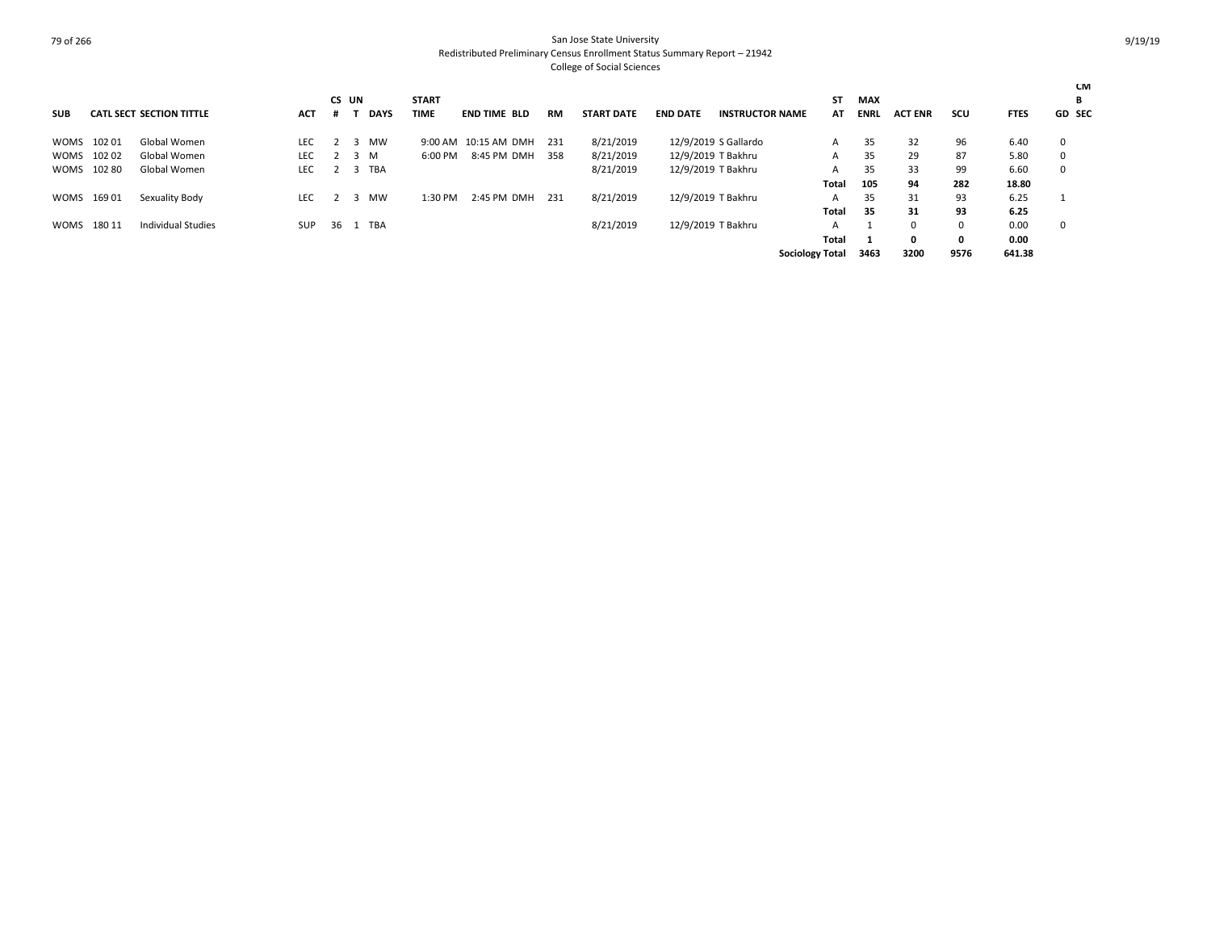San Jose State University
Redistributed Preliminary Census Enrollment Status Summary Report – 21942
College of Social Sciences

| SUB | CATL SECT | SECTION TITTLE | ACT | CS # | UN T | DAYS | START TIME | END TIME | BLD | RM | START DATE | END DATE | INSTRUCTOR NAME | ST AT | MAX ENRL | ACT ENR | SCU | FTES | GD | CMB SEC |
|---|---|---|---|---|---|---|---|---|---|---|---|---|---|---|---|---|---|---|---|---|
| WOMS | 102 01 | Global Women | LEC | 2 | 3 | MW | 9:00 AM | 10:15 AM | DMH | 231 | 8/21/2019 | 12/9/2019 | S Gallardo | A | 35 | 32 | 96 | 6.40 | 0 | |
| WOMS | 102 02 | Global Women | LEC | 2 | 3 | M | 6:00 PM | 8:45 PM | DMH | 358 | 8/21/2019 | 12/9/2019 | T Bakhru | A | 35 | 29 | 87 | 5.80 | 0 | |
| WOMS | 102 80 | Global Women | LEC | 2 | 3 | TBA | | | | | 8/21/2019 | 12/9/2019 | T Bakhru | A | 35 | 33 | 99 | 6.60 | 0 | |
| | | | | | | | | | | | | | | **Total** | **105** | **94** | **282** | **18.80** | | |
| WOMS | 169 01 | Sexuality Body | LEC | 2 | 3 | MW | 1:30 PM | 2:45 PM | DMH | 231 | 8/21/2019 | 12/9/2019 | T Bakhru | A | 35 | 31 | 93 | 6.25 | 1 | |
| | | | | | | | | | | | | | | **Total** | **35** | **31** | **93** | **6.25** | | |
| WOMS | 180 11 | Individual Studies | SUP | 36 | 1 | TBA | | | | | 8/21/2019 | 12/9/2019 | T Bakhru | A | 1 | 0 | 0 | 0.00 | 0 | |
| | | | | | | | | | | | | | | **Total** | **1** | **0** | **0** | **0.00** | | |
| | | | | | | | | | | | | | **Sociology Total** | | **3463** | **3200** | **9576** | **641.38** | | |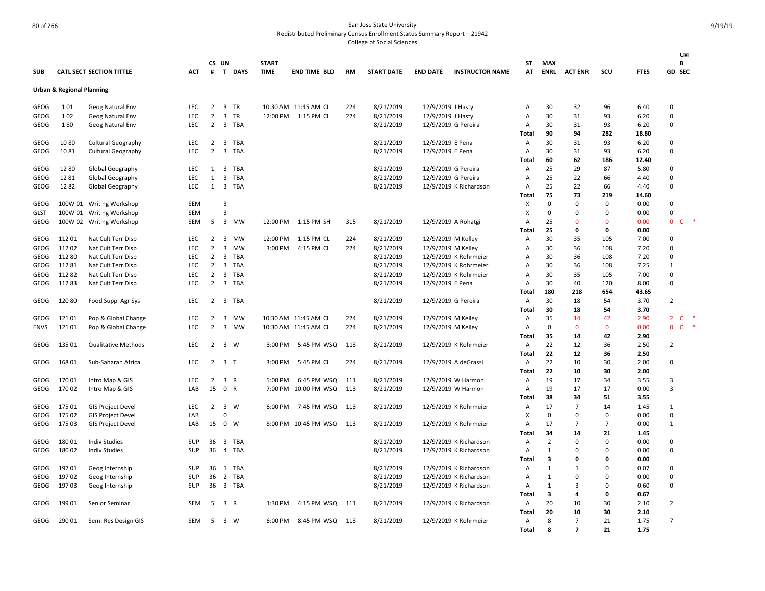San Jose State University

Redistributed Preliminary Census Enrollment Status Summary Report – 21942

College of Social Sciences

| SUB | CATL SECT | SECTION TITTLE | ACT | CS # | UN T | DAYS | START TIME | END TIME | BLD | RM | START DATE | END DATE | INSTRUCTOR NAME | ST AT | MAX ENRL | ACT ENR | SCU | FTES | GD | CM B SEC |
|---|---|---|---|---|---|---|---|---|---|---|---|---|---|---|---|---|---|---|---|---|
| **Urban & Regional Planning** | | | | | | | | | | | | | | | | | | | | |
| GEOG | 1 01 | Geog Natural Env | LEC | 2 | 3 | TR | 10:30 AM | 11:45 AM | CL | 224 | 8/21/2019 | 12/9/2019 | J Hasty | A | 30 | 32 | 96 | 6.40 | 0 | |
| GEOG | 1 02 | Geog Natural Env | LEC | 2 | 3 | TR | 12:00 PM | 1:15 PM | CL | 224 | 8/21/2019 | 12/9/2019 | J Hasty | A | 30 | 31 | 93 | 6.20 | 0 | |
| GEOG | 1 80 | Geog Natural Env | LEC | 2 | 3 | TBA | | | | | 8/21/2019 | 12/9/2019 | G Pereira | A | 30 | 31 | 93 | 6.20 | 0 | |
| | | | | | | | | | | | | | | **Total** | **90** | **94** | **282** | **18.80** | | |
| GEOG | 10 80 | Cultural Geography | LEC | 2 | 3 | TBA | | | | | 8/21/2019 | 12/9/2019 | E Pena | A | 30 | 31 | 93 | 6.20 | 0 | |
| GEOG | 10 81 | Cultural Geography | LEC | 2 | 3 | TBA | | | | | 8/21/2019 | 12/9/2019 | E Pena | A | 30 | 31 | 93 | 6.20 | 0 | |
| | | | | | | | | | | | | | | **Total** | **60** | **62** | **186** | **12.40** | | |
| GEOG | 12 80 | Global Geography | LEC | 1 | 3 | TBA | | | | | 8/21/2019 | 12/9/2019 | G Pereira | A | 25 | 29 | 87 | 5.80 | 0 | |
| GEOG | 12 81 | Global Geography | LEC | 1 | 3 | TBA | | | | | 8/21/2019 | 12/9/2019 | G Pereira | A | 25 | 22 | 66 | 4.40 | 0 | |
| GEOG | 12 82 | Global Geography | LEC | 1 | 3 | TBA | | | | | 8/21/2019 | 12/9/2019 | K Richardson | A | 25 | 22 | 66 | 4.40 | 0 | |
| | | | | | | | | | | | | | | **Total** | **75** | **73** | **219** | **14.60** | | |
| GEOG | 100W 01 | Writing Workshop | SEM | | 3 | | | | | | | | | X | 0 | 0 | 0 | 0.00 | 0 | |
| GLST | 100W 01 | Writing Workshop | SEM | | 3 | | | | | | | | | X | 0 | 0 | 0 | 0.00 | 0 | |
| GEOG | 100W 02 | Writing Workshop | SEM | 5 | 3 | MW | 12:00 PM | 1:15 PM | SH | 315 | 8/21/2019 | 12/9/2019 | A Rohatgi | A | 25 | 0 | 0 | 0.00 | 0 | C * |
| | | | | | | | | | | | | | | **Total** | **25** | **0** | **0** | **0.00** | | |
| GEOG | 112 01 | Nat Cult Terr Disp | LEC | 2 | 3 | MW | 12:00 PM | 1:15 PM | CL | 224 | 8/21/2019 | 12/9/2019 | M Kelley | A | 30 | 35 | 105 | 7.00 | 0 | |
| GEOG | 112 02 | Nat Cult Terr Disp | LEC | 2 | 3 | MW | 3:00 PM | 4:15 PM | CL | 224 | 8/21/2019 | 12/9/2019 | M Kelley | A | 30 | 36 | 108 | 7.20 | 0 | |
| GEOG | 112 80 | Nat Cult Terr Disp | LEC | 2 | 3 | TBA | | | | | 8/21/2019 | 12/9/2019 | K Rohrmeier | A | 30 | 36 | 108 | 7.20 | 0 | |
| GEOG | 112 81 | Nat Cult Terr Disp | LEC | 2 | 3 | TBA | | | | | 8/21/2019 | 12/9/2019 | K Rohrmeier | A | 30 | 36 | 108 | 7.25 | 1 | |
| GEOG | 112 82 | Nat Cult Terr Disp | LEC | 2 | 3 | TBA | | | | | 8/21/2019 | 12/9/2019 | K Rohrmeier | A | 30 | 35 | 105 | 7.00 | 0 | |
| GEOG | 112 83 | Nat Cult Terr Disp | LEC | 2 | 3 | TBA | | | | | 8/21/2019 | 12/9/2019 | E Pena | A | 30 | 40 | 120 | 8.00 | 0 | |
| | | | | | | | | | | | | | | **Total** | **180** | **218** | **654** | **43.65** | | |
| GEOG | 120 80 | Food Suppl Agr Sys | LEC | 2 | 3 | TBA | | | | | 8/21/2019 | 12/9/2019 | G Pereira | A | 30 | 18 | 54 | 3.70 | 2 | |
| | | | | | | | | | | | | | | **Total** | **30** | **18** | **54** | **3.70** | | |
| GEOG | 121 01 | Pop & Global Change | LEC | 2 | 3 | MW | 10:30 AM | 11:45 AM | CL | 224 | 8/21/2019 | 12/9/2019 | M Kelley | A | 35 | 14 | 42 | 2.90 | 2 | C * |
| ENVS | 121 01 | Pop & Global Change | LEC | 2 | 3 | MW | 10:30 AM | 11:45 AM | CL | 224 | 8/21/2019 | 12/9/2019 | M Kelley | A | 0 | 0 | 0 | 0.00 | 0 | C * |
| | | | | | | | | | | | | | | **Total** | **35** | **14** | **42** | **2.90** | | |
| GEOG | 135 01 | Qualitative Methods | LEC | 2 | 3 | W | 3:00 PM | 5:45 PM | WSQ | 113 | 8/21/2019 | 12/9/2019 | K Rohrmeier | A | 22 | 12 | 36 | 2.50 | 2 | |
| | | | | | | | | | | | | | | **Total** | **22** | **12** | **36** | **2.50** | | |
| GEOG | 168 01 | Sub-Saharan Africa | LEC | 2 | 3 | T | 3:00 PM | 5:45 PM | CL | 224 | 8/21/2019 | 12/9/2019 | A deGrassi | A | 22 | 10 | 30 | 2.00 | 0 | |
| | | | | | | | | | | | | | | **Total** | **22** | **10** | **30** | **2.00** | | |
| GEOG | 170 01 | Intro Map & GIS | LEC | 2 | 3 | R | 5:00 PM | 6:45 PM | WSQ | 111 | 8/21/2019 | 12/9/2019 | W Harmon | A | 19 | 17 | 34 | 3.55 | 3 | |
| GEOG | 170 02 | Intro Map & GIS | LAB | 15 | 0 | R | 7:00 PM | 10:00 PM | WSQ | 113 | 8/21/2019 | 12/9/2019 | W Harmon | A | 19 | 17 | 17 | 0.00 | 3 | |
| | | | | | | | | | | | | | | **Total** | **38** | **34** | **51** | **3.55** | | |
| GEOG | 175 01 | GIS Project Devel | LEC | 2 | 3 | W | 6:00 PM | 7:45 PM | WSQ | 113 | 8/21/2019 | 12/9/2019 | K Rohrmeier | A | 17 | 7 | 14 | 1.45 | 1 | |
| GEOG | 175 02 | GIS Project Devel | LAB | | 0 | | | | | | | | | X | 0 | 0 | 0 | 0.00 | 0 | |
| GEOG | 175 03 | GIS Project Devel | LAB | 15 | 0 | W | 8:00 PM | 10:45 PM | WSQ | 113 | 8/21/2019 | 12/9/2019 | K Rohrmeier | A | 17 | 7 | 7 | 0.00 | 1 | |
| | | | | | | | | | | | | | | **Total** | **34** | **14** | **21** | **1.45** | | |
| GEOG | 180 01 | Indiv Studies | SUP | 36 | 3 | TBA | | | | | 8/21/2019 | 12/9/2019 | K Richardson | A | 2 | 0 | 0 | 0.00 | 0 | |
| GEOG | 180 02 | Indiv Studies | SUP | 36 | 4 | TBA | | | | | 8/21/2019 | 12/9/2019 | K Richardson | A | 1 | 0 | 0 | 0.00 | 0 | |
| | | | | | | | | | | | | | | **Total** | **3** | **0** | **0** | **0.00** | | |
| GEOG | 197 01 | Geog Internship | SUP | 36 | 1 | TBA | | | | | 8/21/2019 | 12/9/2019 | K Richardson | A | 1 | 1 | 0 | 0.07 | 0 | |
| GEOG | 197 02 | Geog Internship | SUP | 36 | 2 | TBA | | | | | 8/21/2019 | 12/9/2019 | K Richardson | A | 1 | 0 | 0 | 0.00 | 0 | |
| GEOG | 197 03 | Geog Internship | SUP | 36 | 3 | TBA | | | | | 8/21/2019 | 12/9/2019 | K Richardson | A | 1 | 3 | 0 | 0.60 | 0 | |
| | | | | | | | | | | | | | | **Total** | **3** | **4** | **0** | **0.67** | | |
| GEOG | 199 01 | Senior Seminar | SEM | 5 | 3 | R | 1:30 PM | 4:15 PM | WSQ | 111 | 8/21/2019 | 12/9/2019 | K Richardson | A | 20 | 10 | 30 | 2.10 | 2 | |
| | | | | | | | | | | | | | | **Total** | **20** | **10** | **30** | **2.10** | | |
| GEOG | 290 01 | Sem: Res Design GIS | SEM | 5 | 3 | W | 6:00 PM | 8:45 PM | WSQ | 113 | 8/21/2019 | 12/9/2019 | K Rohrmeier | A | 8 | 7 | 21 | 1.75 | 7 | |
| | | | | | | | | | | | | | | **Total** | **8** | **7** | **21** | **1.75** | | |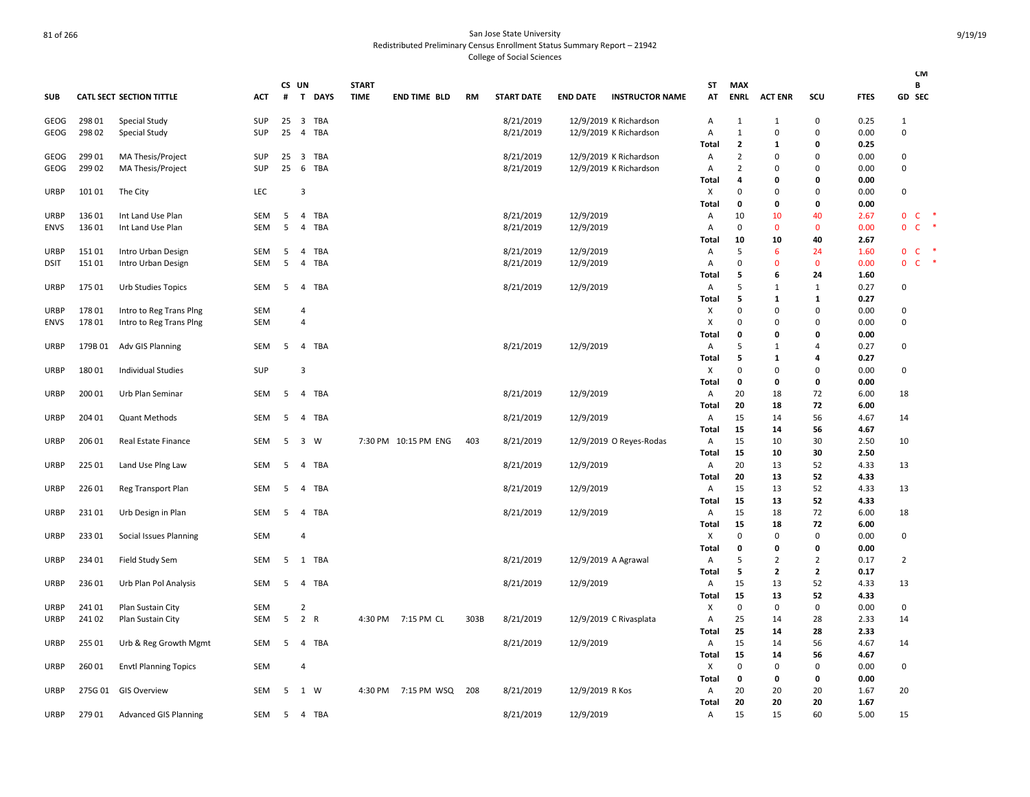San Jose State University
Redistributed Preliminary Census Enrollment Status Summary Report – 21942
College of Social Sciences

| SUB | CATL SECT | SECTION TITTLE | ACT | CS # | UN T | DAYS | START TIME | END TIME | BLD | RM | START DATE | END DATE | INSTRUCTOR NAME | ST AT | MAX ENRL | ACT ENR | SCU | FTES | GD | CM B SEC |
|---|---|---|---|---|---|---|---|---|---|---|---|---|---|---|---|---|---|---|---|---|
| GEOG | 298 01 | Special Study | SUP | 25 | 3 | TBA | | | | | 8/21/2019 | 12/9/2019 | K Richardson | A | 1 | 1 | 0 | 0.25 | 1 | |
| GEOG | 298 02 | Special Study | SUP | 25 | 4 | TBA | | | | | 8/21/2019 | 12/9/2019 | K Richardson | A | 1 | 0 | 0 | 0.00 | 0 | |
| | | | | | | | | | | | | | | Total | 2 | 1 | 0 | 0.25 | | |
| GEOG | 299 01 | MA Thesis/Project | SUP | 25 | 3 | TBA | | | | | 8/21/2019 | 12/9/2019 | K Richardson | A | 2 | 0 | 0 | 0.00 | 0 | |
| GEOG | 299 02 | MA Thesis/Project | SUP | 25 | 6 | TBA | | | | | 8/21/2019 | 12/9/2019 | K Richardson | A | 2 | 0 | 0 | 0.00 | 0 | |
| | | | | | | | | | | | | | | Total | 4 | 0 | 0 | 0.00 | | |
| URBP | 101 01 | The City | LEC | | 3 | | | | | | | | | X | 0 | 0 | 0 | 0.00 | 0 | |
| | | | | | | | | | | | | | | Total | 0 | 0 | 0 | 0.00 | | |
| URBP | 136 01 | Int Land Use Plan | SEM | 5 | 4 | TBA | | | | | 8/21/2019 | 12/9/2019 | | A | 10 | 10 | 40 | 2.67 | 0 | C * |
| ENVS | 136 01 | Int Land Use Plan | SEM | 5 | 4 | TBA | | | | | 8/21/2019 | 12/9/2019 | | A | 0 | 0 | 0 | 0.00 | 0 | C * |
| | | | | | | | | | | | | | | Total | 10 | 10 | 40 | 2.67 | | |
| URBP | 151 01 | Intro Urban Design | SEM | 5 | 4 | TBA | | | | | 8/21/2019 | 12/9/2019 | | A | 5 | 6 | 24 | 1.60 | 0 | C * |
| DSIT | 151 01 | Intro Urban Design | SEM | 5 | 4 | TBA | | | | | 8/21/2019 | 12/9/2019 | | A | 0 | 0 | 0 | 0.00 | 0 | C * |
| | | | | | | | | | | | | | | Total | 5 | 6 | 24 | 1.60 | | |
| URBP | 175 01 | Urb Studies Topics | SEM | 5 | 4 | TBA | | | | | 8/21/2019 | 12/9/2019 | | A | 5 | 1 | 1 | 0.27 | 0 | |
| | | | | | | | | | | | | | | Total | 5 | 1 | 1 | 0.27 | | |
| URBP | 178 01 | Intro to Reg Trans Plng | SEM | | 4 | | | | | | | | | X | 0 | 0 | 0 | 0.00 | 0 | |
| ENVS | 178 01 | Intro to Reg Trans Plng | SEM | | 4 | | | | | | | | | X | 0 | 0 | 0 | 0.00 | 0 | |
| | | | | | | | | | | | | | | Total | 0 | 0 | 0 | 0.00 | | |
| URBP | 179B 01 | Adv GIS Planning | SEM | 5 | 4 | TBA | | | | | 8/21/2019 | 12/9/2019 | | A | 5 | 1 | 4 | 0.27 | 0 | |
| | | | | | | | | | | | | | | Total | 5 | 1 | 4 | 0.27 | | |
| URBP | 180 01 | Individual Studies | SUP | | 3 | | | | | | | | | X | 0 | 0 | 0 | 0.00 | 0 | |
| | | | | | | | | | | | | | | Total | 0 | 0 | 0 | 0.00 | | |
| URBP | 200 01 | Urb Plan Seminar | SEM | 5 | 4 | TBA | | | | | 8/21/2019 | 12/9/2019 | | A | 20 | 18 | 72 | 6.00 | 18 | |
| | | | | | | | | | | | | | | Total | 20 | 18 | 72 | 6.00 | | |
| URBP | 204 01 | Quant Methods | SEM | 5 | 4 | TBA | | | | | 8/21/2019 | 12/9/2019 | | A | 15 | 14 | 56 | 4.67 | 14 | |
| | | | | | | | | | | | | | | Total | 15 | 14 | 56 | 4.67 | | |
| URBP | 206 01 | Real Estate Finance | SEM | 5 | 3 | W | 7:30 PM | 10:15 PM | ENG | 403 | 8/21/2019 | 12/9/2019 | O Reyes-Rodas | A | 15 | 10 | 30 | 2.50 | 10 | |
| | | | | | | | | | | | | | | Total | 15 | 10 | 30 | 2.50 | | |
| URBP | 225 01 | Land Use Plng Law | SEM | 5 | 4 | TBA | | | | | 8/21/2019 | 12/9/2019 | | A | 20 | 13 | 52 | 4.33 | 13 | |
| | | | | | | | | | | | | | | Total | 20 | 13 | 52 | 4.33 | | |
| URBP | 226 01 | Reg Transport Plan | SEM | 5 | 4 | TBA | | | | | 8/21/2019 | 12/9/2019 | | A | 15 | 13 | 52 | 4.33 | 13 | |
| | | | | | | | | | | | | | | Total | 15 | 13 | 52 | 4.33 | | |
| URBP | 231 01 | Urb Design in Plan | SEM | 5 | 4 | TBA | | | | | 8/21/2019 | 12/9/2019 | | A | 15 | 18 | 72 | 6.00 | 18 | |
| | | | | | | | | | | | | | | Total | 15 | 18 | 72 | 6.00 | | |
| URBP | 233 01 | Social Issues Planning | SEM | | 4 | | | | | | | | | X | 0 | 0 | 0 | 0.00 | 0 | |
| | | | | | | | | | | | | | | Total | 0 | 0 | 0 | 0.00 | | |
| URBP | 234 01 | Field Study Sem | SEM | 5 | 1 | TBA | | | | | 8/21/2019 | 12/9/2019 | A Agrawal | A | 5 | 2 | 2 | 0.17 | 2 | |
| | | | | | | | | | | | | | | Total | 5 | 2 | 2 | 0.17 | | |
| URBP | 236 01 | Urb Plan Pol Analysis | SEM | 5 | 4 | TBA | | | | | 8/21/2019 | 12/9/2019 | | A | 15 | 13 | 52 | 4.33 | 13 | |
| | | | | | | | | | | | | | | Total | 15 | 13 | 52 | 4.33 | | |
| URBP | 241 01 | Plan Sustain City | SEM | | 2 | | | | | | | | | X | 0 | 0 | 0 | 0.00 | 0 | |
| URBP | 241 02 | Plan Sustain City | SEM | 5 | 2 | R | 4:30 PM | 7:15 PM | CL | 303B | 8/21/2019 | 12/9/2019 | C Rivasplata | A | 25 | 14 | 28 | 2.33 | 14 | |
| | | | | | | | | | | | | | | Total | 25 | 14 | 28 | 2.33 | | |
| URBP | 255 01 | Urb & Reg Growth Mgmt | SEM | 5 | 4 | TBA | | | | | 8/21/2019 | 12/9/2019 | | A | 15 | 14 | 56 | 4.67 | 14 | |
| | | | | | | | | | | | | | | Total | 15 | 14 | 56 | 4.67 | | |
| URBP | 260 01 | Envtl Planning Topics | SEM | | 4 | | | | | | | | | X | 0 | 0 | 0 | 0.00 | 0 | |
| | | | | | | | | | | | | | | Total | 0 | 0 | 0 | 0.00 | | |
| URBP | 275G 01 | GIS Overview | SEM | 5 | 1 | W | 4:30 PM | 7:15 PM | WSQ | 208 | 8/21/2019 | 12/9/2019 | R Kos | A | 20 | 20 | 20 | 1.67 | 20 | |
| | | | | | | | | | | | | | | Total | 20 | 20 | 20 | 1.67 | | |
| URBP | 279 01 | Advanced GIS Planning | SEM | 5 | 4 | TBA | | | | | 8/21/2019 | 12/9/2019 | | A | 15 | 15 | 60 | 5.00 | 15 | |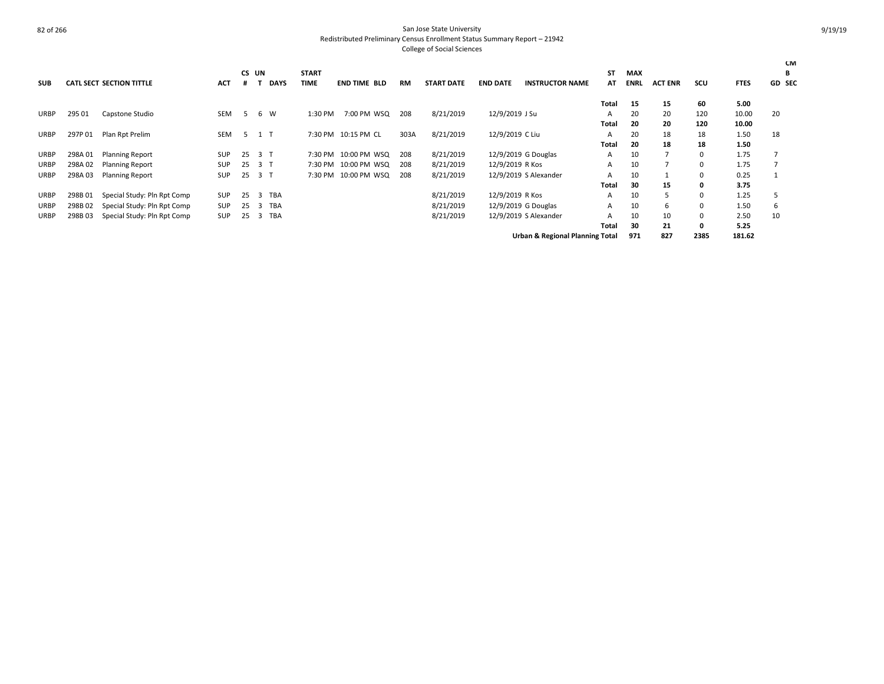San Jose State University
Redistributed Preliminary Census Enrollment Status Summary Report – 21942
College of Social Sciences

| SUB | CATL SECT | SECTION TITTLE | ACT | CS # | UN T | DAYS | START TIME | END TIME | BLD | RM | START DATE | END DATE | INSTRUCTOR NAME | ST AT | MAX ENRL | ACT ENR | SCU | FTES | GD | CMB SEC |
|---|---|---|---|---|---|---|---|---|---|---|---|---|---|---|---|---|---|---|---|---|
| | | | | | | | | | | | | | | **Total** | **15** | **15** | **60** | **5.00** | | |
| URBP | 295 01 | Capstone Studio | SEM | 5 | 6 | W | 1:30 PM | 7:00 PM | WSQ | 208 | 8/21/2019 | 12/9/2019 | J Su | A | 20 | 20 | 120 | 10.00 | 20 | |
| | | | | | | | | | | | | | | **Total** | **20** | **20** | **120** | **10.00** | | |
| URBP | 297P 01 | Plan Rpt Prelim | SEM | 5 | 1 | T | 7:30 PM | 10:15 PM | CL | 303A | 8/21/2019 | 12/9/2019 | C Liu | A | 20 | 18 | 18 | 1.50 | 18 | |
| | | | | | | | | | | | | | | **Total** | **20** | **18** | **18** | **1.50** | | |
| URBP | 298A 01 | Planning Report | SUP | 25 | 3 | T | 7:30 PM | 10:00 PM | WSQ | 208 | 8/21/2019 | 12/9/2019 | G Douglas | A | 10 | 7 | 0 | 1.75 | 7 | |
| URBP | 298A 02 | Planning Report | SUP | 25 | 3 | T | 7:30 PM | 10:00 PM | WSQ | 208 | 8/21/2019 | 12/9/2019 | R Kos | A | 10 | 7 | 0 | 1.75 | 7 | |
| URBP | 298A 03 | Planning Report | SUP | 25 | 3 | T | 7:30 PM | 10:00 PM | WSQ | 208 | 8/21/2019 | 12/9/2019 | S Alexander | A | 10 | 1 | 0 | 0.25 | 1 | |
| | | | | | | | | | | | | | | **Total** | **30** | **15** | **0** | **3.75** | | |
| URBP | 298B 01 | Special Study: Pln Rpt Comp | SUP | 25 | 3 | TBA | | | | | 8/21/2019 | 12/9/2019 | R Kos | A | 10 | 5 | 0 | 1.25 | 5 | |
| URBP | 298B 02 | Special Study: Pln Rpt Comp | SUP | 25 | 3 | TBA | | | | | 8/21/2019 | 12/9/2019 | G Douglas | A | 10 | 6 | 0 | 1.50 | 6 | |
| URBP | 298B 03 | Special Study: Pln Rpt Comp | SUP | 25 | 3 | TBA | | | | | 8/21/2019 | 12/9/2019 | S Alexander | A | 10 | 10 | 0 | 2.50 | 10 | |
| | | | | | | | | | | | | | | **Total** | **30** | **21** | **0** | **5.25** | | |
| | | | | | | | | | | | | | **Urban & Regional Planning Total** | | **971** | **827** | **2385** | **181.62** | | |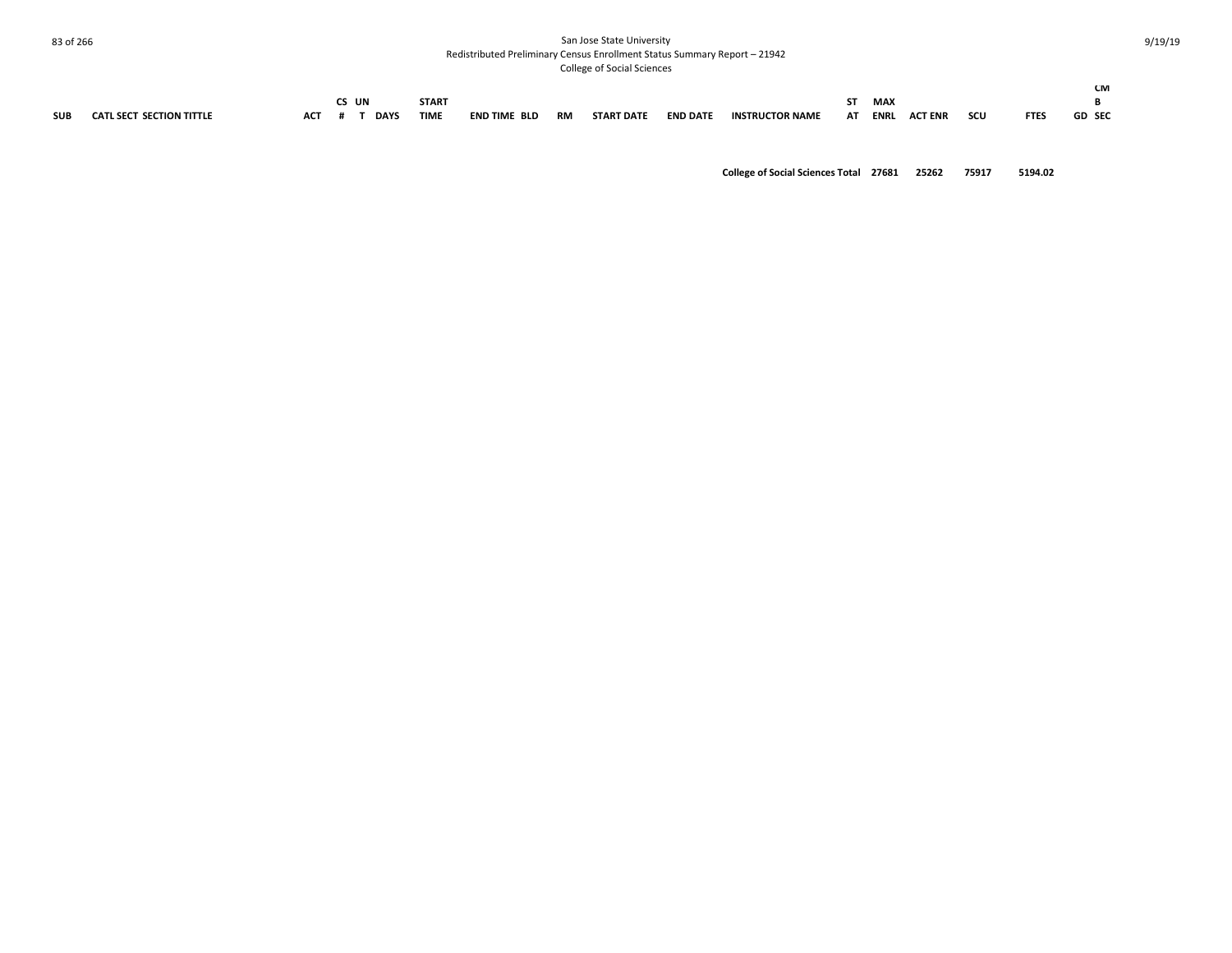| SUB | CATL SECT SECTION TITTLE | ACT | CS # | UNT | DAYS | START TIME | END TIME | BLD | RM | START DATE | END DATE | INSTRUCTOR NAME | STAT | MAX ENRL | ACT ENR | SCU | FTES | GD | CMB SEC |
|---|---|---|---|---|---|---|---|---|---|---|---|---|---|---|---|---|---|---|---|
| | | | | | | | | | | | | **College of Social Sciences Total** | | **27681** | **25262** | **75917** | **5194.02** | | |